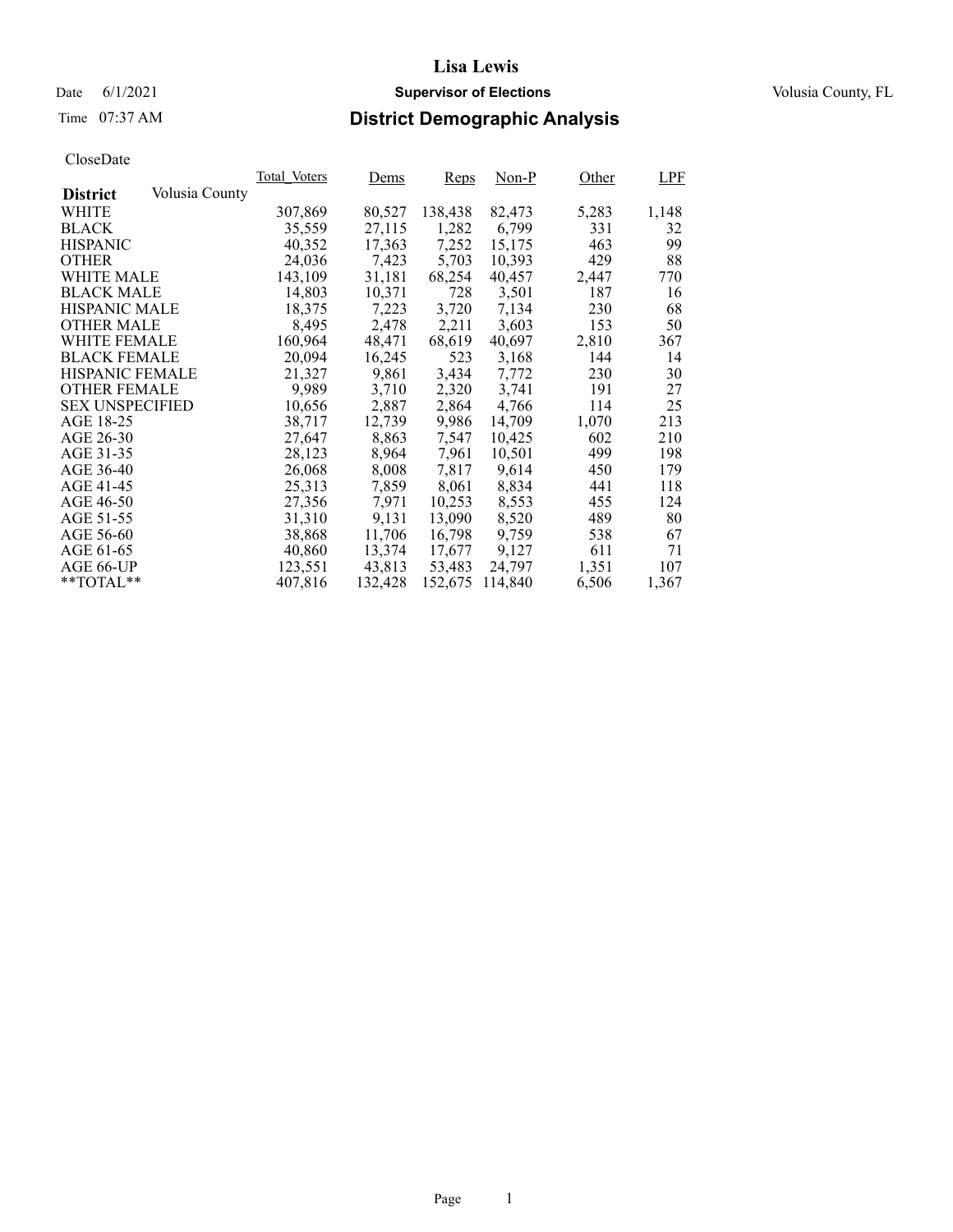# Lisa Lewis

Date 6/1/2021 **Supervisor of Elections** Volusia County, FL

Time 07:37 AM **District Demographic Analysis**

CloseDate

| District | Volusia County | Total_Voters | Dems | Reps | Non-P | Other | LPF |
|---|---|---|---|---|---|---|---|
| WHITE | | 307,869 | 80,527 | 138,438 | 82,473 | 5,283 | 1,148 |
| BLACK | | 35,559 | 27,115 | 1,282 | 6,799 | 331 | 32 |
| HISPANIC | | 40,352 | 17,363 | 7,252 | 15,175 | 463 | 99 |
| OTHER | | 24,036 | 7,423 | 5,703 | 10,393 | 429 | 88 |
| WHITE MALE | | 143,109 | 31,181 | 68,254 | 40,457 | 2,447 | 770 |
| BLACK MALE | | 14,803 | 10,371 | 728 | 3,501 | 187 | 16 |
| HISPANIC MALE | | 18,375 | 7,223 | 3,720 | 7,134 | 230 | 68 |
| OTHER MALE | | 8,495 | 2,478 | 2,211 | 3,603 | 153 | 50 |
| WHITE FEMALE | | 160,964 | 48,471 | 68,619 | 40,697 | 2,810 | 367 |
| BLACK FEMALE | | 20,094 | 16,245 | 523 | 3,168 | 144 | 14 |
| HISPANIC FEMALE | | 21,327 | 9,861 | 3,434 | 7,772 | 230 | 30 |
| OTHER FEMALE | | 9,989 | 3,710 | 2,320 | 3,741 | 191 | 27 |
| SEX UNSPECIFIED | | 10,656 | 2,887 | 2,864 | 4,766 | 114 | 25 |
| AGE 18-25 | | 38,717 | 12,739 | 9,986 | 14,709 | 1,070 | 213 |
| AGE 26-30 | | 27,647 | 8,863 | 7,547 | 10,425 | 602 | 210 |
| AGE 31-35 | | 28,123 | 8,964 | 7,961 | 10,501 | 499 | 198 |
| AGE 36-40 | | 26,068 | 8,008 | 7,817 | 9,614 | 450 | 179 |
| AGE 41-45 | | 25,313 | 7,859 | 8,061 | 8,834 | 441 | 118 |
| AGE 46-50 | | 27,356 | 7,971 | 10,253 | 8,553 | 455 | 124 |
| AGE 51-55 | | 31,310 | 9,131 | 13,090 | 8,520 | 489 | 80 |
| AGE 56-60 | | 38,868 | 11,706 | 16,798 | 9,759 | 538 | 67 |
| AGE 61-65 | | 40,860 | 13,374 | 17,677 | 9,127 | 611 | 71 |
| AGE 66-UP | | 123,551 | 43,813 | 53,483 | 24,797 | 1,351 | 107 |
| **TOTAL** | | 407,816 | 132,428 | 152,675 | 114,840 | 6,506 | 1,367 |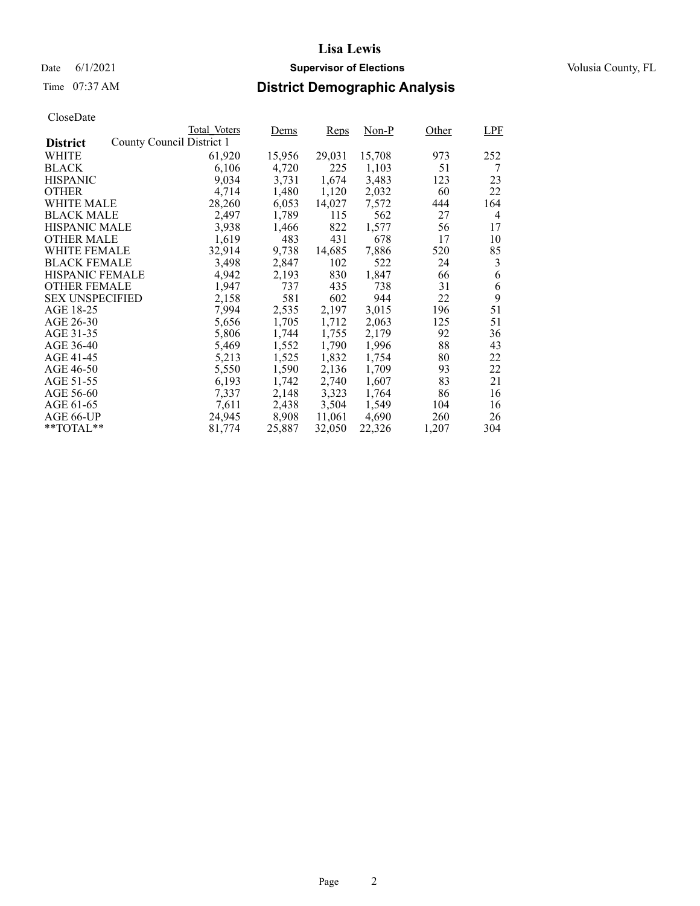# Lisa Lewis

Date 6/1/2021 **Supervisor of Elections** Volusia County, FL

Time 07:37 AM **District Demographic Analysis**

CloseDate

| District | Total_Voters | Dems | Reps | Non-P | Other | LPF |
|---|---|---|---|---|---|---|
| County Council District 1 | | | | | | |
| WHITE | 61,920 | 15,956 | 29,031 | 15,708 | 973 | 252 |
| BLACK | 6,106 | 4,720 | 225 | 1,103 | 51 | 7 |
| HISPANIC | 9,034 | 3,731 | 1,674 | 3,483 | 123 | 23 |
| OTHER | 4,714 | 1,480 | 1,120 | 2,032 | 60 | 22 |
| WHITE MALE | 28,260 | 6,053 | 14,027 | 7,572 | 444 | 164 |
| BLACK MALE | 2,497 | 1,789 | 115 | 562 | 27 | 4 |
| HISPANIC MALE | 3,938 | 1,466 | 822 | 1,577 | 56 | 17 |
| OTHER MALE | 1,619 | 483 | 431 | 678 | 17 | 10 |
| WHITE FEMALE | 32,914 | 9,738 | 14,685 | 7,886 | 520 | 85 |
| BLACK FEMALE | 3,498 | 2,847 | 102 | 522 | 24 | 3 |
| HISPANIC FEMALE | 4,942 | 2,193 | 830 | 1,847 | 66 | 6 |
| OTHER FEMALE | 1,947 | 737 | 435 | 738 | 31 | 6 |
| SEX UNSPECIFIED | 2,158 | 581 | 602 | 944 | 22 | 9 |
| AGE 18-25 | 7,994 | 2,535 | 2,197 | 3,015 | 196 | 51 |
| AGE 26-30 | 5,656 | 1,705 | 1,712 | 2,063 | 125 | 51 |
| AGE 31-35 | 5,806 | 1,744 | 1,755 | 2,179 | 92 | 36 |
| AGE 36-40 | 5,469 | 1,552 | 1,790 | 1,996 | 88 | 43 |
| AGE 41-45 | 5,213 | 1,525 | 1,832 | 1,754 | 80 | 22 |
| AGE 46-50 | 5,550 | 1,590 | 2,136 | 1,709 | 93 | 22 |
| AGE 51-55 | 6,193 | 1,742 | 2,740 | 1,607 | 83 | 21 |
| AGE 56-60 | 7,337 | 2,148 | 3,323 | 1,764 | 86 | 16 |
| AGE 61-65 | 7,611 | 2,438 | 3,504 | 1,549 | 104 | 16 |
| AGE 66-UP | 24,945 | 8,908 | 11,061 | 4,690 | 260 | 26 |
| **TOTAL** | 81,774 | 25,887 | 32,050 | 22,326 | 1,207 | 304 |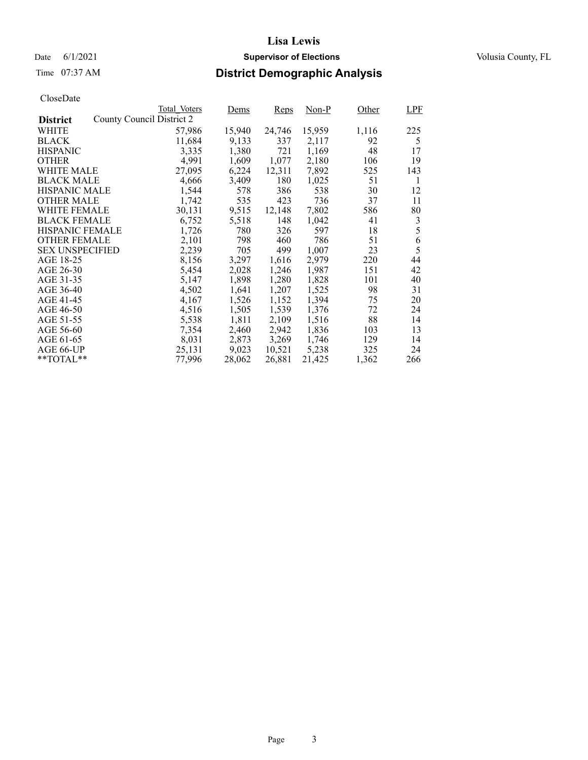# Lisa Lewis

Date 6/1/2021 **Supervisor of Elections** Volusia County, FL

Time 07:37 AM **District Demographic Analysis**

CloseDate

| District | Total_Voters | Dems | Reps | Non-P | Other | LPF |
|---|---|---|---|---|---|---|
| County Council District 2 | | | | | | |
| WHITE | 57,986 | 15,940 | 24,746 | 15,959 | 1,116 | 225 |
| BLACK | 11,684 | 9,133 | 337 | 2,117 | 92 | 5 |
| HISPANIC | 3,335 | 1,380 | 721 | 1,169 | 48 | 17 |
| OTHER | 4,991 | 1,609 | 1,077 | 2,180 | 106 | 19 |
| WHITE MALE | 27,095 | 6,224 | 12,311 | 7,892 | 525 | 143 |
| BLACK MALE | 4,666 | 3,409 | 180 | 1,025 | 51 | 1 |
| HISPANIC MALE | 1,544 | 578 | 386 | 538 | 30 | 12 |
| OTHER MALE | 1,742 | 535 | 423 | 736 | 37 | 11 |
| WHITE FEMALE | 30,131 | 9,515 | 12,148 | 7,802 | 586 | 80 |
| BLACK FEMALE | 6,752 | 5,518 | 148 | 1,042 | 41 | 3 |
| HISPANIC FEMALE | 1,726 | 780 | 326 | 597 | 18 | 5 |
| OTHER FEMALE | 2,101 | 798 | 460 | 786 | 51 | 6 |
| SEX UNSPECIFIED | 2,239 | 705 | 499 | 1,007 | 23 | 5 |
| AGE 18-25 | 8,156 | 3,297 | 1,616 | 2,979 | 220 | 44 |
| AGE 26-30 | 5,454 | 2,028 | 1,246 | 1,987 | 151 | 42 |
| AGE 31-35 | 5,147 | 1,898 | 1,280 | 1,828 | 101 | 40 |
| AGE 36-40 | 4,502 | 1,641 | 1,207 | 1,525 | 98 | 31 |
| AGE 41-45 | 4,167 | 1,526 | 1,152 | 1,394 | 75 | 20 |
| AGE 46-50 | 4,516 | 1,505 | 1,539 | 1,376 | 72 | 24 |
| AGE 51-55 | 5,538 | 1,811 | 2,109 | 1,516 | 88 | 14 |
| AGE 56-60 | 7,354 | 2,460 | 2,942 | 1,836 | 103 | 13 |
| AGE 61-65 | 8,031 | 2,873 | 3,269 | 1,746 | 129 | 14 |
| AGE 66-UP | 25,131 | 9,023 | 10,521 | 5,238 | 325 | 24 |
| **TOTAL** | 77,996 | 28,062 | 26,881 | 21,425 | 1,362 | 266 |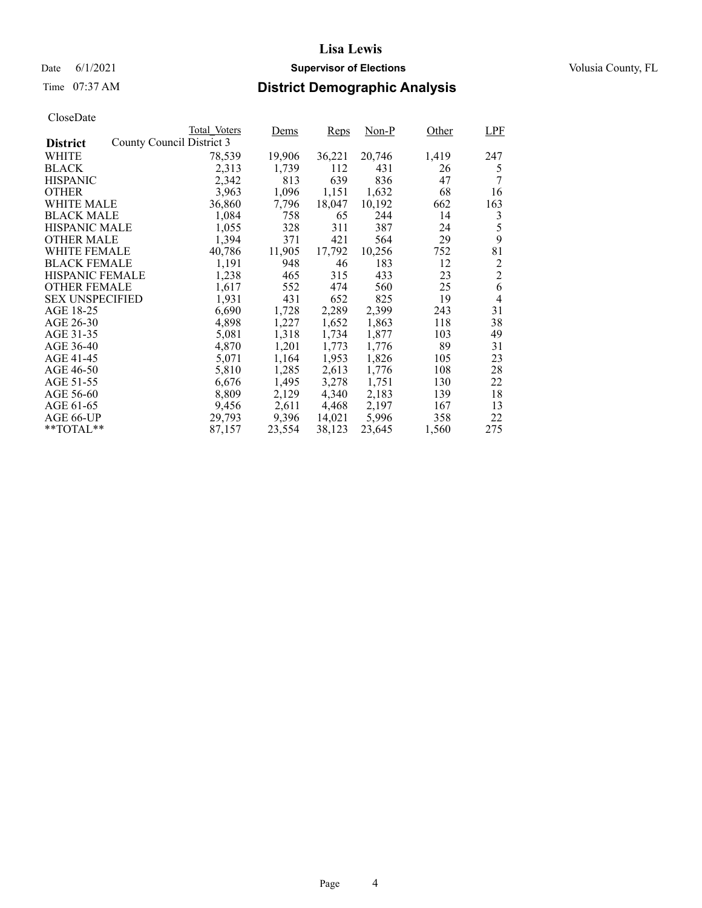# Lisa Lewis

Date 6/1/2021 **Supervisor of Elections** Volusia County, FL

Time 07:37 AM **District Demographic Analysis**

CloseDate

| District | Total_Voters | Dems | Reps | Non-P | Other | LPF |
|---|---|---|---|---|---|---|
| County Council District 3 | | | | | | |
| WHITE | 78,539 | 19,906 | 36,221 | 20,746 | 1,419 | 247 |
| BLACK | 2,313 | 1,739 | 112 | 431 | 26 | 5 |
| HISPANIC | 2,342 | 813 | 639 | 836 | 47 | 7 |
| OTHER | 3,963 | 1,096 | 1,151 | 1,632 | 68 | 16 |
| WHITE MALE | 36,860 | 7,796 | 18,047 | 10,192 | 662 | 163 |
| BLACK MALE | 1,084 | 758 | 65 | 244 | 14 | 3 |
| HISPANIC MALE | 1,055 | 328 | 311 | 387 | 24 | 5 |
| OTHER MALE | 1,394 | 371 | 421 | 564 | 29 | 9 |
| WHITE FEMALE | 40,786 | 11,905 | 17,792 | 10,256 | 752 | 81 |
| BLACK FEMALE | 1,191 | 948 | 46 | 183 | 12 | 2 |
| HISPANIC FEMALE | 1,238 | 465 | 315 | 433 | 23 | 2 |
| OTHER FEMALE | 1,617 | 552 | 474 | 560 | 25 | 6 |
| SEX UNSPECIFIED | 1,931 | 431 | 652 | 825 | 19 | 4 |
| AGE 18-25 | 6,690 | 1,728 | 2,289 | 2,399 | 243 | 31 |
| AGE 26-30 | 4,898 | 1,227 | 1,652 | 1,863 | 118 | 38 |
| AGE 31-35 | 5,081 | 1,318 | 1,734 | 1,877 | 103 | 49 |
| AGE 36-40 | 4,870 | 1,201 | 1,773 | 1,776 | 89 | 31 |
| AGE 41-45 | 5,071 | 1,164 | 1,953 | 1,826 | 105 | 23 |
| AGE 46-50 | 5,810 | 1,285 | 2,613 | 1,776 | 108 | 28 |
| AGE 51-55 | 6,676 | 1,495 | 3,278 | 1,751 | 130 | 22 |
| AGE 56-60 | 8,809 | 2,129 | 4,340 | 2,183 | 139 | 18 |
| AGE 61-65 | 9,456 | 2,611 | 4,468 | 2,197 | 167 | 13 |
| AGE 66-UP | 29,793 | 9,396 | 14,021 | 5,996 | 358 | 22 |
| **TOTAL** | 87,157 | 23,554 | 38,123 | 23,645 | 1,560 | 275 |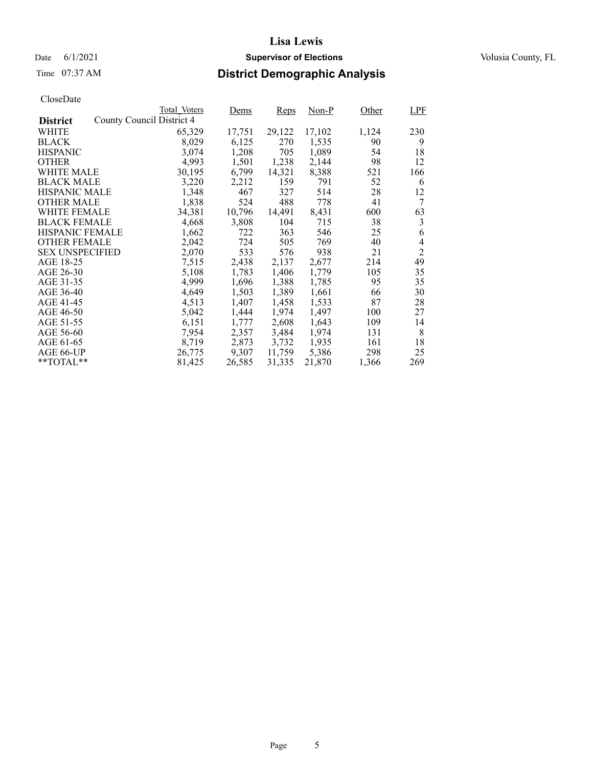# Lisa Lewis

Date 6/1/2021 **Supervisor of Elections** Volusia County, FL

Time 07:37 AM **District Demographic Analysis**

CloseDate

| District | Total_Voters | Dems | Reps | Non-P | Other | LPF |
|---|---|---|---|---|---|---|
| County Council District 4 | | | | | | |
| WHITE | 65,329 | 17,751 | 29,122 | 17,102 | 1,124 | 230 |
| BLACK | 8,029 | 6,125 | 270 | 1,535 | 90 | 9 |
| HISPANIC | 3,074 | 1,208 | 705 | 1,089 | 54 | 18 |
| OTHER | 4,993 | 1,501 | 1,238 | 2,144 | 98 | 12 |
| WHITE MALE | 30,195 | 6,799 | 14,321 | 8,388 | 521 | 166 |
| BLACK MALE | 3,220 | 2,212 | 159 | 791 | 52 | 6 |
| HISPANIC MALE | 1,348 | 467 | 327 | 514 | 28 | 12 |
| OTHER MALE | 1,838 | 524 | 488 | 778 | 41 | 7 |
| WHITE FEMALE | 34,381 | 10,796 | 14,491 | 8,431 | 600 | 63 |
| BLACK FEMALE | 4,668 | 3,808 | 104 | 715 | 38 | 3 |
| HISPANIC FEMALE | 1,662 | 722 | 363 | 546 | 25 | 6 |
| OTHER FEMALE | 2,042 | 724 | 505 | 769 | 40 | 4 |
| SEX UNSPECIFIED | 2,070 | 533 | 576 | 938 | 21 | 2 |
| AGE 18-25 | 7,515 | 2,438 | 2,137 | 2,677 | 214 | 49 |
| AGE 26-30 | 5,108 | 1,783 | 1,406 | 1,779 | 105 | 35 |
| AGE 31-35 | 4,999 | 1,696 | 1,388 | 1,785 | 95 | 35 |
| AGE 36-40 | 4,649 | 1,503 | 1,389 | 1,661 | 66 | 30 |
| AGE 41-45 | 4,513 | 1,407 | 1,458 | 1,533 | 87 | 28 |
| AGE 46-50 | 5,042 | 1,444 | 1,974 | 1,497 | 100 | 27 |
| AGE 51-55 | 6,151 | 1,777 | 2,608 | 1,643 | 109 | 14 |
| AGE 56-60 | 7,954 | 2,357 | 3,484 | 1,974 | 131 | 8 |
| AGE 61-65 | 8,719 | 2,873 | 3,732 | 1,935 | 161 | 18 |
| AGE 66-UP | 26,775 | 9,307 | 11,759 | 5,386 | 298 | 25 |
| **TOTAL** | 81,425 | 26,585 | 31,335 | 21,870 | 1,366 | 269 |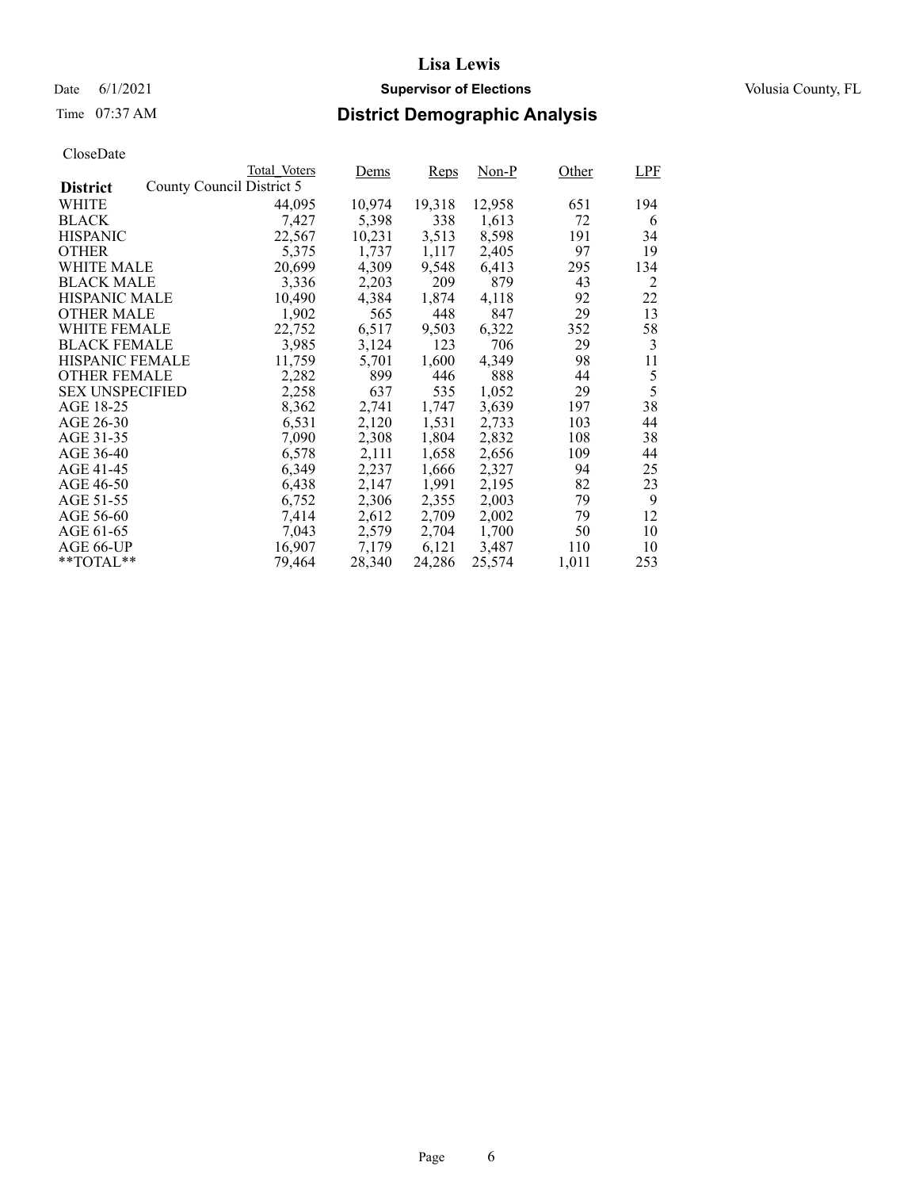# Lisa Lewis

Date 6/1/2021 **Supervisor of Elections** Volusia County, FL

Time 07:37 AM **District Demographic Analysis**

CloseDate

| District | Total_Voters | Dems | Reps | Non-P | Other | LPF |
|---|---|---|---|---|---|---|
| County Council District 5 | | | | | | |
| WHITE | 44,095 | 10,974 | 19,318 | 12,958 | 651 | 194 |
| BLACK | 7,427 | 5,398 | 338 | 1,613 | 72 | 6 |
| HISPANIC | 22,567 | 10,231 | 3,513 | 8,598 | 191 | 34 |
| OTHER | 5,375 | 1,737 | 1,117 | 2,405 | 97 | 19 |
| WHITE MALE | 20,699 | 4,309 | 9,548 | 6,413 | 295 | 134 |
| BLACK MALE | 3,336 | 2,203 | 209 | 879 | 43 | 2 |
| HISPANIC MALE | 10,490 | 4,384 | 1,874 | 4,118 | 92 | 22 |
| OTHER MALE | 1,902 | 565 | 448 | 847 | 29 | 13 |
| WHITE FEMALE | 22,752 | 6,517 | 9,503 | 6,322 | 352 | 58 |
| BLACK FEMALE | 3,985 | 3,124 | 123 | 706 | 29 | 3 |
| HISPANIC FEMALE | 11,759 | 5,701 | 1,600 | 4,349 | 98 | 11 |
| OTHER FEMALE | 2,282 | 899 | 446 | 888 | 44 | 5 |
| SEX UNSPECIFIED | 2,258 | 637 | 535 | 1,052 | 29 | 5 |
| AGE 18-25 | 8,362 | 2,741 | 1,747 | 3,639 | 197 | 38 |
| AGE 26-30 | 6,531 | 2,120 | 1,531 | 2,733 | 103 | 44 |
| AGE 31-35 | 7,090 | 2,308 | 1,804 | 2,832 | 108 | 38 |
| AGE 36-40 | 6,578 | 2,111 | 1,658 | 2,656 | 109 | 44 |
| AGE 41-45 | 6,349 | 2,237 | 1,666 | 2,327 | 94 | 25 |
| AGE 46-50 | 6,438 | 2,147 | 1,991 | 2,195 | 82 | 23 |
| AGE 51-55 | 6,752 | 2,306 | 2,355 | 2,003 | 79 | 9 |
| AGE 56-60 | 7,414 | 2,612 | 2,709 | 2,002 | 79 | 12 |
| AGE 61-65 | 7,043 | 2,579 | 2,704 | 1,700 | 50 | 10 |
| AGE 66-UP | 16,907 | 7,179 | 6,121 | 3,487 | 110 | 10 |
| **TOTAL** | 79,464 | 28,340 | 24,286 | 25,574 | 1,011 | 253 |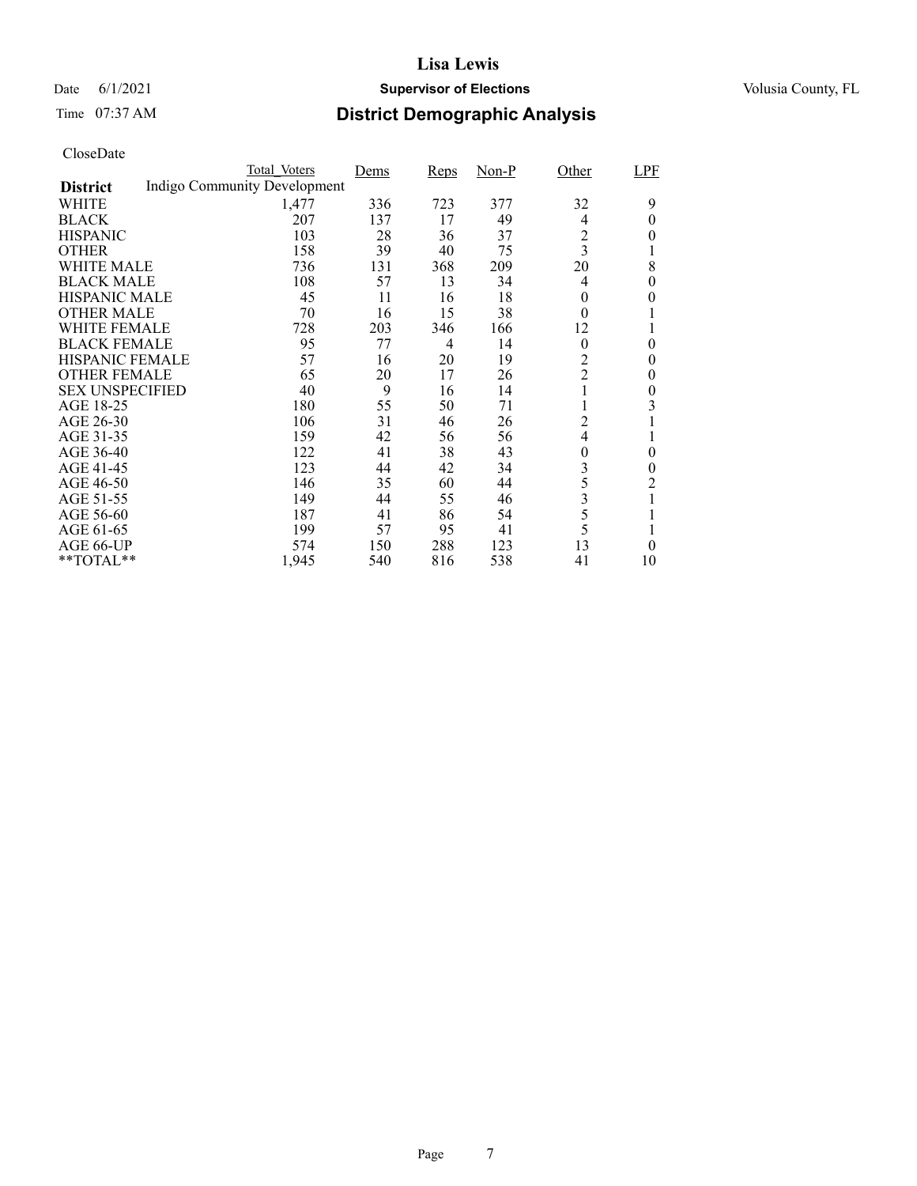# Lisa Lewis

Date 6/1/2021 **Supervisor of Elections** Volusia County, FL

Time 07:37 AM **District Demographic Analysis**

CloseDate

| District | Total_Voters | Dems | Reps | Non-P | Other | LPF |
|---|---|---|---|---|---|---|
| Indigo Community Development | | | | | | |
| WHITE | 1,477 | 336 | 723 | 377 | 32 | 9 |
| BLACK | 207 | 137 | 17 | 49 | 4 | 0 |
| HISPANIC | 103 | 28 | 36 | 37 | 2 | 0 |
| OTHER | 158 | 39 | 40 | 75 | 3 | 1 |
| WHITE MALE | 736 | 131 | 368 | 209 | 20 | 8 |
| BLACK MALE | 108 | 57 | 13 | 34 | 4 | 0 |
| HISPANIC MALE | 45 | 11 | 16 | 18 | 0 | 0 |
| OTHER MALE | 70 | 16 | 15 | 38 | 0 | 1 |
| WHITE FEMALE | 728 | 203 | 346 | 166 | 12 | 1 |
| BLACK FEMALE | 95 | 77 | 4 | 14 | 0 | 0 |
| HISPANIC FEMALE | 57 | 16 | 20 | 19 | 2 | 0 |
| OTHER FEMALE | 65 | 20 | 17 | 26 | 2 | 0 |
| SEX UNSPECIFIED | 40 | 9 | 16 | 14 | 1 | 0 |
| AGE 18-25 | 180 | 55 | 50 | 71 | 1 | 3 |
| AGE 26-30 | 106 | 31 | 46 | 26 | 2 | 1 |
| AGE 31-35 | 159 | 42 | 56 | 56 | 4 | 1 |
| AGE 36-40 | 122 | 41 | 38 | 43 | 0 | 0 |
| AGE 41-45 | 123 | 44 | 42 | 34 | 3 | 0 |
| AGE 46-50 | 146 | 35 | 60 | 44 | 5 | 2 |
| AGE 51-55 | 149 | 44 | 55 | 46 | 3 | 1 |
| AGE 56-60 | 187 | 41 | 86 | 54 | 5 | 1 |
| AGE 61-65 | 199 | 57 | 95 | 41 | 5 | 1 |
| AGE 66-UP | 574 | 150 | 288 | 123 | 13 | 0 |
| **TOTAL** | 1,945 | 540 | 816 | 538 | 41 | 10 |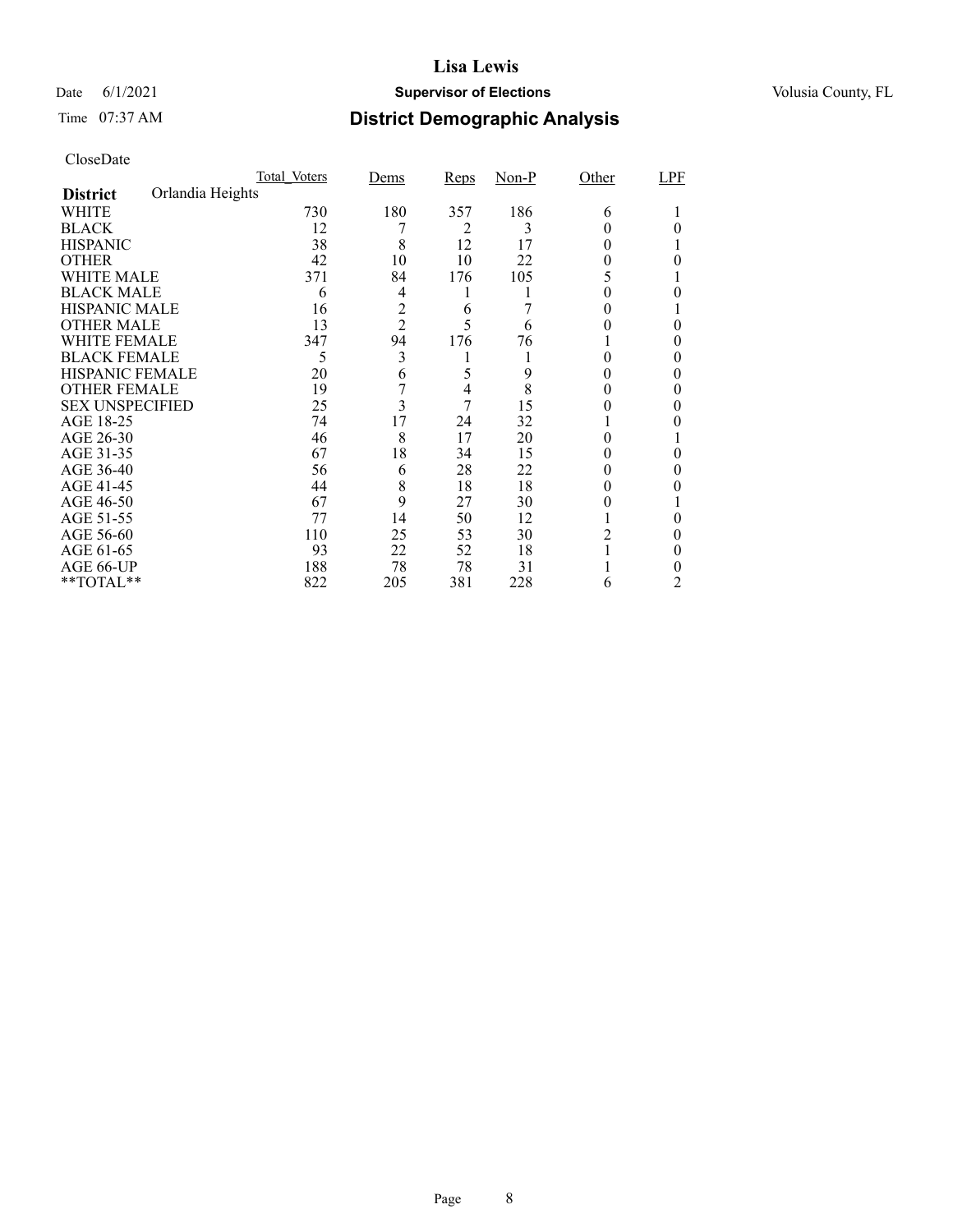# Lisa Lewis

Date 6/1/2021 **Supervisor of Elections** Volusia County, FL

Time 07:37 AM

## District Demographic Analysis

CloseDate

| | Total_Voters | Dems | Reps | Non-P | Other | LPF |
|---|---|---|---|---|---|---|
| **District** Orlandia Heights | | | | | | |
| WHITE | 730 | 180 | 357 | 186 | 6 | 1 |
| BLACK | 12 | 7 | 2 | 3 | 0 | 0 |
| HISPANIC | 38 | 8 | 12 | 17 | 0 | 1 |
| OTHER | 42 | 10 | 10 | 22 | 0 | 0 |
| WHITE MALE | 371 | 84 | 176 | 105 | 5 | 1 |
| BLACK MALE | 6 | 4 | 1 | 1 | 0 | 0 |
| HISPANIC MALE | 16 | 2 | 6 | 7 | 0 | 1 |
| OTHER MALE | 13 | 2 | 5 | 6 | 0 | 0 |
| WHITE FEMALE | 347 | 94 | 176 | 76 | 1 | 0 |
| BLACK FEMALE | 5 | 3 | 1 | 1 | 0 | 0 |
| HISPANIC FEMALE | 20 | 6 | 5 | 9 | 0 | 0 |
| OTHER FEMALE | 19 | 7 | 4 | 8 | 0 | 0 |
| SEX UNSPECIFIED | 25 | 3 | 7 | 15 | 0 | 0 |
| AGE 18-25 | 74 | 17 | 24 | 32 | 1 | 0 |
| AGE 26-30 | 46 | 8 | 17 | 20 | 0 | 1 |
| AGE 31-35 | 67 | 18 | 34 | 15 | 0 | 0 |
| AGE 36-40 | 56 | 6 | 28 | 22 | 0 | 0 |
| AGE 41-45 | 44 | 8 | 18 | 18 | 0 | 0 |
| AGE 46-50 | 67 | 9 | 27 | 30 | 0 | 1 |
| AGE 51-55 | 77 | 14 | 50 | 12 | 1 | 0 |
| AGE 56-60 | 110 | 25 | 53 | 30 | 2 | 0 |
| AGE 61-65 | 93 | 22 | 52 | 18 | 1 | 0 |
| AGE 66-UP | 188 | 78 | 78 | 31 | 1 | 0 |
| **TOTAL** | 822 | 205 | 381 | 228 | 6 | 2 |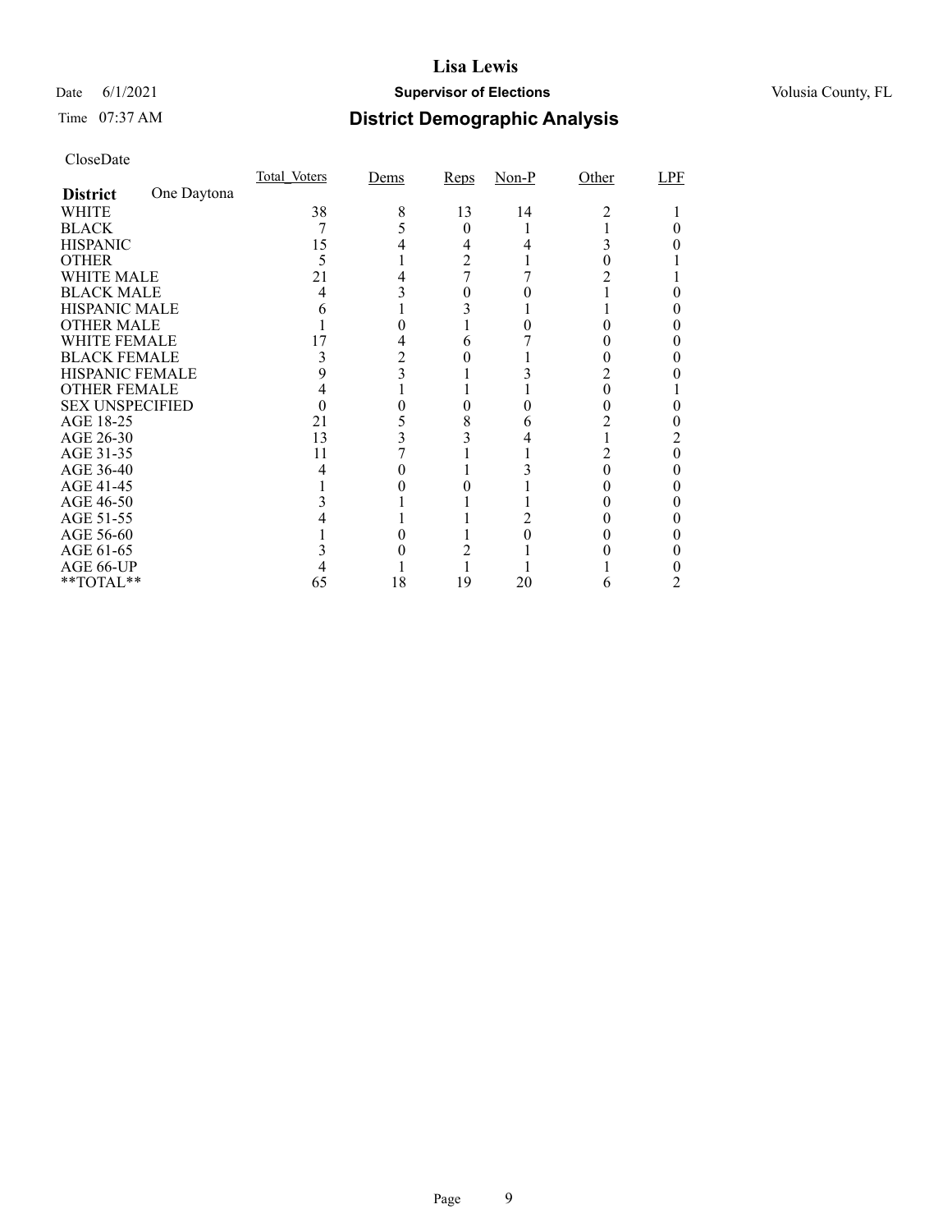# Lisa Lewis

Date 6/1/2021 **Supervisor of Elections** Volusia County, FL

Time 07:37 AM **District Demographic Analysis**

CloseDate

| **District** One Daytona | Total_Voters | Dems | Reps | Non-P | Other | LPF |
|---|---|---|---|---|---|---|
| WHITE | 38 | 8 | 13 | 14 | 2 | 1 |
| BLACK | 7 | 5 | 0 | 1 | 1 | 0 |
| HISPANIC | 15 | 4 | 4 | 4 | 3 | 0 |
| OTHER | 5 | 1 | 2 | 1 | 0 | 1 |
| WHITE MALE | 21 | 4 | 7 | 7 | 2 | 1 |
| BLACK MALE | 4 | 3 | 0 | 0 | 1 | 0 |
| HISPANIC MALE | 6 | 1 | 3 | 1 | 1 | 0 |
| OTHER MALE | 1 | 0 | 1 | 0 | 0 | 0 |
| WHITE FEMALE | 17 | 4 | 6 | 7 | 0 | 0 |
| BLACK FEMALE | 3 | 2 | 0 | 1 | 0 | 0 |
| HISPANIC FEMALE | 9 | 3 | 1 | 3 | 2 | 0 |
| OTHER FEMALE | 4 | 1 | 1 | 1 | 0 | 1 |
| SEX UNSPECIFIED | 0 | 0 | 0 | 0 | 0 | 0 |
| AGE 18-25 | 21 | 5 | 8 | 6 | 2 | 0 |
| AGE 26-30 | 13 | 3 | 3 | 4 | 1 | 2 |
| AGE 31-35 | 11 | 7 | 1 | 1 | 2 | 0 |
| AGE 36-40 | 4 | 0 | 1 | 3 | 0 | 0 |
| AGE 41-45 | 1 | 0 | 0 | 1 | 0 | 0 |
| AGE 46-50 | 3 | 1 | 1 | 1 | 0 | 0 |
| AGE 51-55 | 4 | 1 | 1 | 2 | 0 | 0 |
| AGE 56-60 | 1 | 0 | 1 | 0 | 0 | 0 |
| AGE 61-65 | 3 | 0 | 2 | 1 | 0 | 0 |
| AGE 66-UP | 4 | 1 | 1 | 1 | 1 | 0 |
| **TOTAL** | 65 | 18 | 19 | 20 | 6 | 2 |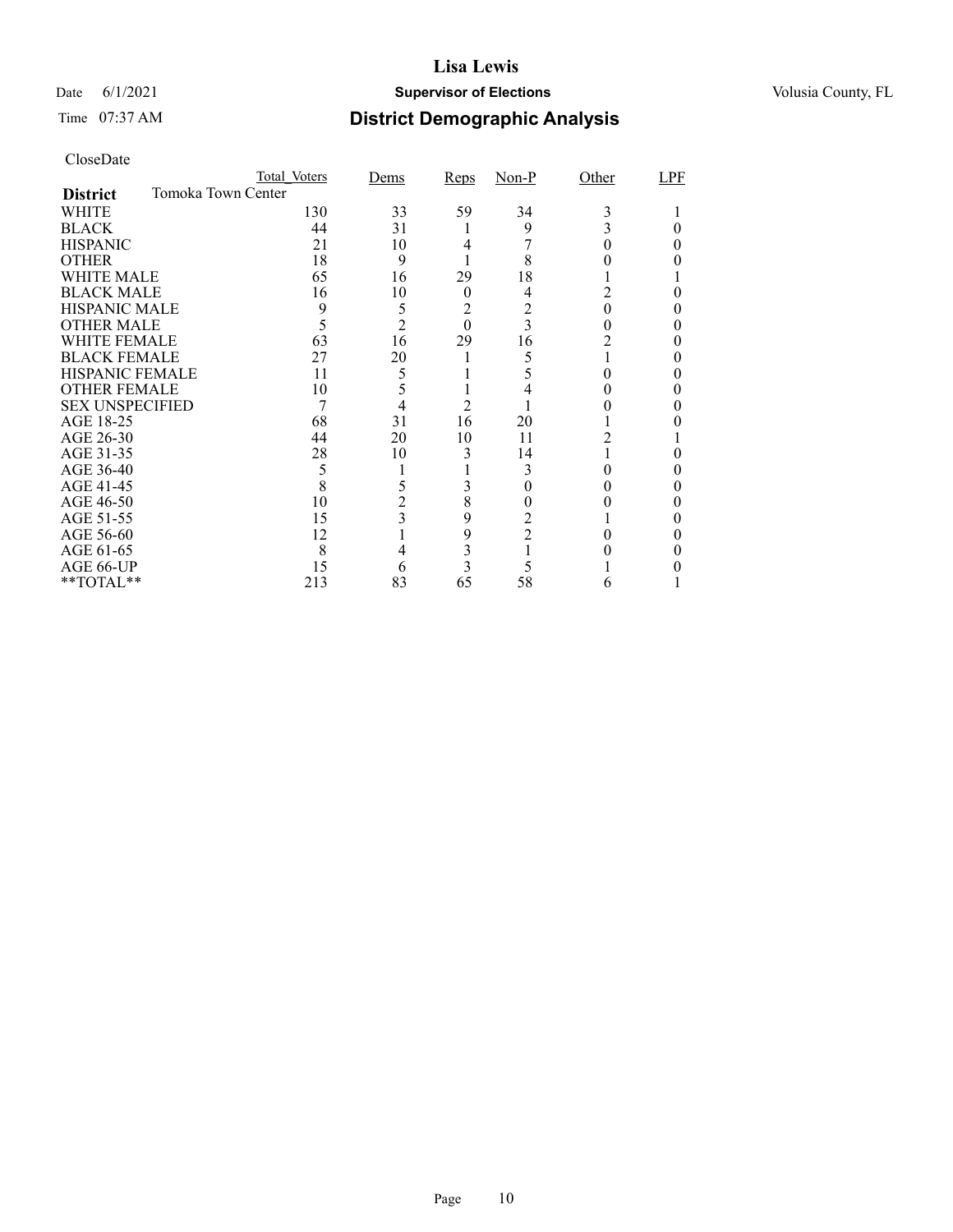# Lisa Lewis

Date 6/1/2021 **Supervisor of Elections** Volusia County, FL

Time 07:37 AM **District Demographic Analysis**

CloseDate

| | Total_Voters | Dems | Reps | Non-P | Other | LPF |
|---|---|---|---|---|---|---|
| **District** Tomoka Town Center | | | | | | |
| WHITE | 130 | 33 | 59 | 34 | 3 | 1 |
| BLACK | 44 | 31 | 1 | 9 | 3 | 0 |
| HISPANIC | 21 | 10 | 4 | 7 | 0 | 0 |
| OTHER | 18 | 9 | 1 | 8 | 0 | 0 |
| WHITE MALE | 65 | 16 | 29 | 18 | 1 | 1 |
| BLACK MALE | 16 | 10 | 0 | 4 | 2 | 0 |
| HISPANIC MALE | 9 | 5 | 2 | 2 | 0 | 0 |
| OTHER MALE | 5 | 2 | 0 | 3 | 0 | 0 |
| WHITE FEMALE | 63 | 16 | 29 | 16 | 2 | 0 |
| BLACK FEMALE | 27 | 20 | 1 | 5 | 1 | 0 |
| HISPANIC FEMALE | 11 | 5 | 1 | 5 | 0 | 0 |
| OTHER FEMALE | 10 | 5 | 1 | 4 | 0 | 0 |
| SEX UNSPECIFIED | 7 | 4 | 2 | 1 | 0 | 0 |
| AGE 18-25 | 68 | 31 | 16 | 20 | 1 | 0 |
| AGE 26-30 | 44 | 20 | 10 | 11 | 2 | 1 |
| AGE 31-35 | 28 | 10 | 3 | 14 | 1 | 0 |
| AGE 36-40 | 5 | 1 | 1 | 3 | 0 | 0 |
| AGE 41-45 | 8 | 5 | 3 | 0 | 0 | 0 |
| AGE 46-50 | 10 | 2 | 8 | 0 | 0 | 0 |
| AGE 51-55 | 15 | 3 | 9 | 2 | 1 | 0 |
| AGE 56-60 | 12 | 1 | 9 | 2 | 0 | 0 |
| AGE 61-65 | 8 | 4 | 3 | 1 | 0 | 0 |
| AGE 66-UP | 15 | 6 | 3 | 5 | 1 | 0 |
| **TOTAL** | 213 | 83 | 65 | 58 | 6 | 1 |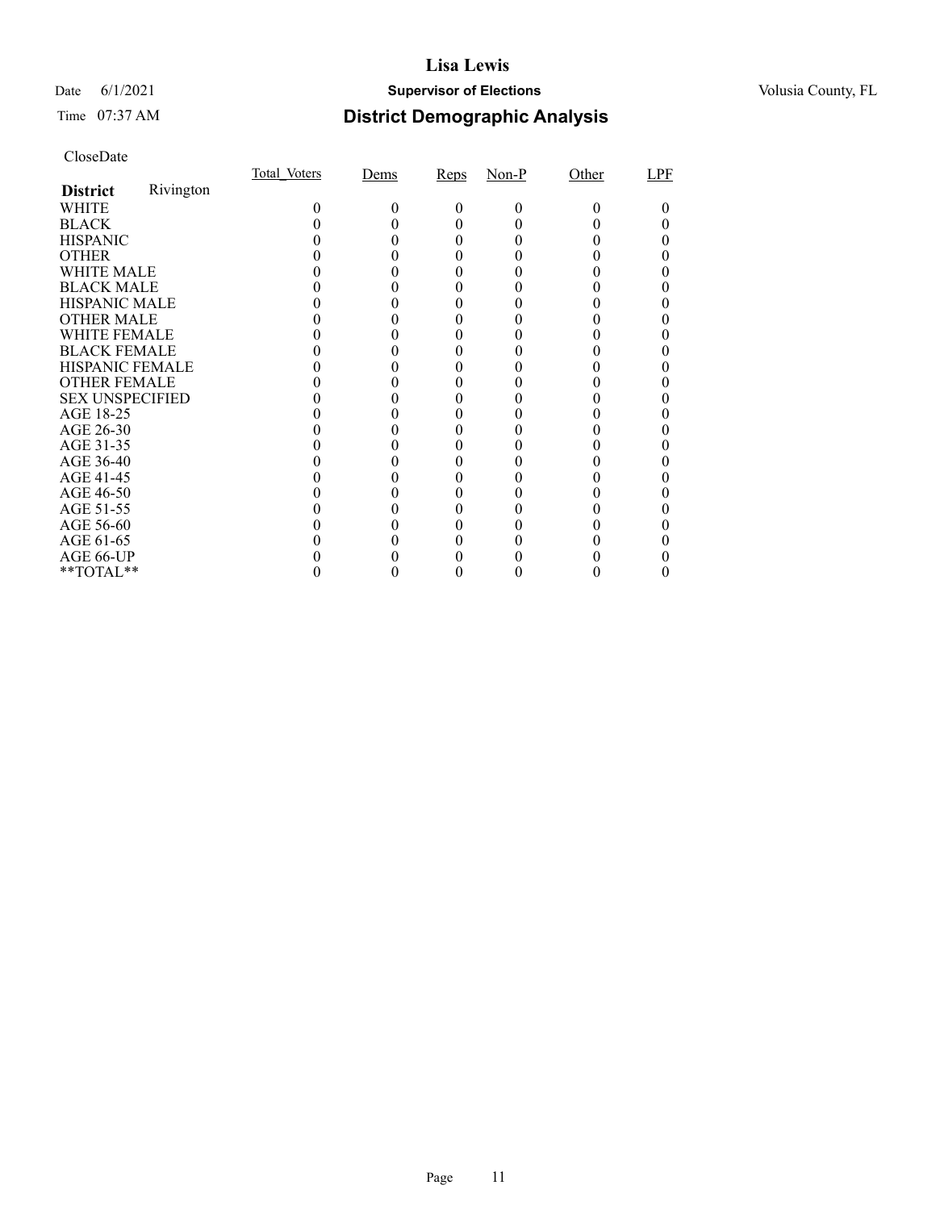# Lisa Lewis

Date 6/1/2021 **Supervisor of Elections** Volusia County, FL

Time 07:37 AM

## District Demographic Analysis

CloseDate

| **District** Rivington | Total_Voters | Dems | Reps | Non-P | Other | LPF |
|---|---|---|---|---|---|---|
| WHITE | 0 | 0 | 0 | 0 | 0 | 0 |
| BLACK | 0 | 0 | 0 | 0 | 0 | 0 |
| HISPANIC | 0 | 0 | 0 | 0 | 0 | 0 |
| OTHER | 0 | 0 | 0 | 0 | 0 | 0 |
| WHITE MALE | 0 | 0 | 0 | 0 | 0 | 0 |
| BLACK MALE | 0 | 0 | 0 | 0 | 0 | 0 |
| HISPANIC MALE | 0 | 0 | 0 | 0 | 0 | 0 |
| OTHER MALE | 0 | 0 | 0 | 0 | 0 | 0 |
| WHITE FEMALE | 0 | 0 | 0 | 0 | 0 | 0 |
| BLACK FEMALE | 0 | 0 | 0 | 0 | 0 | 0 |
| HISPANIC FEMALE | 0 | 0 | 0 | 0 | 0 | 0 |
| OTHER FEMALE | 0 | 0 | 0 | 0 | 0 | 0 |
| SEX UNSPECIFIED | 0 | 0 | 0 | 0 | 0 | 0 |
| AGE 18-25 | 0 | 0 | 0 | 0 | 0 | 0 |
| AGE 26-30 | 0 | 0 | 0 | 0 | 0 | 0 |
| AGE 31-35 | 0 | 0 | 0 | 0 | 0 | 0 |
| AGE 36-40 | 0 | 0 | 0 | 0 | 0 | 0 |
| AGE 41-45 | 0 | 0 | 0 | 0 | 0 | 0 |
| AGE 46-50 | 0 | 0 | 0 | 0 | 0 | 0 |
| AGE 51-55 | 0 | 0 | 0 | 0 | 0 | 0 |
| AGE 56-60 | 0 | 0 | 0 | 0 | 0 | 0 |
| AGE 61-65 | 0 | 0 | 0 | 0 | 0 | 0 |
| AGE 66-UP | 0 | 0 | 0 | 0 | 0 | 0 |
| **TOTAL** | 0 | 0 | 0 | 0 | 0 | 0 |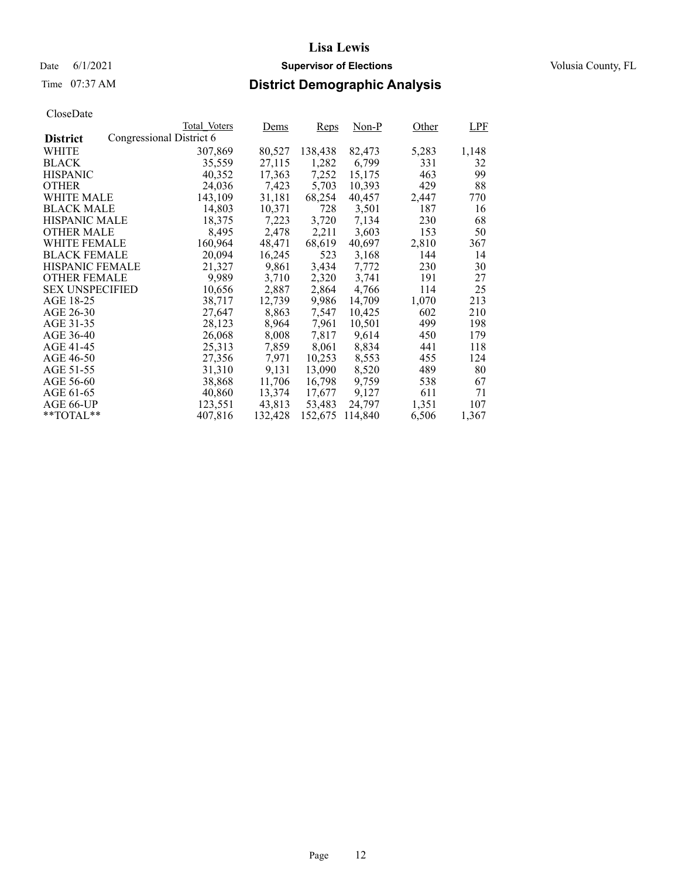# Lisa Lewis

Date 6/1/2021 **Supervisor of Elections** Volusia County, FL

Time 07:37 AM **District Demographic Analysis**

CloseDate

| District | Total_Voters | Dems | Reps | Non-P | Other | LPF |
|---|---|---|---|---|---|---|
| Congressional District 6 | | | | | | |
| WHITE | 307,869 | 80,527 | 138,438 | 82,473 | 5,283 | 1,148 |
| BLACK | 35,559 | 27,115 | 1,282 | 6,799 | 331 | 32 |
| HISPANIC | 40,352 | 17,363 | 7,252 | 15,175 | 463 | 99 |
| OTHER | 24,036 | 7,423 | 5,703 | 10,393 | 429 | 88 |
| WHITE MALE | 143,109 | 31,181 | 68,254 | 40,457 | 2,447 | 770 |
| BLACK MALE | 14,803 | 10,371 | 728 | 3,501 | 187 | 16 |
| HISPANIC MALE | 18,375 | 7,223 | 3,720 | 7,134 | 230 | 68 |
| OTHER MALE | 8,495 | 2,478 | 2,211 | 3,603 | 153 | 50 |
| WHITE FEMALE | 160,964 | 48,471 | 68,619 | 40,697 | 2,810 | 367 |
| BLACK FEMALE | 20,094 | 16,245 | 523 | 3,168 | 144 | 14 |
| HISPANIC FEMALE | 21,327 | 9,861 | 3,434 | 7,772 | 230 | 30 |
| OTHER FEMALE | 9,989 | 3,710 | 2,320 | 3,741 | 191 | 27 |
| SEX UNSPECIFIED | 10,656 | 2,887 | 2,864 | 4,766 | 114 | 25 |
| AGE 18-25 | 38,717 | 12,739 | 9,986 | 14,709 | 1,070 | 213 |
| AGE 26-30 | 27,647 | 8,863 | 7,547 | 10,425 | 602 | 210 |
| AGE 31-35 | 28,123 | 8,964 | 7,961 | 10,501 | 499 | 198 |
| AGE 36-40 | 26,068 | 8,008 | 7,817 | 9,614 | 450 | 179 |
| AGE 41-45 | 25,313 | 7,859 | 8,061 | 8,834 | 441 | 118 |
| AGE 46-50 | 27,356 | 7,971 | 10,253 | 8,553 | 455 | 124 |
| AGE 51-55 | 31,310 | 9,131 | 13,090 | 8,520 | 489 | 80 |
| AGE 56-60 | 38,868 | 11,706 | 16,798 | 9,759 | 538 | 67 |
| AGE 61-65 | 40,860 | 13,374 | 17,677 | 9,127 | 611 | 71 |
| AGE 66-UP | 123,551 | 43,813 | 53,483 | 24,797 | 1,351 | 107 |
| **TOTAL** | 407,816 | 132,428 | 152,675 | 114,840 | 6,506 | 1,367 |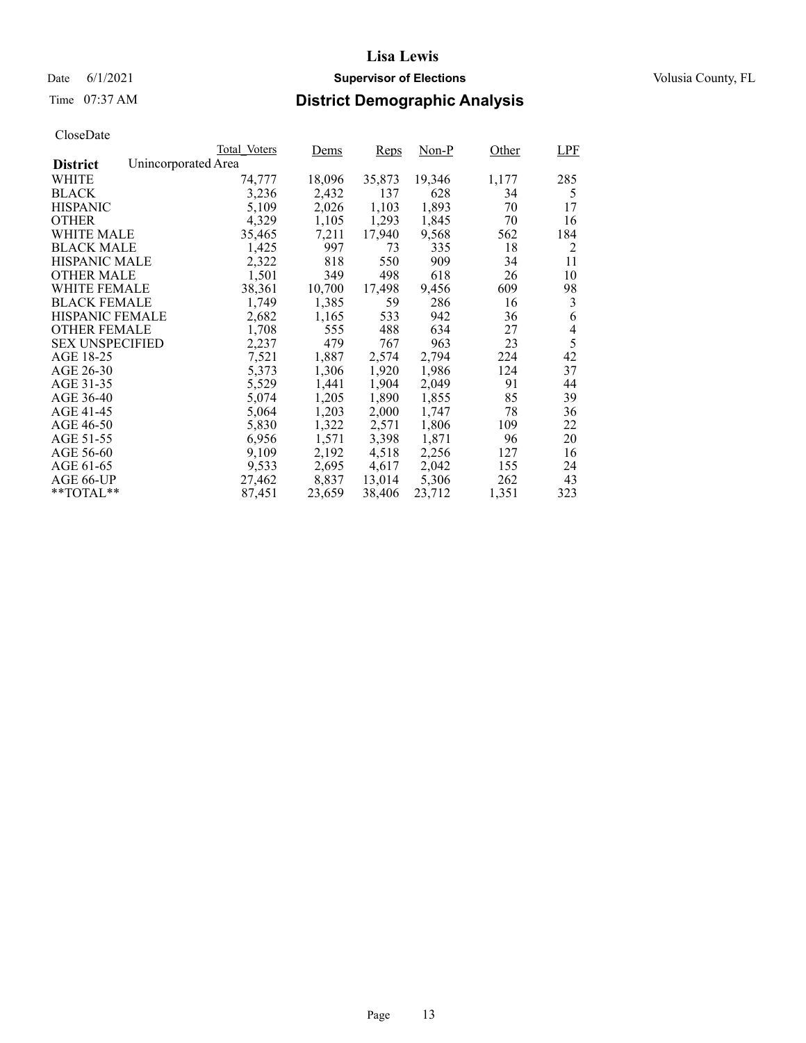# Lisa Lewis

Date 6/1/2021 **Supervisor of Elections** Volusia County, FL

Time 07:37 AM **District Demographic Analysis**

CloseDate

| | Total_Voters | Dems | Reps | Non-P | Other | LPF |
|---|---|---|---|---|---|---|
| **District** Unincorporated Area | | | | | | |
| WHITE | 74,777 | 18,096 | 35,873 | 19,346 | 1,177 | 285 |
| BLACK | 3,236 | 2,432 | 137 | 628 | 34 | 5 |
| HISPANIC | 5,109 | 2,026 | 1,103 | 1,893 | 70 | 17 |
| OTHER | 4,329 | 1,105 | 1,293 | 1,845 | 70 | 16 |
| WHITE MALE | 35,465 | 7,211 | 17,940 | 9,568 | 562 | 184 |
| BLACK MALE | 1,425 | 997 | 73 | 335 | 18 | 2 |
| HISPANIC MALE | 2,322 | 818 | 550 | 909 | 34 | 11 |
| OTHER MALE | 1,501 | 349 | 498 | 618 | 26 | 10 |
| WHITE FEMALE | 38,361 | 10,700 | 17,498 | 9,456 | 609 | 98 |
| BLACK FEMALE | 1,749 | 1,385 | 59 | 286 | 16 | 3 |
| HISPANIC FEMALE | 2,682 | 1,165 | 533 | 942 | 36 | 6 |
| OTHER FEMALE | 1,708 | 555 | 488 | 634 | 27 | 4 |
| SEX UNSPECIFIED | 2,237 | 479 | 767 | 963 | 23 | 5 |
| AGE 18-25 | 7,521 | 1,887 | 2,574 | 2,794 | 224 | 42 |
| AGE 26-30 | 5,373 | 1,306 | 1,920 | 1,986 | 124 | 37 |
| AGE 31-35 | 5,529 | 1,441 | 1,904 | 2,049 | 91 | 44 |
| AGE 36-40 | 5,074 | 1,205 | 1,890 | 1,855 | 85 | 39 |
| AGE 41-45 | 5,064 | 1,203 | 2,000 | 1,747 | 78 | 36 |
| AGE 46-50 | 5,830 | 1,322 | 2,571 | 1,806 | 109 | 22 |
| AGE 51-55 | 6,956 | 1,571 | 3,398 | 1,871 | 96 | 20 |
| AGE 56-60 | 9,109 | 2,192 | 4,518 | 2,256 | 127 | 16 |
| AGE 61-65 | 9,533 | 2,695 | 4,617 | 2,042 | 155 | 24 |
| AGE 66-UP | 27,462 | 8,837 | 13,014 | 5,306 | 262 | 43 |
| **TOTAL** | 87,451 | 23,659 | 38,406 | 23,712 | 1,351 | 323 |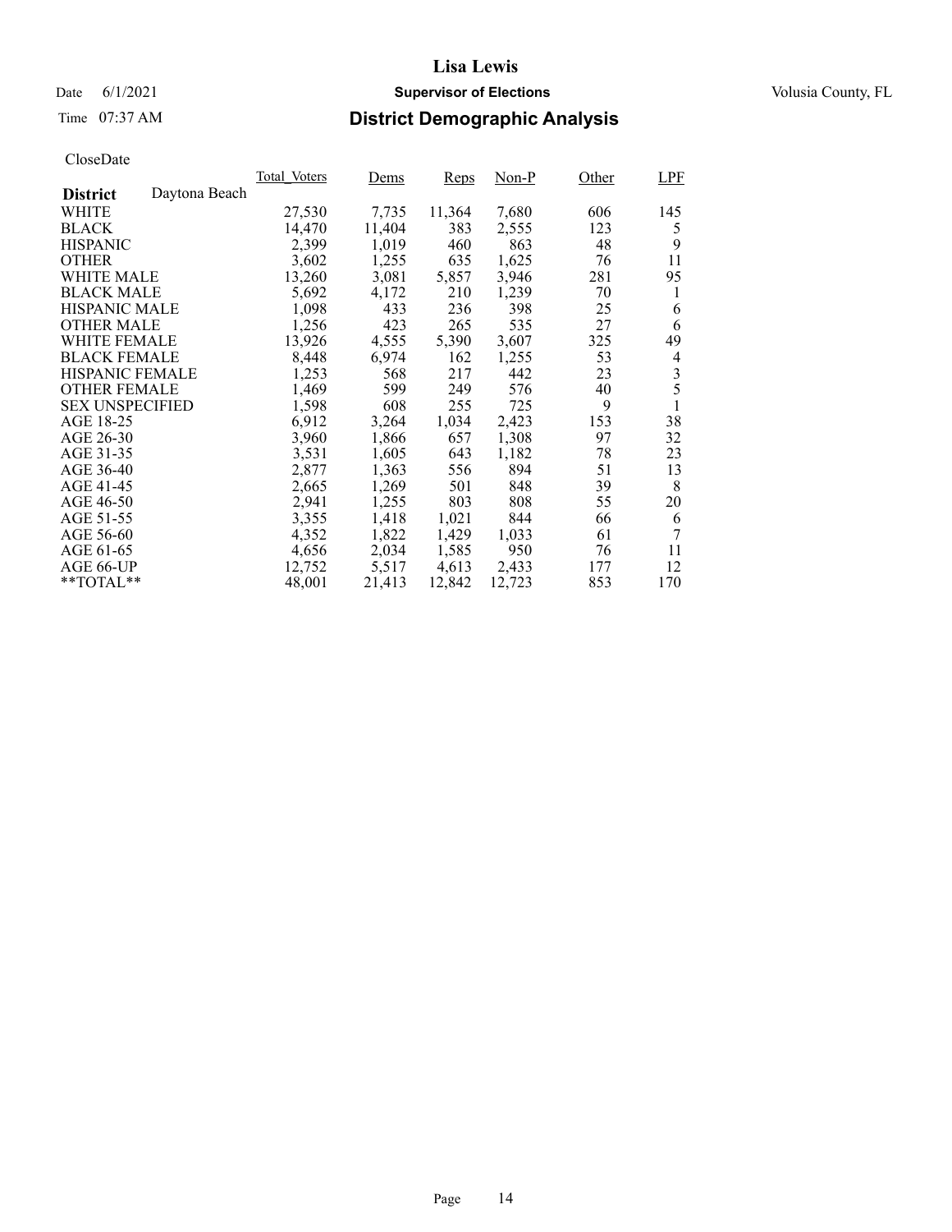**Lisa Lewis**

Date 6/1/2021 **Supervisor of Elections** Volusia County, FL

Time 07:37 AM **District Demographic Analysis**

CloseDate

| **District** Daytona Beach | Total_Voters | Dems | Reps | Non-P | Other | LPF |
|---|---|---|---|---|---|---|
| WHITE | 27,530 | 7,735 | 11,364 | 7,680 | 606 | 145 |
| BLACK | 14,470 | 11,404 | 383 | 2,555 | 123 | 5 |
| HISPANIC | 2,399 | 1,019 | 460 | 863 | 48 | 9 |
| OTHER | 3,602 | 1,255 | 635 | 1,625 | 76 | 11 |
| WHITE MALE | 13,260 | 3,081 | 5,857 | 3,946 | 281 | 95 |
| BLACK MALE | 5,692 | 4,172 | 210 | 1,239 | 70 | 1 |
| HISPANIC MALE | 1,098 | 433 | 236 | 398 | 25 | 6 |
| OTHER MALE | 1,256 | 423 | 265 | 535 | 27 | 6 |
| WHITE FEMALE | 13,926 | 4,555 | 5,390 | 3,607 | 325 | 49 |
| BLACK FEMALE | 8,448 | 6,974 | 162 | 1,255 | 53 | 4 |
| HISPANIC FEMALE | 1,253 | 568 | 217 | 442 | 23 | 3 |
| OTHER FEMALE | 1,469 | 599 | 249 | 576 | 40 | 5 |
| SEX UNSPECIFIED | 1,598 | 608 | 255 | 725 | 9 | 1 |
| AGE 18-25 | 6,912 | 3,264 | 1,034 | 2,423 | 153 | 38 |
| AGE 26-30 | 3,960 | 1,866 | 657 | 1,308 | 97 | 32 |
| AGE 31-35 | 3,531 | 1,605 | 643 | 1,182 | 78 | 23 |
| AGE 36-40 | 2,877 | 1,363 | 556 | 894 | 51 | 13 |
| AGE 41-45 | 2,665 | 1,269 | 501 | 848 | 39 | 8 |
| AGE 46-50 | 2,941 | 1,255 | 803 | 808 | 55 | 20 |
| AGE 51-55 | 3,355 | 1,418 | 1,021 | 844 | 66 | 6 |
| AGE 56-60 | 4,352 | 1,822 | 1,429 | 1,033 | 61 | 7 |
| AGE 61-65 | 4,656 | 2,034 | 1,585 | 950 | 76 | 11 |
| AGE 66-UP | 12,752 | 5,517 | 4,613 | 2,433 | 177 | 12 |
| **TOTAL** | 48,001 | 21,413 | 12,842 | 12,723 | 853 | 170 |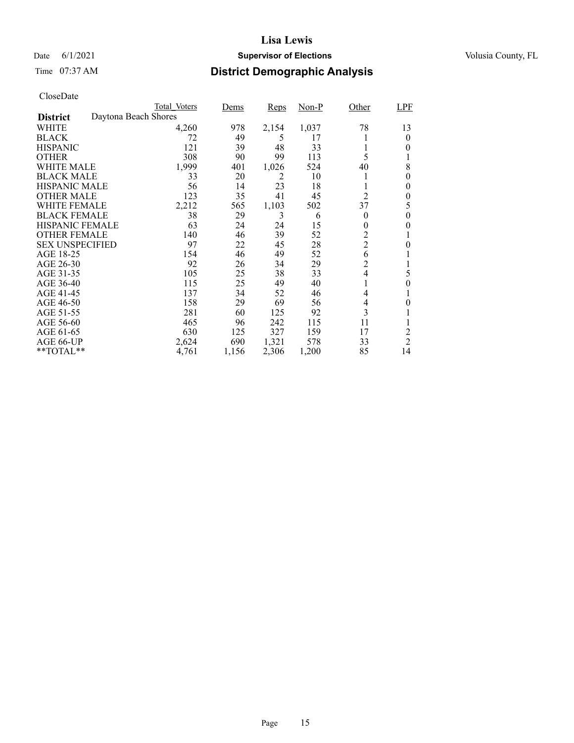# Lisa Lewis

Date 6/1/2021 **Supervisor of Elections** Volusia County, FL

Time 07:37 AM **District Demographic Analysis**

CloseDate

| District | Total_Voters | Dems | Reps | Non-P | Other | LPF |
|---|---|---|---|---|---|---|
| **Daytona Beach Shores** | | | | | | |
| WHITE | 4,260 | 978 | 2,154 | 1,037 | 78 | 13 |
| BLACK | 72 | 49 | 5 | 17 | 1 | 0 |
| HISPANIC | 121 | 39 | 48 | 33 | 1 | 0 |
| OTHER | 308 | 90 | 99 | 113 | 5 | 1 |
| WHITE MALE | 1,999 | 401 | 1,026 | 524 | 40 | 8 |
| BLACK MALE | 33 | 20 | 2 | 10 | 1 | 0 |
| HISPANIC MALE | 56 | 14 | 23 | 18 | 1 | 0 |
| OTHER MALE | 123 | 35 | 41 | 45 | 2 | 0 |
| WHITE FEMALE | 2,212 | 565 | 1,103 | 502 | 37 | 5 |
| BLACK FEMALE | 38 | 29 | 3 | 6 | 0 | 0 |
| HISPANIC FEMALE | 63 | 24 | 24 | 15 | 0 | 0 |
| OTHER FEMALE | 140 | 46 | 39 | 52 | 2 | 1 |
| SEX UNSPECIFIED | 97 | 22 | 45 | 28 | 2 | 0 |
| AGE 18-25 | 154 | 46 | 49 | 52 | 6 | 1 |
| AGE 26-30 | 92 | 26 | 34 | 29 | 2 | 1 |
| AGE 31-35 | 105 | 25 | 38 | 33 | 4 | 5 |
| AGE 36-40 | 115 | 25 | 49 | 40 | 1 | 0 |
| AGE 41-45 | 137 | 34 | 52 | 46 | 4 | 1 |
| AGE 46-50 | 158 | 29 | 69 | 56 | 4 | 0 |
| AGE 51-55 | 281 | 60 | 125 | 92 | 3 | 1 |
| AGE 56-60 | 465 | 96 | 242 | 115 | 11 | 1 |
| AGE 61-65 | 630 | 125 | 327 | 159 | 17 | 2 |
| AGE 66-UP | 2,624 | 690 | 1,321 | 578 | 33 | 2 |
| **TOTAL** | 4,761 | 1,156 | 2,306 | 1,200 | 85 | 14 |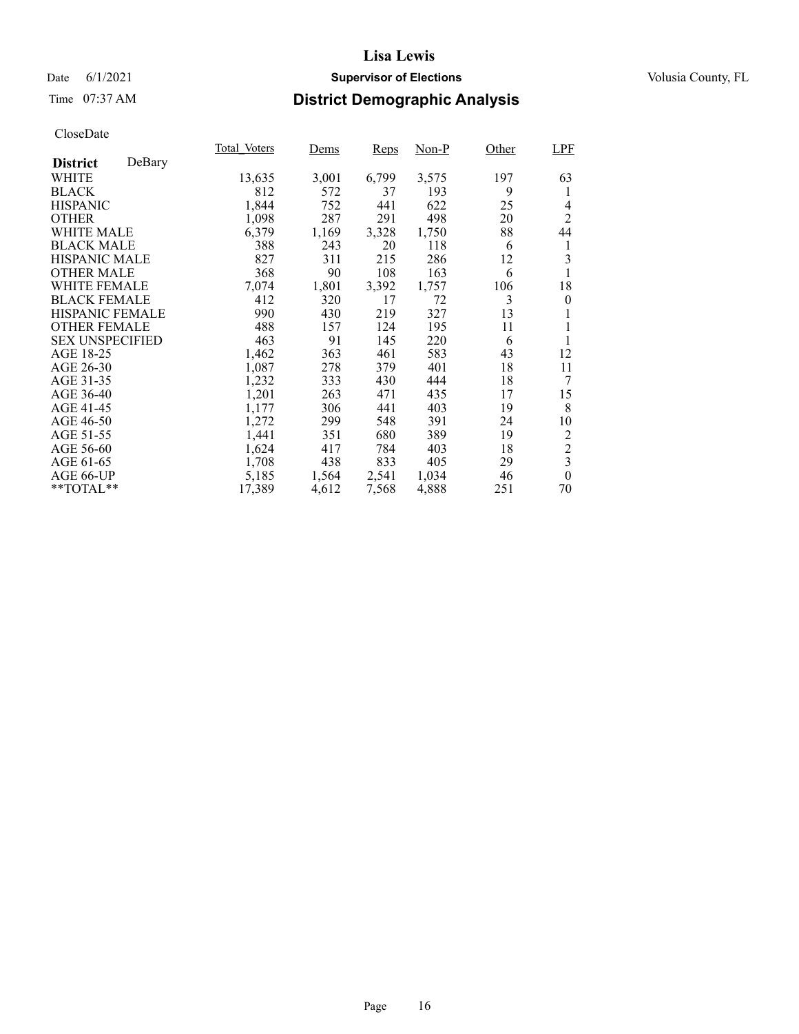# Lisa Lewis

Date 6/1/2021 **Supervisor of Elections** Volusia County, FL

Time 07:37 AM **District Demographic Analysis**

CloseDate

| **District** DeBary | Total_Voters | Dems | Reps | Non-P | Other | LPF |
|---|---|---|---|---|---|---|
| WHITE | 13,635 | 3,001 | 6,799 | 3,575 | 197 | 63 |
| BLACK | 812 | 572 | 37 | 193 | 9 | 1 |
| HISPANIC | 1,844 | 752 | 441 | 622 | 25 | 4 |
| OTHER | 1,098 | 287 | 291 | 498 | 20 | 2 |
| WHITE MALE | 6,379 | 1,169 | 3,328 | 1,750 | 88 | 44 |
| BLACK MALE | 388 | 243 | 20 | 118 | 6 | 1 |
| HISPANIC MALE | 827 | 311 | 215 | 286 | 12 | 3 |
| OTHER MALE | 368 | 90 | 108 | 163 | 6 | 1 |
| WHITE FEMALE | 7,074 | 1,801 | 3,392 | 1,757 | 106 | 18 |
| BLACK FEMALE | 412 | 320 | 17 | 72 | 3 | 0 |
| HISPANIC FEMALE | 990 | 430 | 219 | 327 | 13 | 1 |
| OTHER FEMALE | 488 | 157 | 124 | 195 | 11 | 1 |
| SEX UNSPECIFIED | 463 | 91 | 145 | 220 | 6 | 1 |
| AGE 18-25 | 1,462 | 363 | 461 | 583 | 43 | 12 |
| AGE 26-30 | 1,087 | 278 | 379 | 401 | 18 | 11 |
| AGE 31-35 | 1,232 | 333 | 430 | 444 | 18 | 7 |
| AGE 36-40 | 1,201 | 263 | 471 | 435 | 17 | 15 |
| AGE 41-45 | 1,177 | 306 | 441 | 403 | 19 | 8 |
| AGE 46-50 | 1,272 | 299 | 548 | 391 | 24 | 10 |
| AGE 51-55 | 1,441 | 351 | 680 | 389 | 19 | 2 |
| AGE 56-60 | 1,624 | 417 | 784 | 403 | 18 | 2 |
| AGE 61-65 | 1,708 | 438 | 833 | 405 | 29 | 3 |
| AGE 66-UP | 5,185 | 1,564 | 2,541 | 1,034 | 46 | 0 |
| **TOTAL** | 17,389 | 4,612 | 7,568 | 4,888 | 251 | 70 |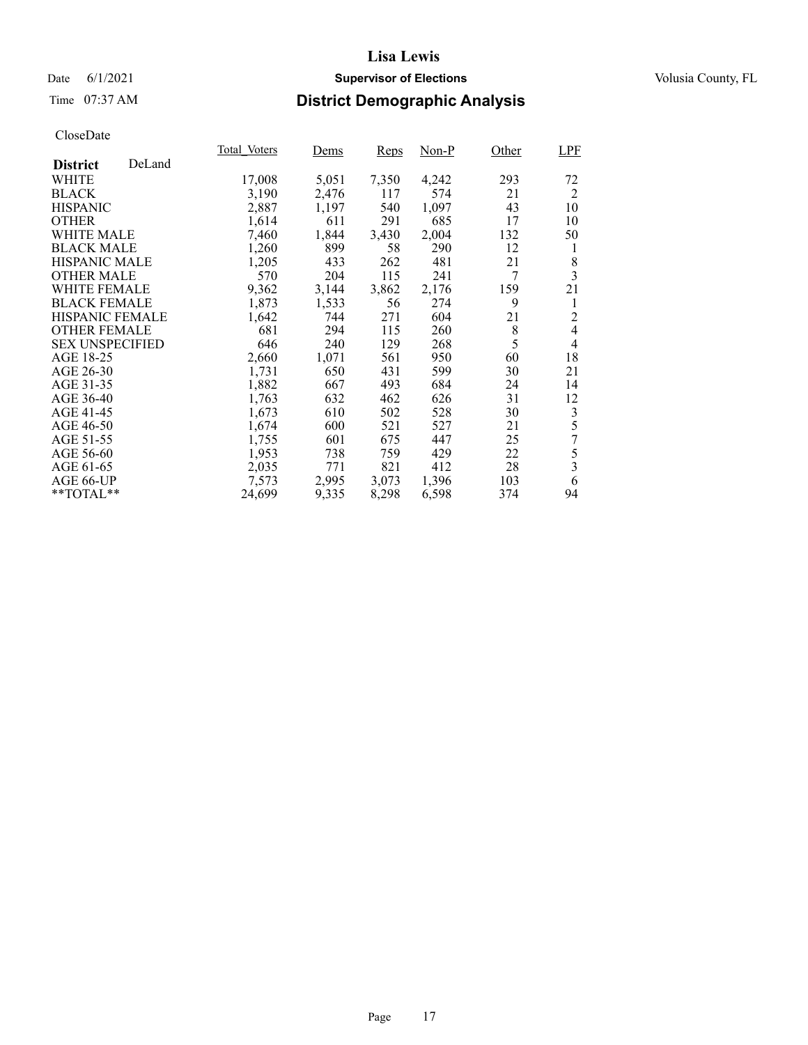Lisa Lewis

Date 6/1/2021 **Supervisor of Elections** Volusia County, FL

Time 07:37 AM **District Demographic Analysis**

CloseDate

| **District** DeLand | Total_Voters | Dems | Reps | Non-P | Other | LPF |
|---|---|---|---|---|---|---|
| WHITE | 17,008 | 5,051 | 7,350 | 4,242 | 293 | 72 |
| BLACK | 3,190 | 2,476 | 117 | 574 | 21 | 2 |
| HISPANIC | 2,887 | 1,197 | 540 | 1,097 | 43 | 10 |
| OTHER | 1,614 | 611 | 291 | 685 | 17 | 10 |
| WHITE MALE | 7,460 | 1,844 | 3,430 | 2,004 | 132 | 50 |
| BLACK MALE | 1,260 | 899 | 58 | 290 | 12 | 1 |
| HISPANIC MALE | 1,205 | 433 | 262 | 481 | 21 | 8 |
| OTHER MALE | 570 | 204 | 115 | 241 | 7 | 3 |
| WHITE FEMALE | 9,362 | 3,144 | 3,862 | 2,176 | 159 | 21 |
| BLACK FEMALE | 1,873 | 1,533 | 56 | 274 | 9 | 1 |
| HISPANIC FEMALE | 1,642 | 744 | 271 | 604 | 21 | 2 |
| OTHER FEMALE | 681 | 294 | 115 | 260 | 8 | 4 |
| SEX UNSPECIFIED | 646 | 240 | 129 | 268 | 5 | 4 |
| AGE 18-25 | 2,660 | 1,071 | 561 | 950 | 60 | 18 |
| AGE 26-30 | 1,731 | 650 | 431 | 599 | 30 | 21 |
| AGE 31-35 | 1,882 | 667 | 493 | 684 | 24 | 14 |
| AGE 36-40 | 1,763 | 632 | 462 | 626 | 31 | 12 |
| AGE 41-45 | 1,673 | 610 | 502 | 528 | 30 | 3 |
| AGE 46-50 | 1,674 | 600 | 521 | 527 | 21 | 5 |
| AGE 51-55 | 1,755 | 601 | 675 | 447 | 25 | 7 |
| AGE 56-60 | 1,953 | 738 | 759 | 429 | 22 | 5 |
| AGE 61-65 | 2,035 | 771 | 821 | 412 | 28 | 3 |
| AGE 66-UP | 7,573 | 2,995 | 3,073 | 1,396 | 103 | 6 |
| **TOTAL** | 24,699 | 9,335 | 8,298 | 6,598 | 374 | 94 |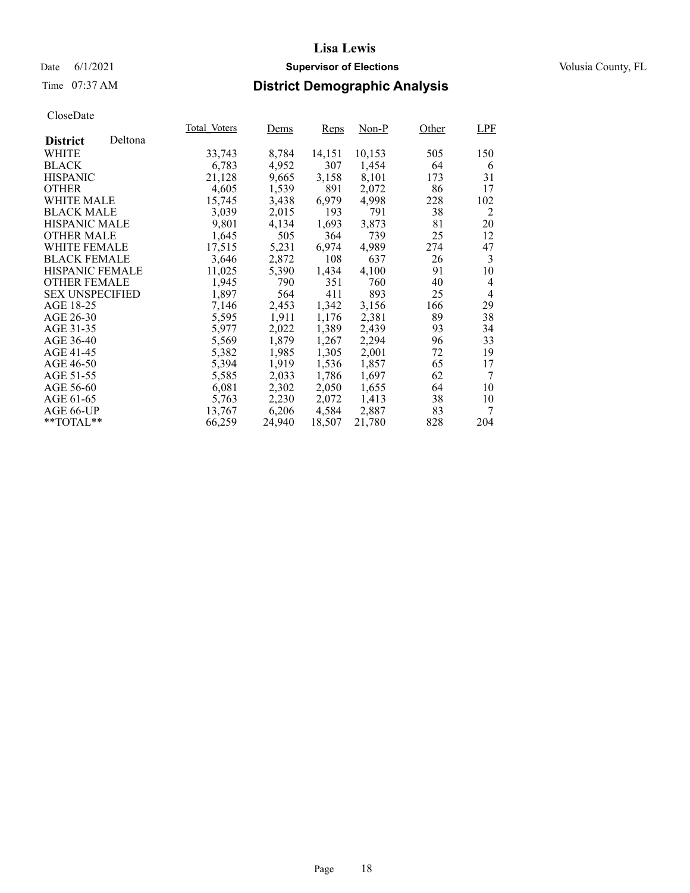# Lisa Lewis

Date 6/1/2021 **Supervisor of Elections** Volusia County, FL

Time 07:37 AM **District Demographic Analysis**

CloseDate

| **District** Deltona | Total_Voters | Dems | Reps | Non-P | Other | LPF |
|---|---|---|---|---|---|---|
| WHITE | 33,743 | 8,784 | 14,151 | 10,153 | 505 | 150 |
| BLACK | 6,783 | 4,952 | 307 | 1,454 | 64 | 6 |
| HISPANIC | 21,128 | 9,665 | 3,158 | 8,101 | 173 | 31 |
| OTHER | 4,605 | 1,539 | 891 | 2,072 | 86 | 17 |
| WHITE MALE | 15,745 | 3,438 | 6,979 | 4,998 | 228 | 102 |
| BLACK MALE | 3,039 | 2,015 | 193 | 791 | 38 | 2 |
| HISPANIC MALE | 9,801 | 4,134 | 1,693 | 3,873 | 81 | 20 |
| OTHER MALE | 1,645 | 505 | 364 | 739 | 25 | 12 |
| WHITE FEMALE | 17,515 | 5,231 | 6,974 | 4,989 | 274 | 47 |
| BLACK FEMALE | 3,646 | 2,872 | 108 | 637 | 26 | 3 |
| HISPANIC FEMALE | 11,025 | 5,390 | 1,434 | 4,100 | 91 | 10 |
| OTHER FEMALE | 1,945 | 790 | 351 | 760 | 40 | 4 |
| SEX UNSPECIFIED | 1,897 | 564 | 411 | 893 | 25 | 4 |
| AGE 18-25 | 7,146 | 2,453 | 1,342 | 3,156 | 166 | 29 |
| AGE 26-30 | 5,595 | 1,911 | 1,176 | 2,381 | 89 | 38 |
| AGE 31-35 | 5,977 | 2,022 | 1,389 | 2,439 | 93 | 34 |
| AGE 36-40 | 5,569 | 1,879 | 1,267 | 2,294 | 96 | 33 |
| AGE 41-45 | 5,382 | 1,985 | 1,305 | 2,001 | 72 | 19 |
| AGE 46-50 | 5,394 | 1,919 | 1,536 | 1,857 | 65 | 17 |
| AGE 51-55 | 5,585 | 2,033 | 1,786 | 1,697 | 62 | 7 |
| AGE 56-60 | 6,081 | 2,302 | 2,050 | 1,655 | 64 | 10 |
| AGE 61-65 | 5,763 | 2,230 | 2,072 | 1,413 | 38 | 10 |
| AGE 66-UP | 13,767 | 6,206 | 4,584 | 2,887 | 83 | 7 |
| **TOTAL** | 66,259 | 24,940 | 18,507 | 21,780 | 828 | 204 |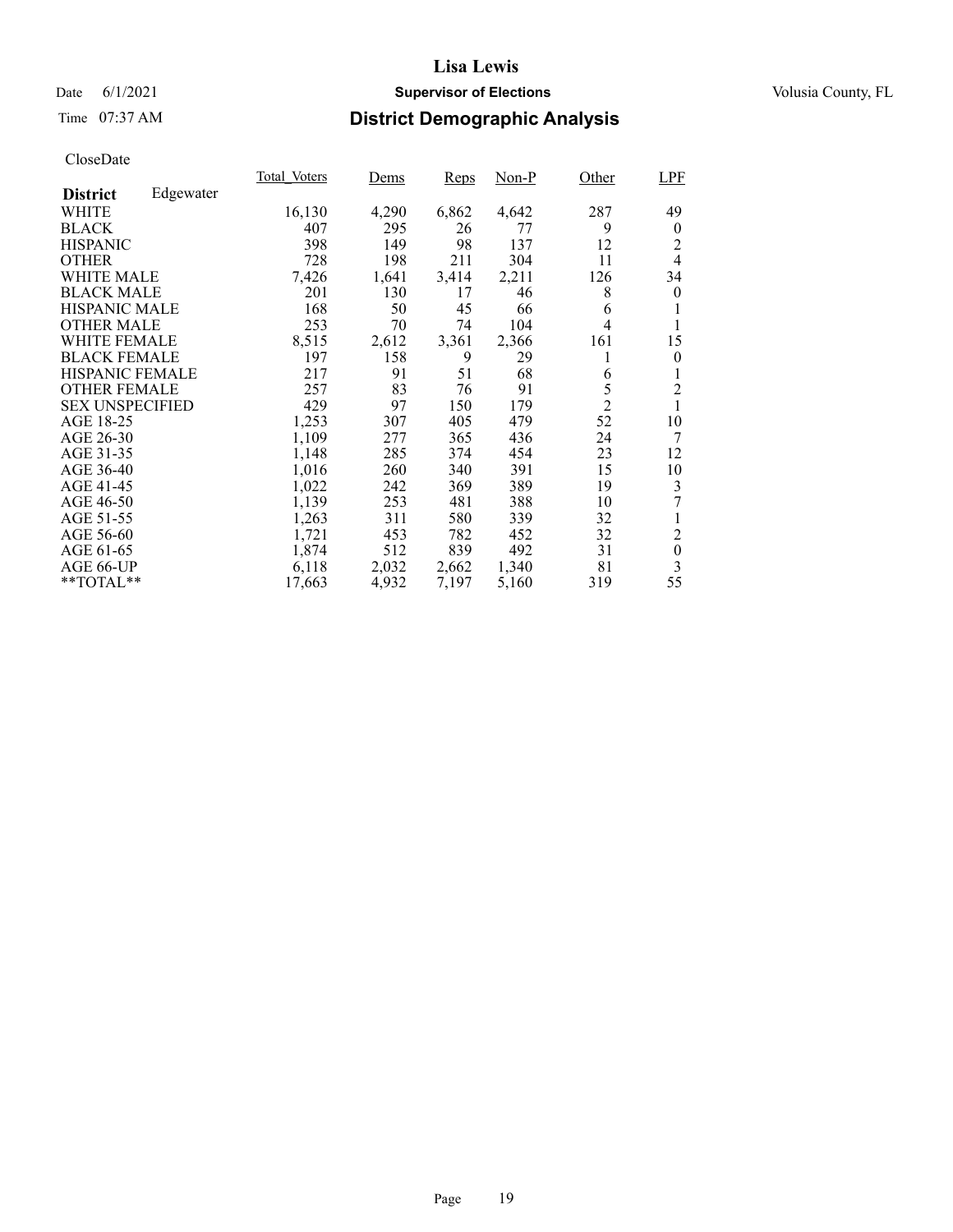# Lisa Lewis

Date 6/1/2021 **Supervisor of Elections** Volusia County, FL

Time 07:37 AM **District Demographic Analysis**

CloseDate

| **District** Edgewater | Total_Voters | Dems | Reps | Non-P | Other | LPF |
|---|---|---|---|---|---|---|
| WHITE | 16,130 | 4,290 | 6,862 | 4,642 | 287 | 49 |
| BLACK | 407 | 295 | 26 | 77 | 9 | 0 |
| HISPANIC | 398 | 149 | 98 | 137 | 12 | 2 |
| OTHER | 728 | 198 | 211 | 304 | 11 | 4 |
| WHITE MALE | 7,426 | 1,641 | 3,414 | 2,211 | 126 | 34 |
| BLACK MALE | 201 | 130 | 17 | 46 | 8 | 0 |
| HISPANIC MALE | 168 | 50 | 45 | 66 | 6 | 1 |
| OTHER MALE | 253 | 70 | 74 | 104 | 4 | 1 |
| WHITE FEMALE | 8,515 | 2,612 | 3,361 | 2,366 | 161 | 15 |
| BLACK FEMALE | 197 | 158 | 9 | 29 | 1 | 0 |
| HISPANIC FEMALE | 217 | 91 | 51 | 68 | 6 | 1 |
| OTHER FEMALE | 257 | 83 | 76 | 91 | 5 | 2 |
| SEX UNSPECIFIED | 429 | 97 | 150 | 179 | 2 | 1 |
| AGE 18-25 | 1,253 | 307 | 405 | 479 | 52 | 10 |
| AGE 26-30 | 1,109 | 277 | 365 | 436 | 24 | 7 |
| AGE 31-35 | 1,148 | 285 | 374 | 454 | 23 | 12 |
| AGE 36-40 | 1,016 | 260 | 340 | 391 | 15 | 10 |
| AGE 41-45 | 1,022 | 242 | 369 | 389 | 19 | 3 |
| AGE 46-50 | 1,139 | 253 | 481 | 388 | 10 | 7 |
| AGE 51-55 | 1,263 | 311 | 580 | 339 | 32 | 1 |
| AGE 56-60 | 1,721 | 453 | 782 | 452 | 32 | 2 |
| AGE 61-65 | 1,874 | 512 | 839 | 492 | 31 | 0 |
| AGE 66-UP | 6,118 | 2,032 | 2,662 | 1,340 | 81 | 3 |
| **TOTAL** | 17,663 | 4,932 | 7,197 | 5,160 | 319 | 55 |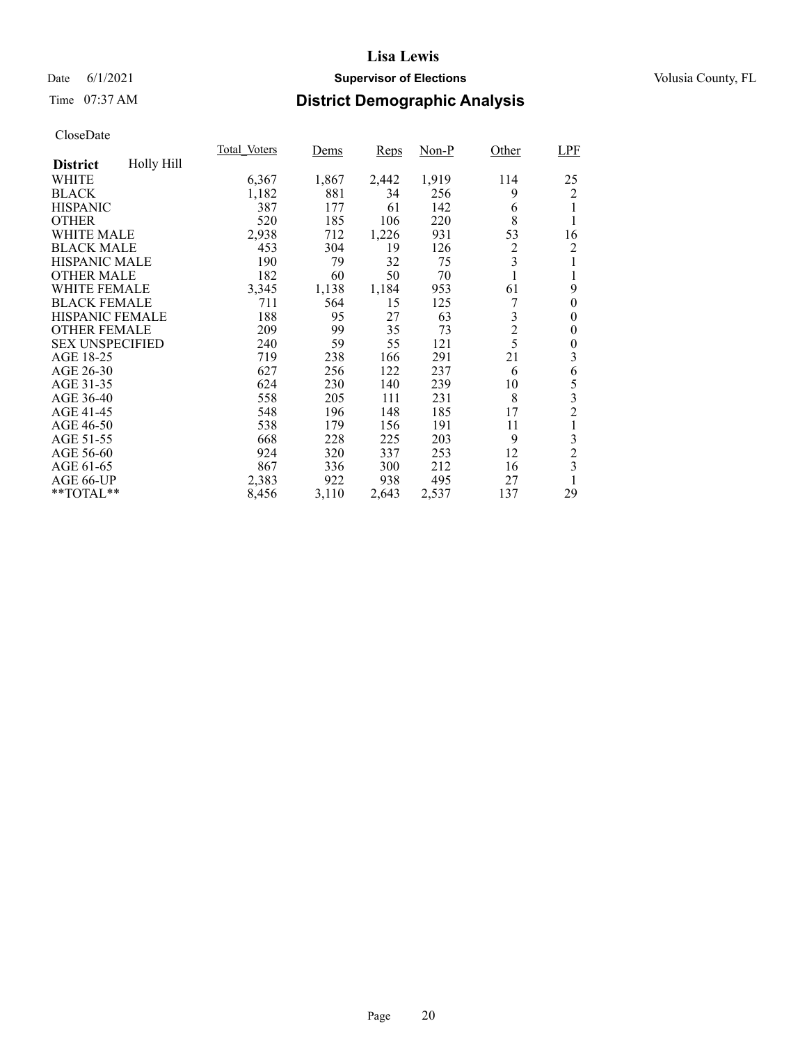# Lisa Lewis

Date 6/1/2021 **Supervisor of Elections** Volusia County, FL

Time 07:37 AM **District Demographic Analysis**

CloseDate

| **District** Holly Hill | Total_Voters | Dems | Reps | Non-P | Other | LPF |
|---|---|---|---|---|---|---|
| WHITE | 6,367 | 1,867 | 2,442 | 1,919 | 114 | 25 |
| BLACK | 1,182 | 881 | 34 | 256 | 9 | 2 |
| HISPANIC | 387 | 177 | 61 | 142 | 6 | 1 |
| OTHER | 520 | 185 | 106 | 220 | 8 | 1 |
| WHITE MALE | 2,938 | 712 | 1,226 | 931 | 53 | 16 |
| BLACK MALE | 453 | 304 | 19 | 126 | 2 | 2 |
| HISPANIC MALE | 190 | 79 | 32 | 75 | 3 | 1 |
| OTHER MALE | 182 | 60 | 50 | 70 | 1 | 1 |
| WHITE FEMALE | 3,345 | 1,138 | 1,184 | 953 | 61 | 9 |
| BLACK FEMALE | 711 | 564 | 15 | 125 | 7 | 0 |
| HISPANIC FEMALE | 188 | 95 | 27 | 63 | 3 | 0 |
| OTHER FEMALE | 209 | 99 | 35 | 73 | 2 | 0 |
| SEX UNSPECIFIED | 240 | 59 | 55 | 121 | 5 | 0 |
| AGE 18-25 | 719 | 238 | 166 | 291 | 21 | 3 |
| AGE 26-30 | 627 | 256 | 122 | 237 | 6 | 6 |
| AGE 31-35 | 624 | 230 | 140 | 239 | 10 | 5 |
| AGE 36-40 | 558 | 205 | 111 | 231 | 8 | 3 |
| AGE 41-45 | 548 | 196 | 148 | 185 | 17 | 2 |
| AGE 46-50 | 538 | 179 | 156 | 191 | 11 | 1 |
| AGE 51-55 | 668 | 228 | 225 | 203 | 9 | 3 |
| AGE 56-60 | 924 | 320 | 337 | 253 | 12 | 2 |
| AGE 61-65 | 867 | 336 | 300 | 212 | 16 | 3 |
| AGE 66-UP | 2,383 | 922 | 938 | 495 | 27 | 1 |
| **TOTAL** | 8,456 | 3,110 | 2,643 | 2,537 | 137 | 29 |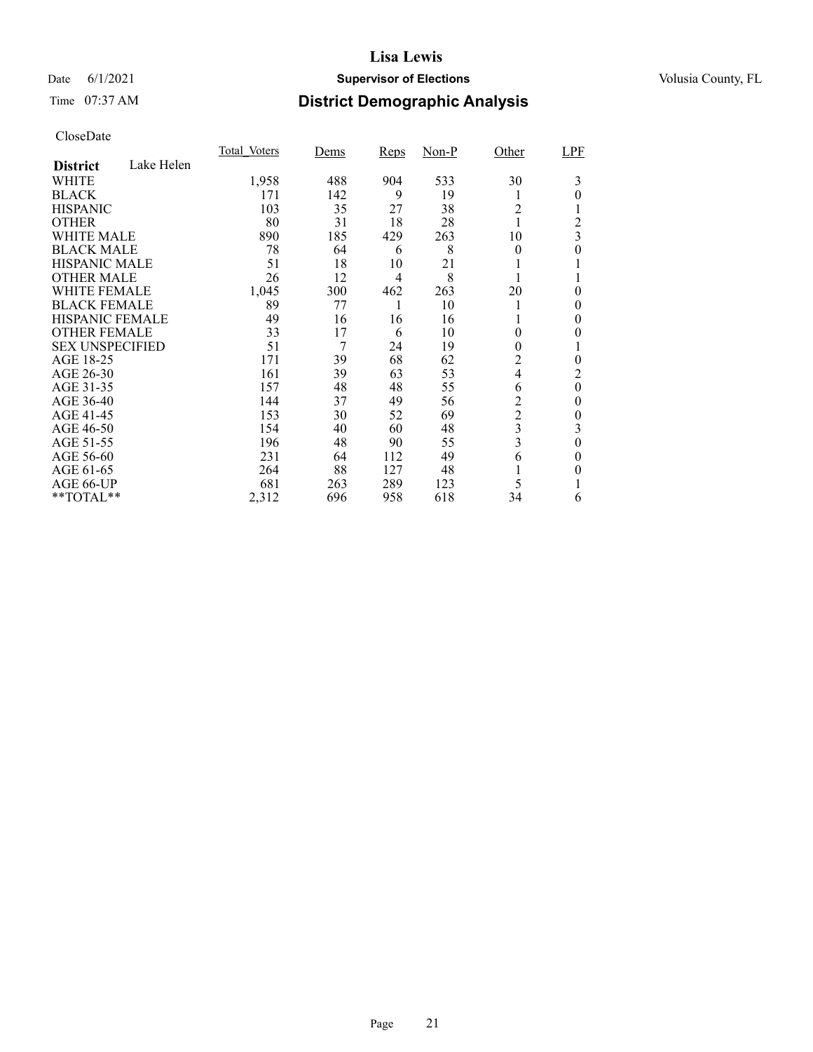# Lisa Lewis

Date 6/1/2021 **Supervisor of Elections** Volusia County, FL

Time 07:37 AM **District Demographic Analysis**

CloseDate

| **District** Lake Helen | Total_Voters | Dems | Reps | Non-P | Other | LPF |
|---|---|---|---|---|---|---|
| WHITE | 1,958 | 488 | 904 | 533 | 30 | 3 |
| BLACK | 171 | 142 | 9 | 19 | 1 | 0 |
| HISPANIC | 103 | 35 | 27 | 38 | 2 | 1 |
| OTHER | 80 | 31 | 18 | 28 | 1 | 2 |
| WHITE MALE | 890 | 185 | 429 | 263 | 10 | 3 |
| BLACK MALE | 78 | 64 | 6 | 8 | 0 | 0 |
| HISPANIC MALE | 51 | 18 | 10 | 21 | 1 | 1 |
| OTHER MALE | 26 | 12 | 4 | 8 | 1 | 1 |
| WHITE FEMALE | 1,045 | 300 | 462 | 263 | 20 | 0 |
| BLACK FEMALE | 89 | 77 | 1 | 10 | 1 | 0 |
| HISPANIC FEMALE | 49 | 16 | 16 | 16 | 1 | 0 |
| OTHER FEMALE | 33 | 17 | 6 | 10 | 0 | 0 |
| SEX UNSPECIFIED | 51 | 7 | 24 | 19 | 0 | 1 |
| AGE 18-25 | 171 | 39 | 68 | 62 | 2 | 0 |
| AGE 26-30 | 161 | 39 | 63 | 53 | 4 | 2 |
| AGE 31-35 | 157 | 48 | 48 | 55 | 6 | 0 |
| AGE 36-40 | 144 | 37 | 49 | 56 | 2 | 0 |
| AGE 41-45 | 153 | 30 | 52 | 69 | 2 | 0 |
| AGE 46-50 | 154 | 40 | 60 | 48 | 3 | 3 |
| AGE 51-55 | 196 | 48 | 90 | 55 | 3 | 0 |
| AGE 56-60 | 231 | 64 | 112 | 49 | 6 | 0 |
| AGE 61-65 | 264 | 88 | 127 | 48 | 1 | 0 |
| AGE 66-UP | 681 | 263 | 289 | 123 | 5 | 1 |
| **TOTAL** | 2,312 | 696 | 958 | 618 | 34 | 6 |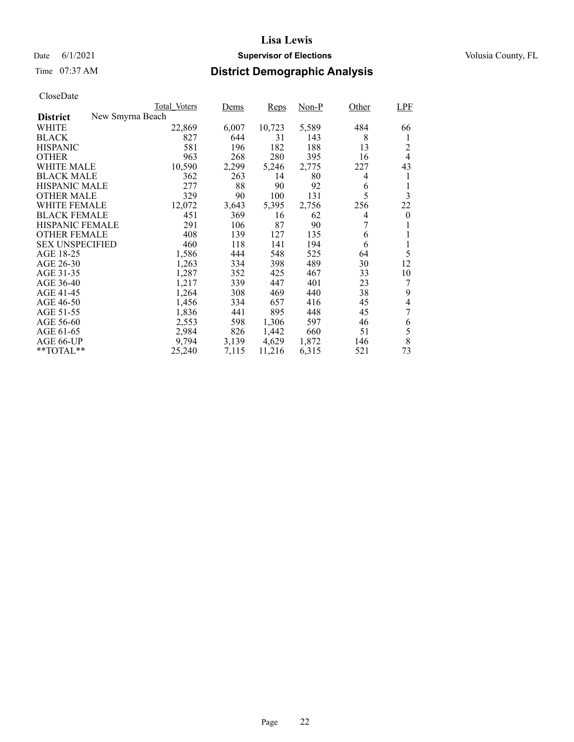# Lisa Lewis

Date 6/1/2021 **Supervisor of Elections** Volusia County, FL

Time 07:37 AM **District Demographic Analysis**

CloseDate

| **District** New Smyrna Beach | Total_Voters | Dems | Reps | Non-P | Other | LPF |
|---|---|---|---|---|---|---|
| WHITE | 22,869 | 6,007 | 10,723 | 5,589 | 484 | 66 |
| BLACK | 827 | 644 | 31 | 143 | 8 | 1 |
| HISPANIC | 581 | 196 | 182 | 188 | 13 | 2 |
| OTHER | 963 | 268 | 280 | 395 | 16 | 4 |
| WHITE MALE | 10,590 | 2,299 | 5,246 | 2,775 | 227 | 43 |
| BLACK MALE | 362 | 263 | 14 | 80 | 4 | 1 |
| HISPANIC MALE | 277 | 88 | 90 | 92 | 6 | 1 |
| OTHER MALE | 329 | 90 | 100 | 131 | 5 | 3 |
| WHITE FEMALE | 12,072 | 3,643 | 5,395 | 2,756 | 256 | 22 |
| BLACK FEMALE | 451 | 369 | 16 | 62 | 4 | 0 |
| HISPANIC FEMALE | 291 | 106 | 87 | 90 | 7 | 1 |
| OTHER FEMALE | 408 | 139 | 127 | 135 | 6 | 1 |
| SEX UNSPECIFIED | 460 | 118 | 141 | 194 | 6 | 1 |
| AGE 18-25 | 1,586 | 444 | 548 | 525 | 64 | 5 |
| AGE 26-30 | 1,263 | 334 | 398 | 489 | 30 | 12 |
| AGE 31-35 | 1,287 | 352 | 425 | 467 | 33 | 10 |
| AGE 36-40 | 1,217 | 339 | 447 | 401 | 23 | 7 |
| AGE 41-45 | 1,264 | 308 | 469 | 440 | 38 | 9 |
| AGE 46-50 | 1,456 | 334 | 657 | 416 | 45 | 4 |
| AGE 51-55 | 1,836 | 441 | 895 | 448 | 45 | 7 |
| AGE 56-60 | 2,553 | 598 | 1,306 | 597 | 46 | 6 |
| AGE 61-65 | 2,984 | 826 | 1,442 | 660 | 51 | 5 |
| AGE 66-UP | 9,794 | 3,139 | 4,629 | 1,872 | 146 | 8 |
| **TOTAL** | 25,240 | 7,115 | 11,216 | 6,315 | 521 | 73 |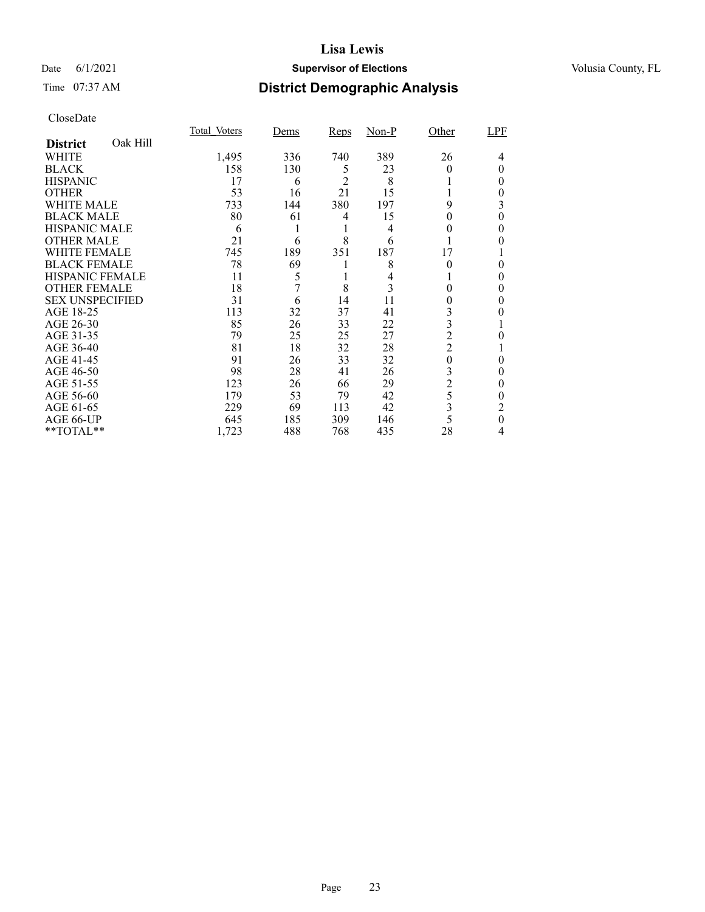# Lisa Lewis

Date 6/1/2021 **Supervisor of Elections** Volusia County, FL

Time 07:37 AM **District Demographic Analysis**

CloseDate

| **District** Oak Hill | Total_Voters | Dems | Reps | Non-P | Other | LPF |
|---|---|---|---|---|---|---|
| WHITE | 1,495 | 336 | 740 | 389 | 26 | 4 |
| BLACK | 158 | 130 | 5 | 23 | 0 | 0 |
| HISPANIC | 17 | 6 | 2 | 8 | 1 | 0 |
| OTHER | 53 | 16 | 21 | 15 | 1 | 0 |
| WHITE MALE | 733 | 144 | 380 | 197 | 9 | 3 |
| BLACK MALE | 80 | 61 | 4 | 15 | 0 | 0 |
| HISPANIC MALE | 6 | 1 | 1 | 4 | 0 | 0 |
| OTHER MALE | 21 | 6 | 8 | 6 | 1 | 0 |
| WHITE FEMALE | 745 | 189 | 351 | 187 | 17 | 1 |
| BLACK FEMALE | 78 | 69 | 1 | 8 | 0 | 0 |
| HISPANIC FEMALE | 11 | 5 | 1 | 4 | 1 | 0 |
| OTHER FEMALE | 18 | 7 | 8 | 3 | 0 | 0 |
| SEX UNSPECIFIED | 31 | 6 | 14 | 11 | 0 | 0 |
| AGE 18-25 | 113 | 32 | 37 | 41 | 3 | 0 |
| AGE 26-30 | 85 | 26 | 33 | 22 | 3 | 1 |
| AGE 31-35 | 79 | 25 | 25 | 27 | 2 | 0 |
| AGE 36-40 | 81 | 18 | 32 | 28 | 2 | 1 |
| AGE 41-45 | 91 | 26 | 33 | 32 | 0 | 0 |
| AGE 46-50 | 98 | 28 | 41 | 26 | 3 | 0 |
| AGE 51-55 | 123 | 26 | 66 | 29 | 2 | 0 |
| AGE 56-60 | 179 | 53 | 79 | 42 | 5 | 0 |
| AGE 61-65 | 229 | 69 | 113 | 42 | 3 | 2 |
| AGE 66-UP | 645 | 185 | 309 | 146 | 5 | 0 |
| **TOTAL** | 1,723 | 488 | 768 | 435 | 28 | 4 |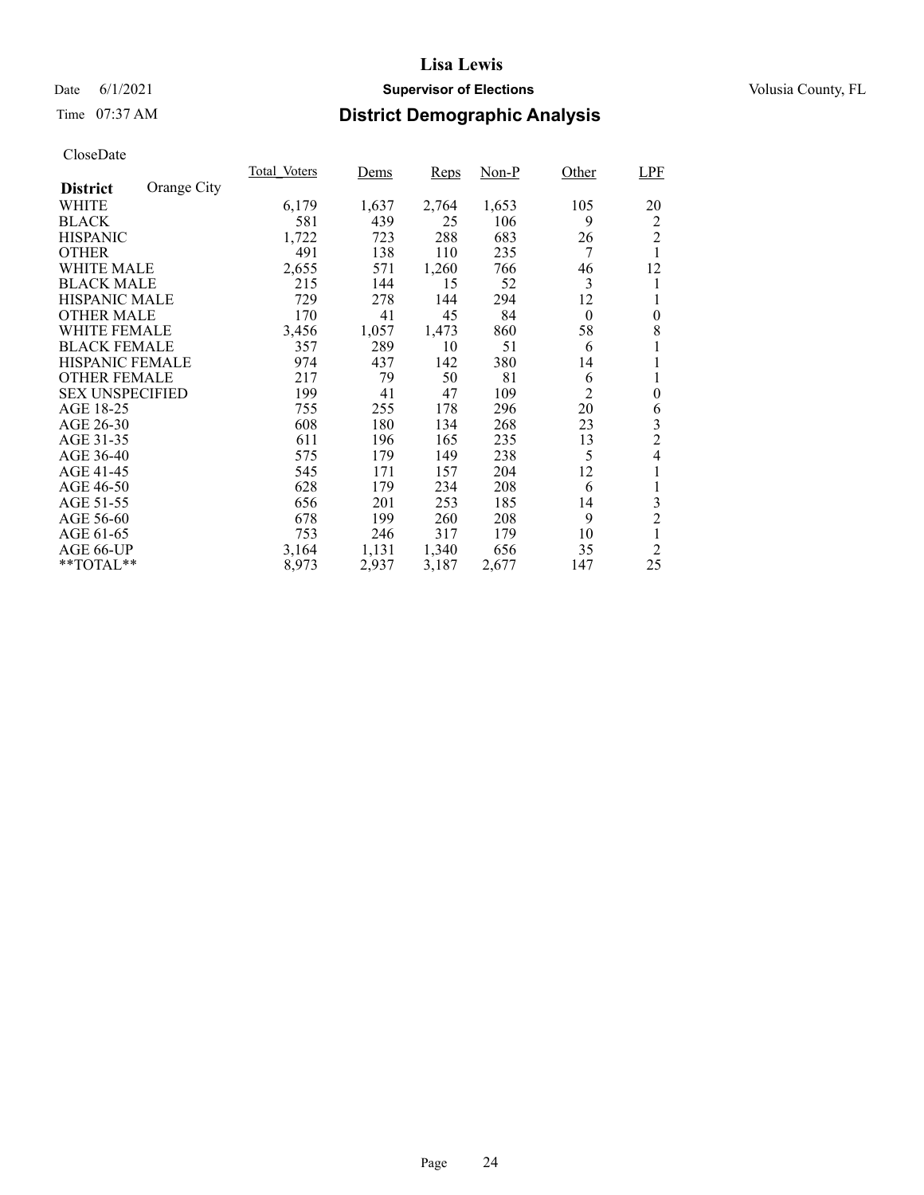# Lisa Lewis

Date 6/1/2021 **Supervisor of Elections** Volusia County, FL

Time 07:37 AM **District Demographic Analysis**

CloseDate

| **District** Orange City | Total_Voters | Dems | Reps | Non-P | Other | LPF |
|---|---|---|---|---|---|---|
| WHITE | 6,179 | 1,637 | 2,764 | 1,653 | 105 | 20 |
| BLACK | 581 | 439 | 25 | 106 | 9 | 2 |
| HISPANIC | 1,722 | 723 | 288 | 683 | 26 | 2 |
| OTHER | 491 | 138 | 110 | 235 | 7 | 1 |
| WHITE MALE | 2,655 | 571 | 1,260 | 766 | 46 | 12 |
| BLACK MALE | 215 | 144 | 15 | 52 | 3 | 1 |
| HISPANIC MALE | 729 | 278 | 144 | 294 | 12 | 1 |
| OTHER MALE | 170 | 41 | 45 | 84 | 0 | 0 |
| WHITE FEMALE | 3,456 | 1,057 | 1,473 | 860 | 58 | 8 |
| BLACK FEMALE | 357 | 289 | 10 | 51 | 6 | 1 |
| HISPANIC FEMALE | 974 | 437 | 142 | 380 | 14 | 1 |
| OTHER FEMALE | 217 | 79 | 50 | 81 | 6 | 1 |
| SEX UNSPECIFIED | 199 | 41 | 47 | 109 | 2 | 0 |
| AGE 18-25 | 755 | 255 | 178 | 296 | 20 | 6 |
| AGE 26-30 | 608 | 180 | 134 | 268 | 23 | 3 |
| AGE 31-35 | 611 | 196 | 165 | 235 | 13 | 2 |
| AGE 36-40 | 575 | 179 | 149 | 238 | 5 | 4 |
| AGE 41-45 | 545 | 171 | 157 | 204 | 12 | 1 |
| AGE 46-50 | 628 | 179 | 234 | 208 | 6 | 1 |
| AGE 51-55 | 656 | 201 | 253 | 185 | 14 | 3 |
| AGE 56-60 | 678 | 199 | 260 | 208 | 9 | 2 |
| AGE 61-65 | 753 | 246 | 317 | 179 | 10 | 1 |
| AGE 66-UP | 3,164 | 1,131 | 1,340 | 656 | 35 | 2 |
| **TOTAL** | 8,973 | 2,937 | 3,187 | 2,677 | 147 | 25 |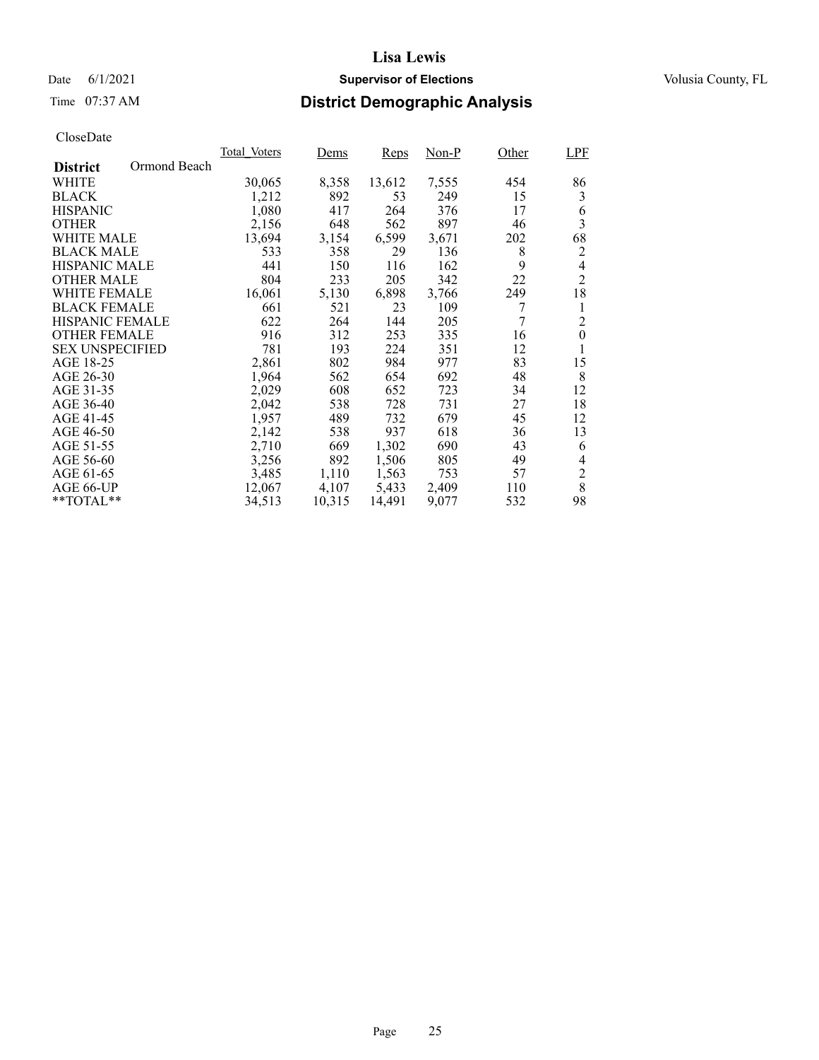# Lisa Lewis

Date 6/1/2021 **Supervisor of Elections** Volusia County, FL

Time 07:37 AM **District Demographic Analysis**

CloseDate

| | Total_Voters | Dems | Reps | Non-P | Other | LPF |
|---|---|---|---|---|---|---|
| **District** Ormond Beach | | | | | | |
| WHITE | 30,065 | 8,358 | 13,612 | 7,555 | 454 | 86 |
| BLACK | 1,212 | 892 | 53 | 249 | 15 | 3 |
| HISPANIC | 1,080 | 417 | 264 | 376 | 17 | 6 |
| OTHER | 2,156 | 648 | 562 | 897 | 46 | 3 |
| WHITE MALE | 13,694 | 3,154 | 6,599 | 3,671 | 202 | 68 |
| BLACK MALE | 533 | 358 | 29 | 136 | 8 | 2 |
| HISPANIC MALE | 441 | 150 | 116 | 162 | 9 | 4 |
| OTHER MALE | 804 | 233 | 205 | 342 | 22 | 2 |
| WHITE FEMALE | 16,061 | 5,130 | 6,898 | 3,766 | 249 | 18 |
| BLACK FEMALE | 661 | 521 | 23 | 109 | 7 | 1 |
| HISPANIC FEMALE | 622 | 264 | 144 | 205 | 7 | 2 |
| OTHER FEMALE | 916 | 312 | 253 | 335 | 16 | 0 |
| SEX UNSPECIFIED | 781 | 193 | 224 | 351 | 12 | 1 |
| AGE 18-25 | 2,861 | 802 | 984 | 977 | 83 | 15 |
| AGE 26-30 | 1,964 | 562 | 654 | 692 | 48 | 8 |
| AGE 31-35 | 2,029 | 608 | 652 | 723 | 34 | 12 |
| AGE 36-40 | 2,042 | 538 | 728 | 731 | 27 | 18 |
| AGE 41-45 | 1,957 | 489 | 732 | 679 | 45 | 12 |
| AGE 46-50 | 2,142 | 538 | 937 | 618 | 36 | 13 |
| AGE 51-55 | 2,710 | 669 | 1,302 | 690 | 43 | 6 |
| AGE 56-60 | 3,256 | 892 | 1,506 | 805 | 49 | 4 |
| AGE 61-65 | 3,485 | 1,110 | 1,563 | 753 | 57 | 2 |
| AGE 66-UP | 12,067 | 4,107 | 5,433 | 2,409 | 110 | 8 |
| **TOTAL** | 34,513 | 10,315 | 14,491 | 9,077 | 532 | 98 |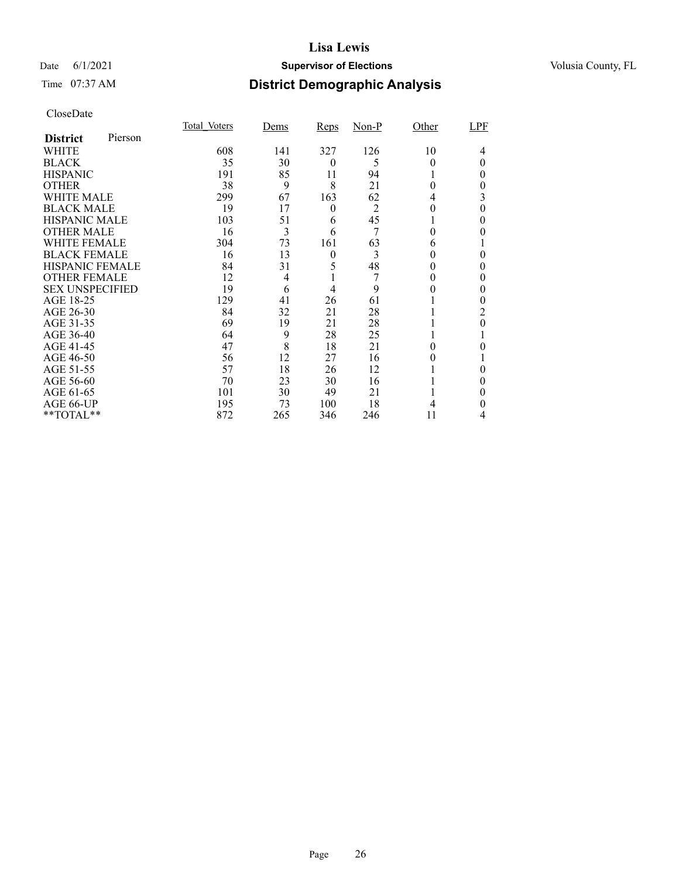**Lisa Lewis**

Date 6/1/2021 **Supervisor of Elections** Volusia County, FL

Time 07:37 AM

## District Demographic Analysis

CloseDate

| District Pierson | Total_Voters | Dems | Reps | Non-P | Other | LPF |
|---|---|---|---|---|---|---|
| WHITE | 608 | 141 | 327 | 126 | 10 | 4 |
| BLACK | 35 | 30 | 0 | 5 | 0 | 0 |
| HISPANIC | 191 | 85 | 11 | 94 | 1 | 0 |
| OTHER | 38 | 9 | 8 | 21 | 0 | 0 |
| WHITE MALE | 299 | 67 | 163 | 62 | 4 | 3 |
| BLACK MALE | 19 | 17 | 0 | 2 | 0 | 0 |
| HISPANIC MALE | 103 | 51 | 6 | 45 | 1 | 0 |
| OTHER MALE | 16 | 3 | 6 | 7 | 0 | 0 |
| WHITE FEMALE | 304 | 73 | 161 | 63 | 6 | 1 |
| BLACK FEMALE | 16 | 13 | 0 | 3 | 0 | 0 |
| HISPANIC FEMALE | 84 | 31 | 5 | 48 | 0 | 0 |
| OTHER FEMALE | 12 | 4 | 1 | 7 | 0 | 0 |
| SEX UNSPECIFIED | 19 | 6 | 4 | 9 | 0 | 0 |
| AGE 18-25 | 129 | 41 | 26 | 61 | 1 | 0 |
| AGE 26-30 | 84 | 32 | 21 | 28 | 1 | 2 |
| AGE 31-35 | 69 | 19 | 21 | 28 | 1 | 0 |
| AGE 36-40 | 64 | 9 | 28 | 25 | 1 | 1 |
| AGE 41-45 | 47 | 8 | 18 | 21 | 0 | 0 |
| AGE 46-50 | 56 | 12 | 27 | 16 | 0 | 1 |
| AGE 51-55 | 57 | 18 | 26 | 12 | 1 | 0 |
| AGE 56-60 | 70 | 23 | 30 | 16 | 1 | 0 |
| AGE 61-65 | 101 | 30 | 49 | 21 | 1 | 0 |
| AGE 66-UP | 195 | 73 | 100 | 18 | 4 | 0 |
| **TOTAL** | 872 | 265 | 346 | 246 | 11 | 4 |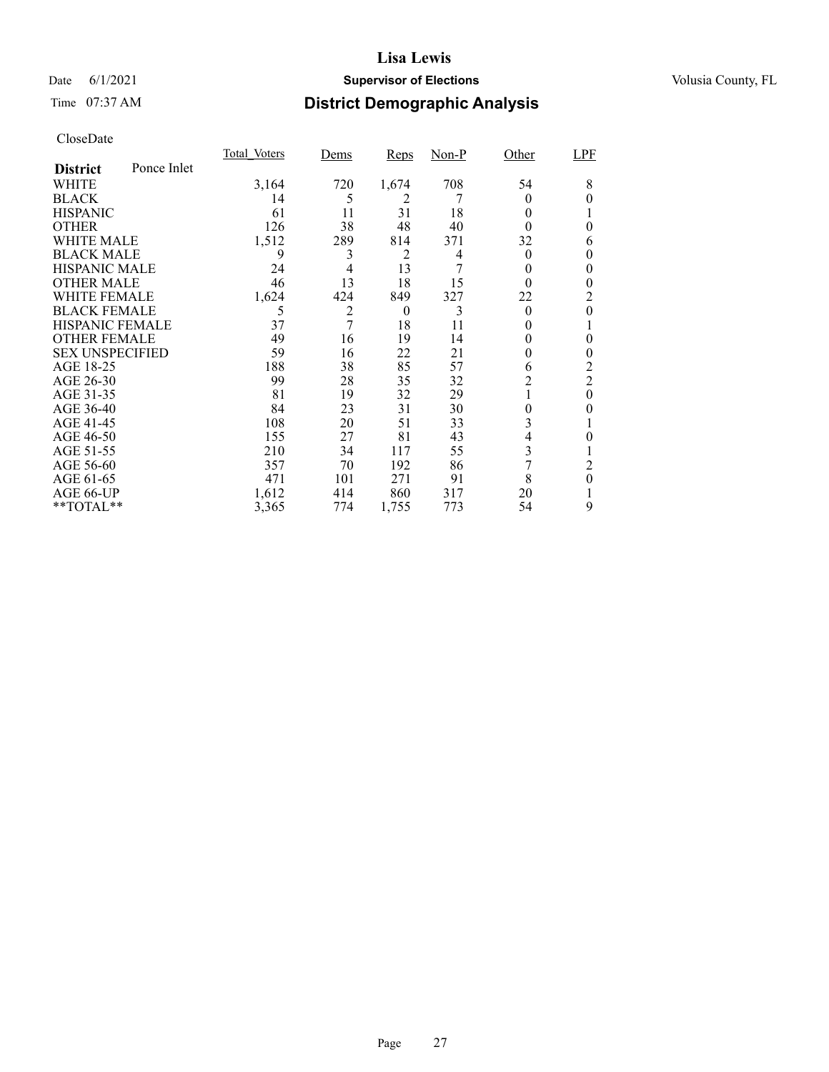# Lisa Lewis

Date 6/1/2021 **Supervisor of Elections** Volusia County, FL

Time 07:37 AM **District Demographic Analysis**

CloseDate

| **District** Ponce Inlet | Total_Voters | Dems | Reps | Non-P | Other | LPF |
|---|---|---|---|---|---|---|
| WHITE | 3,164 | 720 | 1,674 | 708 | 54 | 8 |
| BLACK | 14 | 5 | 2 | 7 | 0 | 0 |
| HISPANIC | 61 | 11 | 31 | 18 | 0 | 1 |
| OTHER | 126 | 38 | 48 | 40 | 0 | 0 |
| WHITE MALE | 1,512 | 289 | 814 | 371 | 32 | 6 |
| BLACK MALE | 9 | 3 | 2 | 4 | 0 | 0 |
| HISPANIC MALE | 24 | 4 | 13 | 7 | 0 | 0 |
| OTHER MALE | 46 | 13 | 18 | 15 | 0 | 0 |
| WHITE FEMALE | 1,624 | 424 | 849 | 327 | 22 | 2 |
| BLACK FEMALE | 5 | 2 | 0 | 3 | 0 | 0 |
| HISPANIC FEMALE | 37 | 7 | 18 | 11 | 0 | 1 |
| OTHER FEMALE | 49 | 16 | 19 | 14 | 0 | 0 |
| SEX UNSPECIFIED | 59 | 16 | 22 | 21 | 0 | 0 |
| AGE 18-25 | 188 | 38 | 85 | 57 | 6 | 2 |
| AGE 26-30 | 99 | 28 | 35 | 32 | 2 | 2 |
| AGE 31-35 | 81 | 19 | 32 | 29 | 1 | 0 |
| AGE 36-40 | 84 | 23 | 31 | 30 | 0 | 0 |
| AGE 41-45 | 108 | 20 | 51 | 33 | 3 | 1 |
| AGE 46-50 | 155 | 27 | 81 | 43 | 4 | 0 |
| AGE 51-55 | 210 | 34 | 117 | 55 | 3 | 1 |
| AGE 56-60 | 357 | 70 | 192 | 86 | 7 | 2 |
| AGE 61-65 | 471 | 101 | 271 | 91 | 8 | 0 |
| AGE 66-UP | 1,612 | 414 | 860 | 317 | 20 | 1 |
| **TOTAL** | 3,365 | 774 | 1,755 | 773 | 54 | 9 |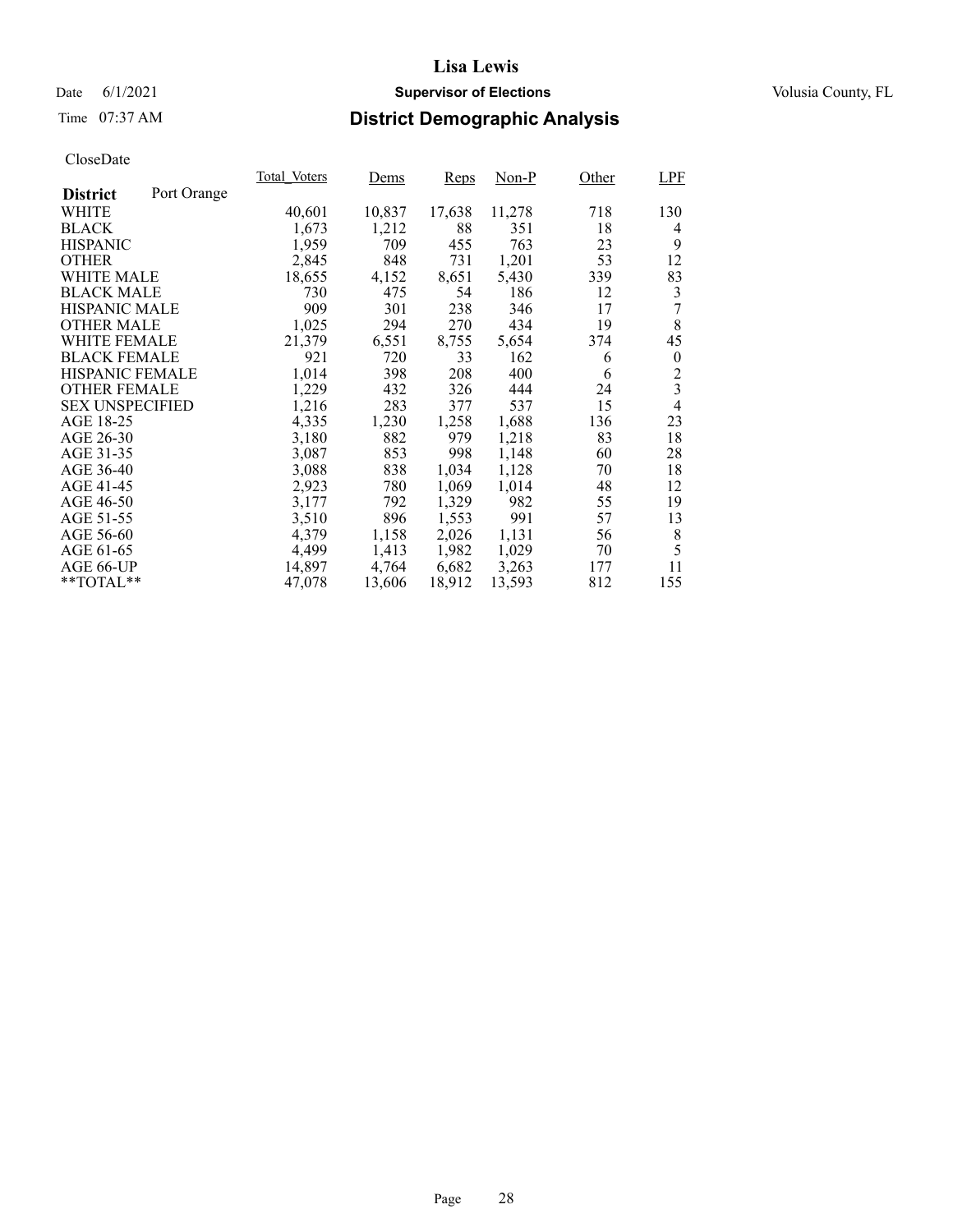# Lisa Lewis

Date 6/1/2021

**Supervisor of Elections**

Volusia County, FL

Time 07:37 AM

## District Demographic Analysis

CloseDate

| District: Port Orange | Total_Voters | Dems | Reps | Non-P | Other | LPF |
|---|---|---|---|---|---|---|
| WHITE | 40,601 | 10,837 | 17,638 | 11,278 | 718 | 130 |
| BLACK | 1,673 | 1,212 | 88 | 351 | 18 | 4 |
| HISPANIC | 1,959 | 709 | 455 | 763 | 23 | 9 |
| OTHER | 2,845 | 848 | 731 | 1,201 | 53 | 12 |
| WHITE MALE | 18,655 | 4,152 | 8,651 | 5,430 | 339 | 83 |
| BLACK MALE | 730 | 475 | 54 | 186 | 12 | 3 |
| HISPANIC MALE | 909 | 301 | 238 | 346 | 17 | 7 |
| OTHER MALE | 1,025 | 294 | 270 | 434 | 19 | 8 |
| WHITE FEMALE | 21,379 | 6,551 | 8,755 | 5,654 | 374 | 45 |
| BLACK FEMALE | 921 | 720 | 33 | 162 | 6 | 0 |
| HISPANIC FEMALE | 1,014 | 398 | 208 | 400 | 6 | 2 |
| OTHER FEMALE | 1,229 | 432 | 326 | 444 | 24 | 3 |
| SEX UNSPECIFIED | 1,216 | 283 | 377 | 537 | 15 | 4 |
| AGE 18-25 | 4,335 | 1,230 | 1,258 | 1,688 | 136 | 23 |
| AGE 26-30 | 3,180 | 882 | 979 | 1,218 | 83 | 18 |
| AGE 31-35 | 3,087 | 853 | 998 | 1,148 | 60 | 28 |
| AGE 36-40 | 3,088 | 838 | 1,034 | 1,128 | 70 | 18 |
| AGE 41-45 | 2,923 | 780 | 1,069 | 1,014 | 48 | 12 |
| AGE 46-50 | 3,177 | 792 | 1,329 | 982 | 55 | 19 |
| AGE 51-55 | 3,510 | 896 | 1,553 | 991 | 57 | 13 |
| AGE 56-60 | 4,379 | 1,158 | 2,026 | 1,131 | 56 | 8 |
| AGE 61-65 | 4,499 | 1,413 | 1,982 | 1,029 | 70 | 5 |
| AGE 66-UP | 14,897 | 4,764 | 6,682 | 3,263 | 177 | 11 |
| **TOTAL** | 47,078 | 13,606 | 18,912 | 13,593 | 812 | 155 |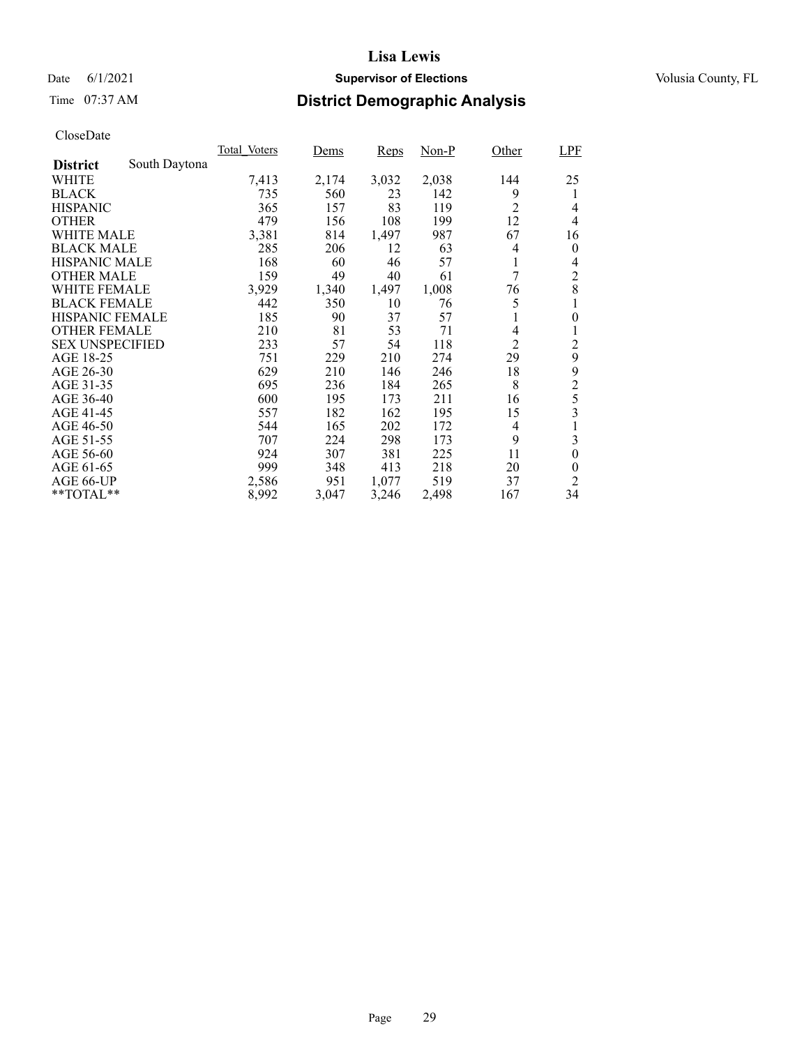# Lisa Lewis

Date 6/1/2021 **Supervisor of Elections** Volusia County, FL

Time 07:37 AM **District Demographic Analysis**

CloseDate

| | Total_Voters | Dems | Reps | Non-P | Other | LPF |
|---|---|---|---|---|---|---|
| **District** South Daytona | | | | | | |
| WHITE | 7,413 | 2,174 | 3,032 | 2,038 | 144 | 25 |
| BLACK | 735 | 560 | 23 | 142 | 9 | 1 |
| HISPANIC | 365 | 157 | 83 | 119 | 2 | 4 |
| OTHER | 479 | 156 | 108 | 199 | 12 | 4 |
| WHITE MALE | 3,381 | 814 | 1,497 | 987 | 67 | 16 |
| BLACK MALE | 285 | 206 | 12 | 63 | 4 | 0 |
| HISPANIC MALE | 168 | 60 | 46 | 57 | 1 | 4 |
| OTHER MALE | 159 | 49 | 40 | 61 | 7 | 2 |
| WHITE FEMALE | 3,929 | 1,340 | 1,497 | 1,008 | 76 | 8 |
| BLACK FEMALE | 442 | 350 | 10 | 76 | 5 | 1 |
| HISPANIC FEMALE | 185 | 90 | 37 | 57 | 1 | 0 |
| OTHER FEMALE | 210 | 81 | 53 | 71 | 4 | 1 |
| SEX UNSPECIFIED | 233 | 57 | 54 | 118 | 2 | 2 |
| AGE 18-25 | 751 | 229 | 210 | 274 | 29 | 9 |
| AGE 26-30 | 629 | 210 | 146 | 246 | 18 | 9 |
| AGE 31-35 | 695 | 236 | 184 | 265 | 8 | 2 |
| AGE 36-40 | 600 | 195 | 173 | 211 | 16 | 5 |
| AGE 41-45 | 557 | 182 | 162 | 195 | 15 | 3 |
| AGE 46-50 | 544 | 165 | 202 | 172 | 4 | 1 |
| AGE 51-55 | 707 | 224 | 298 | 173 | 9 | 3 |
| AGE 56-60 | 924 | 307 | 381 | 225 | 11 | 0 |
| AGE 61-65 | 999 | 348 | 413 | 218 | 20 | 0 |
| AGE 66-UP | 2,586 | 951 | 1,077 | 519 | 37 | 2 |
| **TOTAL** | 8,992 | 3,047 | 3,246 | 2,498 | 167 | 34 |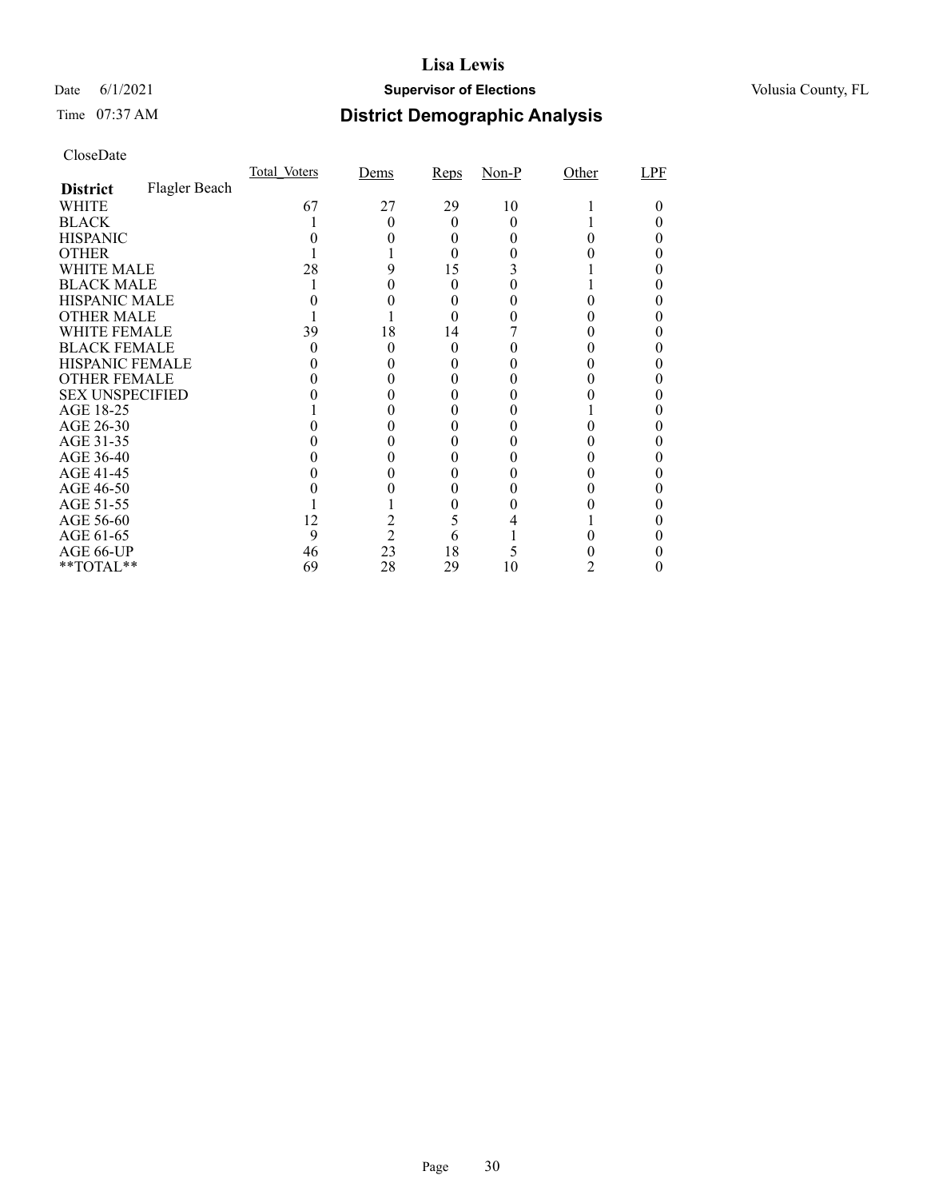# Lisa Lewis

Date 6/1/2021 **Supervisor of Elections** Volusia County, FL

Time 07:37 AM **District Demographic Analysis**

CloseDate

| **District** Flagler Beach | Total_Voters | Dems | Reps | Non-P | Other | LPF |
|---|---|---|---|---|---|---|
| WHITE | 67 | 27 | 29 | 10 | 1 | 0 |
| BLACK | 1 | 0 | 0 | 0 | 1 | 0 |
| HISPANIC | 0 | 0 | 0 | 0 | 0 | 0 |
| OTHER | 1 | 1 | 0 | 0 | 0 | 0 |
| WHITE MALE | 28 | 9 | 15 | 3 | 1 | 0 |
| BLACK MALE | 1 | 0 | 0 | 0 | 1 | 0 |
| HISPANIC MALE | 0 | 0 | 0 | 0 | 0 | 0 |
| OTHER MALE | 1 | 1 | 0 | 0 | 0 | 0 |
| WHITE FEMALE | 39 | 18 | 14 | 7 | 0 | 0 |
| BLACK FEMALE | 0 | 0 | 0 | 0 | 0 | 0 |
| HISPANIC FEMALE | 0 | 0 | 0 | 0 | 0 | 0 |
| OTHER FEMALE | 0 | 0 | 0 | 0 | 0 | 0 |
| SEX UNSPECIFIED | 0 | 0 | 0 | 0 | 0 | 0 |
| AGE 18-25 | 1 | 0 | 0 | 0 | 1 | 0 |
| AGE 26-30 | 0 | 0 | 0 | 0 | 0 | 0 |
| AGE 31-35 | 0 | 0 | 0 | 0 | 0 | 0 |
| AGE 36-40 | 0 | 0 | 0 | 0 | 0 | 0 |
| AGE 41-45 | 0 | 0 | 0 | 0 | 0 | 0 |
| AGE 46-50 | 0 | 0 | 0 | 0 | 0 | 0 |
| AGE 51-55 | 1 | 1 | 0 | 0 | 0 | 0 |
| AGE 56-60 | 12 | 2 | 5 | 4 | 1 | 0 |
| AGE 61-65 | 9 | 2 | 6 | 1 | 0 | 0 |
| AGE 66-UP | 46 | 23 | 18 | 5 | 0 | 0 |
| **TOTAL** | 69 | 28 | 29 | 10 | 2 | 0 |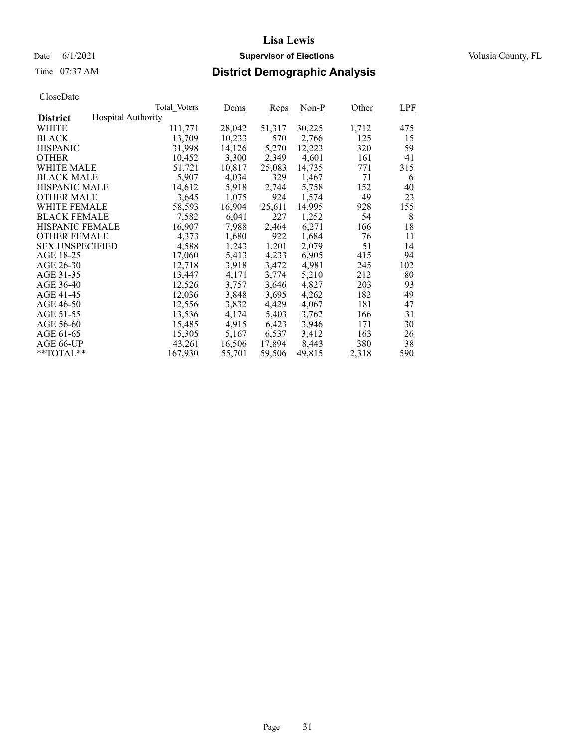# Lisa Lewis

Date 6/1/2021 **Supervisor of Elections** Volusia County, FL

Time 07:37 AM **District Demographic Analysis**

CloseDate

**District** Hospital Authority

| | Total_Voters | Dems | Reps | Non-P | Other | LPF |
|---|---|---|---|---|---|---|
| WHITE | 111,771 | 28,042 | 51,317 | 30,225 | 1,712 | 475 |
| BLACK | 13,709 | 10,233 | 570 | 2,766 | 125 | 15 |
| HISPANIC | 31,998 | 14,126 | 5,270 | 12,223 | 320 | 59 |
| OTHER | 10,452 | 3,300 | 2,349 | 4,601 | 161 | 41 |
| WHITE MALE | 51,721 | 10,817 | 25,083 | 14,735 | 771 | 315 |
| BLACK MALE | 5,907 | 4,034 | 329 | 1,467 | 71 | 6 |
| HISPANIC MALE | 14,612 | 5,918 | 2,744 | 5,758 | 152 | 40 |
| OTHER MALE | 3,645 | 1,075 | 924 | 1,574 | 49 | 23 |
| WHITE FEMALE | 58,593 | 16,904 | 25,611 | 14,995 | 928 | 155 |
| BLACK FEMALE | 7,582 | 6,041 | 227 | 1,252 | 54 | 8 |
| HISPANIC FEMALE | 16,907 | 7,988 | 2,464 | 6,271 | 166 | 18 |
| OTHER FEMALE | 4,373 | 1,680 | 922 | 1,684 | 76 | 11 |
| SEX UNSPECIFIED | 4,588 | 1,243 | 1,201 | 2,079 | 51 | 14 |
| AGE 18-25 | 17,060 | 5,413 | 4,233 | 6,905 | 415 | 94 |
| AGE 26-30 | 12,718 | 3,918 | 3,472 | 4,981 | 245 | 102 |
| AGE 31-35 | 13,447 | 4,171 | 3,774 | 5,210 | 212 | 80 |
| AGE 36-40 | 12,526 | 3,757 | 3,646 | 4,827 | 203 | 93 |
| AGE 41-45 | 12,036 | 3,848 | 3,695 | 4,262 | 182 | 49 |
| AGE 46-50 | 12,556 | 3,832 | 4,429 | 4,067 | 181 | 47 |
| AGE 51-55 | 13,536 | 4,174 | 5,403 | 3,762 | 166 | 31 |
| AGE 56-60 | 15,485 | 4,915 | 6,423 | 3,946 | 171 | 30 |
| AGE 61-65 | 15,305 | 5,167 | 6,537 | 3,412 | 163 | 26 |
| AGE 66-UP | 43,261 | 16,506 | 17,894 | 8,443 | 380 | 38 |
| **TOTAL** | 167,930 | 55,701 | 59,506 | 49,815 | 2,318 | 590 |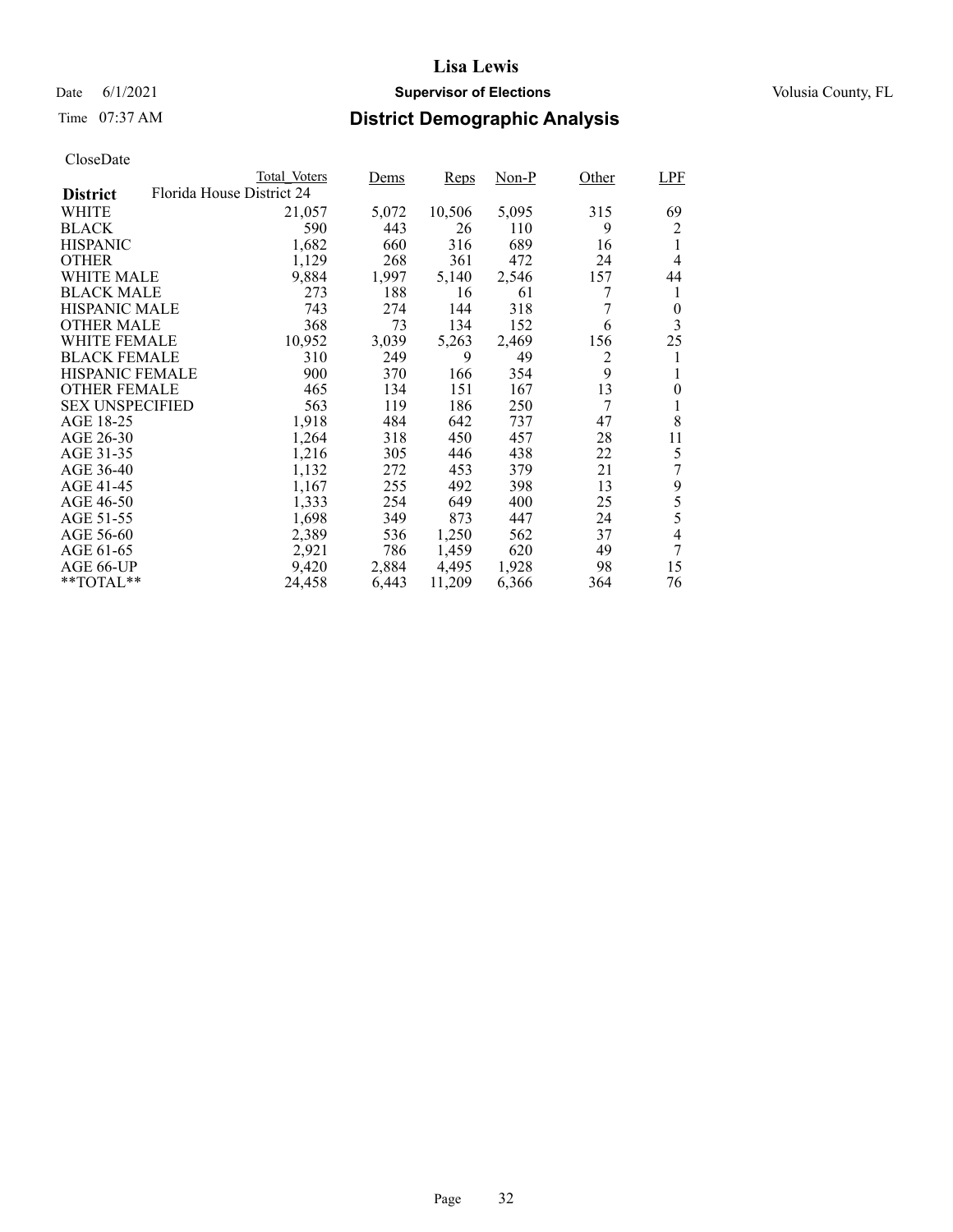# Lisa Lewis

Date 6/1/2021 **Supervisor of Elections** Volusia County, FL

Time 07:37 AM **District Demographic Analysis**

CloseDate

| District | Total_Voters | Dems | Reps | Non-P | Other | LPF |
|---|---|---|---|---|---|---|
| **Florida House District 24** | | | | | | |
| WHITE | 21,057 | 5,072 | 10,506 | 5,095 | 315 | 69 |
| BLACK | 590 | 443 | 26 | 110 | 9 | 2 |
| HISPANIC | 1,682 | 660 | 316 | 689 | 16 | 1 |
| OTHER | 1,129 | 268 | 361 | 472 | 24 | 4 |
| WHITE MALE | 9,884 | 1,997 | 5,140 | 2,546 | 157 | 44 |
| BLACK MALE | 273 | 188 | 16 | 61 | 7 | 1 |
| HISPANIC MALE | 743 | 274 | 144 | 318 | 7 | 0 |
| OTHER MALE | 368 | 73 | 134 | 152 | 6 | 3 |
| WHITE FEMALE | 10,952 | 3,039 | 5,263 | 2,469 | 156 | 25 |
| BLACK FEMALE | 310 | 249 | 9 | 49 | 2 | 1 |
| HISPANIC FEMALE | 900 | 370 | 166 | 354 | 9 | 1 |
| OTHER FEMALE | 465 | 134 | 151 | 167 | 13 | 0 |
| SEX UNSPECIFIED | 563 | 119 | 186 | 250 | 7 | 1 |
| AGE 18-25 | 1,918 | 484 | 642 | 737 | 47 | 8 |
| AGE 26-30 | 1,264 | 318 | 450 | 457 | 28 | 11 |
| AGE 31-35 | 1,216 | 305 | 446 | 438 | 22 | 5 |
| AGE 36-40 | 1,132 | 272 | 453 | 379 | 21 | 7 |
| AGE 41-45 | 1,167 | 255 | 492 | 398 | 13 | 9 |
| AGE 46-50 | 1,333 | 254 | 649 | 400 | 25 | 5 |
| AGE 51-55 | 1,698 | 349 | 873 | 447 | 24 | 5 |
| AGE 56-60 | 2,389 | 536 | 1,250 | 562 | 37 | 4 |
| AGE 61-65 | 2,921 | 786 | 1,459 | 620 | 49 | 7 |
| AGE 66-UP | 9,420 | 2,884 | 4,495 | 1,928 | 98 | 15 |
| **TOTAL** | 24,458 | 6,443 | 11,209 | 6,366 | 364 | 76 |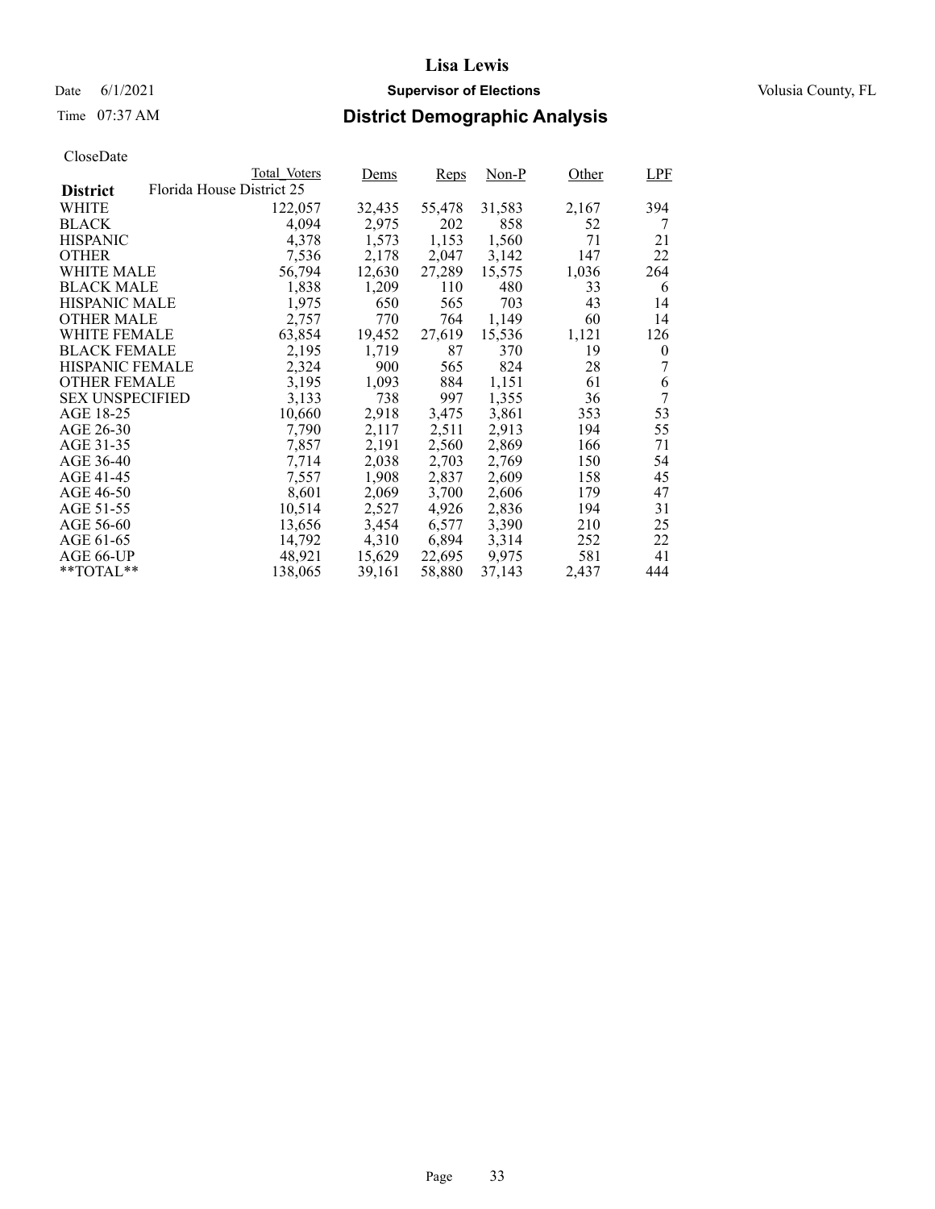# Lisa Lewis

Date 6/1/2021 **Supervisor of Elections** Volusia County, FL

Time 07:37 AM **District Demographic Analysis**

CloseDate

| District | Total_Voters | Dems | Reps | Non-P | Other | LPF |
|---|---|---|---|---|---|---|
| Florida House District 25 | | | | | | |
| WHITE | 122,057 | 32,435 | 55,478 | 31,583 | 2,167 | 394 |
| BLACK | 4,094 | 2,975 | 202 | 858 | 52 | 7 |
| HISPANIC | 4,378 | 1,573 | 1,153 | 1,560 | 71 | 21 |
| OTHER | 7,536 | 2,178 | 2,047 | 3,142 | 147 | 22 |
| WHITE MALE | 56,794 | 12,630 | 27,289 | 15,575 | 1,036 | 264 |
| BLACK MALE | 1,838 | 1,209 | 110 | 480 | 33 | 6 |
| HISPANIC MALE | 1,975 | 650 | 565 | 703 | 43 | 14 |
| OTHER MALE | 2,757 | 770 | 764 | 1,149 | 60 | 14 |
| WHITE FEMALE | 63,854 | 19,452 | 27,619 | 15,536 | 1,121 | 126 |
| BLACK FEMALE | 2,195 | 1,719 | 87 | 370 | 19 | 0 |
| HISPANIC FEMALE | 2,324 | 900 | 565 | 824 | 28 | 7 |
| OTHER FEMALE | 3,195 | 1,093 | 884 | 1,151 | 61 | 6 |
| SEX UNSPECIFIED | 3,133 | 738 | 997 | 1,355 | 36 | 7 |
| AGE 18-25 | 10,660 | 2,918 | 3,475 | 3,861 | 353 | 53 |
| AGE 26-30 | 7,790 | 2,117 | 2,511 | 2,913 | 194 | 55 |
| AGE 31-35 | 7,857 | 2,191 | 2,560 | 2,869 | 166 | 71 |
| AGE 36-40 | 7,714 | 2,038 | 2,703 | 2,769 | 150 | 54 |
| AGE 41-45 | 7,557 | 1,908 | 2,837 | 2,609 | 158 | 45 |
| AGE 46-50 | 8,601 | 2,069 | 3,700 | 2,606 | 179 | 47 |
| AGE 51-55 | 10,514 | 2,527 | 4,926 | 2,836 | 194 | 31 |
| AGE 56-60 | 13,656 | 3,454 | 6,577 | 3,390 | 210 | 25 |
| AGE 61-65 | 14,792 | 4,310 | 6,894 | 3,314 | 252 | 22 |
| AGE 66-UP | 48,921 | 15,629 | 22,695 | 9,975 | 581 | 41 |
| **TOTAL** | 138,065 | 39,161 | 58,880 | 37,143 | 2,437 | 444 |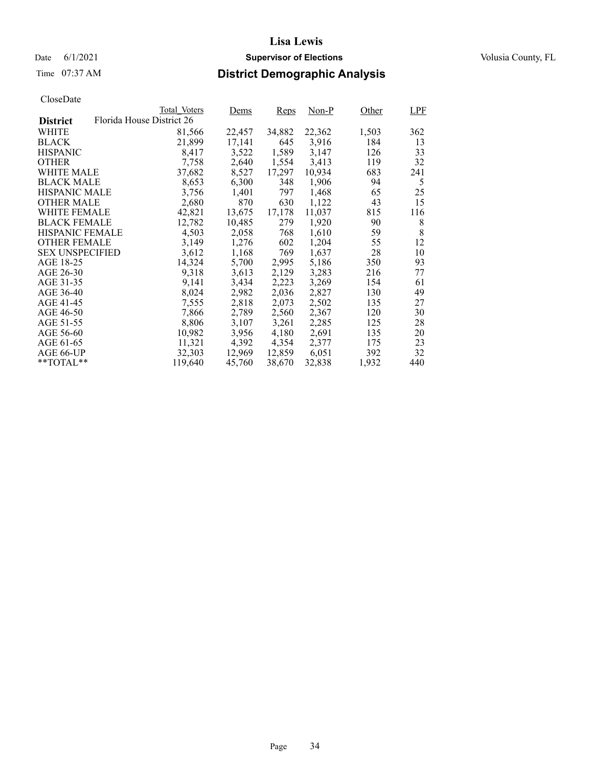# Lisa Lewis

Date 6/1/2021 **Supervisor of Elections** Volusia County, FL

Time 07:37 AM **District Demographic Analysis**

CloseDate

| | Total_Voters | Dems | Reps | Non-P | Other | LPF |
|---|---|---|---|---|---|---|
| **District** Florida House District 26 | | | | | | |
| WHITE | 81,566 | 22,457 | 34,882 | 22,362 | 1,503 | 362 |
| BLACK | 21,899 | 17,141 | 645 | 3,916 | 184 | 13 |
| HISPANIC | 8,417 | 3,522 | 1,589 | 3,147 | 126 | 33 |
| OTHER | 7,758 | 2,640 | 1,554 | 3,413 | 119 | 32 |
| WHITE MALE | 37,682 | 8,527 | 17,297 | 10,934 | 683 | 241 |
| BLACK MALE | 8,653 | 6,300 | 348 | 1,906 | 94 | 5 |
| HISPANIC MALE | 3,756 | 1,401 | 797 | 1,468 | 65 | 25 |
| OTHER MALE | 2,680 | 870 | 630 | 1,122 | 43 | 15 |
| WHITE FEMALE | 42,821 | 13,675 | 17,178 | 11,037 | 815 | 116 |
| BLACK FEMALE | 12,782 | 10,485 | 279 | 1,920 | 90 | 8 |
| HISPANIC FEMALE | 4,503 | 2,058 | 768 | 1,610 | 59 | 8 |
| OTHER FEMALE | 3,149 | 1,276 | 602 | 1,204 | 55 | 12 |
| SEX UNSPECIFIED | 3,612 | 1,168 | 769 | 1,637 | 28 | 10 |
| AGE 18-25 | 14,324 | 5,700 | 2,995 | 5,186 | 350 | 93 |
| AGE 26-30 | 9,318 | 3,613 | 2,129 | 3,283 | 216 | 77 |
| AGE 31-35 | 9,141 | 3,434 | 2,223 | 3,269 | 154 | 61 |
| AGE 36-40 | 8,024 | 2,982 | 2,036 | 2,827 | 130 | 49 |
| AGE 41-45 | 7,555 | 2,818 | 2,073 | 2,502 | 135 | 27 |
| AGE 46-50 | 7,866 | 2,789 | 2,560 | 2,367 | 120 | 30 |
| AGE 51-55 | 8,806 | 3,107 | 3,261 | 2,285 | 125 | 28 |
| AGE 56-60 | 10,982 | 3,956 | 4,180 | 2,691 | 135 | 20 |
| AGE 61-65 | 11,321 | 4,392 | 4,354 | 2,377 | 175 | 23 |
| AGE 66-UP | 32,303 | 12,969 | 12,859 | 6,051 | 392 | 32 |
| **TOTAL** | 119,640 | 45,760 | 38,670 | 32,838 | 1,932 | 440 |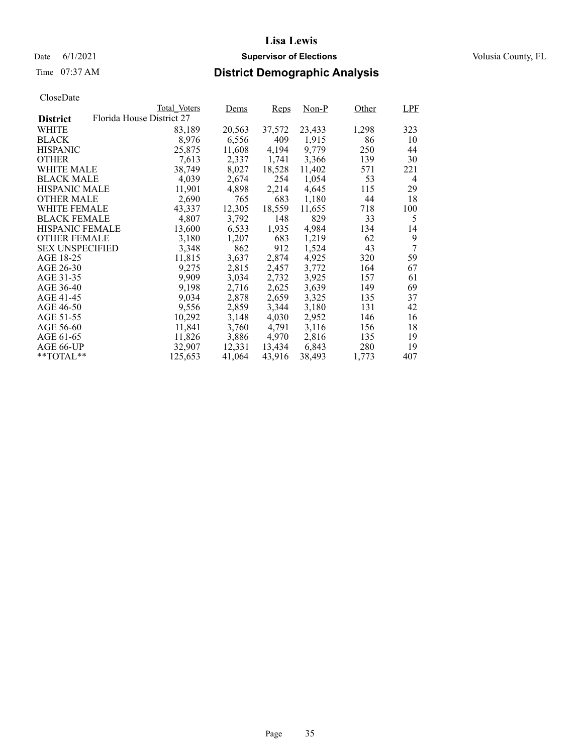# Lisa Lewis

Date 6/1/2021 **Supervisor of Elections** Volusia County, FL

Time 07:37 AM **District Demographic Analysis**

CloseDate

| District | Total_Voters | Dems | Reps | Non-P | Other | LPF |
|---|---|---|---|---|---|---|
| Florida House District 27 | | | | | | |
| WHITE | 83,189 | 20,563 | 37,572 | 23,433 | 1,298 | 323 |
| BLACK | 8,976 | 6,556 | 409 | 1,915 | 86 | 10 |
| HISPANIC | 25,875 | 11,608 | 4,194 | 9,779 | 250 | 44 |
| OTHER | 7,613 | 2,337 | 1,741 | 3,366 | 139 | 30 |
| WHITE MALE | 38,749 | 8,027 | 18,528 | 11,402 | 571 | 221 |
| BLACK MALE | 4,039 | 2,674 | 254 | 1,054 | 53 | 4 |
| HISPANIC MALE | 11,901 | 4,898 | 2,214 | 4,645 | 115 | 29 |
| OTHER MALE | 2,690 | 765 | 683 | 1,180 | 44 | 18 |
| WHITE FEMALE | 43,337 | 12,305 | 18,559 | 11,655 | 718 | 100 |
| BLACK FEMALE | 4,807 | 3,792 | 148 | 829 | 33 | 5 |
| HISPANIC FEMALE | 13,600 | 6,533 | 1,935 | 4,984 | 134 | 14 |
| OTHER FEMALE | 3,180 | 1,207 | 683 | 1,219 | 62 | 9 |
| SEX UNSPECIFIED | 3,348 | 862 | 912 | 1,524 | 43 | 7 |
| AGE 18-25 | 11,815 | 3,637 | 2,874 | 4,925 | 320 | 59 |
| AGE 26-30 | 9,275 | 2,815 | 2,457 | 3,772 | 164 | 67 |
| AGE 31-35 | 9,909 | 3,034 | 2,732 | 3,925 | 157 | 61 |
| AGE 36-40 | 9,198 | 2,716 | 2,625 | 3,639 | 149 | 69 |
| AGE 41-45 | 9,034 | 2,878 | 2,659 | 3,325 | 135 | 37 |
| AGE 46-50 | 9,556 | 2,859 | 3,344 | 3,180 | 131 | 42 |
| AGE 51-55 | 10,292 | 3,148 | 4,030 | 2,952 | 146 | 16 |
| AGE 56-60 | 11,841 | 3,760 | 4,791 | 3,116 | 156 | 18 |
| AGE 61-65 | 11,826 | 3,886 | 4,970 | 2,816 | 135 | 19 |
| AGE 66-UP | 32,907 | 12,331 | 13,434 | 6,843 | 280 | 19 |
| **TOTAL** | 125,653 | 41,064 | 43,916 | 38,493 | 1,773 | 407 |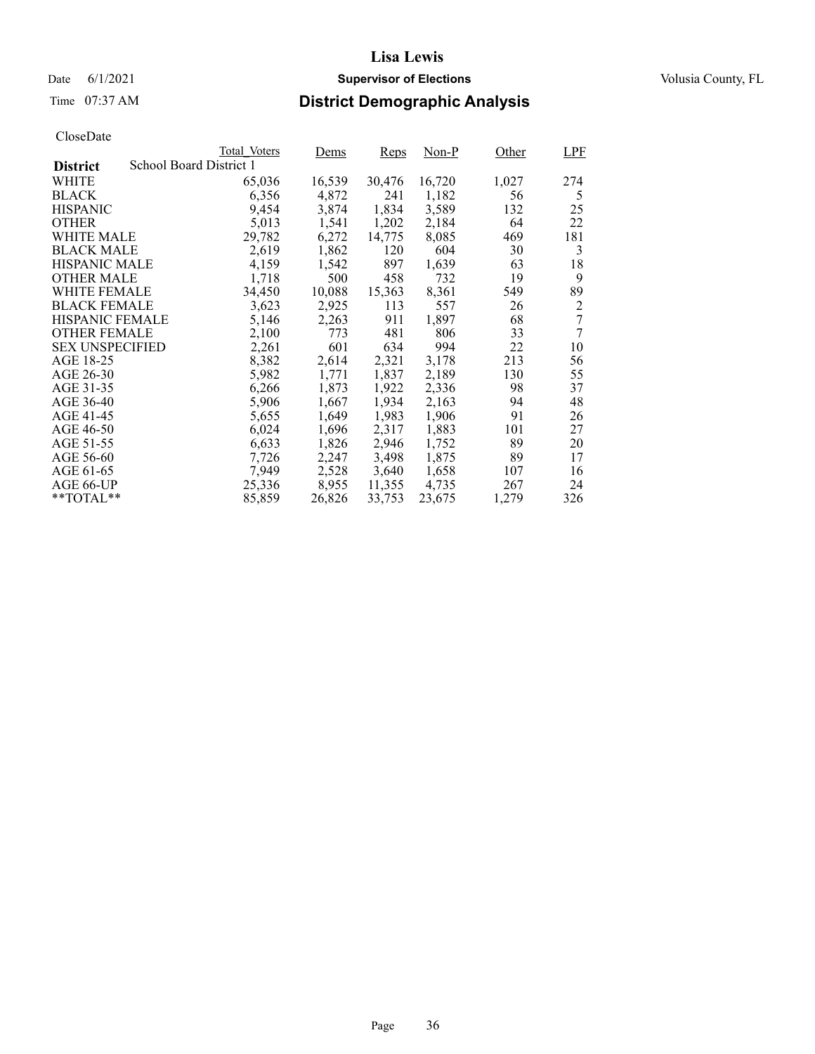# Lisa Lewis

Date 6/1/2021 **Supervisor of Elections** Volusia County, FL

Time 07:37 AM **District Demographic Analysis**

CloseDate

| District | Total_Voters | Dems | Reps | Non-P | Other | LPF |
|---|---|---|---|---|---|---|
| School Board District 1 | | | | | | |
| WHITE | 65,036 | 16,539 | 30,476 | 16,720 | 1,027 | 274 |
| BLACK | 6,356 | 4,872 | 241 | 1,182 | 56 | 5 |
| HISPANIC | 9,454 | 3,874 | 1,834 | 3,589 | 132 | 25 |
| OTHER | 5,013 | 1,541 | 1,202 | 2,184 | 64 | 22 |
| WHITE MALE | 29,782 | 6,272 | 14,775 | 8,085 | 469 | 181 |
| BLACK MALE | 2,619 | 1,862 | 120 | 604 | 30 | 3 |
| HISPANIC MALE | 4,159 | 1,542 | 897 | 1,639 | 63 | 18 |
| OTHER MALE | 1,718 | 500 | 458 | 732 | 19 | 9 |
| WHITE FEMALE | 34,450 | 10,088 | 15,363 | 8,361 | 549 | 89 |
| BLACK FEMALE | 3,623 | 2,925 | 113 | 557 | 26 | 2 |
| HISPANIC FEMALE | 5,146 | 2,263 | 911 | 1,897 | 68 | 7 |
| OTHER FEMALE | 2,100 | 773 | 481 | 806 | 33 | 7 |
| SEX UNSPECIFIED | 2,261 | 601 | 634 | 994 | 22 | 10 |
| AGE 18-25 | 8,382 | 2,614 | 2,321 | 3,178 | 213 | 56 |
| AGE 26-30 | 5,982 | 1,771 | 1,837 | 2,189 | 130 | 55 |
| AGE 31-35 | 6,266 | 1,873 | 1,922 | 2,336 | 98 | 37 |
| AGE 36-40 | 5,906 | 1,667 | 1,934 | 2,163 | 94 | 48 |
| AGE 41-45 | 5,655 | 1,649 | 1,983 | 1,906 | 91 | 26 |
| AGE 46-50 | 6,024 | 1,696 | 2,317 | 1,883 | 101 | 27 |
| AGE 51-55 | 6,633 | 1,826 | 2,946 | 1,752 | 89 | 20 |
| AGE 56-60 | 7,726 | 2,247 | 3,498 | 1,875 | 89 | 17 |
| AGE 61-65 | 7,949 | 2,528 | 3,640 | 1,658 | 107 | 16 |
| AGE 66-UP | 25,336 | 8,955 | 11,355 | 4,735 | 267 | 24 |
| **TOTAL** | 85,859 | 26,826 | 33,753 | 23,675 | 1,279 | 326 |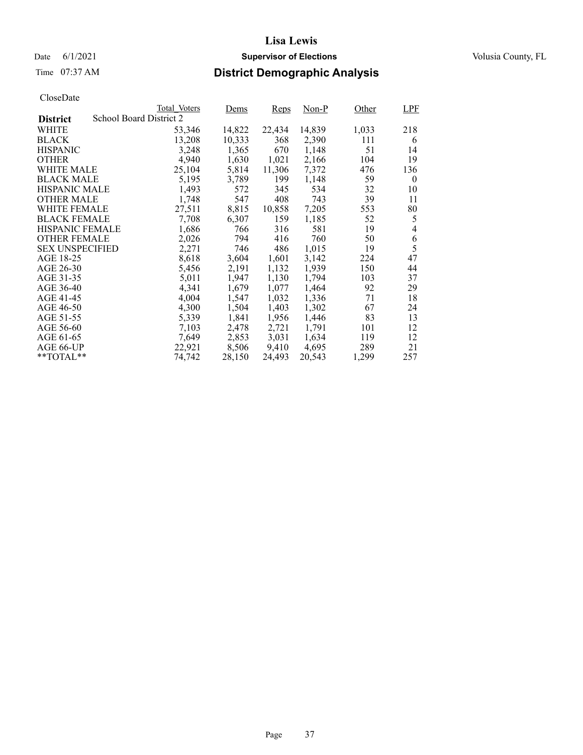# Lisa Lewis

Date 6/1/2021 **Supervisor of Elections** Volusia County, FL

Time 07:37 AM **District Demographic Analysis**

CloseDate

| **District** School Board District 2 | Total_Voters | Dems | Reps | Non-P | Other | LPF |
|---|---|---|---|---|---|---|
| WHITE | 53,346 | 14,822 | 22,434 | 14,839 | 1,033 | 218 |
| BLACK | 13,208 | 10,333 | 368 | 2,390 | 111 | 6 |
| HISPANIC | 3,248 | 1,365 | 670 | 1,148 | 51 | 14 |
| OTHER | 4,940 | 1,630 | 1,021 | 2,166 | 104 | 19 |
| WHITE MALE | 25,104 | 5,814 | 11,306 | 7,372 | 476 | 136 |
| BLACK MALE | 5,195 | 3,789 | 199 | 1,148 | 59 | 0 |
| HISPANIC MALE | 1,493 | 572 | 345 | 534 | 32 | 10 |
| OTHER MALE | 1,748 | 547 | 408 | 743 | 39 | 11 |
| WHITE FEMALE | 27,511 | 8,815 | 10,858 | 7,205 | 553 | 80 |
| BLACK FEMALE | 7,708 | 6,307 | 159 | 1,185 | 52 | 5 |
| HISPANIC FEMALE | 1,686 | 766 | 316 | 581 | 19 | 4 |
| OTHER FEMALE | 2,026 | 794 | 416 | 760 | 50 | 6 |
| SEX UNSPECIFIED | 2,271 | 746 | 486 | 1,015 | 19 | 5 |
| AGE 18-25 | 8,618 | 3,604 | 1,601 | 3,142 | 224 | 47 |
| AGE 26-30 | 5,456 | 2,191 | 1,132 | 1,939 | 150 | 44 |
| AGE 31-35 | 5,011 | 1,947 | 1,130 | 1,794 | 103 | 37 |
| AGE 36-40 | 4,341 | 1,679 | 1,077 | 1,464 | 92 | 29 |
| AGE 41-45 | 4,004 | 1,547 | 1,032 | 1,336 | 71 | 18 |
| AGE 46-50 | 4,300 | 1,504 | 1,403 | 1,302 | 67 | 24 |
| AGE 51-55 | 5,339 | 1,841 | 1,956 | 1,446 | 83 | 13 |
| AGE 56-60 | 7,103 | 2,478 | 2,721 | 1,791 | 101 | 12 |
| AGE 61-65 | 7,649 | 2,853 | 3,031 | 1,634 | 119 | 12 |
| AGE 66-UP | 22,921 | 8,506 | 9,410 | 4,695 | 289 | 21 |
| **TOTAL** | 74,742 | 28,150 | 24,493 | 20,543 | 1,299 | 257 |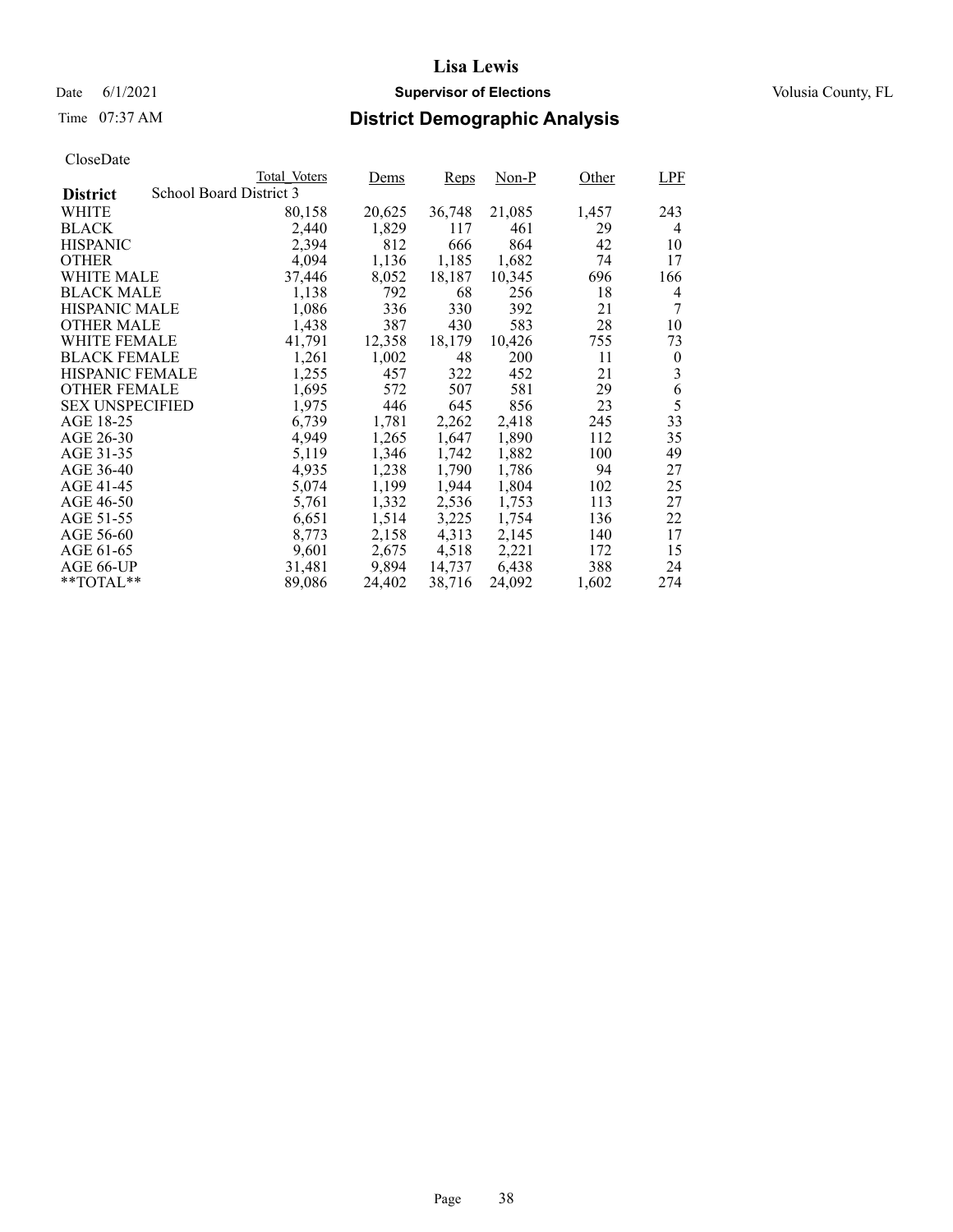# Lisa Lewis

Date 6/1/2021 **Supervisor of Elections** Volusia County, FL

Time 07:37 AM **District Demographic Analysis**

CloseDate

| District: School Board District 3 | Total_Voters | Dems | Reps | Non-P | Other | LPF |
|---|---|---|---|---|---|---|
| WHITE | 80,158 | 20,625 | 36,748 | 21,085 | 1,457 | 243 |
| BLACK | 2,440 | 1,829 | 117 | 461 | 29 | 4 |
| HISPANIC | 2,394 | 812 | 666 | 864 | 42 | 10 |
| OTHER | 4,094 | 1,136 | 1,185 | 1,682 | 74 | 17 |
| WHITE MALE | 37,446 | 8,052 | 18,187 | 10,345 | 696 | 166 |
| BLACK MALE | 1,138 | 792 | 68 | 256 | 18 | 4 |
| HISPANIC MALE | 1,086 | 336 | 330 | 392 | 21 | 7 |
| OTHER MALE | 1,438 | 387 | 430 | 583 | 28 | 10 |
| WHITE FEMALE | 41,791 | 12,358 | 18,179 | 10,426 | 755 | 73 |
| BLACK FEMALE | 1,261 | 1,002 | 48 | 200 | 11 | 0 |
| HISPANIC FEMALE | 1,255 | 457 | 322 | 452 | 21 | 3 |
| OTHER FEMALE | 1,695 | 572 | 507 | 581 | 29 | 6 |
| SEX UNSPECIFIED | 1,975 | 446 | 645 | 856 | 23 | 5 |
| AGE 18-25 | 6,739 | 1,781 | 2,262 | 2,418 | 245 | 33 |
| AGE 26-30 | 4,949 | 1,265 | 1,647 | 1,890 | 112 | 35 |
| AGE 31-35 | 5,119 | 1,346 | 1,742 | 1,882 | 100 | 49 |
| AGE 36-40 | 4,935 | 1,238 | 1,790 | 1,786 | 94 | 27 |
| AGE 41-45 | 5,074 | 1,199 | 1,944 | 1,804 | 102 | 25 |
| AGE 46-50 | 5,761 | 1,332 | 2,536 | 1,753 | 113 | 27 |
| AGE 51-55 | 6,651 | 1,514 | 3,225 | 1,754 | 136 | 22 |
| AGE 56-60 | 8,773 | 2,158 | 4,313 | 2,145 | 140 | 17 |
| AGE 61-65 | 9,601 | 2,675 | 4,518 | 2,221 | 172 | 15 |
| AGE 66-UP | 31,481 | 9,894 | 14,737 | 6,438 | 388 | 24 |
| **TOTAL** | 89,086 | 24,402 | 38,716 | 24,092 | 1,602 | 274 |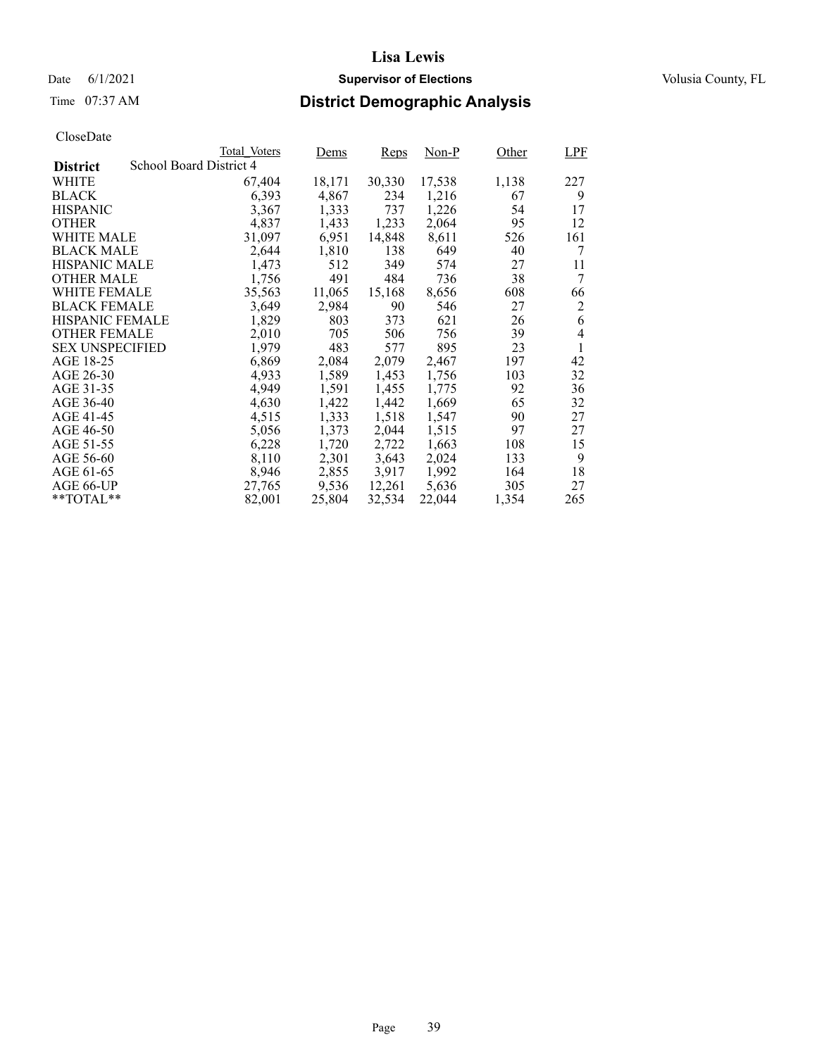# Lisa Lewis

Date 6/1/2021 **Supervisor of Elections** Volusia County, FL

Time 07:37 AM **District Demographic Analysis**

CloseDate

| District | Total_Voters | Dems | Reps | Non-P | Other | LPF |
|---|---|---|---|---|---|---|
| School Board District 4 | | | | | | |
| WHITE | 67,404 | 18,171 | 30,330 | 17,538 | 1,138 | 227 |
| BLACK | 6,393 | 4,867 | 234 | 1,216 | 67 | 9 |
| HISPANIC | 3,367 | 1,333 | 737 | 1,226 | 54 | 17 |
| OTHER | 4,837 | 1,433 | 1,233 | 2,064 | 95 | 12 |
| WHITE MALE | 31,097 | 6,951 | 14,848 | 8,611 | 526 | 161 |
| BLACK MALE | 2,644 | 1,810 | 138 | 649 | 40 | 7 |
| HISPANIC MALE | 1,473 | 512 | 349 | 574 | 27 | 11 |
| OTHER MALE | 1,756 | 491 | 484 | 736 | 38 | 7 |
| WHITE FEMALE | 35,563 | 11,065 | 15,168 | 8,656 | 608 | 66 |
| BLACK FEMALE | 3,649 | 2,984 | 90 | 546 | 27 | 2 |
| HISPANIC FEMALE | 1,829 | 803 | 373 | 621 | 26 | 6 |
| OTHER FEMALE | 2,010 | 705 | 506 | 756 | 39 | 4 |
| SEX UNSPECIFIED | 1,979 | 483 | 577 | 895 | 23 | 1 |
| AGE 18-25 | 6,869 | 2,084 | 2,079 | 2,467 | 197 | 42 |
| AGE 26-30 | 4,933 | 1,589 | 1,453 | 1,756 | 103 | 32 |
| AGE 31-35 | 4,949 | 1,591 | 1,455 | 1,775 | 92 | 36 |
| AGE 36-40 | 4,630 | 1,422 | 1,442 | 1,669 | 65 | 32 |
| AGE 41-45 | 4,515 | 1,333 | 1,518 | 1,547 | 90 | 27 |
| AGE 46-50 | 5,056 | 1,373 | 2,044 | 1,515 | 97 | 27 |
| AGE 51-55 | 6,228 | 1,720 | 2,722 | 1,663 | 108 | 15 |
| AGE 56-60 | 8,110 | 2,301 | 3,643 | 2,024 | 133 | 9 |
| AGE 61-65 | 8,946 | 2,855 | 3,917 | 1,992 | 164 | 18 |
| AGE 66-UP | 27,765 | 9,536 | 12,261 | 5,636 | 305 | 27 |
| **TOTAL** | 82,001 | 25,804 | 32,534 | 22,044 | 1,354 | 265 |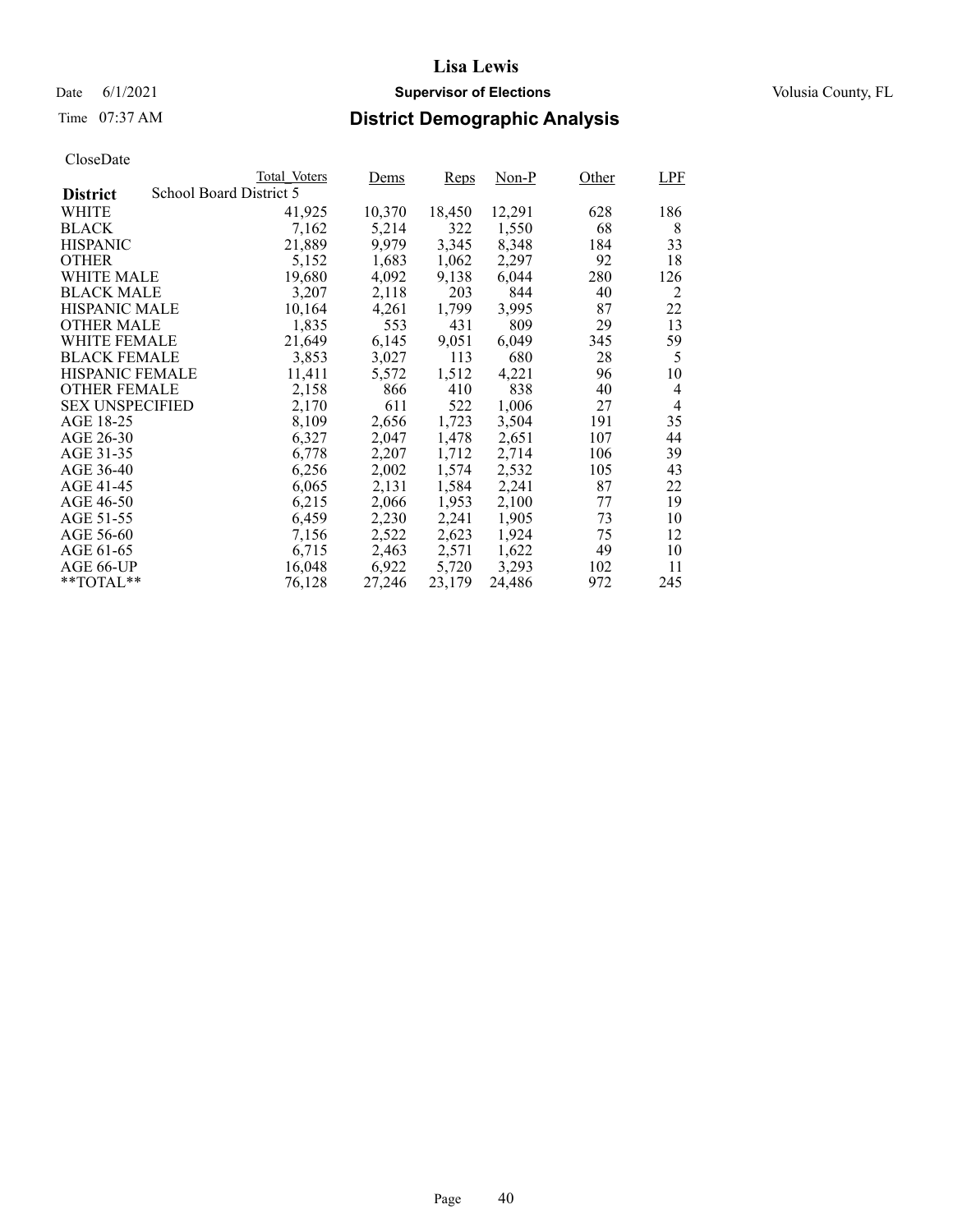# Lisa Lewis

Date 6/1/2021 **Supervisor of Elections** Volusia County, FL

Time 07:37 AM **District Demographic Analysis**

CloseDate

| District | Total_Voters | Dems | Reps | Non-P | Other | LPF |
|---|---|---|---|---|---|---|
| **School Board District 5** | | | | | | |
| WHITE | 41,925 | 10,370 | 18,450 | 12,291 | 628 | 186 |
| BLACK | 7,162 | 5,214 | 322 | 1,550 | 68 | 8 |
| HISPANIC | 21,889 | 9,979 | 3,345 | 8,348 | 184 | 33 |
| OTHER | 5,152 | 1,683 | 1,062 | 2,297 | 92 | 18 |
| WHITE MALE | 19,680 | 4,092 | 9,138 | 6,044 | 280 | 126 |
| BLACK MALE | 3,207 | 2,118 | 203 | 844 | 40 | 2 |
| HISPANIC MALE | 10,164 | 4,261 | 1,799 | 3,995 | 87 | 22 |
| OTHER MALE | 1,835 | 553 | 431 | 809 | 29 | 13 |
| WHITE FEMALE | 21,649 | 6,145 | 9,051 | 6,049 | 345 | 59 |
| BLACK FEMALE | 3,853 | 3,027 | 113 | 680 | 28 | 5 |
| HISPANIC FEMALE | 11,411 | 5,572 | 1,512 | 4,221 | 96 | 10 |
| OTHER FEMALE | 2,158 | 866 | 410 | 838 | 40 | 4 |
| SEX UNSPECIFIED | 2,170 | 611 | 522 | 1,006 | 27 | 4 |
| AGE 18-25 | 8,109 | 2,656 | 1,723 | 3,504 | 191 | 35 |
| AGE 26-30 | 6,327 | 2,047 | 1,478 | 2,651 | 107 | 44 |
| AGE 31-35 | 6,778 | 2,207 | 1,712 | 2,714 | 106 | 39 |
| AGE 36-40 | 6,256 | 2,002 | 1,574 | 2,532 | 105 | 43 |
| AGE 41-45 | 6,065 | 2,131 | 1,584 | 2,241 | 87 | 22 |
| AGE 46-50 | 6,215 | 2,066 | 1,953 | 2,100 | 77 | 19 |
| AGE 51-55 | 6,459 | 2,230 | 2,241 | 1,905 | 73 | 10 |
| AGE 56-60 | 7,156 | 2,522 | 2,623 | 1,924 | 75 | 12 |
| AGE 61-65 | 6,715 | 2,463 | 2,571 | 1,622 | 49 | 10 |
| AGE 66-UP | 16,048 | 6,922 | 5,720 | 3,293 | 102 | 11 |
| **TOTAL** | 76,128 | 27,246 | 23,179 | 24,486 | 972 | 245 |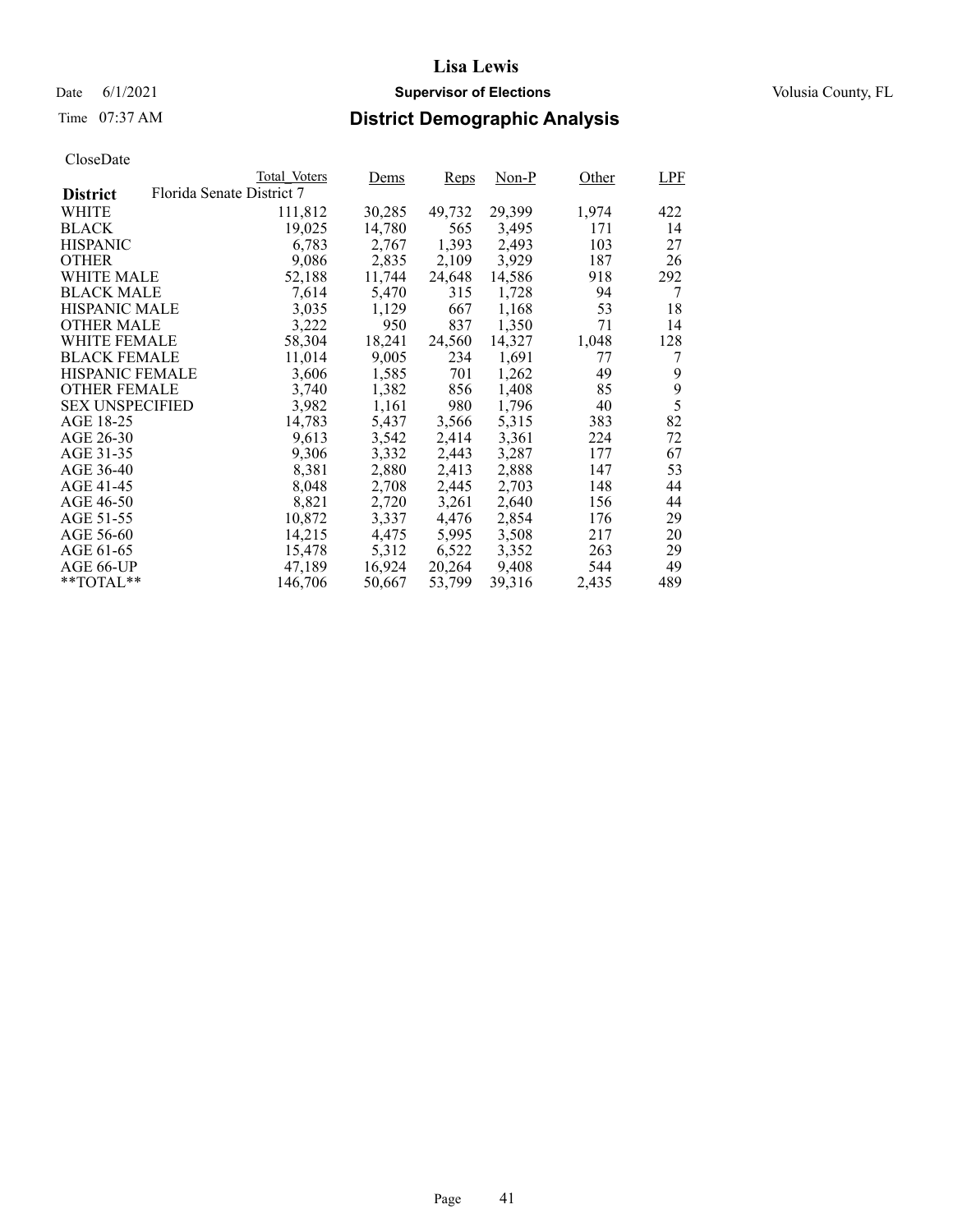# Lisa Lewis

Date 6/1/2021 **Supervisor of Elections** Volusia County, FL

Time 07:37 AM **District Demographic Analysis**

CloseDate

| District | Total_Voters | Dems | Reps | Non-P | Other | LPF |
|---|---|---|---|---|---|---|
| Florida Senate District 7 | | | | | | |
| WHITE | 111,812 | 30,285 | 49,732 | 29,399 | 1,974 | 422 |
| BLACK | 19,025 | 14,780 | 565 | 3,495 | 171 | 14 |
| HISPANIC | 6,783 | 2,767 | 1,393 | 2,493 | 103 | 27 |
| OTHER | 9,086 | 2,835 | 2,109 | 3,929 | 187 | 26 |
| WHITE MALE | 52,188 | 11,744 | 24,648 | 14,586 | 918 | 292 |
| BLACK MALE | 7,614 | 5,470 | 315 | 1,728 | 94 | 7 |
| HISPANIC MALE | 3,035 | 1,129 | 667 | 1,168 | 53 | 18 |
| OTHER MALE | 3,222 | 950 | 837 | 1,350 | 71 | 14 |
| WHITE FEMALE | 58,304 | 18,241 | 24,560 | 14,327 | 1,048 | 128 |
| BLACK FEMALE | 11,014 | 9,005 | 234 | 1,691 | 77 | 7 |
| HISPANIC FEMALE | 3,606 | 1,585 | 701 | 1,262 | 49 | 9 |
| OTHER FEMALE | 3,740 | 1,382 | 856 | 1,408 | 85 | 9 |
| SEX UNSPECIFIED | 3,982 | 1,161 | 980 | 1,796 | 40 | 5 |
| AGE 18-25 | 14,783 | 5,437 | 3,566 | 5,315 | 383 | 82 |
| AGE 26-30 | 9,613 | 3,542 | 2,414 | 3,361 | 224 | 72 |
| AGE 31-35 | 9,306 | 3,332 | 2,443 | 3,287 | 177 | 67 |
| AGE 36-40 | 8,381 | 2,880 | 2,413 | 2,888 | 147 | 53 |
| AGE 41-45 | 8,048 | 2,708 | 2,445 | 2,703 | 148 | 44 |
| AGE 46-50 | 8,821 | 2,720 | 3,261 | 2,640 | 156 | 44 |
| AGE 51-55 | 10,872 | 3,337 | 4,476 | 2,854 | 176 | 29 |
| AGE 56-60 | 14,215 | 4,475 | 5,995 | 3,508 | 217 | 20 |
| AGE 61-65 | 15,478 | 5,312 | 6,522 | 3,352 | 263 | 29 |
| AGE 66-UP | 47,189 | 16,924 | 20,264 | 9,408 | 544 | 49 |
| **TOTAL** | 146,706 | 50,667 | 53,799 | 39,316 | 2,435 | 489 |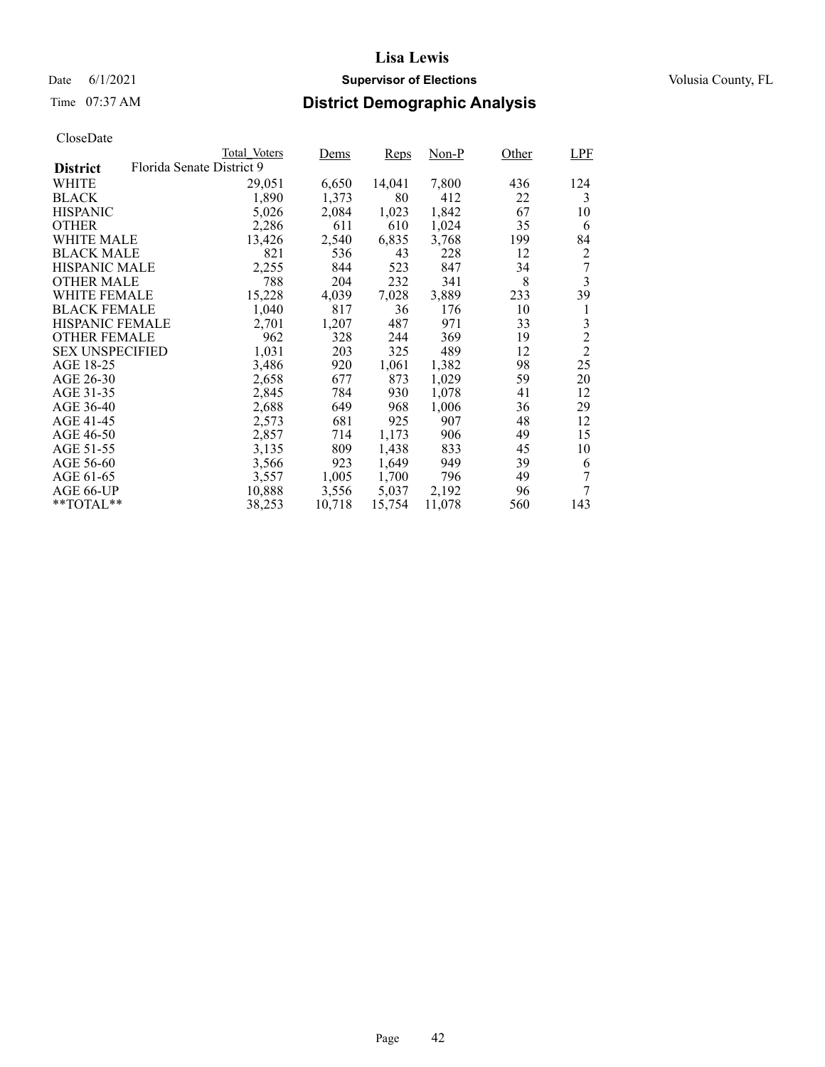# Lisa Lewis

Date 6/1/2021 **Supervisor of Elections** Volusia County, FL

Time 07:37 AM **District Demographic Analysis**

CloseDate

| District | Total_Voters | Dems | Reps | Non-P | Other | LPF |
|---|---|---|---|---|---|---|
| Florida Senate District 9 | | | | | | |
| WHITE | 29,051 | 6,650 | 14,041 | 7,800 | 436 | 124 |
| BLACK | 1,890 | 1,373 | 80 | 412 | 22 | 3 |
| HISPANIC | 5,026 | 2,084 | 1,023 | 1,842 | 67 | 10 |
| OTHER | 2,286 | 611 | 610 | 1,024 | 35 | 6 |
| WHITE MALE | 13,426 | 2,540 | 6,835 | 3,768 | 199 | 84 |
| BLACK MALE | 821 | 536 | 43 | 228 | 12 | 2 |
| HISPANIC MALE | 2,255 | 844 | 523 | 847 | 34 | 7 |
| OTHER MALE | 788 | 204 | 232 | 341 | 8 | 3 |
| WHITE FEMALE | 15,228 | 4,039 | 7,028 | 3,889 | 233 | 39 |
| BLACK FEMALE | 1,040 | 817 | 36 | 176 | 10 | 1 |
| HISPANIC FEMALE | 2,701 | 1,207 | 487 | 971 | 33 | 3 |
| OTHER FEMALE | 962 | 328 | 244 | 369 | 19 | 2 |
| SEX UNSPECIFIED | 1,031 | 203 | 325 | 489 | 12 | 2 |
| AGE 18-25 | 3,486 | 920 | 1,061 | 1,382 | 98 | 25 |
| AGE 26-30 | 2,658 | 677 | 873 | 1,029 | 59 | 20 |
| AGE 31-35 | 2,845 | 784 | 930 | 1,078 | 41 | 12 |
| AGE 36-40 | 2,688 | 649 | 968 | 1,006 | 36 | 29 |
| AGE 41-45 | 2,573 | 681 | 925 | 907 | 48 | 12 |
| AGE 46-50 | 2,857 | 714 | 1,173 | 906 | 49 | 15 |
| AGE 51-55 | 3,135 | 809 | 1,438 | 833 | 45 | 10 |
| AGE 56-60 | 3,566 | 923 | 1,649 | 949 | 39 | 6 |
| AGE 61-65 | 3,557 | 1,005 | 1,700 | 796 | 49 | 7 |
| AGE 66-UP | 10,888 | 3,556 | 5,037 | 2,192 | 96 | 7 |
| **TOTAL** | 38,253 | 10,718 | 15,754 | 11,078 | 560 | 143 |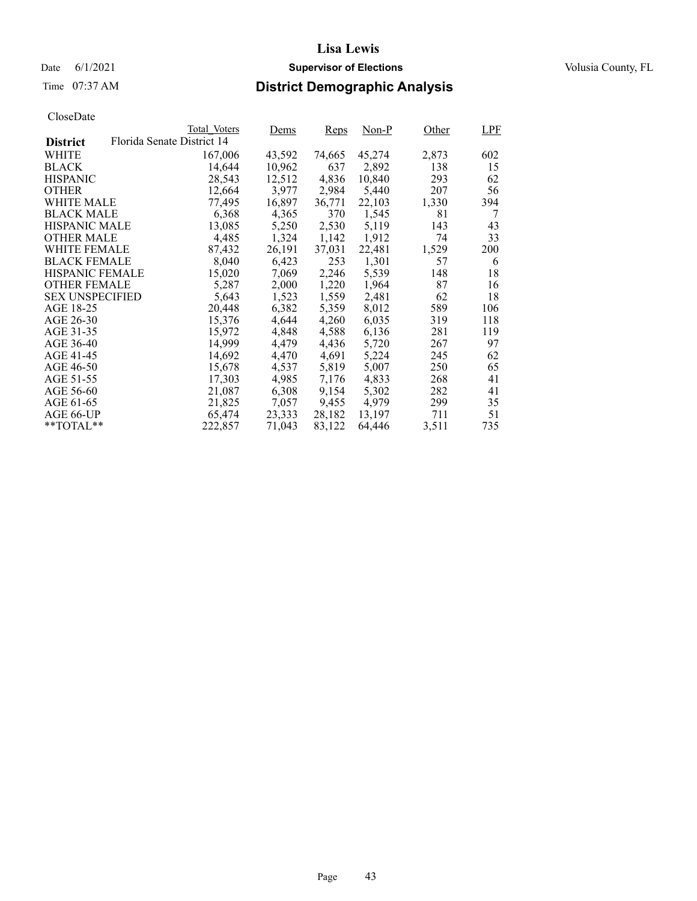# Lisa Lewis

Date 6/1/2021 **Supervisor of Elections** Volusia County, FL

Time 07:37 AM **District Demographic Analysis**

CloseDate

| District | Total_Voters | Dems | Reps | Non-P | Other | LPF |
|---|---|---|---|---|---|---|
| Florida Senate District 14 | | | | | | |
| WHITE | 167,006 | 43,592 | 74,665 | 45,274 | 2,873 | 602 |
| BLACK | 14,644 | 10,962 | 637 | 2,892 | 138 | 15 |
| HISPANIC | 28,543 | 12,512 | 4,836 | 10,840 | 293 | 62 |
| OTHER | 12,664 | 3,977 | 2,984 | 5,440 | 207 | 56 |
| WHITE MALE | 77,495 | 16,897 | 36,771 | 22,103 | 1,330 | 394 |
| BLACK MALE | 6,368 | 4,365 | 370 | 1,545 | 81 | 7 |
| HISPANIC MALE | 13,085 | 5,250 | 2,530 | 5,119 | 143 | 43 |
| OTHER MALE | 4,485 | 1,324 | 1,142 | 1,912 | 74 | 33 |
| WHITE FEMALE | 87,432 | 26,191 | 37,031 | 22,481 | 1,529 | 200 |
| BLACK FEMALE | 8,040 | 6,423 | 253 | 1,301 | 57 | 6 |
| HISPANIC FEMALE | 15,020 | 7,069 | 2,246 | 5,539 | 148 | 18 |
| OTHER FEMALE | 5,287 | 2,000 | 1,220 | 1,964 | 87 | 16 |
| SEX UNSPECIFIED | 5,643 | 1,523 | 1,559 | 2,481 | 62 | 18 |
| AGE 18-25 | 20,448 | 6,382 | 5,359 | 8,012 | 589 | 106 |
| AGE 26-30 | 15,376 | 4,644 | 4,260 | 6,035 | 319 | 118 |
| AGE 31-35 | 15,972 | 4,848 | 4,588 | 6,136 | 281 | 119 |
| AGE 36-40 | 14,999 | 4,479 | 4,436 | 5,720 | 267 | 97 |
| AGE 41-45 | 14,692 | 4,470 | 4,691 | 5,224 | 245 | 62 |
| AGE 46-50 | 15,678 | 4,537 | 5,819 | 5,007 | 250 | 65 |
| AGE 51-55 | 17,303 | 4,985 | 7,176 | 4,833 | 268 | 41 |
| AGE 56-60 | 21,087 | 6,308 | 9,154 | 5,302 | 282 | 41 |
| AGE 61-65 | 21,825 | 7,057 | 9,455 | 4,979 | 299 | 35 |
| AGE 66-UP | 65,474 | 23,333 | 28,182 | 13,197 | 711 | 51 |
| **TOTAL** | 222,857 | 71,043 | 83,122 | 64,446 | 3,511 | 735 |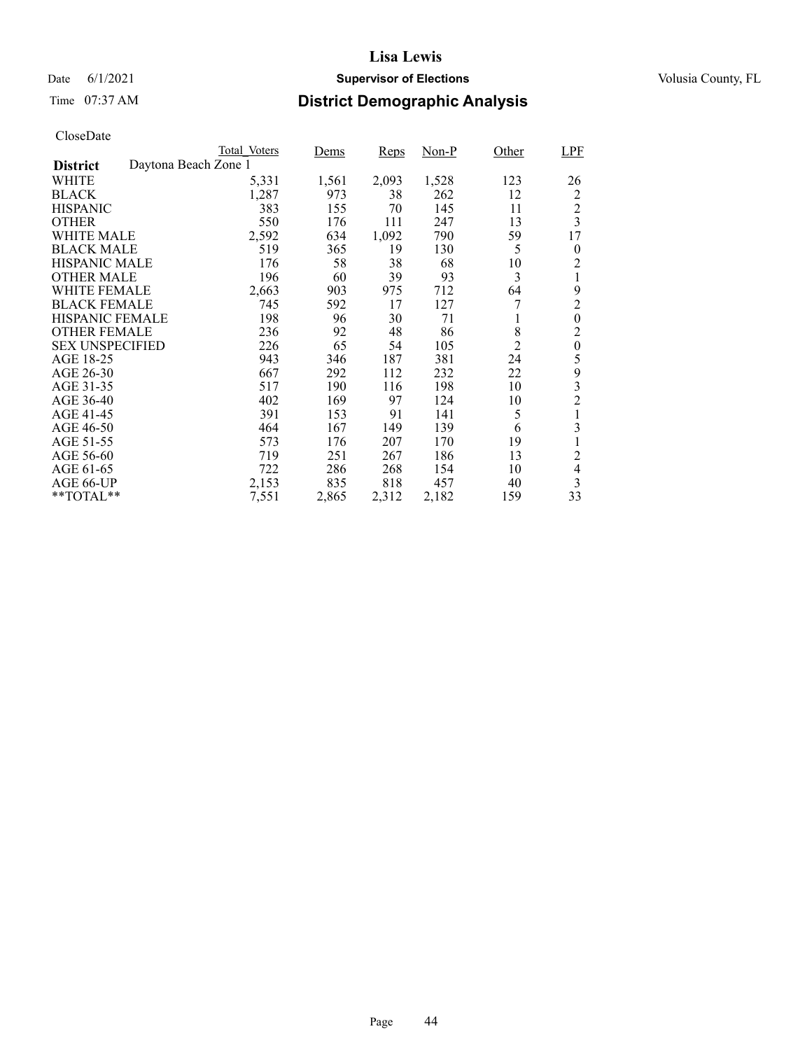# Lisa Lewis

Date 6/1/2021 **Supervisor of Elections** Volusia County, FL

Time 07:37 AM **District Demographic Analysis**

CloseDate

| District | Total_Voters | Dems | Reps | Non-P | Other | LPF |
|---|---|---|---|---|---|---|
| **Daytona Beach Zone 1** | | | | | | |
| WHITE | 5,331 | 1,561 | 2,093 | 1,528 | 123 | 26 |
| BLACK | 1,287 | 973 | 38 | 262 | 12 | 2 |
| HISPANIC | 383 | 155 | 70 | 145 | 11 | 2 |
| OTHER | 550 | 176 | 111 | 247 | 13 | 3 |
| WHITE MALE | 2,592 | 634 | 1,092 | 790 | 59 | 17 |
| BLACK MALE | 519 | 365 | 19 | 130 | 5 | 0 |
| HISPANIC MALE | 176 | 58 | 38 | 68 | 10 | 2 |
| OTHER MALE | 196 | 60 | 39 | 93 | 3 | 1 |
| WHITE FEMALE | 2,663 | 903 | 975 | 712 | 64 | 9 |
| BLACK FEMALE | 745 | 592 | 17 | 127 | 7 | 2 |
| HISPANIC FEMALE | 198 | 96 | 30 | 71 | 1 | 0 |
| OTHER FEMALE | 236 | 92 | 48 | 86 | 8 | 2 |
| SEX UNSPECIFIED | 226 | 65 | 54 | 105 | 2 | 0 |
| AGE 18-25 | 943 | 346 | 187 | 381 | 24 | 5 |
| AGE 26-30 | 667 | 292 | 112 | 232 | 22 | 9 |
| AGE 31-35 | 517 | 190 | 116 | 198 | 10 | 3 |
| AGE 36-40 | 402 | 169 | 97 | 124 | 10 | 2 |
| AGE 41-45 | 391 | 153 | 91 | 141 | 5 | 1 |
| AGE 46-50 | 464 | 167 | 149 | 139 | 6 | 3 |
| AGE 51-55 | 573 | 176 | 207 | 170 | 19 | 1 |
| AGE 56-60 | 719 | 251 | 267 | 186 | 13 | 2 |
| AGE 61-65 | 722 | 286 | 268 | 154 | 10 | 4 |
| AGE 66-UP | 2,153 | 835 | 818 | 457 | 40 | 3 |
| **TOTAL** | 7,551 | 2,865 | 2,312 | 2,182 | 159 | 33 |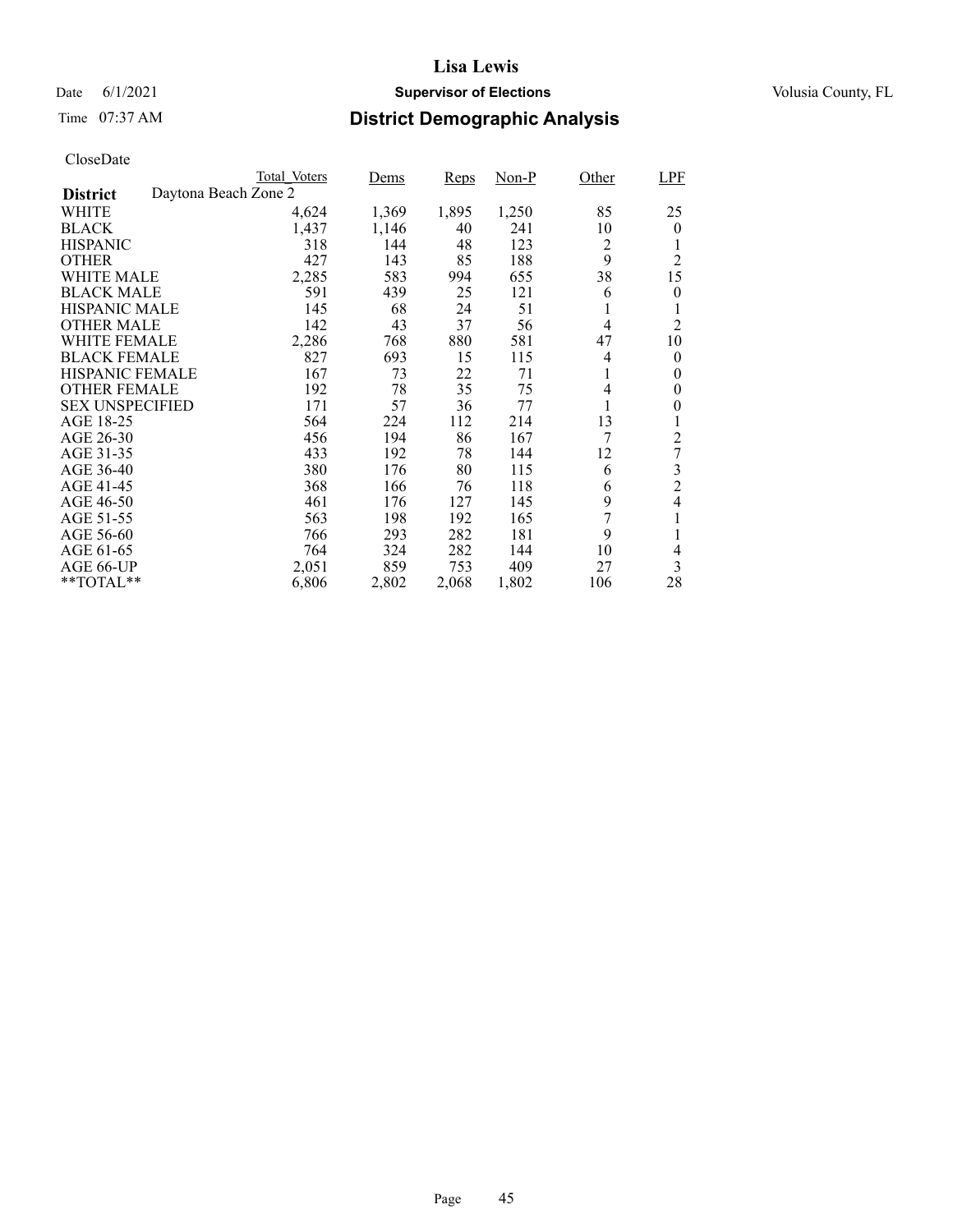# Lisa Lewis

Date 6/1/2021 **Supervisor of Elections** Volusia County, FL

Time 07:37 AM **District Demographic Analysis**

CloseDate

| | Total_Voters | Dems | Reps | Non-P | Other | LPF |
|---|---|---|---|---|---|---|
| **District** Daytona Beach Zone 2 | | | | | | |
| WHITE | 4,624 | 1,369 | 1,895 | 1,250 | 85 | 25 |
| BLACK | 1,437 | 1,146 | 40 | 241 | 10 | 0 |
| HISPANIC | 318 | 144 | 48 | 123 | 2 | 1 |
| OTHER | 427 | 143 | 85 | 188 | 9 | 2 |
| WHITE MALE | 2,285 | 583 | 994 | 655 | 38 | 15 |
| BLACK MALE | 591 | 439 | 25 | 121 | 6 | 0 |
| HISPANIC MALE | 145 | 68 | 24 | 51 | 1 | 1 |
| OTHER MALE | 142 | 43 | 37 | 56 | 4 | 2 |
| WHITE FEMALE | 2,286 | 768 | 880 | 581 | 47 | 10 |
| BLACK FEMALE | 827 | 693 | 15 | 115 | 4 | 0 |
| HISPANIC FEMALE | 167 | 73 | 22 | 71 | 1 | 0 |
| OTHER FEMALE | 192 | 78 | 35 | 75 | 4 | 0 |
| SEX UNSPECIFIED | 171 | 57 | 36 | 77 | 1 | 0 |
| AGE 18-25 | 564 | 224 | 112 | 214 | 13 | 1 |
| AGE 26-30 | 456 | 194 | 86 | 167 | 7 | 2 |
| AGE 31-35 | 433 | 192 | 78 | 144 | 12 | 7 |
| AGE 36-40 | 380 | 176 | 80 | 115 | 6 | 3 |
| AGE 41-45 | 368 | 166 | 76 | 118 | 6 | 2 |
| AGE 46-50 | 461 | 176 | 127 | 145 | 9 | 4 |
| AGE 51-55 | 563 | 198 | 192 | 165 | 7 | 1 |
| AGE 56-60 | 766 | 293 | 282 | 181 | 9 | 1 |
| AGE 61-65 | 764 | 324 | 282 | 144 | 10 | 4 |
| AGE 66-UP | 2,051 | 859 | 753 | 409 | 27 | 3 |
| **TOTAL** | 6,806 | 2,802 | 2,068 | 1,802 | 106 | 28 |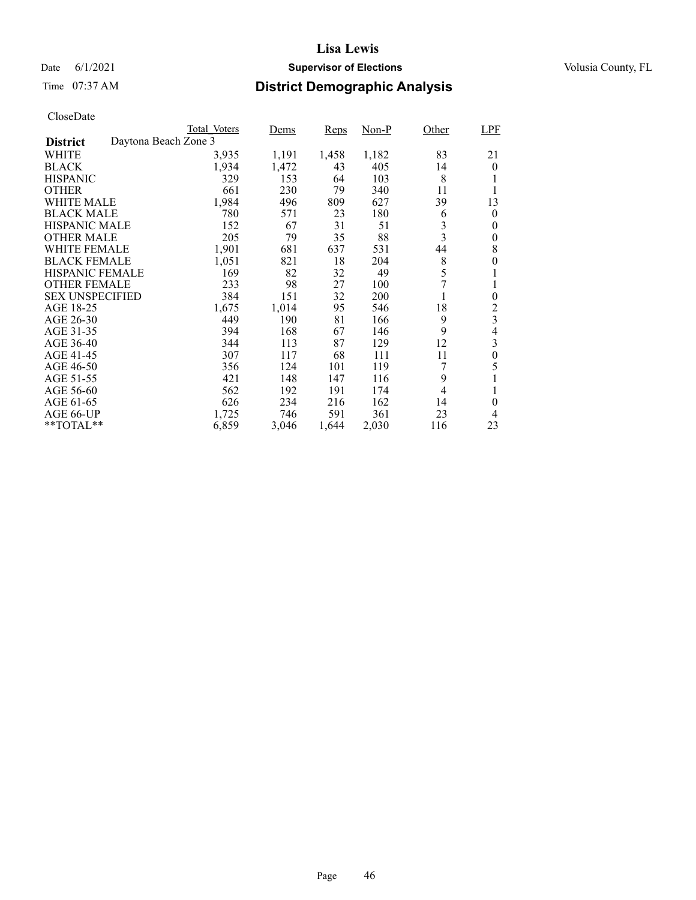# Lisa Lewis

Date 6/1/2021 **Supervisor of Elections** Volusia County, FL

Time 07:37 AM **District Demographic Analysis**

CloseDate

| District: Daytona Beach Zone 3 | Total_Voters | Dems | Reps | Non-P | Other | LPF |
|---|---|---|---|---|---|---|
| WHITE | 3,935 | 1,191 | 1,458 | 1,182 | 83 | 21 |
| BLACK | 1,934 | 1,472 | 43 | 405 | 14 | 0 |
| HISPANIC | 329 | 153 | 64 | 103 | 8 | 1 |
| OTHER | 661 | 230 | 79 | 340 | 11 | 1 |
| WHITE MALE | 1,984 | 496 | 809 | 627 | 39 | 13 |
| BLACK MALE | 780 | 571 | 23 | 180 | 6 | 0 |
| HISPANIC MALE | 152 | 67 | 31 | 51 | 3 | 0 |
| OTHER MALE | 205 | 79 | 35 | 88 | 3 | 0 |
| WHITE FEMALE | 1,901 | 681 | 637 | 531 | 44 | 8 |
| BLACK FEMALE | 1,051 | 821 | 18 | 204 | 8 | 0 |
| HISPANIC FEMALE | 169 | 82 | 32 | 49 | 5 | 1 |
| OTHER FEMALE | 233 | 98 | 27 | 100 | 7 | 1 |
| SEX UNSPECIFIED | 384 | 151 | 32 | 200 | 1 | 0 |
| AGE 18-25 | 1,675 | 1,014 | 95 | 546 | 18 | 2 |
| AGE 26-30 | 449 | 190 | 81 | 166 | 9 | 3 |
| AGE 31-35 | 394 | 168 | 67 | 146 | 9 | 4 |
| AGE 36-40 | 344 | 113 | 87 | 129 | 12 | 3 |
| AGE 41-45 | 307 | 117 | 68 | 111 | 11 | 0 |
| AGE 46-50 | 356 | 124 | 101 | 119 | 7 | 5 |
| AGE 51-55 | 421 | 148 | 147 | 116 | 9 | 1 |
| AGE 56-60 | 562 | 192 | 191 | 174 | 4 | 1 |
| AGE 61-65 | 626 | 234 | 216 | 162 | 14 | 0 |
| AGE 66-UP | 1,725 | 746 | 591 | 361 | 23 | 4 |
| **TOTAL** | 6,859 | 3,046 | 1,644 | 2,030 | 116 | 23 |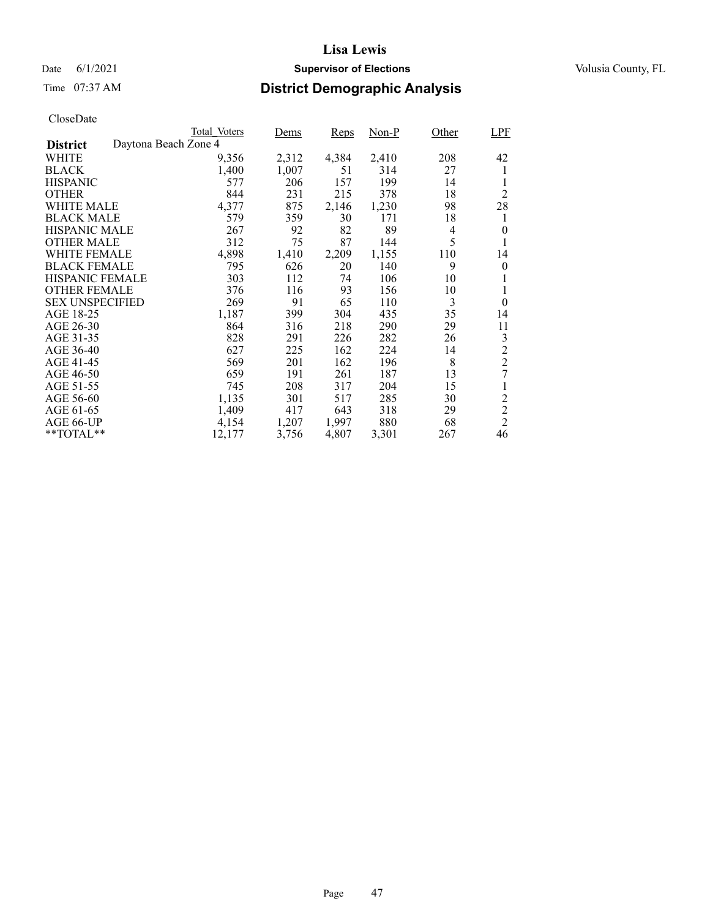# Lisa Lewis

Date 6/1/2021 **Supervisor of Elections** Volusia County, FL

Time 07:37 AM

## District Demographic Analysis

CloseDate

| **District** | Total_Voters | Dems | Reps | Non-P | Other | LPF |
|---|---|---|---|---|---|---|
| Daytona Beach Zone 4 | | | | | | |
| WHITE | 9,356 | 2,312 | 4,384 | 2,410 | 208 | 42 |
| BLACK | 1,400 | 1,007 | 51 | 314 | 27 | 1 |
| HISPANIC | 577 | 206 | 157 | 199 | 14 | 1 |
| OTHER | 844 | 231 | 215 | 378 | 18 | 2 |
| WHITE MALE | 4,377 | 875 | 2,146 | 1,230 | 98 | 28 |
| BLACK MALE | 579 | 359 | 30 | 171 | 18 | 1 |
| HISPANIC MALE | 267 | 92 | 82 | 89 | 4 | 0 |
| OTHER MALE | 312 | 75 | 87 | 144 | 5 | 1 |
| WHITE FEMALE | 4,898 | 1,410 | 2,209 | 1,155 | 110 | 14 |
| BLACK FEMALE | 795 | 626 | 20 | 140 | 9 | 0 |
| HISPANIC FEMALE | 303 | 112 | 74 | 106 | 10 | 1 |
| OTHER FEMALE | 376 | 116 | 93 | 156 | 10 | 1 |
| SEX UNSPECIFIED | 269 | 91 | 65 | 110 | 3 | 0 |
| AGE 18-25 | 1,187 | 399 | 304 | 435 | 35 | 14 |
| AGE 26-30 | 864 | 316 | 218 | 290 | 29 | 11 |
| AGE 31-35 | 828 | 291 | 226 | 282 | 26 | 3 |
| AGE 36-40 | 627 | 225 | 162 | 224 | 14 | 2 |
| AGE 41-45 | 569 | 201 | 162 | 196 | 8 | 2 |
| AGE 46-50 | 659 | 191 | 261 | 187 | 13 | 7 |
| AGE 51-55 | 745 | 208 | 317 | 204 | 15 | 1 |
| AGE 56-60 | 1,135 | 301 | 517 | 285 | 30 | 2 |
| AGE 61-65 | 1,409 | 417 | 643 | 318 | 29 | 2 |
| AGE 66-UP | 4,154 | 1,207 | 1,997 | 880 | 68 | 2 |
| **TOTAL** | 12,177 | 3,756 | 4,807 | 3,301 | 267 | 46 |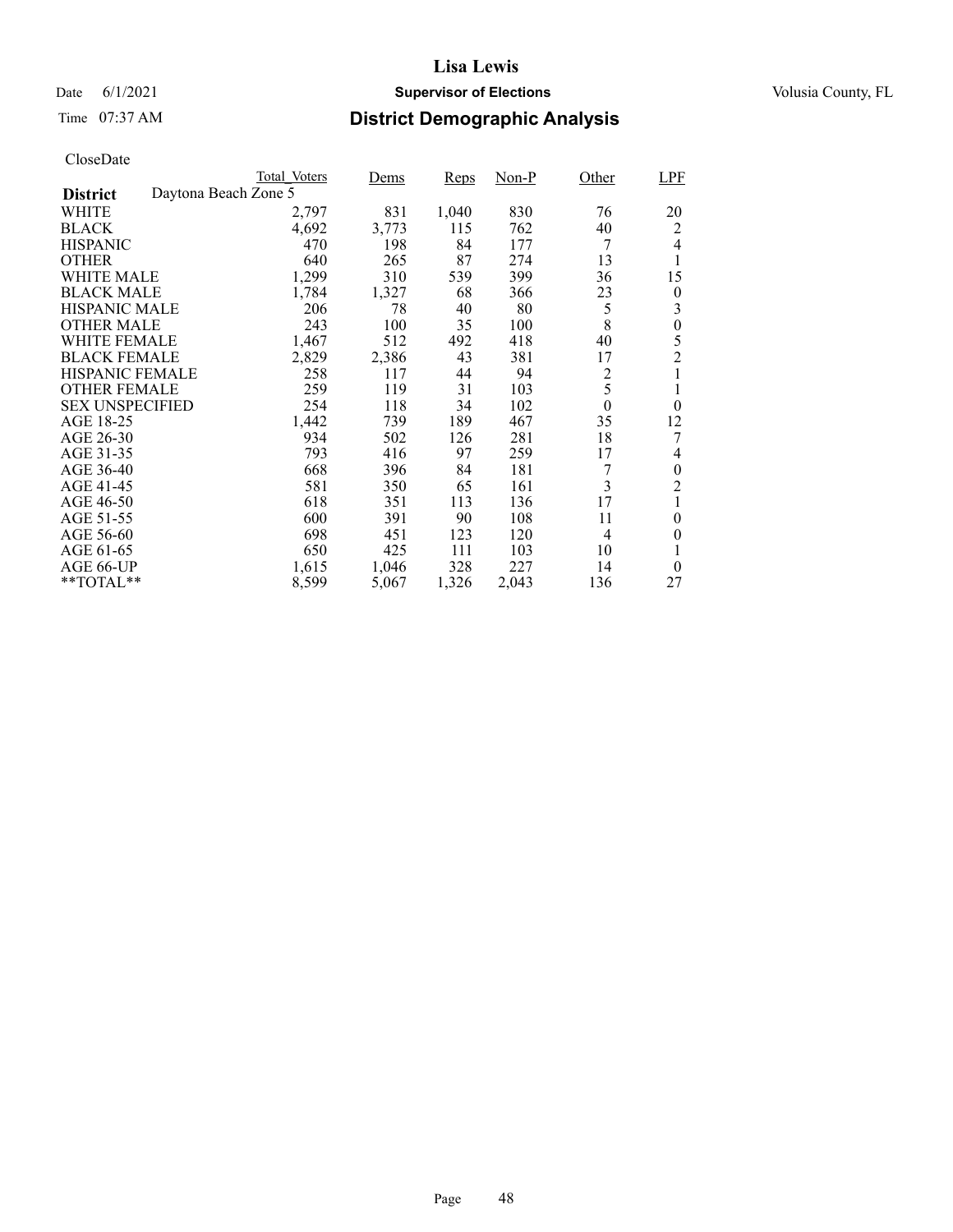CloseDate

| District | Total_Voters | Dems | Reps | Non-P | Other | LPF |
|---|---|---|---|---|---|---|
| Daytona Beach Zone 5 | | | | | | |
| WHITE | 2,797 | 831 | 1,040 | 830 | 76 | 20 |
| BLACK | 4,692 | 3,773 | 115 | 762 | 40 | 2 |
| HISPANIC | 470 | 198 | 84 | 177 | 7 | 4 |
| OTHER | 640 | 265 | 87 | 274 | 13 | 1 |
| WHITE MALE | 1,299 | 310 | 539 | 399 | 36 | 15 |
| BLACK MALE | 1,784 | 1,327 | 68 | 366 | 23 | 0 |
| HISPANIC MALE | 206 | 78 | 40 | 80 | 5 | 3 |
| OTHER MALE | 243 | 100 | 35 | 100 | 8 | 0 |
| WHITE FEMALE | 1,467 | 512 | 492 | 418 | 40 | 5 |
| BLACK FEMALE | 2,829 | 2,386 | 43 | 381 | 17 | 2 |
| HISPANIC FEMALE | 258 | 117 | 44 | 94 | 2 | 1 |
| OTHER FEMALE | 259 | 119 | 31 | 103 | 5 | 1 |
| SEX UNSPECIFIED | 254 | 118 | 34 | 102 | 0 | 0 |
| AGE 18-25 | 1,442 | 739 | 189 | 467 | 35 | 12 |
| AGE 26-30 | 934 | 502 | 126 | 281 | 18 | 7 |
| AGE 31-35 | 793 | 416 | 97 | 259 | 17 | 4 |
| AGE 36-40 | 668 | 396 | 84 | 181 | 7 | 0 |
| AGE 41-45 | 581 | 350 | 65 | 161 | 3 | 2 |
| AGE 46-50 | 618 | 351 | 113 | 136 | 17 | 1 |
| AGE 51-55 | 600 | 391 | 90 | 108 | 11 | 0 |
| AGE 56-60 | 698 | 451 | 123 | 120 | 4 | 0 |
| AGE 61-65 | 650 | 425 | 111 | 103 | 10 | 1 |
| AGE 66-UP | 1,615 | 1,046 | 328 | 227 | 14 | 0 |
| **TOTAL** | 8,599 | 5,067 | 1,326 | 2,043 | 136 | 27 |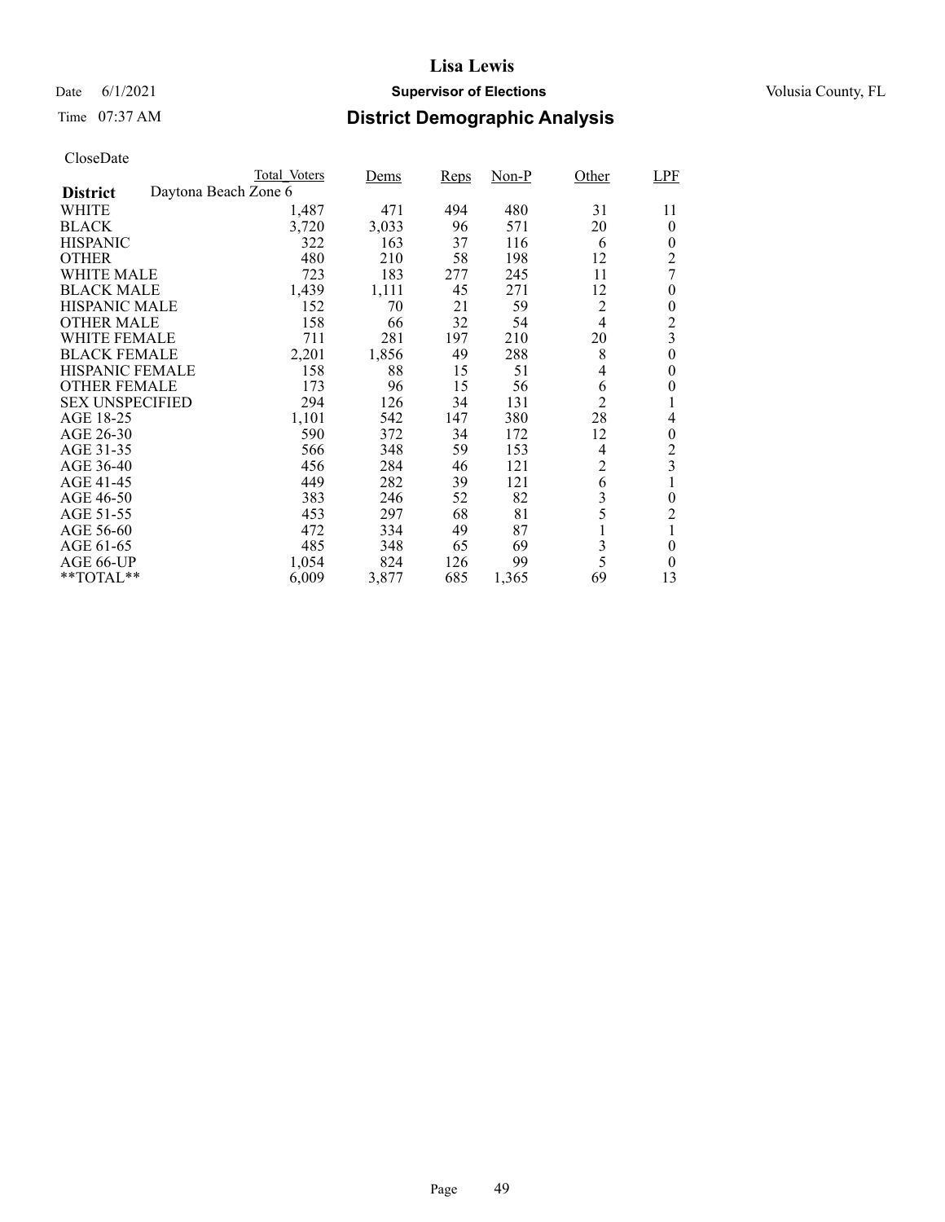# Lisa Lewis

Date 6/1/2021 **Supervisor of Elections** Volusia County, FL

Time 07:37 AM **District Demographic Analysis**

CloseDate

| District: Daytona Beach Zone 6 | Total_Voters | Dems | Reps | Non-P | Other | LPF |
|---|---|---|---|---|---|---|
| WHITE | 1,487 | 471 | 494 | 480 | 31 | 11 |
| BLACK | 3,720 | 3,033 | 96 | 571 | 20 | 0 |
| HISPANIC | 322 | 163 | 37 | 116 | 6 | 0 |
| OTHER | 480 | 210 | 58 | 198 | 12 | 2 |
| WHITE MALE | 723 | 183 | 277 | 245 | 11 | 7 |
| BLACK MALE | 1,439 | 1,111 | 45 | 271 | 12 | 0 |
| HISPANIC MALE | 152 | 70 | 21 | 59 | 2 | 0 |
| OTHER MALE | 158 | 66 | 32 | 54 | 4 | 2 |
| WHITE FEMALE | 711 | 281 | 197 | 210 | 20 | 3 |
| BLACK FEMALE | 2,201 | 1,856 | 49 | 288 | 8 | 0 |
| HISPANIC FEMALE | 158 | 88 | 15 | 51 | 4 | 0 |
| OTHER FEMALE | 173 | 96 | 15 | 56 | 6 | 0 |
| SEX UNSPECIFIED | 294 | 126 | 34 | 131 | 2 | 1 |
| AGE 18-25 | 1,101 | 542 | 147 | 380 | 28 | 4 |
| AGE 26-30 | 590 | 372 | 34 | 172 | 12 | 0 |
| AGE 31-35 | 566 | 348 | 59 | 153 | 4 | 2 |
| AGE 36-40 | 456 | 284 | 46 | 121 | 2 | 3 |
| AGE 41-45 | 449 | 282 | 39 | 121 | 6 | 1 |
| AGE 46-50 | 383 | 246 | 52 | 82 | 3 | 0 |
| AGE 51-55 | 453 | 297 | 68 | 81 | 5 | 2 |
| AGE 56-60 | 472 | 334 | 49 | 87 | 1 | 1 |
| AGE 61-65 | 485 | 348 | 65 | 69 | 3 | 0 |
| AGE 66-UP | 1,054 | 824 | 126 | 99 | 5 | 0 |
| **TOTAL** | 6,009 | 3,877 | 685 | 1,365 | 69 | 13 |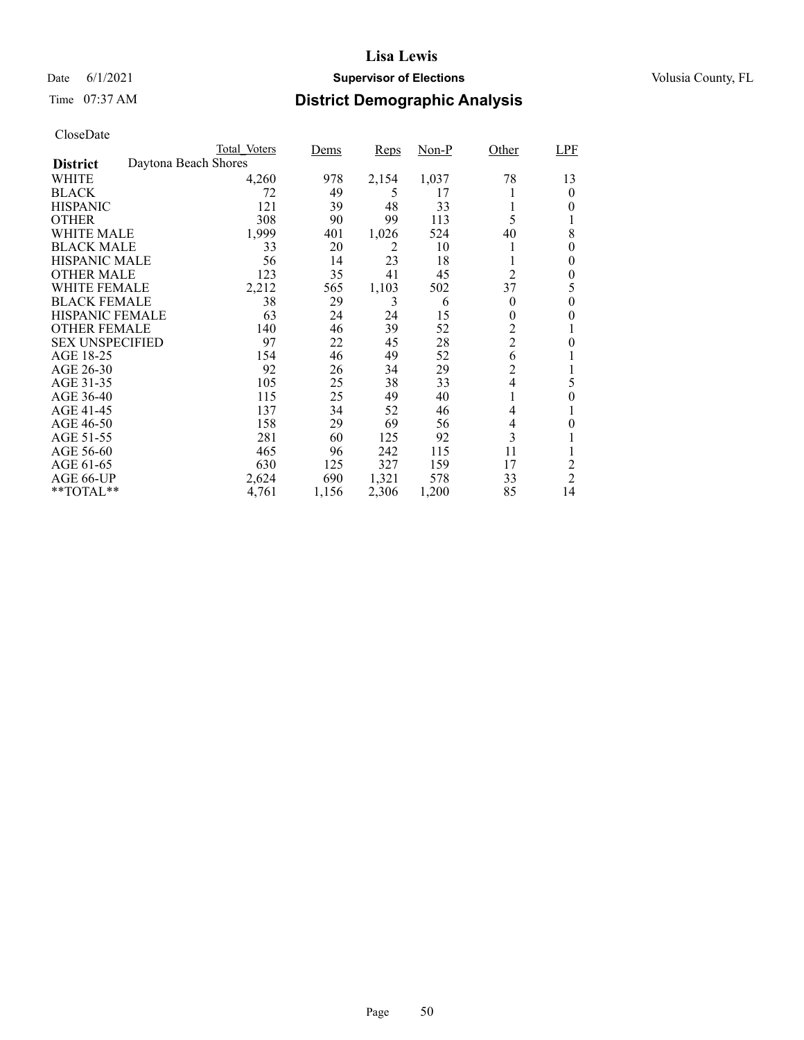# Lisa Lewis

Date 6/1/2021 **Supervisor of Elections** Volusia County, FL

Time 07:37 AM **District Demographic Analysis**

CloseDate

| | Total_Voters | Dems | Reps | Non-P | Other | LPF |
|---|---|---|---|---|---|---|
| **District** Daytona Beach Shores | | | | | | |
| WHITE | 4,260 | 978 | 2,154 | 1,037 | 78 | 13 |
| BLACK | 72 | 49 | 5 | 17 | 1 | 0 |
| HISPANIC | 121 | 39 | 48 | 33 | 1 | 0 |
| OTHER | 308 | 90 | 99 | 113 | 5 | 1 |
| WHITE MALE | 1,999 | 401 | 1,026 | 524 | 40 | 8 |
| BLACK MALE | 33 | 20 | 2 | 10 | 1 | 0 |
| HISPANIC MALE | 56 | 14 | 23 | 18 | 1 | 0 |
| OTHER MALE | 123 | 35 | 41 | 45 | 2 | 0 |
| WHITE FEMALE | 2,212 | 565 | 1,103 | 502 | 37 | 5 |
| BLACK FEMALE | 38 | 29 | 3 | 6 | 0 | 0 |
| HISPANIC FEMALE | 63 | 24 | 24 | 15 | 0 | 0 |
| OTHER FEMALE | 140 | 46 | 39 | 52 | 2 | 1 |
| SEX UNSPECIFIED | 97 | 22 | 45 | 28 | 2 | 0 |
| AGE 18-25 | 154 | 46 | 49 | 52 | 6 | 1 |
| AGE 26-30 | 92 | 26 | 34 | 29 | 2 | 1 |
| AGE 31-35 | 105 | 25 | 38 | 33 | 4 | 5 |
| AGE 36-40 | 115 | 25 | 49 | 40 | 1 | 0 |
| AGE 41-45 | 137 | 34 | 52 | 46 | 4 | 1 |
| AGE 46-50 | 158 | 29 | 69 | 56 | 4 | 0 |
| AGE 51-55 | 281 | 60 | 125 | 92 | 3 | 1 |
| AGE 56-60 | 465 | 96 | 242 | 115 | 11 | 1 |
| AGE 61-65 | 630 | 125 | 327 | 159 | 17 | 2 |
| AGE 66-UP | 2,624 | 690 | 1,321 | 578 | 33 | 2 |
| **TOTAL** | 4,761 | 1,156 | 2,306 | 1,200 | 85 | 14 |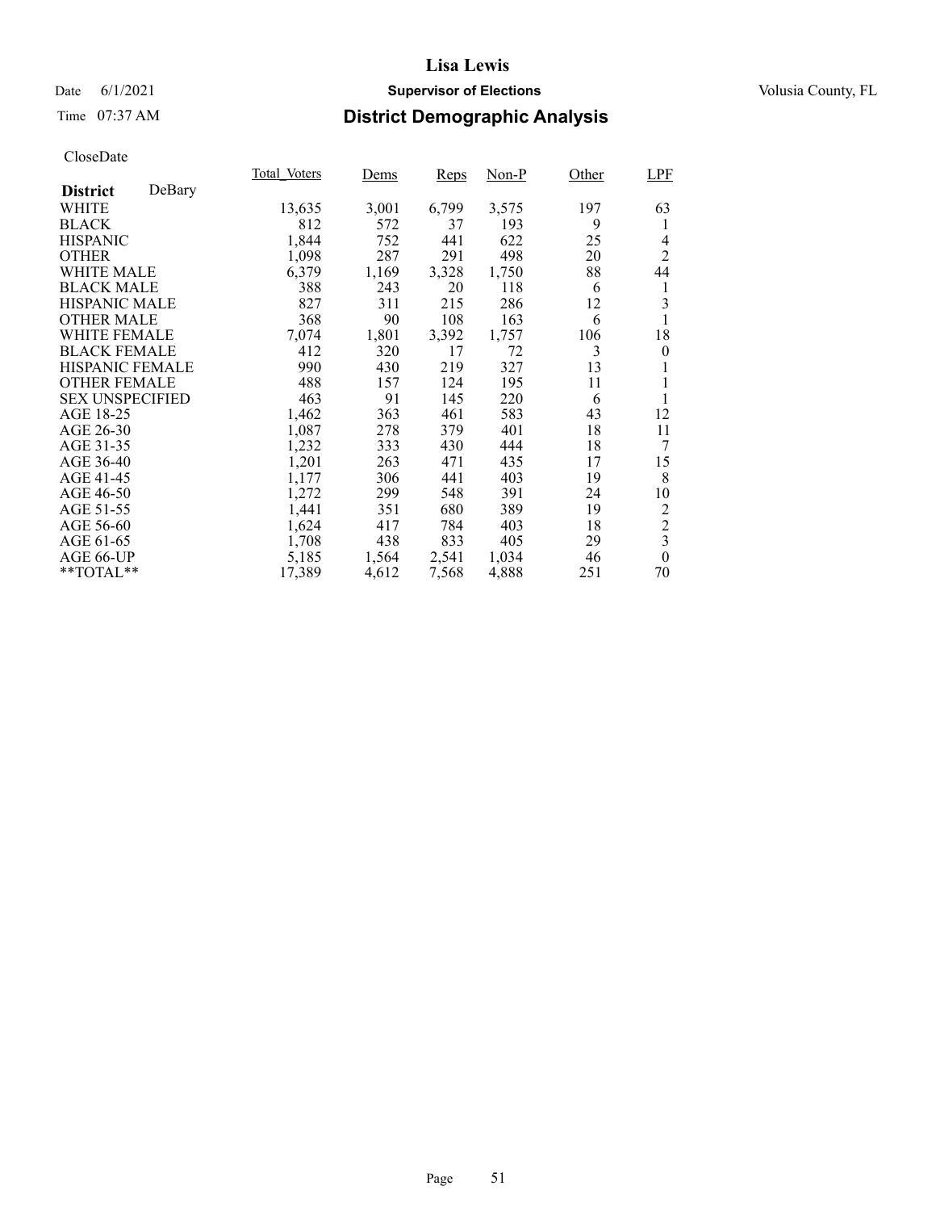# Lisa Lewis

Date 6/1/2021 **Supervisor of Elections** Volusia County, FL

Time 07:37 AM

## District Demographic Analysis

CloseDate

| **District** DeBary | Total_Voters | Dems | Reps | Non-P | Other | LPF |
|---|---|---|---|---|---|---|
| WHITE | 13,635 | 3,001 | 6,799 | 3,575 | 197 | 63 |
| BLACK | 812 | 572 | 37 | 193 | 9 | 1 |
| HISPANIC | 1,844 | 752 | 441 | 622 | 25 | 4 |
| OTHER | 1,098 | 287 | 291 | 498 | 20 | 2 |
| WHITE MALE | 6,379 | 1,169 | 3,328 | 1,750 | 88 | 44 |
| BLACK MALE | 388 | 243 | 20 | 118 | 6 | 1 |
| HISPANIC MALE | 827 | 311 | 215 | 286 | 12 | 3 |
| OTHER MALE | 368 | 90 | 108 | 163 | 6 | 1 |
| WHITE FEMALE | 7,074 | 1,801 | 3,392 | 1,757 | 106 | 18 |
| BLACK FEMALE | 412 | 320 | 17 | 72 | 3 | 0 |
| HISPANIC FEMALE | 990 | 430 | 219 | 327 | 13 | 1 |
| OTHER FEMALE | 488 | 157 | 124 | 195 | 11 | 1 |
| SEX UNSPECIFIED | 463 | 91 | 145 | 220 | 6 | 1 |
| AGE 18-25 | 1,462 | 363 | 461 | 583 | 43 | 12 |
| AGE 26-30 | 1,087 | 278 | 379 | 401 | 18 | 11 |
| AGE 31-35 | 1,232 | 333 | 430 | 444 | 18 | 7 |
| AGE 36-40 | 1,201 | 263 | 471 | 435 | 17 | 15 |
| AGE 41-45 | 1,177 | 306 | 441 | 403 | 19 | 8 |
| AGE 46-50 | 1,272 | 299 | 548 | 391 | 24 | 10 |
| AGE 51-55 | 1,441 | 351 | 680 | 389 | 19 | 2 |
| AGE 56-60 | 1,624 | 417 | 784 | 403 | 18 | 2 |
| AGE 61-65 | 1,708 | 438 | 833 | 405 | 29 | 3 |
| AGE 66-UP | 5,185 | 1,564 | 2,541 | 1,034 | 46 | 0 |
| **TOTAL** | 17,389 | 4,612 | 7,568 | 4,888 | 251 | 70 |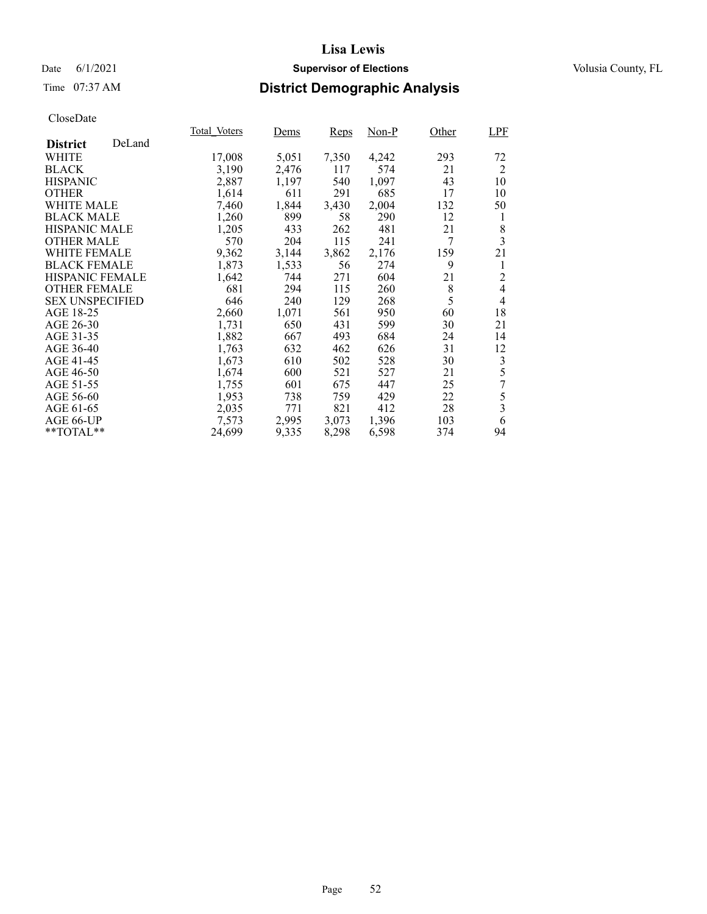**Lisa Lewis**

Date 6/1/2021 **Supervisor of Elections** Volusia County, FL

Time 07:37 AM **District Demographic Analysis**

CloseDate

| **District** DeLand | Total_Voters | Dems | Reps | Non-P | Other | LPF |
|---|---|---|---|---|---|---|
| WHITE | 17,008 | 5,051 | 7,350 | 4,242 | 293 | 72 |
| BLACK | 3,190 | 2,476 | 117 | 574 | 21 | 2 |
| HISPANIC | 2,887 | 1,197 | 540 | 1,097 | 43 | 10 |
| OTHER | 1,614 | 611 | 291 | 685 | 17 | 10 |
| WHITE MALE | 7,460 | 1,844 | 3,430 | 2,004 | 132 | 50 |
| BLACK MALE | 1,260 | 899 | 58 | 290 | 12 | 1 |
| HISPANIC MALE | 1,205 | 433 | 262 | 481 | 21 | 8 |
| OTHER MALE | 570 | 204 | 115 | 241 | 7 | 3 |
| WHITE FEMALE | 9,362 | 3,144 | 3,862 | 2,176 | 159 | 21 |
| BLACK FEMALE | 1,873 | 1,533 | 56 | 274 | 9 | 1 |
| HISPANIC FEMALE | 1,642 | 744 | 271 | 604 | 21 | 2 |
| OTHER FEMALE | 681 | 294 | 115 | 260 | 8 | 4 |
| SEX UNSPECIFIED | 646 | 240 | 129 | 268 | 5 | 4 |
| AGE 18-25 | 2,660 | 1,071 | 561 | 950 | 60 | 18 |
| AGE 26-30 | 1,731 | 650 | 431 | 599 | 30 | 21 |
| AGE 31-35 | 1,882 | 667 | 493 | 684 | 24 | 14 |
| AGE 36-40 | 1,763 | 632 | 462 | 626 | 31 | 12 |
| AGE 41-45 | 1,673 | 610 | 502 | 528 | 30 | 3 |
| AGE 46-50 | 1,674 | 600 | 521 | 527 | 21 | 5 |
| AGE 51-55 | 1,755 | 601 | 675 | 447 | 25 | 7 |
| AGE 56-60 | 1,953 | 738 | 759 | 429 | 22 | 5 |
| AGE 61-65 | 2,035 | 771 | 821 | 412 | 28 | 3 |
| AGE 66-UP | 7,573 | 2,995 | 3,073 | 1,396 | 103 | 6 |
| **TOTAL** | 24,699 | 9,335 | 8,298 | 6,598 | 374 | 94 |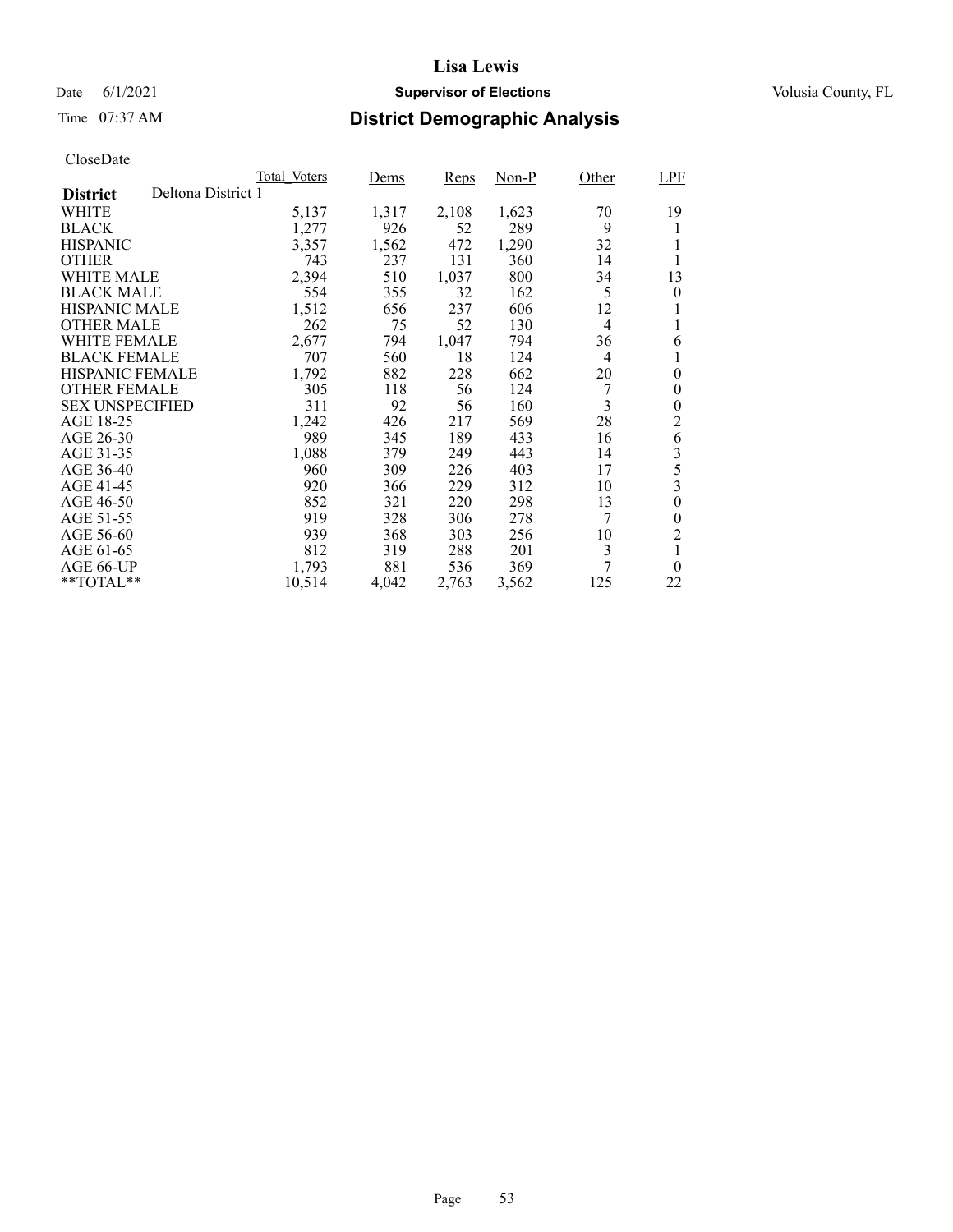# Lisa Lewis

Date 6/1/2021 **Supervisor of Elections** Volusia County, FL

Time 07:37 AM **District Demographic Analysis**

CloseDate

| | Total_Voters | Dems | Reps | Non-P | Other | LPF |
|---|---|---|---|---|---|---|
| **District** Deltona District 1 | | | | | | |
| WHITE | 5,137 | 1,317 | 2,108 | 1,623 | 70 | 19 |
| BLACK | 1,277 | 926 | 52 | 289 | 9 | 1 |
| HISPANIC | 3,357 | 1,562 | 472 | 1,290 | 32 | 1 |
| OTHER | 743 | 237 | 131 | 360 | 14 | 1 |
| WHITE MALE | 2,394 | 510 | 1,037 | 800 | 34 | 13 |
| BLACK MALE | 554 | 355 | 32 | 162 | 5 | 0 |
| HISPANIC MALE | 1,512 | 656 | 237 | 606 | 12 | 1 |
| OTHER MALE | 262 | 75 | 52 | 130 | 4 | 1 |
| WHITE FEMALE | 2,677 | 794 | 1,047 | 794 | 36 | 6 |
| BLACK FEMALE | 707 | 560 | 18 | 124 | 4 | 1 |
| HISPANIC FEMALE | 1,792 | 882 | 228 | 662 | 20 | 0 |
| OTHER FEMALE | 305 | 118 | 56 | 124 | 7 | 0 |
| SEX UNSPECIFIED | 311 | 92 | 56 | 160 | 3 | 0 |
| AGE 18-25 | 1,242 | 426 | 217 | 569 | 28 | 2 |
| AGE 26-30 | 989 | 345 | 189 | 433 | 16 | 6 |
| AGE 31-35 | 1,088 | 379 | 249 | 443 | 14 | 3 |
| AGE 36-40 | 960 | 309 | 226 | 403 | 17 | 5 |
| AGE 41-45 | 920 | 366 | 229 | 312 | 10 | 3 |
| AGE 46-50 | 852 | 321 | 220 | 298 | 13 | 0 |
| AGE 51-55 | 919 | 328 | 306 | 278 | 7 | 0 |
| AGE 56-60 | 939 | 368 | 303 | 256 | 10 | 2 |
| AGE 61-65 | 812 | 319 | 288 | 201 | 3 | 1 |
| AGE 66-UP | 1,793 | 881 | 536 | 369 | 7 | 0 |
| **TOTAL** | 10,514 | 4,042 | 2,763 | 3,562 | 125 | 22 |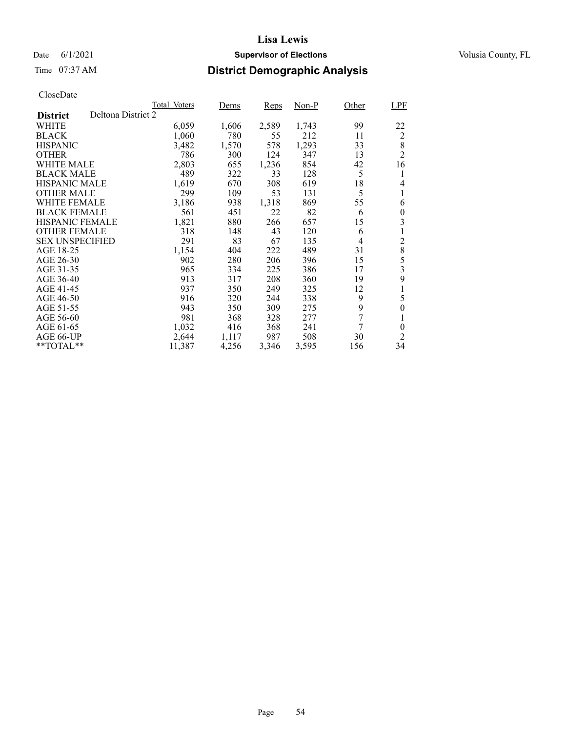# Lisa Lewis

Date 6/1/2021 **Supervisor of Elections** Volusia County, FL

Time 07:37 AM **District Demographic Analysis**

CloseDate

| | Total_Voters | Dems | Reps | Non-P | Other | LPF |
|---|---|---|---|---|---|---|
| **District** Deltona District 2 | | | | | | |
| WHITE | 6,059 | 1,606 | 2,589 | 1,743 | 99 | 22 |
| BLACK | 1,060 | 780 | 55 | 212 | 11 | 2 |
| HISPANIC | 3,482 | 1,570 | 578 | 1,293 | 33 | 8 |
| OTHER | 786 | 300 | 124 | 347 | 13 | 2 |
| WHITE MALE | 2,803 | 655 | 1,236 | 854 | 42 | 16 |
| BLACK MALE | 489 | 322 | 33 | 128 | 5 | 1 |
| HISPANIC MALE | 1,619 | 670 | 308 | 619 | 18 | 4 |
| OTHER MALE | 299 | 109 | 53 | 131 | 5 | 1 |
| WHITE FEMALE | 3,186 | 938 | 1,318 | 869 | 55 | 6 |
| BLACK FEMALE | 561 | 451 | 22 | 82 | 6 | 0 |
| HISPANIC FEMALE | 1,821 | 880 | 266 | 657 | 15 | 3 |
| OTHER FEMALE | 318 | 148 | 43 | 120 | 6 | 1 |
| SEX UNSPECIFIED | 291 | 83 | 67 | 135 | 4 | 2 |
| AGE 18-25 | 1,154 | 404 | 222 | 489 | 31 | 8 |
| AGE 26-30 | 902 | 280 | 206 | 396 | 15 | 5 |
| AGE 31-35 | 965 | 334 | 225 | 386 | 17 | 3 |
| AGE 36-40 | 913 | 317 | 208 | 360 | 19 | 9 |
| AGE 41-45 | 937 | 350 | 249 | 325 | 12 | 1 |
| AGE 46-50 | 916 | 320 | 244 | 338 | 9 | 5 |
| AGE 51-55 | 943 | 350 | 309 | 275 | 9 | 0 |
| AGE 56-60 | 981 | 368 | 328 | 277 | 7 | 1 |
| AGE 61-65 | 1,032 | 416 | 368 | 241 | 7 | 0 |
| AGE 66-UP | 2,644 | 1,117 | 987 | 508 | 30 | 2 |
| **TOTAL** | 11,387 | 4,256 | 3,346 | 3,595 | 156 | 34 |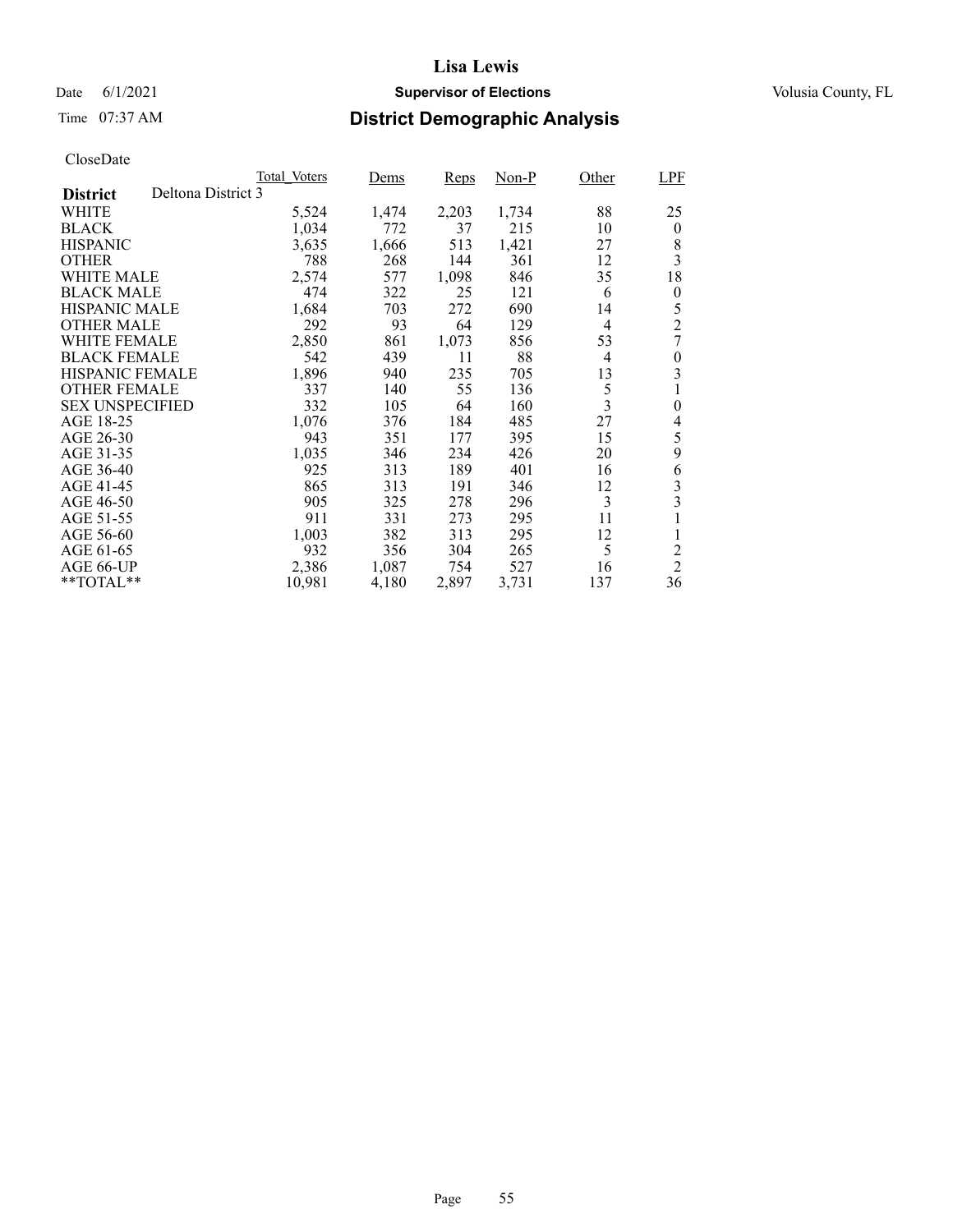# Lisa Lewis

Date 6/1/2021 **Supervisor of Elections** Volusia County, FL

Time 07:37 AM **District Demographic Analysis**

CloseDate

| **District** Deltona District 3 | Total_Voters | Dems | Reps | Non-P | Other | LPF |
|---|---|---|---|---|---|---|
| WHITE | 5,524 | 1,474 | 2,203 | 1,734 | 88 | 25 |
| BLACK | 1,034 | 772 | 37 | 215 | 10 | 0 |
| HISPANIC | 3,635 | 1,666 | 513 | 1,421 | 27 | 8 |
| OTHER | 788 | 268 | 144 | 361 | 12 | 3 |
| WHITE MALE | 2,574 | 577 | 1,098 | 846 | 35 | 18 |
| BLACK MALE | 474 | 322 | 25 | 121 | 6 | 0 |
| HISPANIC MALE | 1,684 | 703 | 272 | 690 | 14 | 5 |
| OTHER MALE | 292 | 93 | 64 | 129 | 4 | 2 |
| WHITE FEMALE | 2,850 | 861 | 1,073 | 856 | 53 | 7 |
| BLACK FEMALE | 542 | 439 | 11 | 88 | 4 | 0 |
| HISPANIC FEMALE | 1,896 | 940 | 235 | 705 | 13 | 3 |
| OTHER FEMALE | 337 | 140 | 55 | 136 | 5 | 1 |
| SEX UNSPECIFIED | 332 | 105 | 64 | 160 | 3 | 0 |
| AGE 18-25 | 1,076 | 376 | 184 | 485 | 27 | 4 |
| AGE 26-30 | 943 | 351 | 177 | 395 | 15 | 5 |
| AGE 31-35 | 1,035 | 346 | 234 | 426 | 20 | 9 |
| AGE 36-40 | 925 | 313 | 189 | 401 | 16 | 6 |
| AGE 41-45 | 865 | 313 | 191 | 346 | 12 | 3 |
| AGE 46-50 | 905 | 325 | 278 | 296 | 3 | 3 |
| AGE 51-55 | 911 | 331 | 273 | 295 | 11 | 1 |
| AGE 56-60 | 1,003 | 382 | 313 | 295 | 12 | 1 |
| AGE 61-65 | 932 | 356 | 304 | 265 | 5 | 2 |
| AGE 66-UP | 2,386 | 1,087 | 754 | 527 | 16 | 2 |
| **TOTAL** | 10,981 | 4,180 | 2,897 | 3,731 | 137 | 36 |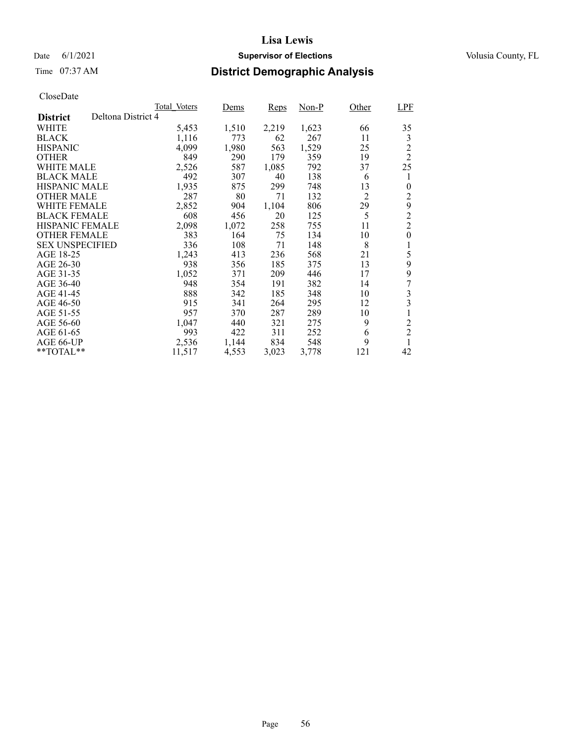# Lisa Lewis

Date 6/1/2021 **Supervisor of Elections** Volusia County, FL

Time 07:37 AM **District Demographic Analysis**

CloseDate

| | Total_Voters | Dems | Reps | Non-P | Other | LPF |
|---|---|---|---|---|---|---|
| **District** Deltona District 4 | | | | | | |
| WHITE | 5,453 | 1,510 | 2,219 | 1,623 | 66 | 35 |
| BLACK | 1,116 | 773 | 62 | 267 | 11 | 3 |
| HISPANIC | 4,099 | 1,980 | 563 | 1,529 | 25 | 2 |
| OTHER | 849 | 290 | 179 | 359 | 19 | 2 |
| WHITE MALE | 2,526 | 587 | 1,085 | 792 | 37 | 25 |
| BLACK MALE | 492 | 307 | 40 | 138 | 6 | 1 |
| HISPANIC MALE | 1,935 | 875 | 299 | 748 | 13 | 0 |
| OTHER MALE | 287 | 80 | 71 | 132 | 2 | 2 |
| WHITE FEMALE | 2,852 | 904 | 1,104 | 806 | 29 | 9 |
| BLACK FEMALE | 608 | 456 | 20 | 125 | 5 | 2 |
| HISPANIC FEMALE | 2,098 | 1,072 | 258 | 755 | 11 | 2 |
| OTHER FEMALE | 383 | 164 | 75 | 134 | 10 | 0 |
| SEX UNSPECIFIED | 336 | 108 | 71 | 148 | 8 | 1 |
| AGE 18-25 | 1,243 | 413 | 236 | 568 | 21 | 5 |
| AGE 26-30 | 938 | 356 | 185 | 375 | 13 | 9 |
| AGE 31-35 | 1,052 | 371 | 209 | 446 | 17 | 9 |
| AGE 36-40 | 948 | 354 | 191 | 382 | 14 | 7 |
| AGE 41-45 | 888 | 342 | 185 | 348 | 10 | 3 |
| AGE 46-50 | 915 | 341 | 264 | 295 | 12 | 3 |
| AGE 51-55 | 957 | 370 | 287 | 289 | 10 | 1 |
| AGE 56-60 | 1,047 | 440 | 321 | 275 | 9 | 2 |
| AGE 61-65 | 993 | 422 | 311 | 252 | 6 | 2 |
| AGE 66-UP | 2,536 | 1,144 | 834 | 548 | 9 | 1 |
| **TOTAL** | 11,517 | 4,553 | 3,023 | 3,778 | 121 | 42 |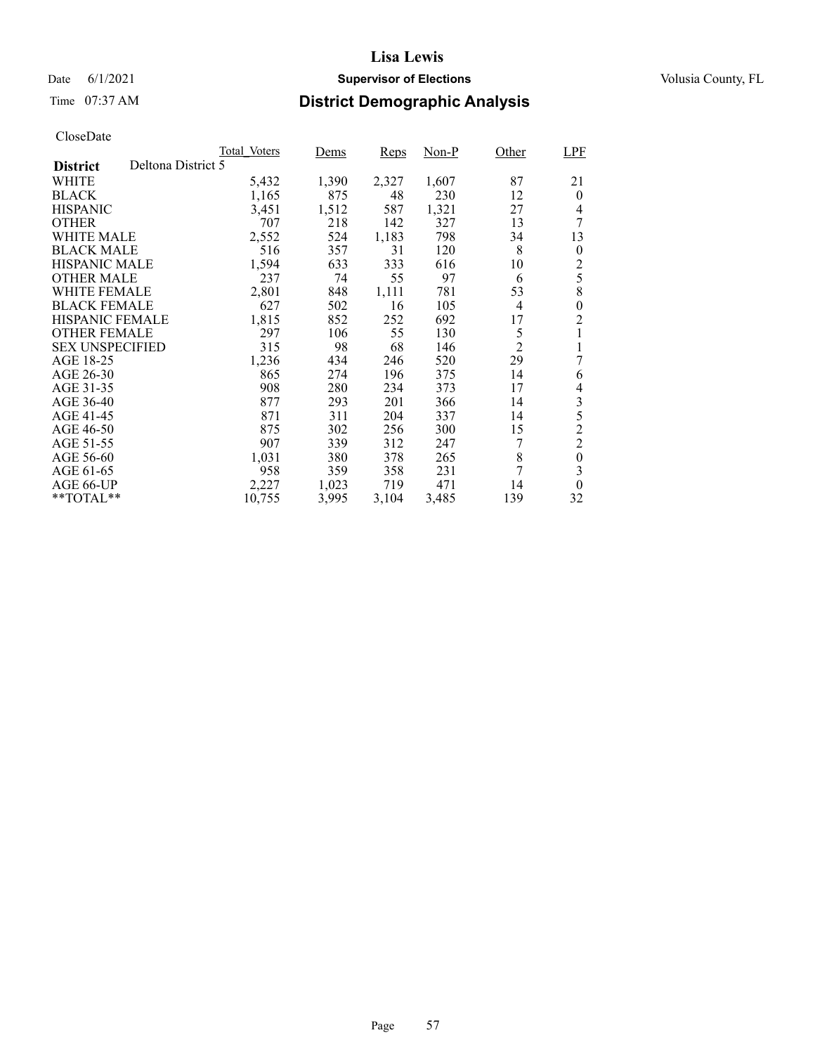# Lisa Lewis

Date 6/1/2021 **Supervisor of Elections** Volusia County, FL

Time 07:37 AM **District Demographic Analysis**

CloseDate

| **District** Deltona District 5 | Total_Voters | Dems | Reps | Non-P | Other | LPF |
|---|---|---|---|---|---|---|
| WHITE | 5,432 | 1,390 | 2,327 | 1,607 | 87 | 21 |
| BLACK | 1,165 | 875 | 48 | 230 | 12 | 0 |
| HISPANIC | 3,451 | 1,512 | 587 | 1,321 | 27 | 4 |
| OTHER | 707 | 218 | 142 | 327 | 13 | 7 |
| WHITE MALE | 2,552 | 524 | 1,183 | 798 | 34 | 13 |
| BLACK MALE | 516 | 357 | 31 | 120 | 8 | 0 |
| HISPANIC MALE | 1,594 | 633 | 333 | 616 | 10 | 2 |
| OTHER MALE | 237 | 74 | 55 | 97 | 6 | 5 |
| WHITE FEMALE | 2,801 | 848 | 1,111 | 781 | 53 | 8 |
| BLACK FEMALE | 627 | 502 | 16 | 105 | 4 | 0 |
| HISPANIC FEMALE | 1,815 | 852 | 252 | 692 | 17 | 2 |
| OTHER FEMALE | 297 | 106 | 55 | 130 | 5 | 1 |
| SEX UNSPECIFIED | 315 | 98 | 68 | 146 | 2 | 1 |
| AGE 18-25 | 1,236 | 434 | 246 | 520 | 29 | 7 |
| AGE 26-30 | 865 | 274 | 196 | 375 | 14 | 6 |
| AGE 31-35 | 908 | 280 | 234 | 373 | 17 | 4 |
| AGE 36-40 | 877 | 293 | 201 | 366 | 14 | 3 |
| AGE 41-45 | 871 | 311 | 204 | 337 | 14 | 5 |
| AGE 46-50 | 875 | 302 | 256 | 300 | 15 | 2 |
| AGE 51-55 | 907 | 339 | 312 | 247 | 7 | 2 |
| AGE 56-60 | 1,031 | 380 | 378 | 265 | 8 | 0 |
| AGE 61-65 | 958 | 359 | 358 | 231 | 7 | 3 |
| AGE 66-UP | 2,227 | 1,023 | 719 | 471 | 14 | 0 |
| **TOTAL** | 10,755 | 3,995 | 3,104 | 3,485 | 139 | 32 |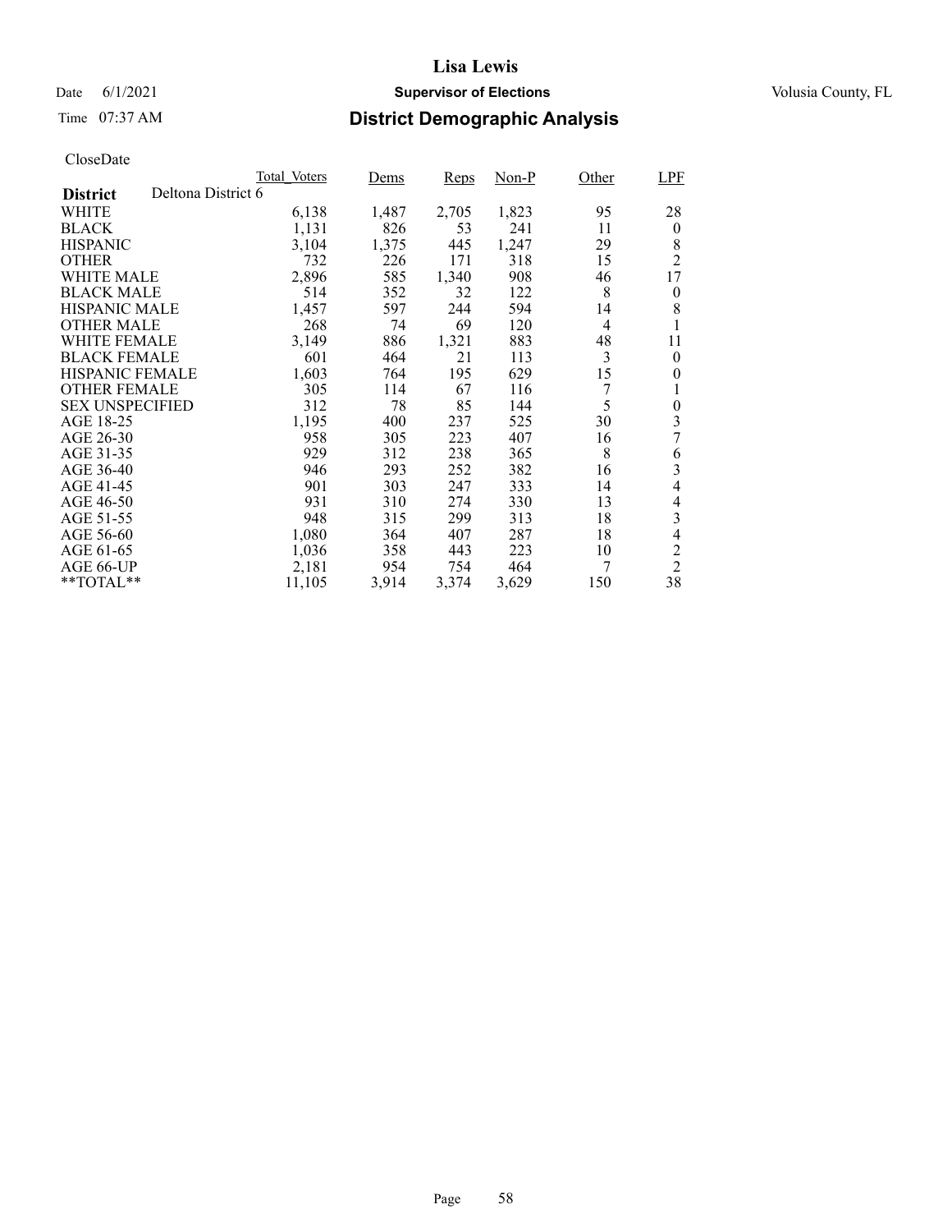# Lisa Lewis

Date 6/1/2021 **Supervisor of Elections** Volusia County, FL

Time 07:37 AM **District Demographic Analysis**

CloseDate

| District: Deltona District 6 | Total_Voters | Dems | Reps | Non-P | Other | LPF |
|---|---|---|---|---|---|---|
| WHITE | 6,138 | 1,487 | 2,705 | 1,823 | 95 | 28 |
| BLACK | 1,131 | 826 | 53 | 241 | 11 | 0 |
| HISPANIC | 3,104 | 1,375 | 445 | 1,247 | 29 | 8 |
| OTHER | 732 | 226 | 171 | 318 | 15 | 2 |
| WHITE MALE | 2,896 | 585 | 1,340 | 908 | 46 | 17 |
| BLACK MALE | 514 | 352 | 32 | 122 | 8 | 0 |
| HISPANIC MALE | 1,457 | 597 | 244 | 594 | 14 | 8 |
| OTHER MALE | 268 | 74 | 69 | 120 | 4 | 1 |
| WHITE FEMALE | 3,149 | 886 | 1,321 | 883 | 48 | 11 |
| BLACK FEMALE | 601 | 464 | 21 | 113 | 3 | 0 |
| HISPANIC FEMALE | 1,603 | 764 | 195 | 629 | 15 | 0 |
| OTHER FEMALE | 305 | 114 | 67 | 116 | 7 | 1 |
| SEX UNSPECIFIED | 312 | 78 | 85 | 144 | 5 | 0 |
| AGE 18-25 | 1,195 | 400 | 237 | 525 | 30 | 3 |
| AGE 26-30 | 958 | 305 | 223 | 407 | 16 | 7 |
| AGE 31-35 | 929 | 312 | 238 | 365 | 8 | 6 |
| AGE 36-40 | 946 | 293 | 252 | 382 | 16 | 3 |
| AGE 41-45 | 901 | 303 | 247 | 333 | 14 | 4 |
| AGE 46-50 | 931 | 310 | 274 | 330 | 13 | 4 |
| AGE 51-55 | 948 | 315 | 299 | 313 | 18 | 3 |
| AGE 56-60 | 1,080 | 364 | 407 | 287 | 18 | 4 |
| AGE 61-65 | 1,036 | 358 | 443 | 223 | 10 | 2 |
| AGE 66-UP | 2,181 | 954 | 754 | 464 | 7 | 2 |
| **TOTAL** | 11,105 | 3,914 | 3,374 | 3,629 | 150 | 38 |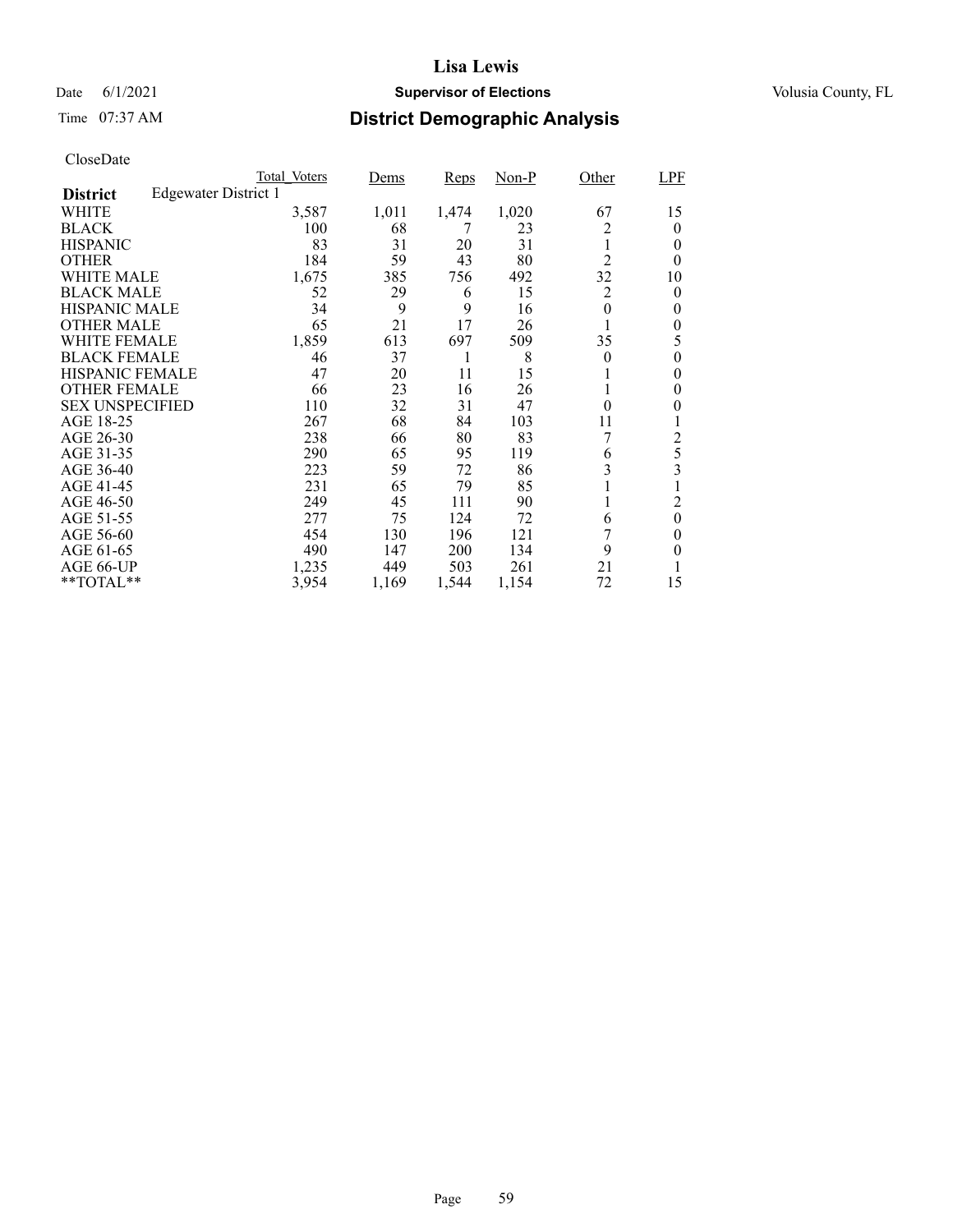# Lisa Lewis

Date 6/1/2021 **Supervisor of Elections** Volusia County, FL

Time 07:37 AM **District Demographic Analysis**

CloseDate

| **District** Edgewater District 1 | Total_Voters | Dems | Reps | Non-P | Other | LPF |
|---|---|---|---|---|---|---|
| WHITE | 3,587 | 1,011 | 1,474 | 1,020 | 67 | 15 |
| BLACK | 100 | 68 | 7 | 23 | 2 | 0 |
| HISPANIC | 83 | 31 | 20 | 31 | 1 | 0 |
| OTHER | 184 | 59 | 43 | 80 | 2 | 0 |
| WHITE MALE | 1,675 | 385 | 756 | 492 | 32 | 10 |
| BLACK MALE | 52 | 29 | 6 | 15 | 2 | 0 |
| HISPANIC MALE | 34 | 9 | 9 | 16 | 0 | 0 |
| OTHER MALE | 65 | 21 | 17 | 26 | 1 | 0 |
| WHITE FEMALE | 1,859 | 613 | 697 | 509 | 35 | 5 |
| BLACK FEMALE | 46 | 37 | 1 | 8 | 0 | 0 |
| HISPANIC FEMALE | 47 | 20 | 11 | 15 | 1 | 0 |
| OTHER FEMALE | 66 | 23 | 16 | 26 | 1 | 0 |
| SEX UNSPECIFIED | 110 | 32 | 31 | 47 | 0 | 0 |
| AGE 18-25 | 267 | 68 | 84 | 103 | 11 | 1 |
| AGE 26-30 | 238 | 66 | 80 | 83 | 7 | 2 |
| AGE 31-35 | 290 | 65 | 95 | 119 | 6 | 5 |
| AGE 36-40 | 223 | 59 | 72 | 86 | 3 | 3 |
| AGE 41-45 | 231 | 65 | 79 | 85 | 1 | 1 |
| AGE 46-50 | 249 | 45 | 111 | 90 | 1 | 2 |
| AGE 51-55 | 277 | 75 | 124 | 72 | 6 | 0 |
| AGE 56-60 | 454 | 130 | 196 | 121 | 7 | 0 |
| AGE 61-65 | 490 | 147 | 200 | 134 | 9 | 0 |
| AGE 66-UP | 1,235 | 449 | 503 | 261 | 21 | 1 |
| **TOTAL** | 3,954 | 1,169 | 1,544 | 1,154 | 72 | 15 |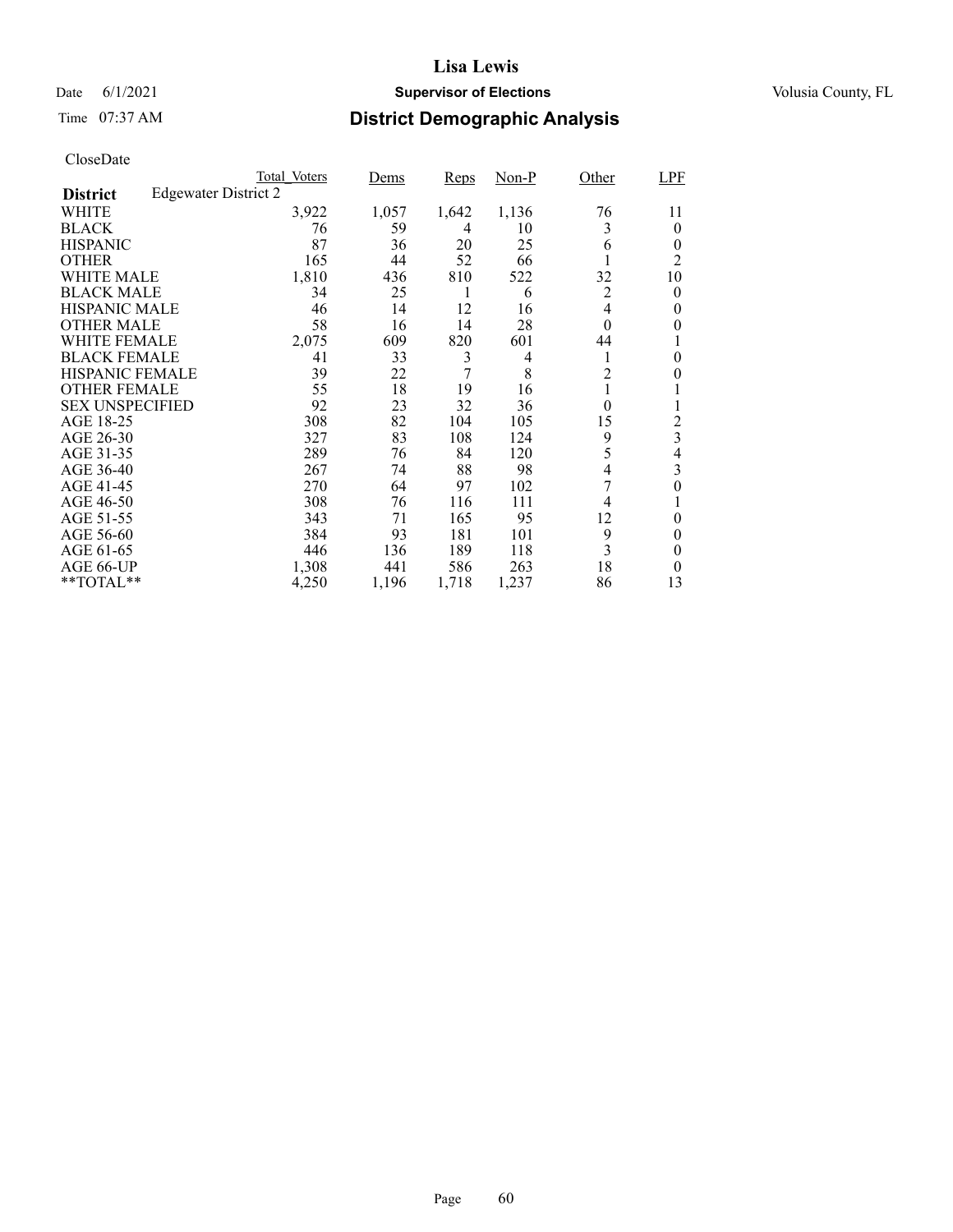# Lisa Lewis

Date 6/1/2021 **Supervisor of Elections** Volusia County, FL

Time 07:37 AM

## District Demographic Analysis

CloseDate

| **District** Edgewater District 2 | Total_Voters | Dems | Reps | Non-P | Other | LPF |
|---|---|---|---|---|---|---|
| WHITE | 3,922 | 1,057 | 1,642 | 1,136 | 76 | 11 |
| BLACK | 76 | 59 | 4 | 10 | 3 | 0 |
| HISPANIC | 87 | 36 | 20 | 25 | 6 | 0 |
| OTHER | 165 | 44 | 52 | 66 | 1 | 2 |
| WHITE MALE | 1,810 | 436 | 810 | 522 | 32 | 10 |
| BLACK MALE | 34 | 25 | 1 | 6 | 2 | 0 |
| HISPANIC MALE | 46 | 14 | 12 | 16 | 4 | 0 |
| OTHER MALE | 58 | 16 | 14 | 28 | 0 | 0 |
| WHITE FEMALE | 2,075 | 609 | 820 | 601 | 44 | 1 |
| BLACK FEMALE | 41 | 33 | 3 | 4 | 1 | 0 |
| HISPANIC FEMALE | 39 | 22 | 7 | 8 | 2 | 0 |
| OTHER FEMALE | 55 | 18 | 19 | 16 | 1 | 1 |
| SEX UNSPECIFIED | 92 | 23 | 32 | 36 | 0 | 1 |
| AGE 18-25 | 308 | 82 | 104 | 105 | 15 | 2 |
| AGE 26-30 | 327 | 83 | 108 | 124 | 9 | 3 |
| AGE 31-35 | 289 | 76 | 84 | 120 | 5 | 4 |
| AGE 36-40 | 267 | 74 | 88 | 98 | 4 | 3 |
| AGE 41-45 | 270 | 64 | 97 | 102 | 7 | 0 |
| AGE 46-50 | 308 | 76 | 116 | 111 | 4 | 1 |
| AGE 51-55 | 343 | 71 | 165 | 95 | 12 | 0 |
| AGE 56-60 | 384 | 93 | 181 | 101 | 9 | 0 |
| AGE 61-65 | 446 | 136 | 189 | 118 | 3 | 0 |
| AGE 66-UP | 1,308 | 441 | 586 | 263 | 18 | 0 |
| **TOTAL** | 4,250 | 1,196 | 1,718 | 1,237 | 86 | 13 |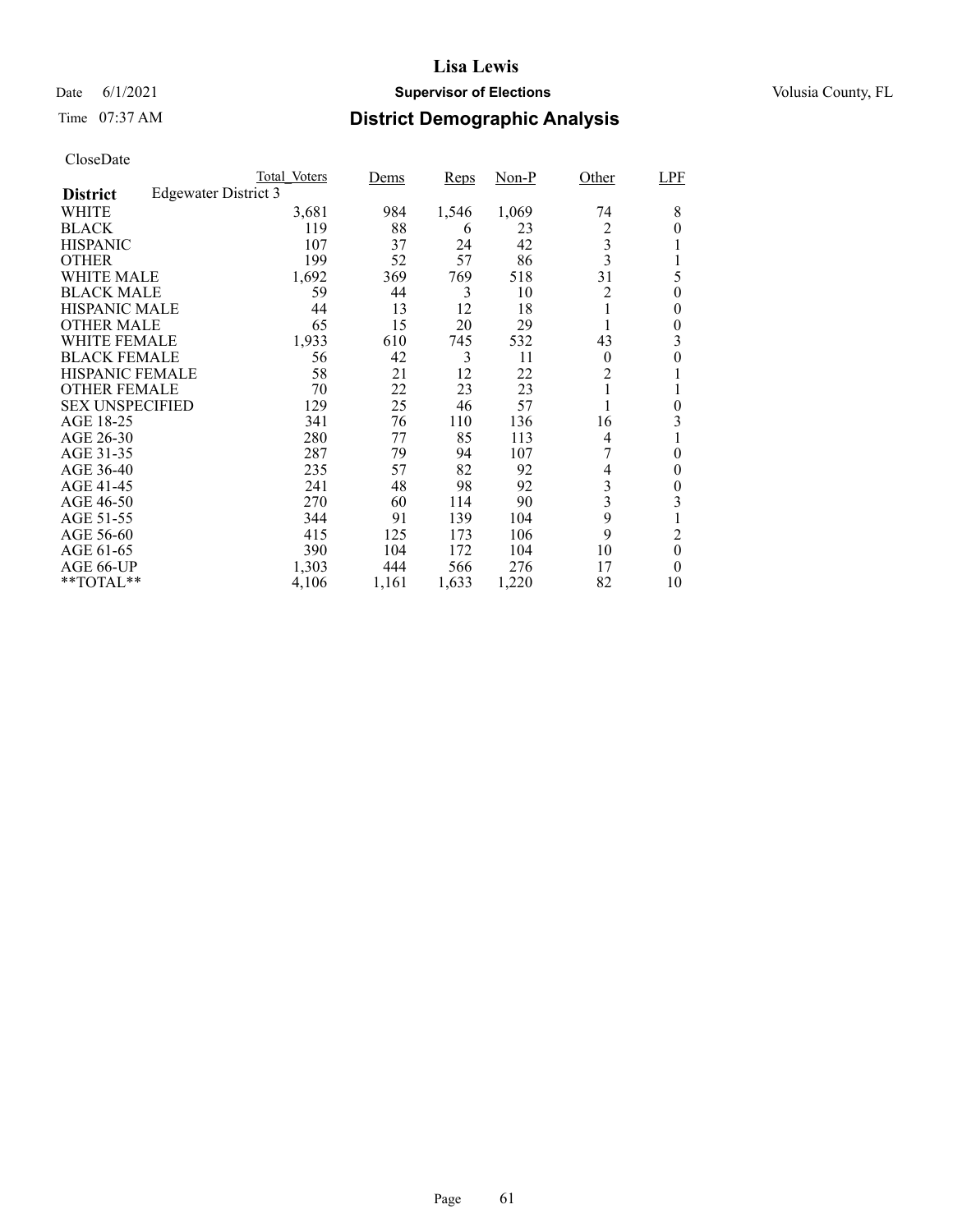# Lisa Lewis

Date 6/1/2021 **Supervisor of Elections** Volusia County, FL

Time 07:37 AM **District Demographic Analysis**

CloseDate

| **District** Edgewater District 3 | Total_Voters | Dems | Reps | Non-P | Other | LPF |
|---|---|---|---|---|---|---|
| WHITE | 3,681 | 984 | 1,546 | 1,069 | 74 | 8 |
| BLACK | 119 | 88 | 6 | 23 | 2 | 0 |
| HISPANIC | 107 | 37 | 24 | 42 | 3 | 1 |
| OTHER | 199 | 52 | 57 | 86 | 3 | 1 |
| WHITE MALE | 1,692 | 369 | 769 | 518 | 31 | 5 |
| BLACK MALE | 59 | 44 | 3 | 10 | 2 | 0 |
| HISPANIC MALE | 44 | 13 | 12 | 18 | 1 | 0 |
| OTHER MALE | 65 | 15 | 20 | 29 | 1 | 0 |
| WHITE FEMALE | 1,933 | 610 | 745 | 532 | 43 | 3 |
| BLACK FEMALE | 56 | 42 | 3 | 11 | 0 | 0 |
| HISPANIC FEMALE | 58 | 21 | 12 | 22 | 2 | 1 |
| OTHER FEMALE | 70 | 22 | 23 | 23 | 1 | 1 |
| SEX UNSPECIFIED | 129 | 25 | 46 | 57 | 1 | 0 |
| AGE 18-25 | 341 | 76 | 110 | 136 | 16 | 3 |
| AGE 26-30 | 280 | 77 | 85 | 113 | 4 | 1 |
| AGE 31-35 | 287 | 79 | 94 | 107 | 7 | 0 |
| AGE 36-40 | 235 | 57 | 82 | 92 | 4 | 0 |
| AGE 41-45 | 241 | 48 | 98 | 92 | 3 | 0 |
| AGE 46-50 | 270 | 60 | 114 | 90 | 3 | 3 |
| AGE 51-55 | 344 | 91 | 139 | 104 | 9 | 1 |
| AGE 56-60 | 415 | 125 | 173 | 106 | 9 | 2 |
| AGE 61-65 | 390 | 104 | 172 | 104 | 10 | 0 |
| AGE 66-UP | 1,303 | 444 | 566 | 276 | 17 | 0 |
| **TOTAL** | 4,106 | 1,161 | 1,633 | 1,220 | 82 | 10 |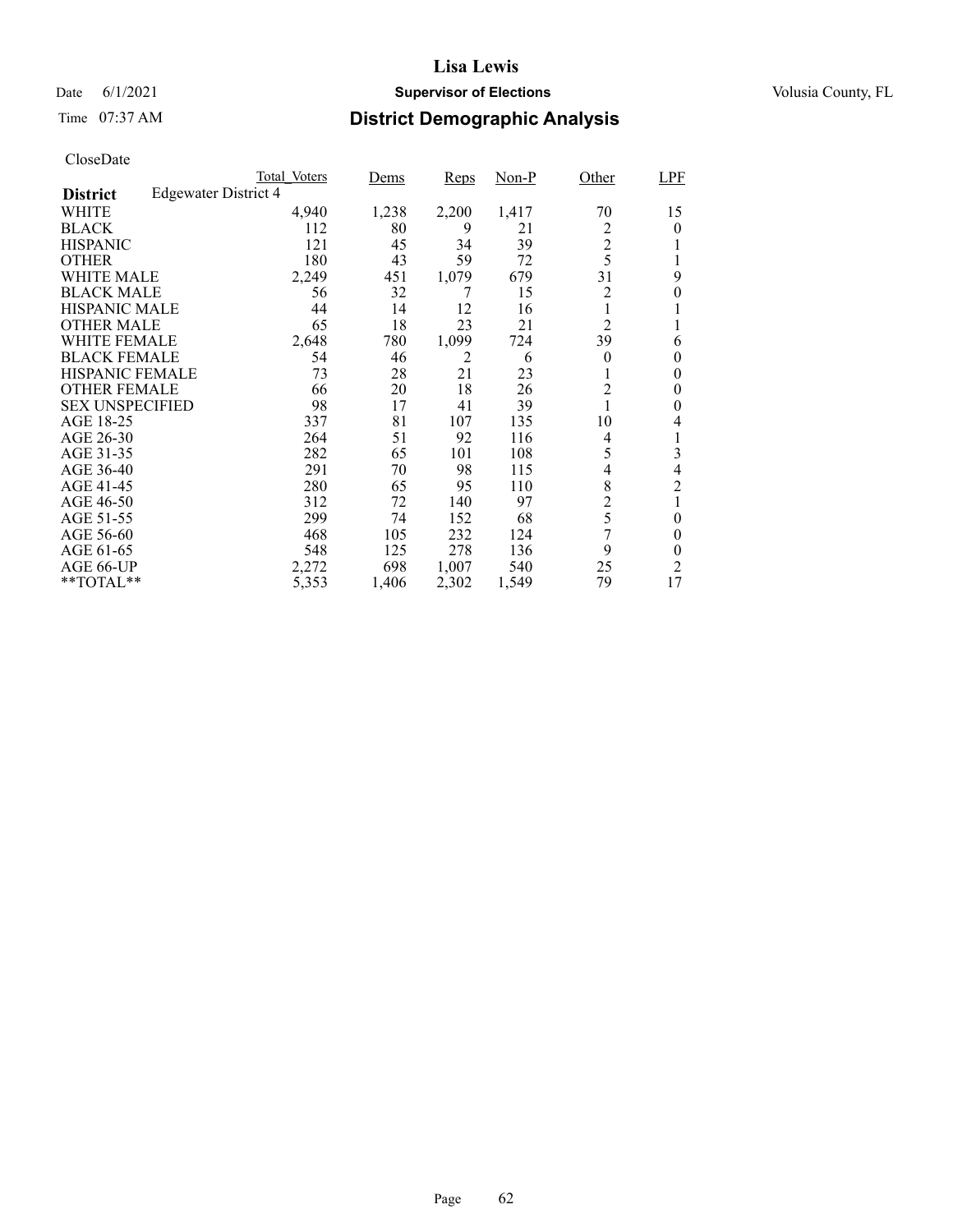# Lisa Lewis

Date 6/1/2021 **Supervisor of Elections** Volusia County, FL

Time 07:37 AM **District Demographic Analysis**

CloseDate

| **District** Edgewater District 4 | Total_Voters | Dems | Reps | Non-P | Other | LPF |
|---|---|---|---|---|---|---|
| WHITE | 4,940 | 1,238 | 2,200 | 1,417 | 70 | 15 |
| BLACK | 112 | 80 | 9 | 21 | 2 | 0 |
| HISPANIC | 121 | 45 | 34 | 39 | 2 | 1 |
| OTHER | 180 | 43 | 59 | 72 | 5 | 1 |
| WHITE MALE | 2,249 | 451 | 1,079 | 679 | 31 | 9 |
| BLACK MALE | 56 | 32 | 7 | 15 | 2 | 0 |
| HISPANIC MALE | 44 | 14 | 12 | 16 | 1 | 1 |
| OTHER MALE | 65 | 18 | 23 | 21 | 2 | 1 |
| WHITE FEMALE | 2,648 | 780 | 1,099 | 724 | 39 | 6 |
| BLACK FEMALE | 54 | 46 | 2 | 6 | 0 | 0 |
| HISPANIC FEMALE | 73 | 28 | 21 | 23 | 1 | 0 |
| OTHER FEMALE | 66 | 20 | 18 | 26 | 2 | 0 |
| SEX UNSPECIFIED | 98 | 17 | 41 | 39 | 1 | 0 |
| AGE 18-25 | 337 | 81 | 107 | 135 | 10 | 4 |
| AGE 26-30 | 264 | 51 | 92 | 116 | 4 | 1 |
| AGE 31-35 | 282 | 65 | 101 | 108 | 5 | 3 |
| AGE 36-40 | 291 | 70 | 98 | 115 | 4 | 4 |
| AGE 41-45 | 280 | 65 | 95 | 110 | 8 | 2 |
| AGE 46-50 | 312 | 72 | 140 | 97 | 2 | 1 |
| AGE 51-55 | 299 | 74 | 152 | 68 | 5 | 0 |
| AGE 56-60 | 468 | 105 | 232 | 124 | 7 | 0 |
| AGE 61-65 | 548 | 125 | 278 | 136 | 9 | 0 |
| AGE 66-UP | 2,272 | 698 | 1,007 | 540 | 25 | 2 |
| **TOTAL** | 5,353 | 1,406 | 2,302 | 1,549 | 79 | 17 |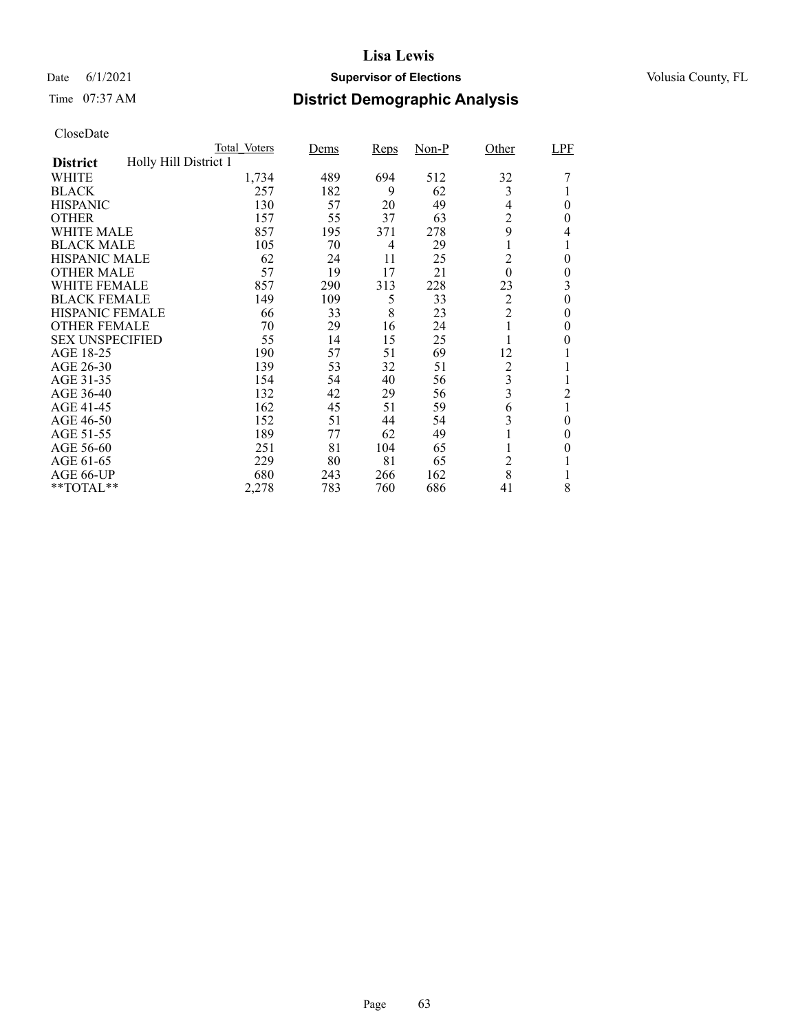# Lisa Lewis

Date 6/1/2021 **Supervisor of Elections** Volusia County, FL

Time 07:37 AM **District Demographic Analysis**

CloseDate

| | Total_Voters | Dems | Reps | Non-P | Other | LPF |
|---|---|---|---|---|---|---|
| **District** Holly Hill District 1 | | | | | | |
| WHITE | 1,734 | 489 | 694 | 512 | 32 | 7 |
| BLACK | 257 | 182 | 9 | 62 | 3 | 1 |
| HISPANIC | 130 | 57 | 20 | 49 | 4 | 0 |
| OTHER | 157 | 55 | 37 | 63 | 2 | 0 |
| WHITE MALE | 857 | 195 | 371 | 278 | 9 | 4 |
| BLACK MALE | 105 | 70 | 4 | 29 | 1 | 1 |
| HISPANIC MALE | 62 | 24 | 11 | 25 | 2 | 0 |
| OTHER MALE | 57 | 19 | 17 | 21 | 0 | 0 |
| WHITE FEMALE | 857 | 290 | 313 | 228 | 23 | 3 |
| BLACK FEMALE | 149 | 109 | 5 | 33 | 2 | 0 |
| HISPANIC FEMALE | 66 | 33 | 8 | 23 | 2 | 0 |
| OTHER FEMALE | 70 | 29 | 16 | 24 | 1 | 0 |
| SEX UNSPECIFIED | 55 | 14 | 15 | 25 | 1 | 0 |
| AGE 18-25 | 190 | 57 | 51 | 69 | 12 | 1 |
| AGE 26-30 | 139 | 53 | 32 | 51 | 2 | 1 |
| AGE 31-35 | 154 | 54 | 40 | 56 | 3 | 1 |
| AGE 36-40 | 132 | 42 | 29 | 56 | 3 | 2 |
| AGE 41-45 | 162 | 45 | 51 | 59 | 6 | 1 |
| AGE 46-50 | 152 | 51 | 44 | 54 | 3 | 0 |
| AGE 51-55 | 189 | 77 | 62 | 49 | 1 | 0 |
| AGE 56-60 | 251 | 81 | 104 | 65 | 1 | 0 |
| AGE 61-65 | 229 | 80 | 81 | 65 | 2 | 1 |
| AGE 66-UP | 680 | 243 | 266 | 162 | 8 | 1 |
| **TOTAL** | 2,278 | 783 | 760 | 686 | 41 | 8 |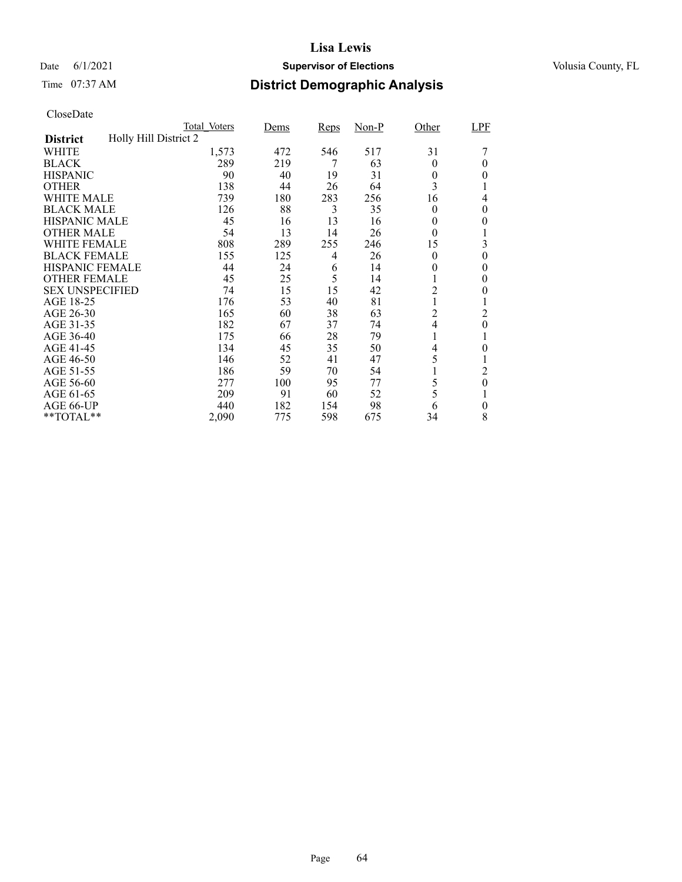# Lisa Lewis

Date 6/1/2021 **Supervisor of Elections** Volusia County, FL

Time 07:37 AM **District Demographic Analysis**

CloseDate

| | Total_Voters | Dems | Reps | Non-P | Other | LPF |
|---|---|---|---|---|---|---|
| **District** Holly Hill District 2 | | | | | | |
| WHITE | 1,573 | 472 | 546 | 517 | 31 | 7 |
| BLACK | 289 | 219 | 7 | 63 | 0 | 0 |
| HISPANIC | 90 | 40 | 19 | 31 | 0 | 0 |
| OTHER | 138 | 44 | 26 | 64 | 3 | 1 |
| WHITE MALE | 739 | 180 | 283 | 256 | 16 | 4 |
| BLACK MALE | 126 | 88 | 3 | 35 | 0 | 0 |
| HISPANIC MALE | 45 | 16 | 13 | 16 | 0 | 0 |
| OTHER MALE | 54 | 13 | 14 | 26 | 0 | 1 |
| WHITE FEMALE | 808 | 289 | 255 | 246 | 15 | 3 |
| BLACK FEMALE | 155 | 125 | 4 | 26 | 0 | 0 |
| HISPANIC FEMALE | 44 | 24 | 6 | 14 | 0 | 0 |
| OTHER FEMALE | 45 | 25 | 5 | 14 | 1 | 0 |
| SEX UNSPECIFIED | 74 | 15 | 15 | 42 | 2 | 0 |
| AGE 18-25 | 176 | 53 | 40 | 81 | 1 | 1 |
| AGE 26-30 | 165 | 60 | 38 | 63 | 2 | 2 |
| AGE 31-35 | 182 | 67 | 37 | 74 | 4 | 0 |
| AGE 36-40 | 175 | 66 | 28 | 79 | 1 | 1 |
| AGE 41-45 | 134 | 45 | 35 | 50 | 4 | 0 |
| AGE 46-50 | 146 | 52 | 41 | 47 | 5 | 1 |
| AGE 51-55 | 186 | 59 | 70 | 54 | 1 | 2 |
| AGE 56-60 | 277 | 100 | 95 | 77 | 5 | 0 |
| AGE 61-65 | 209 | 91 | 60 | 52 | 5 | 1 |
| AGE 66-UP | 440 | 182 | 154 | 98 | 6 | 0 |
| **TOTAL** | 2,090 | 775 | 598 | 675 | 34 | 8 |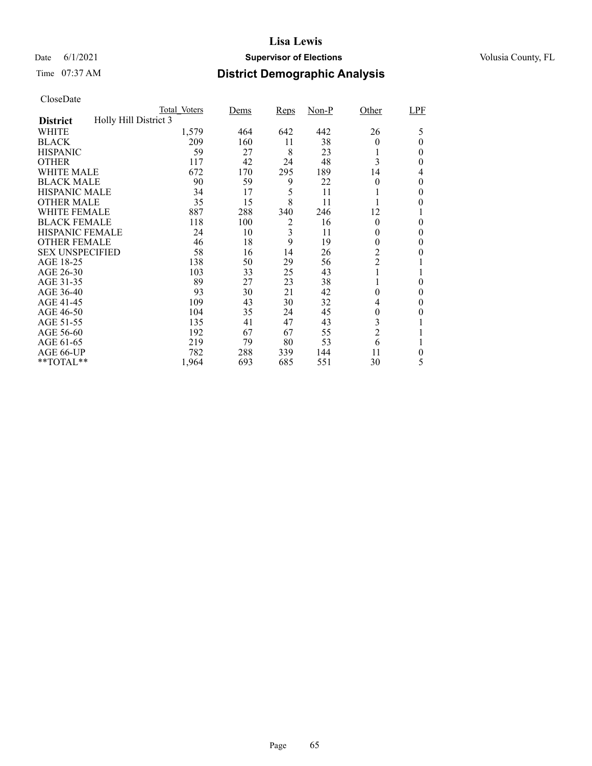# Lisa Lewis

Date 6/1/2021 **Supervisor of Elections** Volusia County, FL

Time 07:37 AM **District Demographic Analysis**

CloseDate

| | Total_Voters | Dems | Reps | Non-P | Other | LPF |
|---|---|---|---|---|---|---|
| **District** Holly Hill District 3 | | | | | | |
| WHITE | 1,579 | 464 | 642 | 442 | 26 | 5 |
| BLACK | 209 | 160 | 11 | 38 | 0 | 0 |
| HISPANIC | 59 | 27 | 8 | 23 | 1 | 0 |
| OTHER | 117 | 42 | 24 | 48 | 3 | 0 |
| WHITE MALE | 672 | 170 | 295 | 189 | 14 | 4 |
| BLACK MALE | 90 | 59 | 9 | 22 | 0 | 0 |
| HISPANIC MALE | 34 | 17 | 5 | 11 | 1 | 0 |
| OTHER MALE | 35 | 15 | 8 | 11 | 1 | 0 |
| WHITE FEMALE | 887 | 288 | 340 | 246 | 12 | 1 |
| BLACK FEMALE | 118 | 100 | 2 | 16 | 0 | 0 |
| HISPANIC FEMALE | 24 | 10 | 3 | 11 | 0 | 0 |
| OTHER FEMALE | 46 | 18 | 9 | 19 | 0 | 0 |
| SEX UNSPECIFIED | 58 | 16 | 14 | 26 | 2 | 0 |
| AGE 18-25 | 138 | 50 | 29 | 56 | 2 | 1 |
| AGE 26-30 | 103 | 33 | 25 | 43 | 1 | 1 |
| AGE 31-35 | 89 | 27 | 23 | 38 | 1 | 0 |
| AGE 36-40 | 93 | 30 | 21 | 42 | 0 | 0 |
| AGE 41-45 | 109 | 43 | 30 | 32 | 4 | 0 |
| AGE 46-50 | 104 | 35 | 24 | 45 | 0 | 0 |
| AGE 51-55 | 135 | 41 | 47 | 43 | 3 | 1 |
| AGE 56-60 | 192 | 67 | 67 | 55 | 2 | 1 |
| AGE 61-65 | 219 | 79 | 80 | 53 | 6 | 1 |
| AGE 66-UP | 782 | 288 | 339 | 144 | 11 | 0 |
| **TOTAL** | 1,964 | 693 | 685 | 551 | 30 | 5 |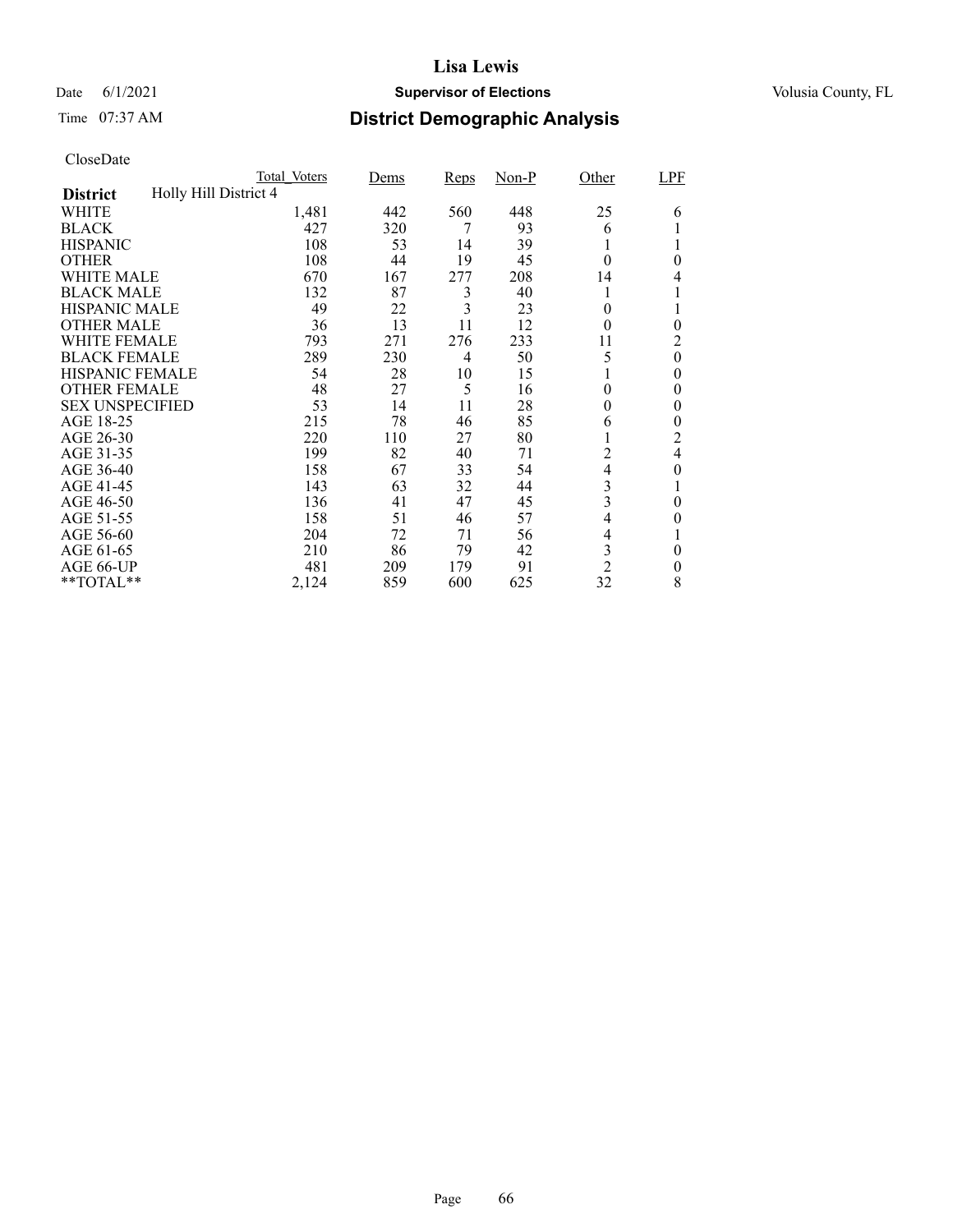# Lisa Lewis

Date 6/1/2021 **Supervisor of Elections** Volusia County, FL

Time 07:37 AM **District Demographic Analysis**

CloseDate

| | Total_Voters | Dems | Reps | Non-P | Other | LPF |
|---|---|---|---|---|---|---|
| **District** Holly Hill District 4 | | | | | | |
| WHITE | 1,481 | 442 | 560 | 448 | 25 | 6 |
| BLACK | 427 | 320 | 7 | 93 | 6 | 1 |
| HISPANIC | 108 | 53 | 14 | 39 | 1 | 1 |
| OTHER | 108 | 44 | 19 | 45 | 0 | 0 |
| WHITE MALE | 670 | 167 | 277 | 208 | 14 | 4 |
| BLACK MALE | 132 | 87 | 3 | 40 | 1 | 1 |
| HISPANIC MALE | 49 | 22 | 3 | 23 | 0 | 1 |
| OTHER MALE | 36 | 13 | 11 | 12 | 0 | 0 |
| WHITE FEMALE | 793 | 271 | 276 | 233 | 11 | 2 |
| BLACK FEMALE | 289 | 230 | 4 | 50 | 5 | 0 |
| HISPANIC FEMALE | 54 | 28 | 10 | 15 | 1 | 0 |
| OTHER FEMALE | 48 | 27 | 5 | 16 | 0 | 0 |
| SEX UNSPECIFIED | 53 | 14 | 11 | 28 | 0 | 0 |
| AGE 18-25 | 215 | 78 | 46 | 85 | 6 | 0 |
| AGE 26-30 | 220 | 110 | 27 | 80 | 1 | 2 |
| AGE 31-35 | 199 | 82 | 40 | 71 | 2 | 4 |
| AGE 36-40 | 158 | 67 | 33 | 54 | 4 | 0 |
| AGE 41-45 | 143 | 63 | 32 | 44 | 3 | 1 |
| AGE 46-50 | 136 | 41 | 47 | 45 | 3 | 0 |
| AGE 51-55 | 158 | 51 | 46 | 57 | 4 | 0 |
| AGE 56-60 | 204 | 72 | 71 | 56 | 4 | 1 |
| AGE 61-65 | 210 | 86 | 79 | 42 | 3 | 0 |
| AGE 66-UP | 481 | 209 | 179 | 91 | 2 | 0 |
| **TOTAL** | 2,124 | 859 | 600 | 625 | 32 | 8 |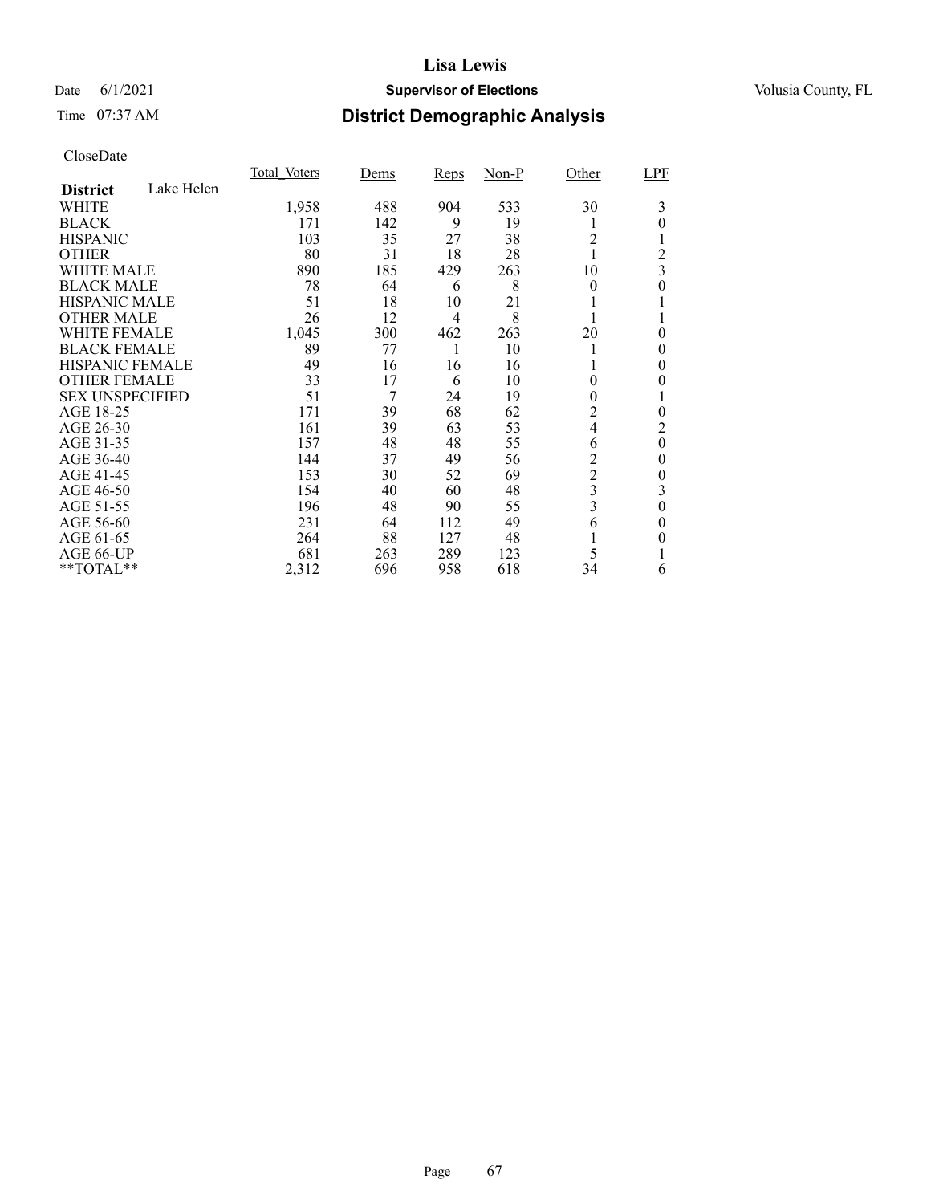# Lisa Lewis

Date 6/1/2021 **Supervisor of Elections** Volusia County, FL

Time 07:37 AM **District Demographic Analysis**

CloseDate

| **District** Lake Helen | Total_Voters | Dems | Reps | Non-P | Other | LPF |
|---|---|---|---|---|---|---|
| WHITE | 1,958 | 488 | 904 | 533 | 30 | 3 |
| BLACK | 171 | 142 | 9 | 19 | 1 | 0 |
| HISPANIC | 103 | 35 | 27 | 38 | 2 | 1 |
| OTHER | 80 | 31 | 18 | 28 | 1 | 2 |
| WHITE MALE | 890 | 185 | 429 | 263 | 10 | 3 |
| BLACK MALE | 78 | 64 | 6 | 8 | 0 | 0 |
| HISPANIC MALE | 51 | 18 | 10 | 21 | 1 | 1 |
| OTHER MALE | 26 | 12 | 4 | 8 | 1 | 1 |
| WHITE FEMALE | 1,045 | 300 | 462 | 263 | 20 | 0 |
| BLACK FEMALE | 89 | 77 | 1 | 10 | 1 | 0 |
| HISPANIC FEMALE | 49 | 16 | 16 | 16 | 1 | 0 |
| OTHER FEMALE | 33 | 17 | 6 | 10 | 0 | 0 |
| SEX UNSPECIFIED | 51 | 7 | 24 | 19 | 0 | 1 |
| AGE 18-25 | 171 | 39 | 68 | 62 | 2 | 0 |
| AGE 26-30 | 161 | 39 | 63 | 53 | 4 | 2 |
| AGE 31-35 | 157 | 48 | 48 | 55 | 6 | 0 |
| AGE 36-40 | 144 | 37 | 49 | 56 | 2 | 0 |
| AGE 41-45 | 153 | 30 | 52 | 69 | 2 | 0 |
| AGE 46-50 | 154 | 40 | 60 | 48 | 3 | 3 |
| AGE 51-55 | 196 | 48 | 90 | 55 | 3 | 0 |
| AGE 56-60 | 231 | 64 | 112 | 49 | 6 | 0 |
| AGE 61-65 | 264 | 88 | 127 | 48 | 1 | 0 |
| AGE 66-UP | 681 | 263 | 289 | 123 | 5 | 1 |
| **TOTAL** | 2,312 | 696 | 958 | 618 | 34 | 6 |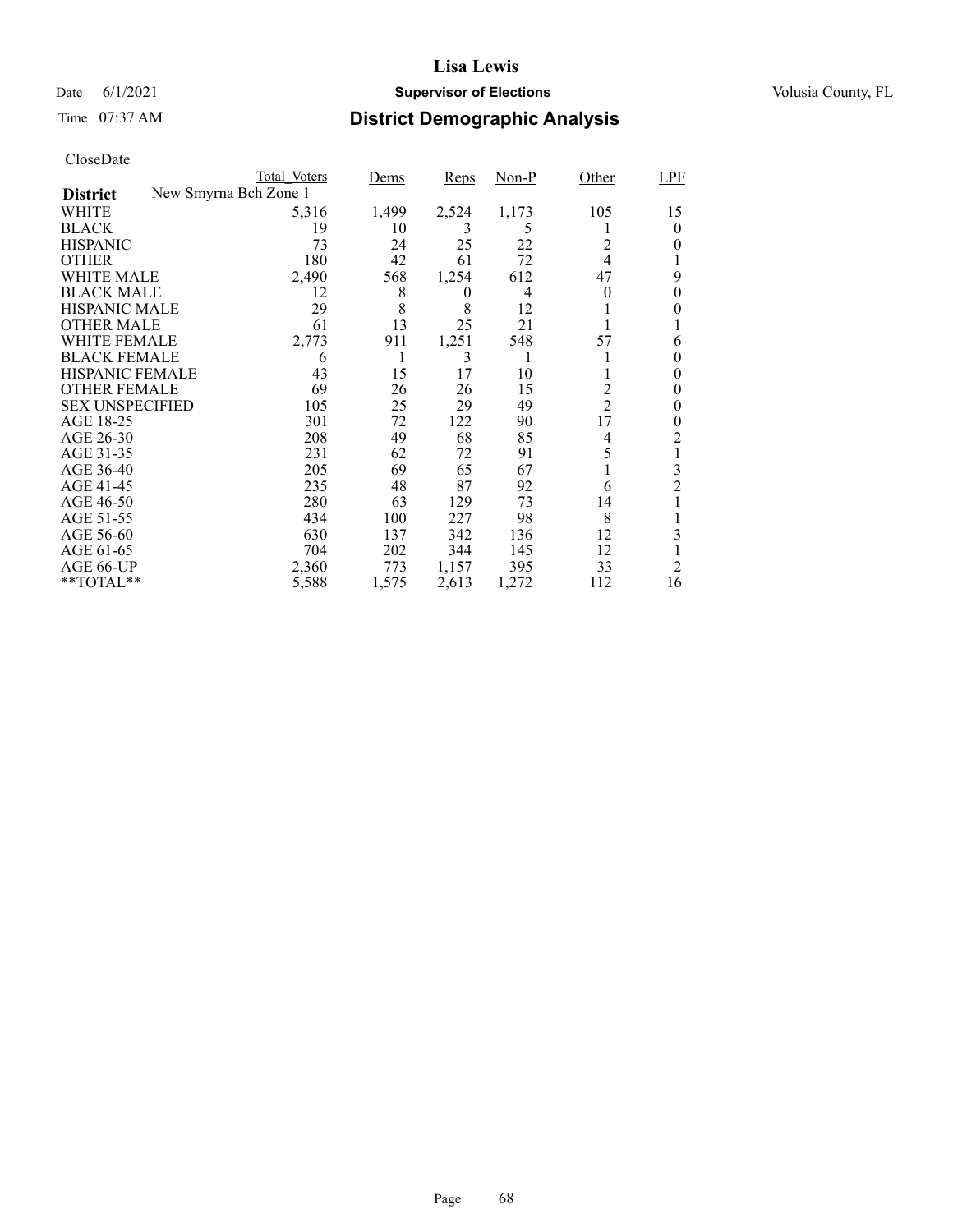# Lisa Lewis

Date 6/1/2021 **Supervisor of Elections** Volusia County, FL

Time 07:37 AM **District Demographic Analysis**

CloseDate

| District: New Smyrna Bch Zone 1 | Total_Voters | Dems | Reps | Non-P | Other | LPF |
|---|---|---|---|---|---|---|
| WHITE | 5,316 | 1,499 | 2,524 | 1,173 | 105 | 15 |
| BLACK | 19 | 10 | 3 | 5 | 1 | 0 |
| HISPANIC | 73 | 24 | 25 | 22 | 2 | 0 |
| OTHER | 180 | 42 | 61 | 72 | 4 | 1 |
| WHITE MALE | 2,490 | 568 | 1,254 | 612 | 47 | 9 |
| BLACK MALE | 12 | 8 | 0 | 4 | 0 | 0 |
| HISPANIC MALE | 29 | 8 | 8 | 12 | 1 | 0 |
| OTHER MALE | 61 | 13 | 25 | 21 | 1 | 1 |
| WHITE FEMALE | 2,773 | 911 | 1,251 | 548 | 57 | 6 |
| BLACK FEMALE | 6 | 1 | 3 | 1 | 1 | 0 |
| HISPANIC FEMALE | 43 | 15 | 17 | 10 | 1 | 0 |
| OTHER FEMALE | 69 | 26 | 26 | 15 | 2 | 0 |
| SEX UNSPECIFIED | 105 | 25 | 29 | 49 | 2 | 0 |
| AGE 18-25 | 301 | 72 | 122 | 90 | 17 | 0 |
| AGE 26-30 | 208 | 49 | 68 | 85 | 4 | 2 |
| AGE 31-35 | 231 | 62 | 72 | 91 | 5 | 1 |
| AGE 36-40 | 205 | 69 | 65 | 67 | 1 | 3 |
| AGE 41-45 | 235 | 48 | 87 | 92 | 6 | 2 |
| AGE 46-50 | 280 | 63 | 129 | 73 | 14 | 1 |
| AGE 51-55 | 434 | 100 | 227 | 98 | 8 | 1 |
| AGE 56-60 | 630 | 137 | 342 | 136 | 12 | 3 |
| AGE 61-65 | 704 | 202 | 344 | 145 | 12 | 1 |
| AGE 66-UP | 2,360 | 773 | 1,157 | 395 | 33 | 2 |
| **TOTAL** | 5,588 | 1,575 | 2,613 | 1,272 | 112 | 16 |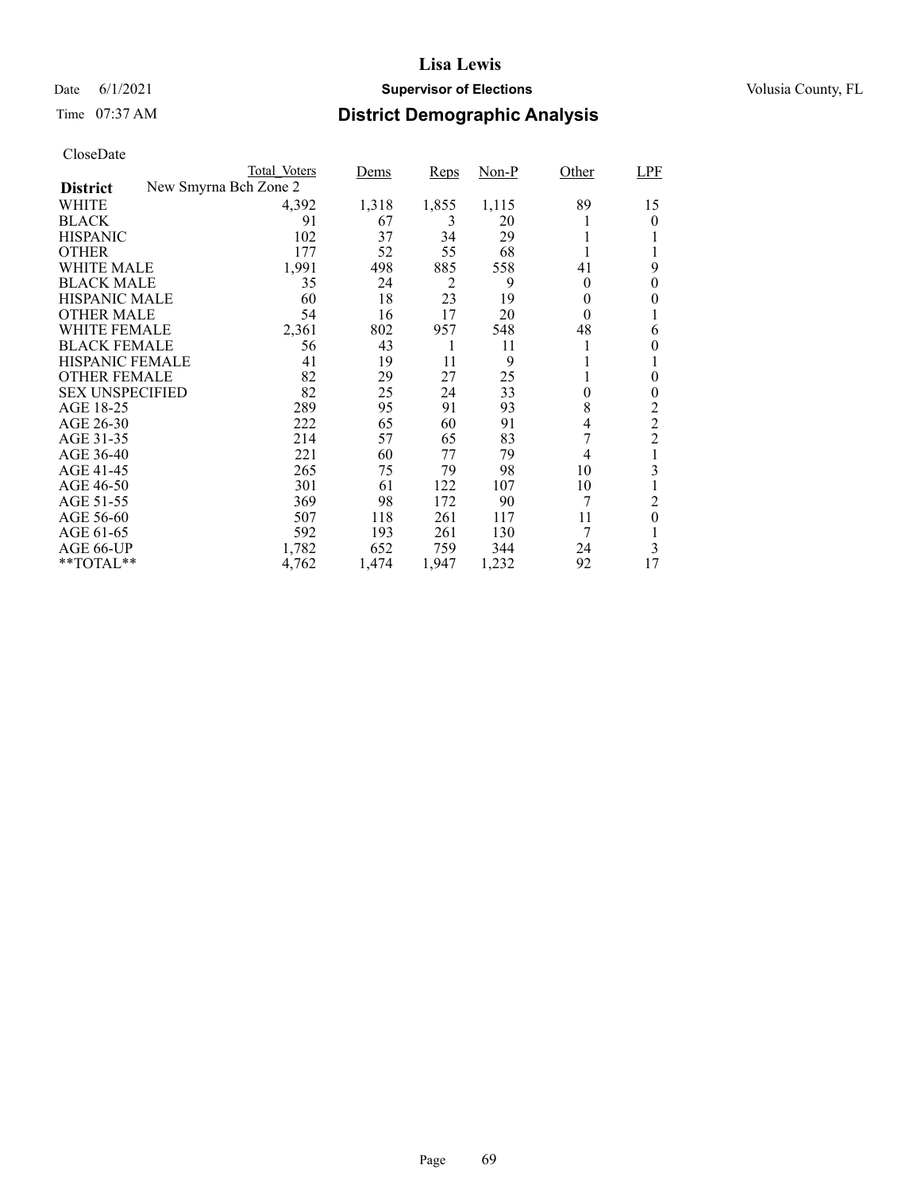# Lisa Lewis

Date 6/1/2021 **Supervisor of Elections** Volusia County, FL

Time 07:37 AM **District Demographic Analysis**

CloseDate

| District | Total_Voters | Dems | Reps | Non-P | Other | LPF |
|---|---|---|---|---|---|---|
| New Smyrna Bch Zone 2 | | | | | | |
| WHITE | 4,392 | 1,318 | 1,855 | 1,115 | 89 | 15 |
| BLACK | 91 | 67 | 3 | 20 | 1 | 0 |
| HISPANIC | 102 | 37 | 34 | 29 | 1 | 1 |
| OTHER | 177 | 52 | 55 | 68 | 1 | 1 |
| WHITE MALE | 1,991 | 498 | 885 | 558 | 41 | 9 |
| BLACK MALE | 35 | 24 | 2 | 9 | 0 | 0 |
| HISPANIC MALE | 60 | 18 | 23 | 19 | 0 | 0 |
| OTHER MALE | 54 | 16 | 17 | 20 | 0 | 1 |
| WHITE FEMALE | 2,361 | 802 | 957 | 548 | 48 | 6 |
| BLACK FEMALE | 56 | 43 | 1 | 11 | 1 | 0 |
| HISPANIC FEMALE | 41 | 19 | 11 | 9 | 1 | 1 |
| OTHER FEMALE | 82 | 29 | 27 | 25 | 1 | 0 |
| SEX UNSPECIFIED | 82 | 25 | 24 | 33 | 0 | 0 |
| AGE 18-25 | 289 | 95 | 91 | 93 | 8 | 2 |
| AGE 26-30 | 222 | 65 | 60 | 91 | 4 | 2 |
| AGE 31-35 | 214 | 57 | 65 | 83 | 7 | 2 |
| AGE 36-40 | 221 | 60 | 77 | 79 | 4 | 1 |
| AGE 41-45 | 265 | 75 | 79 | 98 | 10 | 3 |
| AGE 46-50 | 301 | 61 | 122 | 107 | 10 | 1 |
| AGE 51-55 | 369 | 98 | 172 | 90 | 7 | 2 |
| AGE 56-60 | 507 | 118 | 261 | 117 | 11 | 0 |
| AGE 61-65 | 592 | 193 | 261 | 130 | 7 | 1 |
| AGE 66-UP | 1,782 | 652 | 759 | 344 | 24 | 3 |
| **TOTAL** | 4,762 | 1,474 | 1,947 | 1,232 | 92 | 17 |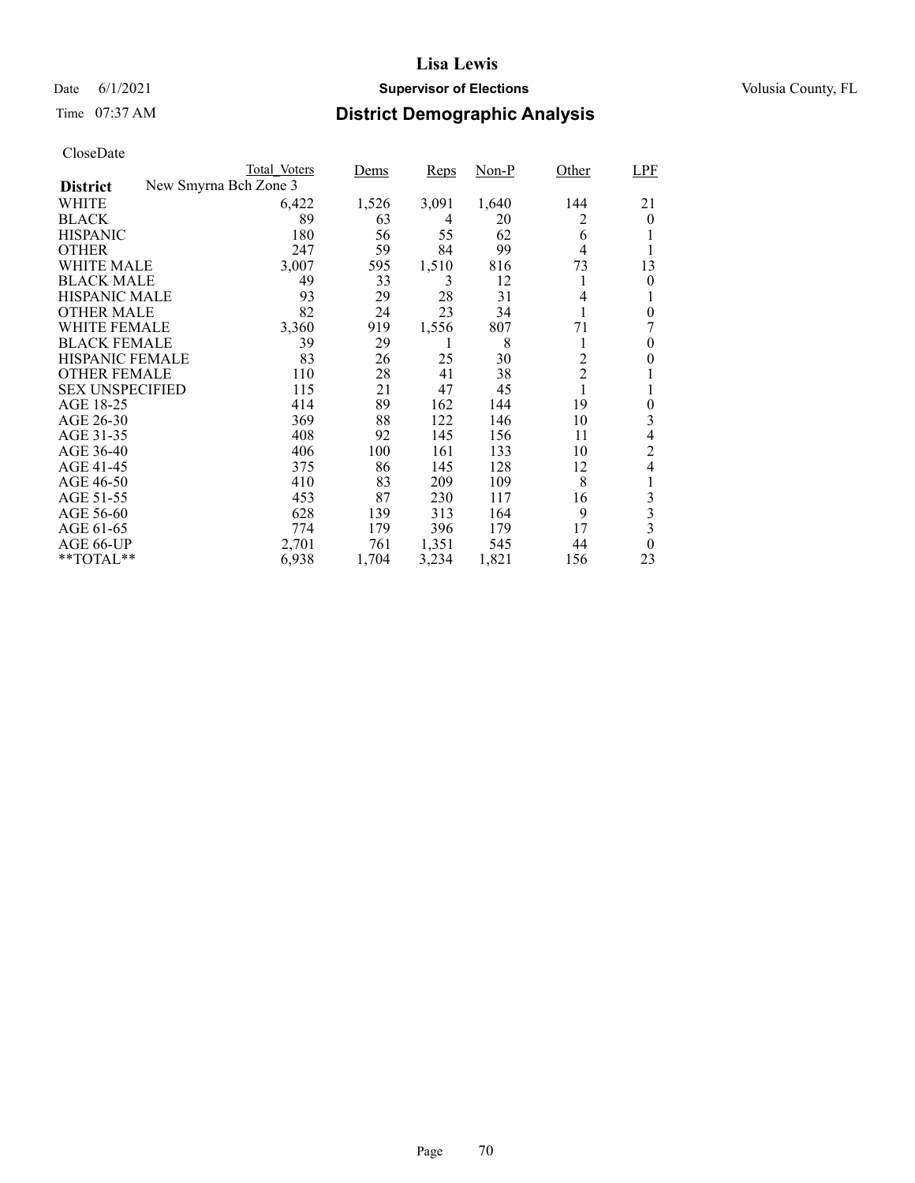# Lisa Lewis

Date 6/1/2021 **Supervisor of Elections** Volusia County, FL

Time 07:37 AM **District Demographic Analysis**

CloseDate

| | Total_Voters | Dems | Reps | Non-P | Other | LPF |
|---|---|---|---|---|---|---|
| **District** New Smyrna Bch Zone 3 | | | | | | |
| WHITE | 6,422 | 1,526 | 3,091 | 1,640 | 144 | 21 |
| BLACK | 89 | 63 | 4 | 20 | 2 | 0 |
| HISPANIC | 180 | 56 | 55 | 62 | 6 | 1 |
| OTHER | 247 | 59 | 84 | 99 | 4 | 1 |
| WHITE MALE | 3,007 | 595 | 1,510 | 816 | 73 | 13 |
| BLACK MALE | 49 | 33 | 3 | 12 | 1 | 0 |
| HISPANIC MALE | 93 | 29 | 28 | 31 | 4 | 1 |
| OTHER MALE | 82 | 24 | 23 | 34 | 1 | 0 |
| WHITE FEMALE | 3,360 | 919 | 1,556 | 807 | 71 | 7 |
| BLACK FEMALE | 39 | 29 | 1 | 8 | 1 | 0 |
| HISPANIC FEMALE | 83 | 26 | 25 | 30 | 2 | 0 |
| OTHER FEMALE | 110 | 28 | 41 | 38 | 2 | 1 |
| SEX UNSPECIFIED | 115 | 21 | 47 | 45 | 1 | 1 |
| AGE 18-25 | 414 | 89 | 162 | 144 | 19 | 0 |
| AGE 26-30 | 369 | 88 | 122 | 146 | 10 | 3 |
| AGE 31-35 | 408 | 92 | 145 | 156 | 11 | 4 |
| AGE 36-40 | 406 | 100 | 161 | 133 | 10 | 2 |
| AGE 41-45 | 375 | 86 | 145 | 128 | 12 | 4 |
| AGE 46-50 | 410 | 83 | 209 | 109 | 8 | 1 |
| AGE 51-55 | 453 | 87 | 230 | 117 | 16 | 3 |
| AGE 56-60 | 628 | 139 | 313 | 164 | 9 | 3 |
| AGE 61-65 | 774 | 179 | 396 | 179 | 17 | 3 |
| AGE 66-UP | 2,701 | 761 | 1,351 | 545 | 44 | 0 |
| **TOTAL** | 6,938 | 1,704 | 3,234 | 1,821 | 156 | 23 |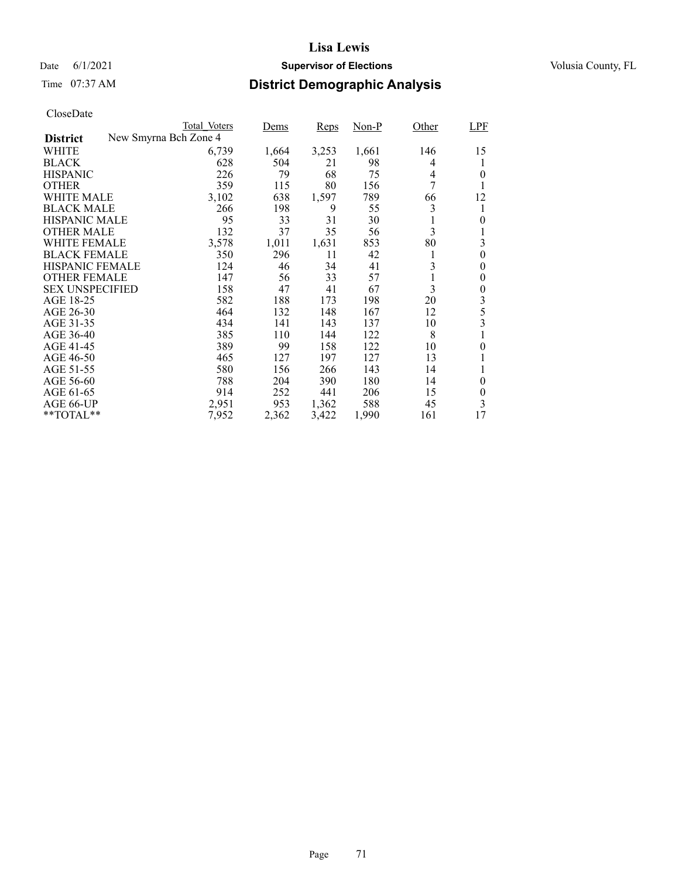# Lisa Lewis

Date 6/1/2021 **Supervisor of Elections** Volusia County, FL

Time 07:37 AM **District Demographic Analysis**

CloseDate

| **District** New Smyrna Bch Zone 4 | Total_Voters | Dems | Reps | Non-P | Other | LPF |
|---|---|---|---|---|---|---|
| WHITE | 6,739 | 1,664 | 3,253 | 1,661 | 146 | 15 |
| BLACK | 628 | 504 | 21 | 98 | 4 | 1 |
| HISPANIC | 226 | 79 | 68 | 75 | 4 | 0 |
| OTHER | 359 | 115 | 80 | 156 | 7 | 1 |
| WHITE MALE | 3,102 | 638 | 1,597 | 789 | 66 | 12 |
| BLACK MALE | 266 | 198 | 9 | 55 | 3 | 1 |
| HISPANIC MALE | 95 | 33 | 31 | 30 | 1 | 0 |
| OTHER MALE | 132 | 37 | 35 | 56 | 3 | 1 |
| WHITE FEMALE | 3,578 | 1,011 | 1,631 | 853 | 80 | 3 |
| BLACK FEMALE | 350 | 296 | 11 | 42 | 1 | 0 |
| HISPANIC FEMALE | 124 | 46 | 34 | 41 | 3 | 0 |
| OTHER FEMALE | 147 | 56 | 33 | 57 | 1 | 0 |
| SEX UNSPECIFIED | 158 | 47 | 41 | 67 | 3 | 0 |
| AGE 18-25 | 582 | 188 | 173 | 198 | 20 | 3 |
| AGE 26-30 | 464 | 132 | 148 | 167 | 12 | 5 |
| AGE 31-35 | 434 | 141 | 143 | 137 | 10 | 3 |
| AGE 36-40 | 385 | 110 | 144 | 122 | 8 | 1 |
| AGE 41-45 | 389 | 99 | 158 | 122 | 10 | 0 |
| AGE 46-50 | 465 | 127 | 197 | 127 | 13 | 1 |
| AGE 51-55 | 580 | 156 | 266 | 143 | 14 | 1 |
| AGE 56-60 | 788 | 204 | 390 | 180 | 14 | 0 |
| AGE 61-65 | 914 | 252 | 441 | 206 | 15 | 0 |
| AGE 66-UP | 2,951 | 953 | 1,362 | 588 | 45 | 3 |
| **TOTAL** | 7,952 | 2,362 | 3,422 | 1,990 | 161 | 17 |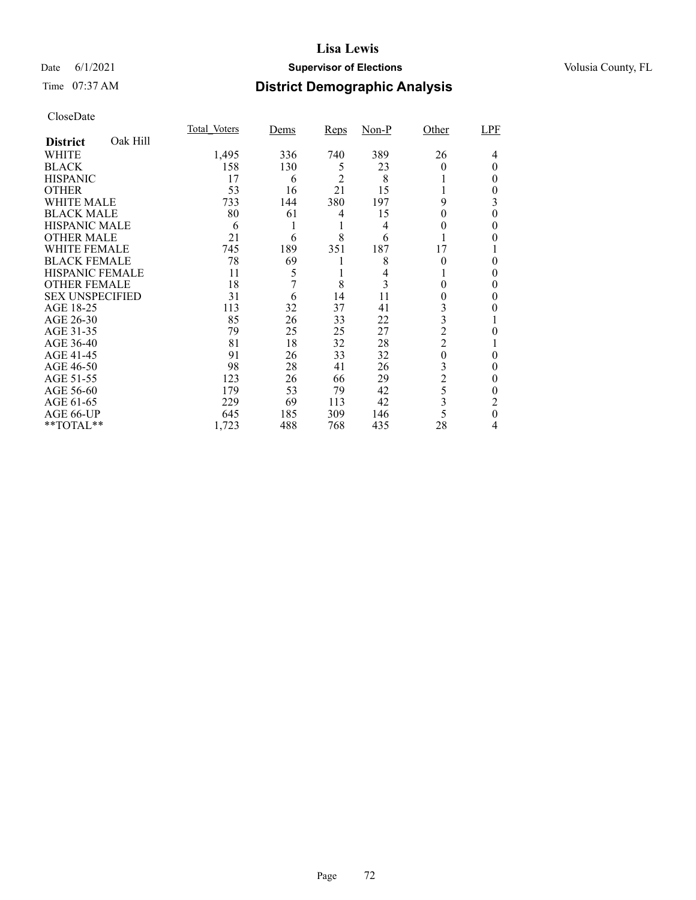# Lisa Lewis

Date 6/1/2021 **Supervisor of Elections** Volusia County, FL

Time 07:37 AM **District Demographic Analysis**

CloseDate

| **District** Oak Hill | Total_Voters | Dems | Reps | Non-P | Other | LPF |
|---|---|---|---|---|---|---|
| WHITE | 1,495 | 336 | 740 | 389 | 26 | 4 |
| BLACK | 158 | 130 | 5 | 23 | 0 | 0 |
| HISPANIC | 17 | 6 | 2 | 8 | 1 | 0 |
| OTHER | 53 | 16 | 21 | 15 | 1 | 0 |
| WHITE MALE | 733 | 144 | 380 | 197 | 9 | 3 |
| BLACK MALE | 80 | 61 | 4 | 15 | 0 | 0 |
| HISPANIC MALE | 6 | 1 | 1 | 4 | 0 | 0 |
| OTHER MALE | 21 | 6 | 8 | 6 | 1 | 0 |
| WHITE FEMALE | 745 | 189 | 351 | 187 | 17 | 1 |
| BLACK FEMALE | 78 | 69 | 1 | 8 | 0 | 0 |
| HISPANIC FEMALE | 11 | 5 | 1 | 4 | 1 | 0 |
| OTHER FEMALE | 18 | 7 | 8 | 3 | 0 | 0 |
| SEX UNSPECIFIED | 31 | 6 | 14 | 11 | 0 | 0 |
| AGE 18-25 | 113 | 32 | 37 | 41 | 3 | 0 |
| AGE 26-30 | 85 | 26 | 33 | 22 | 3 | 1 |
| AGE 31-35 | 79 | 25 | 25 | 27 | 2 | 0 |
| AGE 36-40 | 81 | 18 | 32 | 28 | 2 | 1 |
| AGE 41-45 | 91 | 26 | 33 | 32 | 0 | 0 |
| AGE 46-50 | 98 | 28 | 41 | 26 | 3 | 0 |
| AGE 51-55 | 123 | 26 | 66 | 29 | 2 | 0 |
| AGE 56-60 | 179 | 53 | 79 | 42 | 5 | 0 |
| AGE 61-65 | 229 | 69 | 113 | 42 | 3 | 2 |
| AGE 66-UP | 645 | 185 | 309 | 146 | 5 | 0 |
| **TOTAL** | 1,723 | 488 | 768 | 435 | 28 | 4 |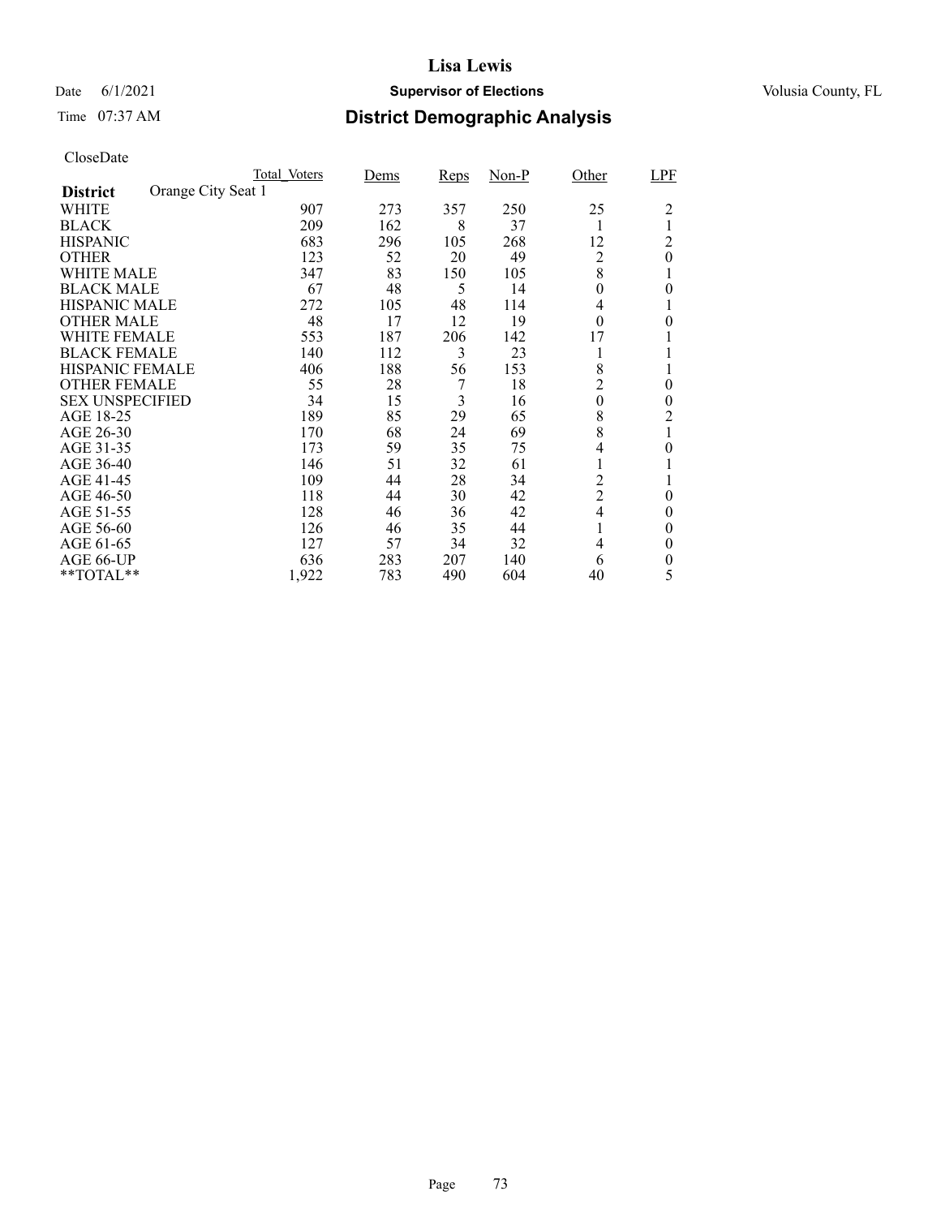# Lisa Lewis

Date 6/1/2021 **Supervisor of Elections** Volusia County, FL

Time 07:37 AM **District Demographic Analysis**

CloseDate

| | Total_Voters | Dems | Reps | Non-P | Other | LPF |
|---|---|---|---|---|---|---|
| **District** Orange City Seat 1 | | | | | | |
| WHITE | 907 | 273 | 357 | 250 | 25 | 2 |
| BLACK | 209 | 162 | 8 | 37 | 1 | 1 |
| HISPANIC | 683 | 296 | 105 | 268 | 12 | 2 |
| OTHER | 123 | 52 | 20 | 49 | 2 | 0 |
| WHITE MALE | 347 | 83 | 150 | 105 | 8 | 1 |
| BLACK MALE | 67 | 48 | 5 | 14 | 0 | 0 |
| HISPANIC MALE | 272 | 105 | 48 | 114 | 4 | 1 |
| OTHER MALE | 48 | 17 | 12 | 19 | 0 | 0 |
| WHITE FEMALE | 553 | 187 | 206 | 142 | 17 | 1 |
| BLACK FEMALE | 140 | 112 | 3 | 23 | 1 | 1 |
| HISPANIC FEMALE | 406 | 188 | 56 | 153 | 8 | 1 |
| OTHER FEMALE | 55 | 28 | 7 | 18 | 2 | 0 |
| SEX UNSPECIFIED | 34 | 15 | 3 | 16 | 0 | 0 |
| AGE 18-25 | 189 | 85 | 29 | 65 | 8 | 2 |
| AGE 26-30 | 170 | 68 | 24 | 69 | 8 | 1 |
| AGE 31-35 | 173 | 59 | 35 | 75 | 4 | 0 |
| AGE 36-40 | 146 | 51 | 32 | 61 | 1 | 1 |
| AGE 41-45 | 109 | 44 | 28 | 34 | 2 | 1 |
| AGE 46-50 | 118 | 44 | 30 | 42 | 2 | 0 |
| AGE 51-55 | 128 | 46 | 36 | 42 | 4 | 0 |
| AGE 56-60 | 126 | 46 | 35 | 44 | 1 | 0 |
| AGE 61-65 | 127 | 57 | 34 | 32 | 4 | 0 |
| AGE 66-UP | 636 | 283 | 207 | 140 | 6 | 0 |
| **TOTAL** | 1,922 | 783 | 490 | 604 | 40 | 5 |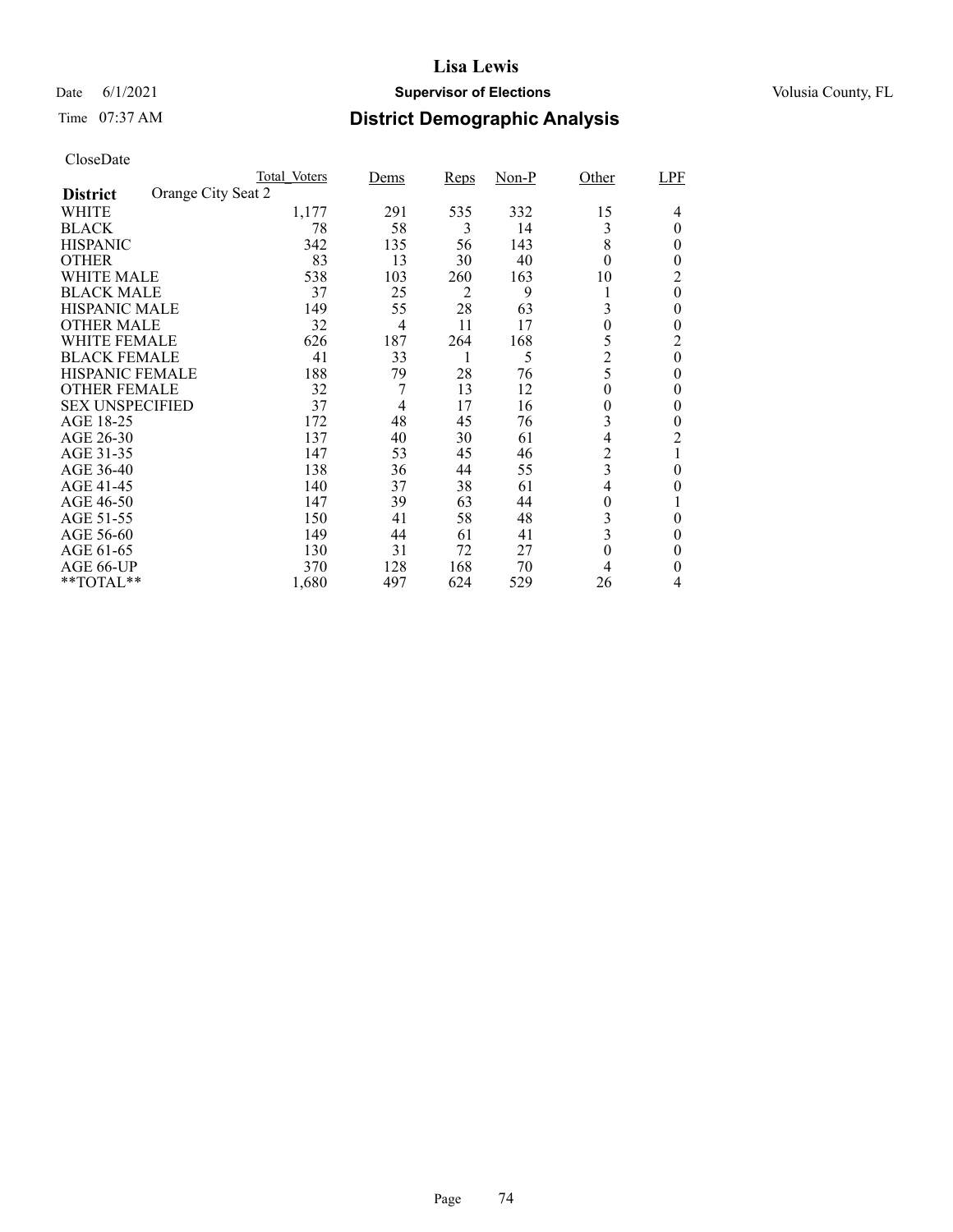# Lisa Lewis

Date 6/1/2021 **Supervisor of Elections** Volusia County, FL

Time 07:37 AM **District Demographic Analysis**

CloseDate

| | Total_Voters | Dems | Reps | Non-P | Other | LPF |
|---|---|---|---|---|---|---|
| **District** Orange City Seat 2 | | | | | | |
| WHITE | 1,177 | 291 | 535 | 332 | 15 | 4 |
| BLACK | 78 | 58 | 3 | 14 | 3 | 0 |
| HISPANIC | 342 | 135 | 56 | 143 | 8 | 0 |
| OTHER | 83 | 13 | 30 | 40 | 0 | 0 |
| WHITE MALE | 538 | 103 | 260 | 163 | 10 | 2 |
| BLACK MALE | 37 | 25 | 2 | 9 | 1 | 0 |
| HISPANIC MALE | 149 | 55 | 28 | 63 | 3 | 0 |
| OTHER MALE | 32 | 4 | 11 | 17 | 0 | 0 |
| WHITE FEMALE | 626 | 187 | 264 | 168 | 5 | 2 |
| BLACK FEMALE | 41 | 33 | 1 | 5 | 2 | 0 |
| HISPANIC FEMALE | 188 | 79 | 28 | 76 | 5 | 0 |
| OTHER FEMALE | 32 | 7 | 13 | 12 | 0 | 0 |
| SEX UNSPECIFIED | 37 | 4 | 17 | 16 | 0 | 0 |
| AGE 18-25 | 172 | 48 | 45 | 76 | 3 | 0 |
| AGE 26-30 | 137 | 40 | 30 | 61 | 4 | 2 |
| AGE 31-35 | 147 | 53 | 45 | 46 | 2 | 1 |
| AGE 36-40 | 138 | 36 | 44 | 55 | 3 | 0 |
| AGE 41-45 | 140 | 37 | 38 | 61 | 4 | 0 |
| AGE 46-50 | 147 | 39 | 63 | 44 | 0 | 1 |
| AGE 51-55 | 150 | 41 | 58 | 48 | 3 | 0 |
| AGE 56-60 | 149 | 44 | 61 | 41 | 3 | 0 |
| AGE 61-65 | 130 | 31 | 72 | 27 | 0 | 0 |
| AGE 66-UP | 370 | 128 | 168 | 70 | 4 | 0 |
| **TOTAL** | 1,680 | 497 | 624 | 529 | 26 | 4 |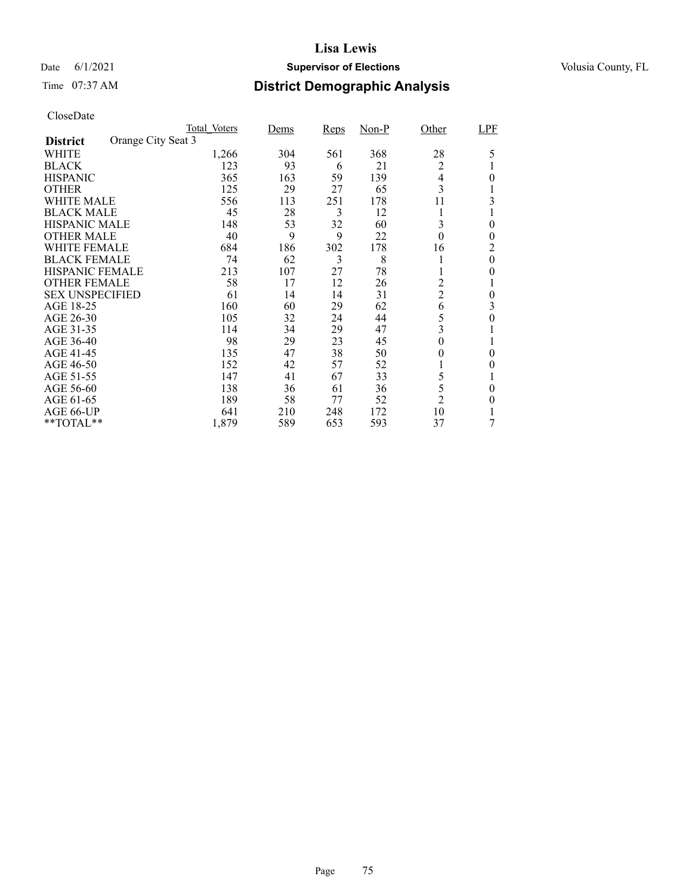# Lisa Lewis

Date 6/1/2021 **Supervisor of Elections** Volusia County, FL

Time 07:37 AM **District Demographic Analysis**

CloseDate

| **District** Orange City Seat 3 | Total_Voters | Dems | Reps | Non-P | Other | LPF |
|---|---|---|---|---|---|---|
| WHITE | 1,266 | 304 | 561 | 368 | 28 | 5 |
| BLACK | 123 | 93 | 6 | 21 | 2 | 1 |
| HISPANIC | 365 | 163 | 59 | 139 | 4 | 0 |
| OTHER | 125 | 29 | 27 | 65 | 3 | 1 |
| WHITE MALE | 556 | 113 | 251 | 178 | 11 | 3 |
| BLACK MALE | 45 | 28 | 3 | 12 | 1 | 1 |
| HISPANIC MALE | 148 | 53 | 32 | 60 | 3 | 0 |
| OTHER MALE | 40 | 9 | 9 | 22 | 0 | 0 |
| WHITE FEMALE | 684 | 186 | 302 | 178 | 16 | 2 |
| BLACK FEMALE | 74 | 62 | 3 | 8 | 1 | 0 |
| HISPANIC FEMALE | 213 | 107 | 27 | 78 | 1 | 0 |
| OTHER FEMALE | 58 | 17 | 12 | 26 | 2 | 1 |
| SEX UNSPECIFIED | 61 | 14 | 14 | 31 | 2 | 0 |
| AGE 18-25 | 160 | 60 | 29 | 62 | 6 | 3 |
| AGE 26-30 | 105 | 32 | 24 | 44 | 5 | 0 |
| AGE 31-35 | 114 | 34 | 29 | 47 | 3 | 1 |
| AGE 36-40 | 98 | 29 | 23 | 45 | 0 | 1 |
| AGE 41-45 | 135 | 47 | 38 | 50 | 0 | 0 |
| AGE 46-50 | 152 | 42 | 57 | 52 | 1 | 0 |
| AGE 51-55 | 147 | 41 | 67 | 33 | 5 | 1 |
| AGE 56-60 | 138 | 36 | 61 | 36 | 5 | 0 |
| AGE 61-65 | 189 | 58 | 77 | 52 | 2 | 0 |
| AGE 66-UP | 641 | 210 | 248 | 172 | 10 | 1 |
| **TOTAL** | 1,879 | 589 | 653 | 593 | 37 | 7 |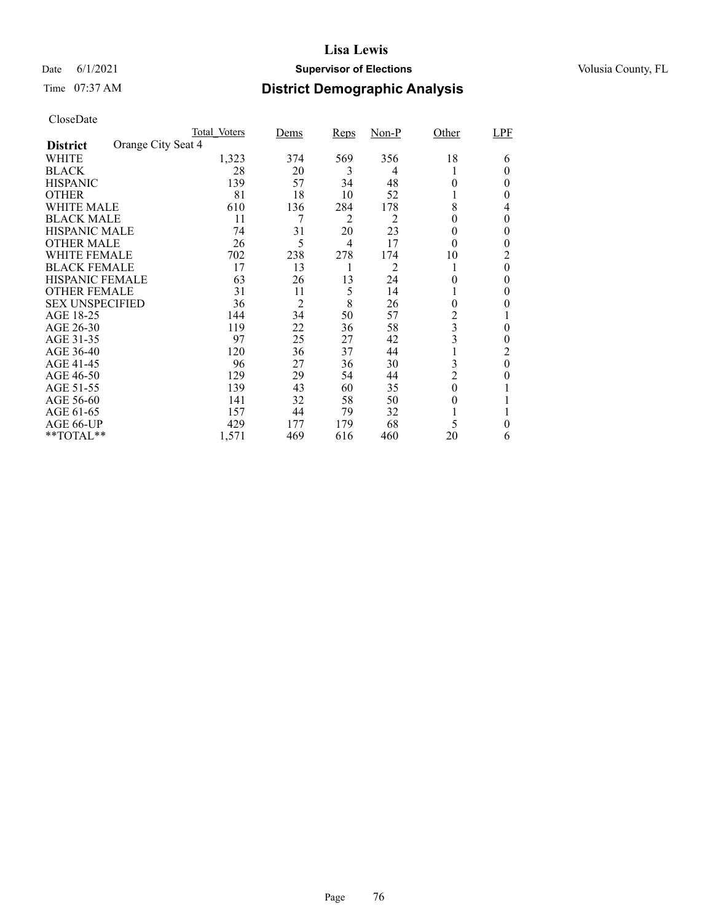# Lisa Lewis

Date 6/1/2021 **Supervisor of Elections** Volusia County, FL

Time 07:37 AM **District Demographic Analysis**

CloseDate

| **District** Orange City Seat 4 | Total_Voters | Dems | Reps | Non-P | Other | LPF |
|---|---|---|---|---|---|---|
| WHITE | 1,323 | 374 | 569 | 356 | 18 | 6 |
| BLACK | 28 | 20 | 3 | 4 | 1 | 0 |
| HISPANIC | 139 | 57 | 34 | 48 | 0 | 0 |
| OTHER | 81 | 18 | 10 | 52 | 1 | 0 |
| WHITE MALE | 610 | 136 | 284 | 178 | 8 | 4 |
| BLACK MALE | 11 | 7 | 2 | 2 | 0 | 0 |
| HISPANIC MALE | 74 | 31 | 20 | 23 | 0 | 0 |
| OTHER MALE | 26 | 5 | 4 | 17 | 0 | 0 |
| WHITE FEMALE | 702 | 238 | 278 | 174 | 10 | 2 |
| BLACK FEMALE | 17 | 13 | 1 | 2 | 1 | 0 |
| HISPANIC FEMALE | 63 | 26 | 13 | 24 | 0 | 0 |
| OTHER FEMALE | 31 | 11 | 5 | 14 | 1 | 0 |
| SEX UNSPECIFIED | 36 | 2 | 8 | 26 | 0 | 0 |
| AGE 18-25 | 144 | 34 | 50 | 57 | 2 | 1 |
| AGE 26-30 | 119 | 22 | 36 | 58 | 3 | 0 |
| AGE 31-35 | 97 | 25 | 27 | 42 | 3 | 0 |
| AGE 36-40 | 120 | 36 | 37 | 44 | 1 | 2 |
| AGE 41-45 | 96 | 27 | 36 | 30 | 3 | 0 |
| AGE 46-50 | 129 | 29 | 54 | 44 | 2 | 0 |
| AGE 51-55 | 139 | 43 | 60 | 35 | 0 | 1 |
| AGE 56-60 | 141 | 32 | 58 | 50 | 0 | 1 |
| AGE 61-65 | 157 | 44 | 79 | 32 | 1 | 1 |
| AGE 66-UP | 429 | 177 | 179 | 68 | 5 | 0 |
| **TOTAL** | 1,571 | 469 | 616 | 460 | 20 | 6 |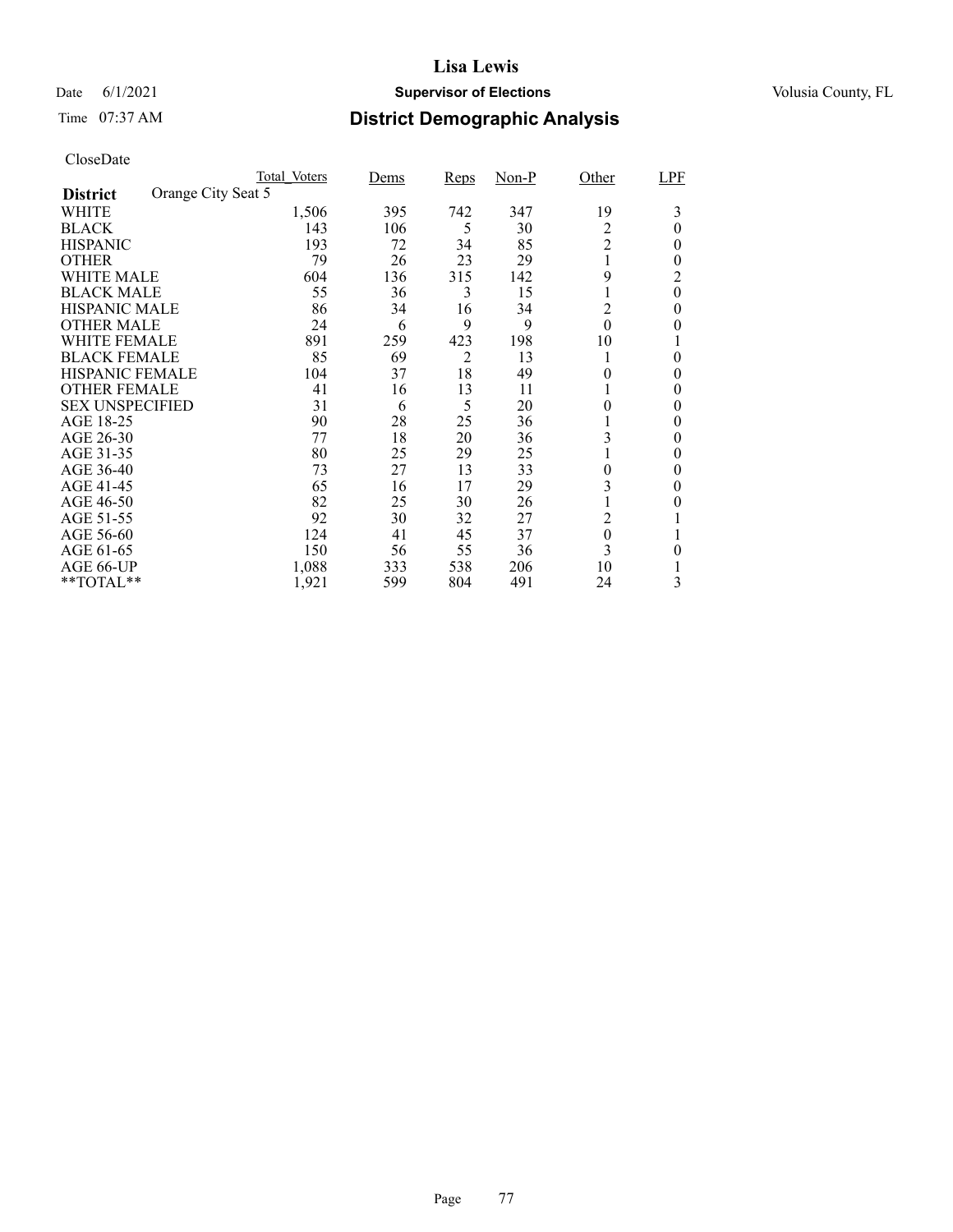# Lisa Lewis

Date 6/1/2021 **Supervisor of Elections** Volusia County, FL

Time 07:37 AM **District Demographic Analysis**

CloseDate

| | Total_Voters | Dems | Reps | Non-P | Other | LPF |
|---|---|---|---|---|---|---|
| **District** Orange City Seat 5 | | | | | | |
| WHITE | 1,506 | 395 | 742 | 347 | 19 | 3 |
| BLACK | 143 | 106 | 5 | 30 | 2 | 0 |
| HISPANIC | 193 | 72 | 34 | 85 | 2 | 0 |
| OTHER | 79 | 26 | 23 | 29 | 1 | 0 |
| WHITE MALE | 604 | 136 | 315 | 142 | 9 | 2 |
| BLACK MALE | 55 | 36 | 3 | 15 | 1 | 0 |
| HISPANIC MALE | 86 | 34 | 16 | 34 | 2 | 0 |
| OTHER MALE | 24 | 6 | 9 | 9 | 0 | 0 |
| WHITE FEMALE | 891 | 259 | 423 | 198 | 10 | 1 |
| BLACK FEMALE | 85 | 69 | 2 | 13 | 1 | 0 |
| HISPANIC FEMALE | 104 | 37 | 18 | 49 | 0 | 0 |
| OTHER FEMALE | 41 | 16 | 13 | 11 | 1 | 0 |
| SEX UNSPECIFIED | 31 | 6 | 5 | 20 | 0 | 0 |
| AGE 18-25 | 90 | 28 | 25 | 36 | 1 | 0 |
| AGE 26-30 | 77 | 18 | 20 | 36 | 3 | 0 |
| AGE 31-35 | 80 | 25 | 29 | 25 | 1 | 0 |
| AGE 36-40 | 73 | 27 | 13 | 33 | 0 | 0 |
| AGE 41-45 | 65 | 16 | 17 | 29 | 3 | 0 |
| AGE 46-50 | 82 | 25 | 30 | 26 | 1 | 0 |
| AGE 51-55 | 92 | 30 | 32 | 27 | 2 | 1 |
| AGE 56-60 | 124 | 41 | 45 | 37 | 0 | 1 |
| AGE 61-65 | 150 | 56 | 55 | 36 | 3 | 0 |
| AGE 66-UP | 1,088 | 333 | 538 | 206 | 10 | 1 |
| **TOTAL** | 1,921 | 599 | 804 | 491 | 24 | 3 |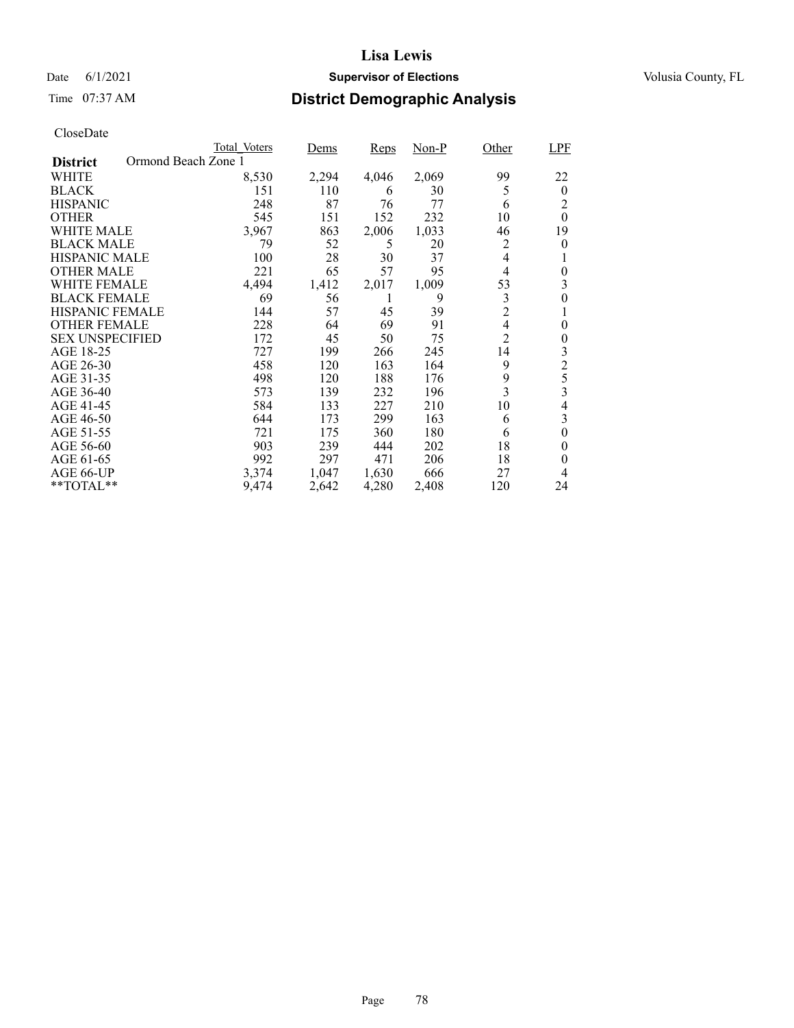# Lisa Lewis

Date 6/1/2021 **Supervisor of Elections** Volusia County, FL

Time 07:37 AM **District Demographic Analysis**

CloseDate

| District: Ormond Beach Zone 1 | Total_Voters | Dems | Reps | Non-P | Other | LPF |
|---|---|---|---|---|---|---|
| WHITE | 8,530 | 2,294 | 4,046 | 2,069 | 99 | 22 |
| BLACK | 151 | 110 | 6 | 30 | 5 | 0 |
| HISPANIC | 248 | 87 | 76 | 77 | 6 | 2 |
| OTHER | 545 | 151 | 152 | 232 | 10 | 0 |
| WHITE MALE | 3,967 | 863 | 2,006 | 1,033 | 46 | 19 |
| BLACK MALE | 79 | 52 | 5 | 20 | 2 | 0 |
| HISPANIC MALE | 100 | 28 | 30 | 37 | 4 | 1 |
| OTHER MALE | 221 | 65 | 57 | 95 | 4 | 0 |
| WHITE FEMALE | 4,494 | 1,412 | 2,017 | 1,009 | 53 | 3 |
| BLACK FEMALE | 69 | 56 | 1 | 9 | 3 | 0 |
| HISPANIC FEMALE | 144 | 57 | 45 | 39 | 2 | 1 |
| OTHER FEMALE | 228 | 64 | 69 | 91 | 4 | 0 |
| SEX UNSPECIFIED | 172 | 45 | 50 | 75 | 2 | 0 |
| AGE 18-25 | 727 | 199 | 266 | 245 | 14 | 3 |
| AGE 26-30 | 458 | 120 | 163 | 164 | 9 | 2 |
| AGE 31-35 | 498 | 120 | 188 | 176 | 9 | 5 |
| AGE 36-40 | 573 | 139 | 232 | 196 | 3 | 3 |
| AGE 41-45 | 584 | 133 | 227 | 210 | 10 | 4 |
| AGE 46-50 | 644 | 173 | 299 | 163 | 6 | 3 |
| AGE 51-55 | 721 | 175 | 360 | 180 | 6 | 0 |
| AGE 56-60 | 903 | 239 | 444 | 202 | 18 | 0 |
| AGE 61-65 | 992 | 297 | 471 | 206 | 18 | 0 |
| AGE 66-UP | 3,374 | 1,047 | 1,630 | 666 | 27 | 4 |
| **TOTAL** | 9,474 | 2,642 | 4,280 | 2,408 | 120 | 24 |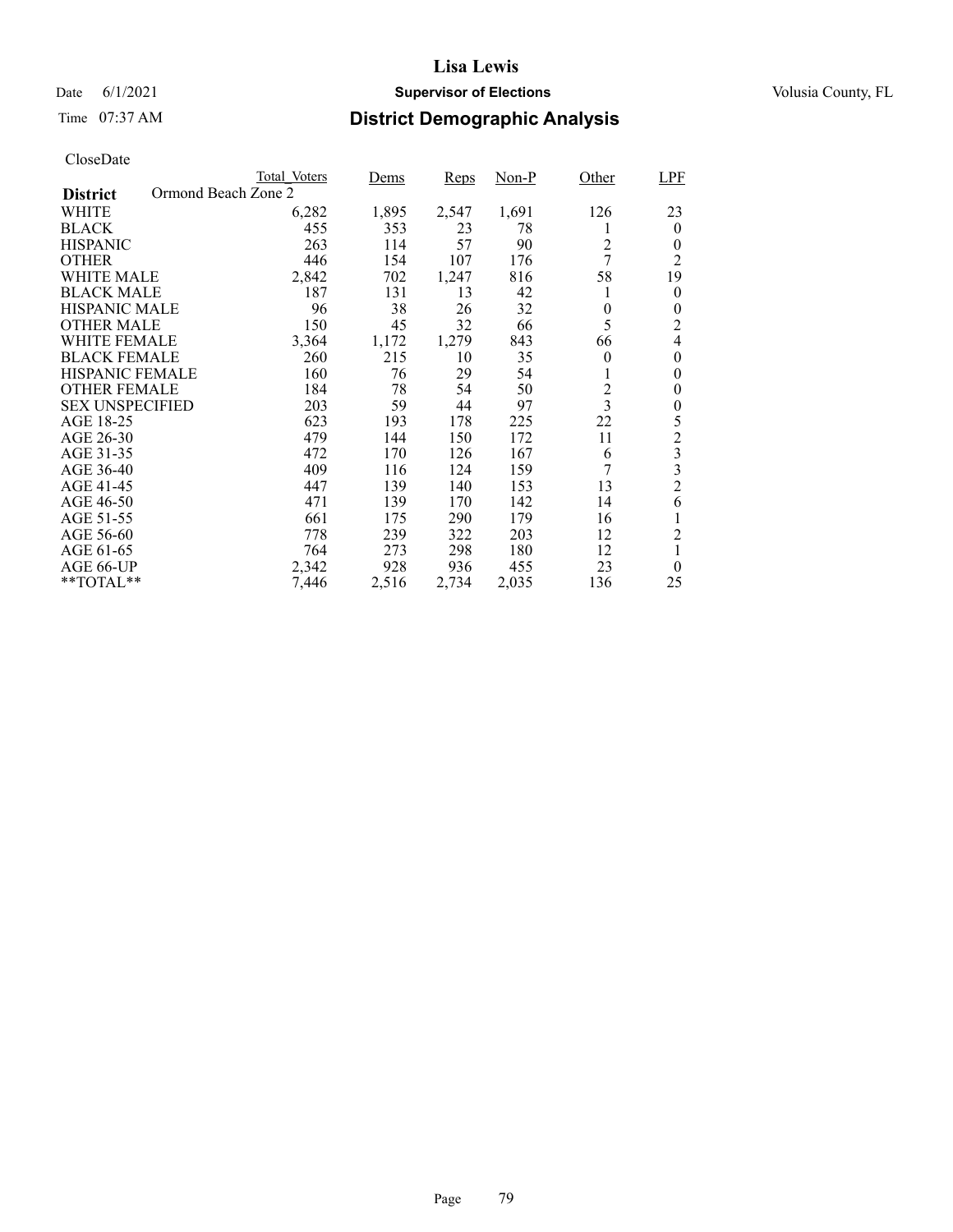# Lisa Lewis

Date 6/1/2021 **Supervisor of Elections** Volusia County, FL

Time 07:37 AM **District Demographic Analysis**

CloseDate

| District: Ormond Beach Zone 2 | Total_Voters | Dems | Reps | Non-P | Other | LPF |
|---|---|---|---|---|---|---|
| WHITE | 6,282 | 1,895 | 2,547 | 1,691 | 126 | 23 |
| BLACK | 455 | 353 | 23 | 78 | 1 | 0 |
| HISPANIC | 263 | 114 | 57 | 90 | 2 | 0 |
| OTHER | 446 | 154 | 107 | 176 | 7 | 2 |
| WHITE MALE | 2,842 | 702 | 1,247 | 816 | 58 | 19 |
| BLACK MALE | 187 | 131 | 13 | 42 | 1 | 0 |
| HISPANIC MALE | 96 | 38 | 26 | 32 | 0 | 0 |
| OTHER MALE | 150 | 45 | 32 | 66 | 5 | 2 |
| WHITE FEMALE | 3,364 | 1,172 | 1,279 | 843 | 66 | 4 |
| BLACK FEMALE | 260 | 215 | 10 | 35 | 0 | 0 |
| HISPANIC FEMALE | 160 | 76 | 29 | 54 | 1 | 0 |
| OTHER FEMALE | 184 | 78 | 54 | 50 | 2 | 0 |
| SEX UNSPECIFIED | 203 | 59 | 44 | 97 | 3 | 0 |
| AGE 18-25 | 623 | 193 | 178 | 225 | 22 | 5 |
| AGE 26-30 | 479 | 144 | 150 | 172 | 11 | 2 |
| AGE 31-35 | 472 | 170 | 126 | 167 | 6 | 3 |
| AGE 36-40 | 409 | 116 | 124 | 159 | 7 | 3 |
| AGE 41-45 | 447 | 139 | 140 | 153 | 13 | 2 |
| AGE 46-50 | 471 | 139 | 170 | 142 | 14 | 6 |
| AGE 51-55 | 661 | 175 | 290 | 179 | 16 | 1 |
| AGE 56-60 | 778 | 239 | 322 | 203 | 12 | 2 |
| AGE 61-65 | 764 | 273 | 298 | 180 | 12 | 1 |
| AGE 66-UP | 2,342 | 928 | 936 | 455 | 23 | 0 |
| **TOTAL** | 7,446 | 2,516 | 2,734 | 2,035 | 136 | 25 |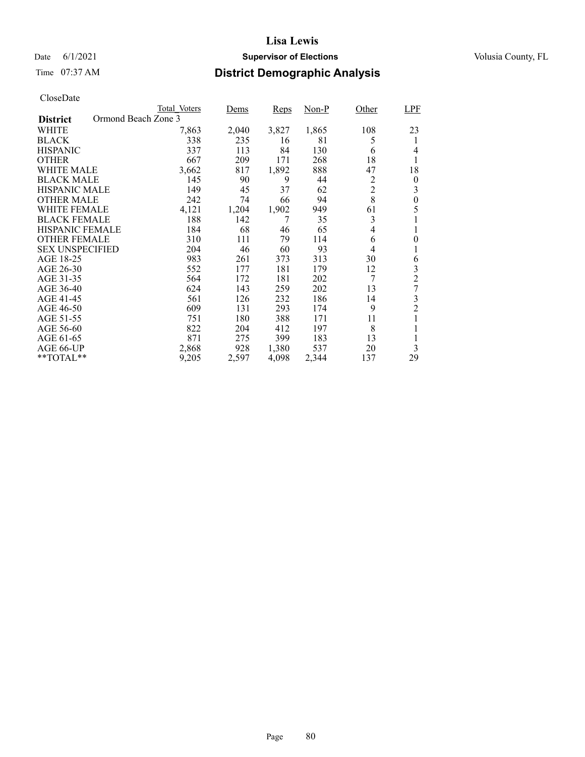# Lisa Lewis

Date 6/1/2021 **Supervisor of Elections** Volusia County, FL

Time 07:37 AM **District Demographic Analysis**

CloseDate

| District: Ormond Beach Zone 3 | Total_Voters | Dems | Reps | Non-P | Other | LPF |
|---|---|---|---|---|---|---|
| WHITE | 7,863 | 2,040 | 3,827 | 1,865 | 108 | 23 |
| BLACK | 338 | 235 | 16 | 81 | 5 | 1 |
| HISPANIC | 337 | 113 | 84 | 130 | 6 | 4 |
| OTHER | 667 | 209 | 171 | 268 | 18 | 1 |
| WHITE MALE | 3,662 | 817 | 1,892 | 888 | 47 | 18 |
| BLACK MALE | 145 | 90 | 9 | 44 | 2 | 0 |
| HISPANIC MALE | 149 | 45 | 37 | 62 | 2 | 3 |
| OTHER MALE | 242 | 74 | 66 | 94 | 8 | 0 |
| WHITE FEMALE | 4,121 | 1,204 | 1,902 | 949 | 61 | 5 |
| BLACK FEMALE | 188 | 142 | 7 | 35 | 3 | 1 |
| HISPANIC FEMALE | 184 | 68 | 46 | 65 | 4 | 1 |
| OTHER FEMALE | 310 | 111 | 79 | 114 | 6 | 0 |
| SEX UNSPECIFIED | 204 | 46 | 60 | 93 | 4 | 1 |
| AGE 18-25 | 983 | 261 | 373 | 313 | 30 | 6 |
| AGE 26-30 | 552 | 177 | 181 | 179 | 12 | 3 |
| AGE 31-35 | 564 | 172 | 181 | 202 | 7 | 2 |
| AGE 36-40 | 624 | 143 | 259 | 202 | 13 | 7 |
| AGE 41-45 | 561 | 126 | 232 | 186 | 14 | 3 |
| AGE 46-50 | 609 | 131 | 293 | 174 | 9 | 2 |
| AGE 51-55 | 751 | 180 | 388 | 171 | 11 | 1 |
| AGE 56-60 | 822 | 204 | 412 | 197 | 8 | 1 |
| AGE 61-65 | 871 | 275 | 399 | 183 | 13 | 1 |
| AGE 66-UP | 2,868 | 928 | 1,380 | 537 | 20 | 3 |
| **TOTAL** | 9,205 | 2,597 | 4,098 | 2,344 | 137 | 29 |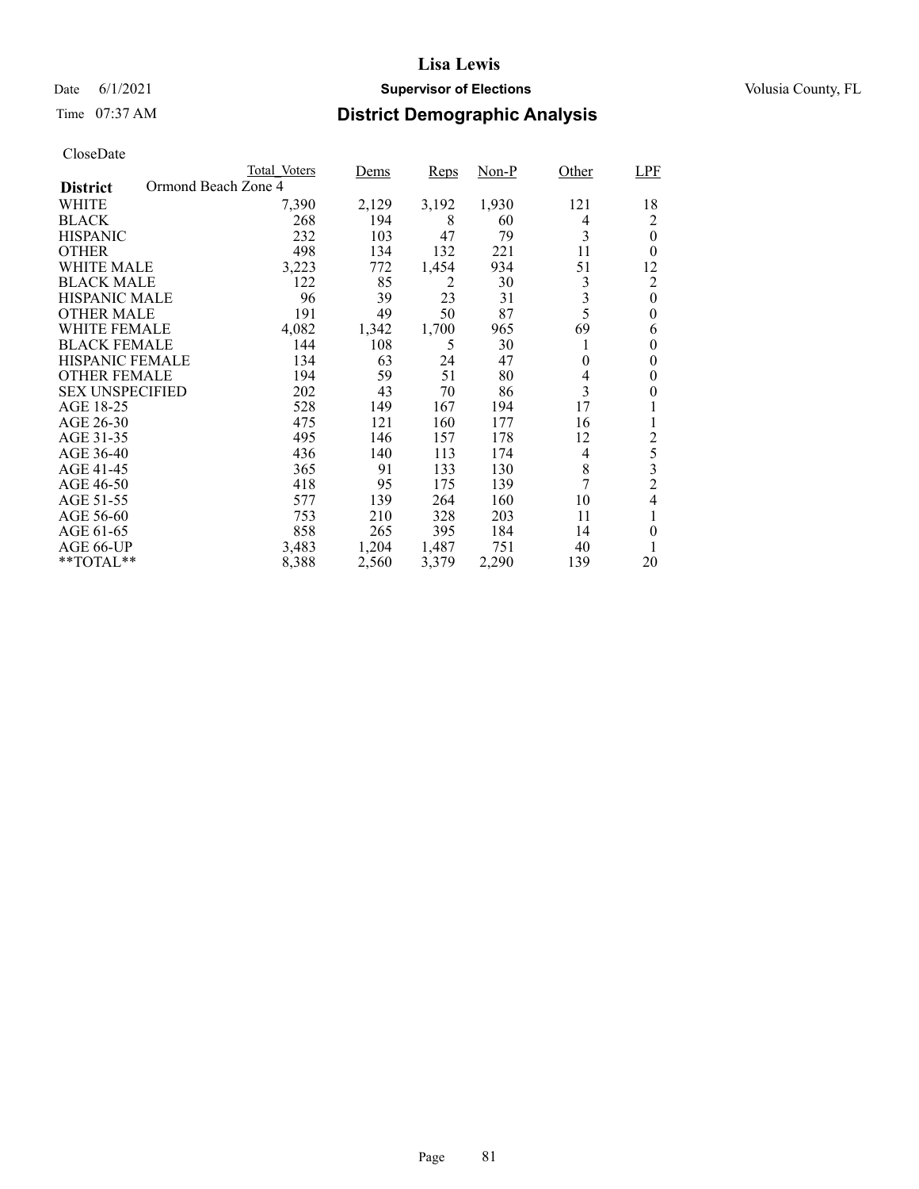# Lisa Lewis

Date 6/1/2021 **Supervisor of Elections** Volusia County, FL

Time 07:37 AM **District Demographic Analysis**

CloseDate

| District: Ormond Beach Zone 4 | Total_Voters | Dems | Reps | Non-P | Other | LPF |
|---|---|---|---|---|---|---|
| WHITE | 7,390 | 2,129 | 3,192 | 1,930 | 121 | 18 |
| BLACK | 268 | 194 | 8 | 60 | 4 | 2 |
| HISPANIC | 232 | 103 | 47 | 79 | 3 | 0 |
| OTHER | 498 | 134 | 132 | 221 | 11 | 0 |
| WHITE MALE | 3,223 | 772 | 1,454 | 934 | 51 | 12 |
| BLACK MALE | 122 | 85 | 2 | 30 | 3 | 2 |
| HISPANIC MALE | 96 | 39 | 23 | 31 | 3 | 0 |
| OTHER MALE | 191 | 49 | 50 | 87 | 5 | 0 |
| WHITE FEMALE | 4,082 | 1,342 | 1,700 | 965 | 69 | 6 |
| BLACK FEMALE | 144 | 108 | 5 | 30 | 1 | 0 |
| HISPANIC FEMALE | 134 | 63 | 24 | 47 | 0 | 0 |
| OTHER FEMALE | 194 | 59 | 51 | 80 | 4 | 0 |
| SEX UNSPECIFIED | 202 | 43 | 70 | 86 | 3 | 0 |
| AGE 18-25 | 528 | 149 | 167 | 194 | 17 | 1 |
| AGE 26-30 | 475 | 121 | 160 | 177 | 16 | 1 |
| AGE 31-35 | 495 | 146 | 157 | 178 | 12 | 2 |
| AGE 36-40 | 436 | 140 | 113 | 174 | 4 | 5 |
| AGE 41-45 | 365 | 91 | 133 | 130 | 8 | 3 |
| AGE 46-50 | 418 | 95 | 175 | 139 | 7 | 2 |
| AGE 51-55 | 577 | 139 | 264 | 160 | 10 | 4 |
| AGE 56-60 | 753 | 210 | 328 | 203 | 11 | 1 |
| AGE 61-65 | 858 | 265 | 395 | 184 | 14 | 0 |
| AGE 66-UP | 3,483 | 1,204 | 1,487 | 751 | 40 | 1 |
| **TOTAL** | 8,388 | 2,560 | 3,379 | 2,290 | 139 | 20 |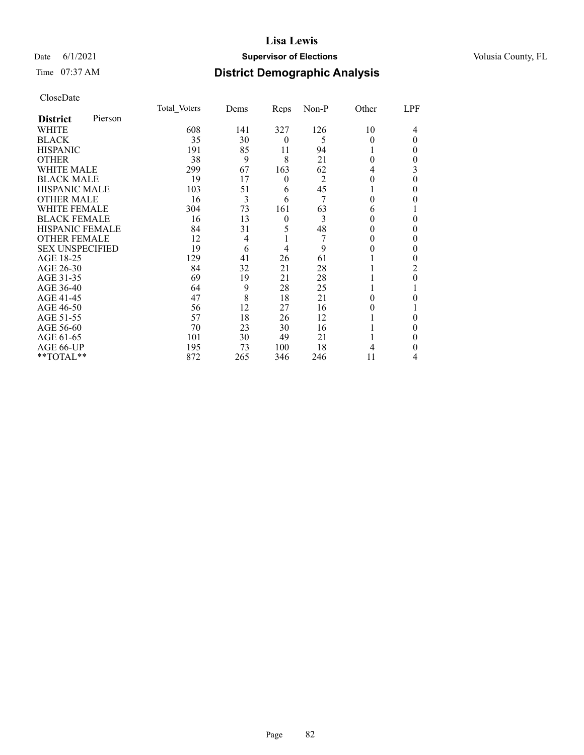# Lisa Lewis

Date 6/1/2021 **Supervisor of Elections** Volusia County, FL

Time 07:37 AM **District Demographic Analysis**

CloseDate

| **District** Pierson | Total_Voters | Dems | Reps | Non-P | Other | LPF |
|---|---|---|---|---|---|---|
| WHITE | 608 | 141 | 327 | 126 | 10 | 4 |
| BLACK | 35 | 30 | 0 | 5 | 0 | 0 |
| HISPANIC | 191 | 85 | 11 | 94 | 1 | 0 |
| OTHER | 38 | 9 | 8 | 21 | 0 | 0 |
| WHITE MALE | 299 | 67 | 163 | 62 | 4 | 3 |
| BLACK MALE | 19 | 17 | 0 | 2 | 0 | 0 |
| HISPANIC MALE | 103 | 51 | 6 | 45 | 1 | 0 |
| OTHER MALE | 16 | 3 | 6 | 7 | 0 | 0 |
| WHITE FEMALE | 304 | 73 | 161 | 63 | 6 | 1 |
| BLACK FEMALE | 16 | 13 | 0 | 3 | 0 | 0 |
| HISPANIC FEMALE | 84 | 31 | 5 | 48 | 0 | 0 |
| OTHER FEMALE | 12 | 4 | 1 | 7 | 0 | 0 |
| SEX UNSPECIFIED | 19 | 6 | 4 | 9 | 0 | 0 |
| AGE 18-25 | 129 | 41 | 26 | 61 | 1 | 0 |
| AGE 26-30 | 84 | 32 | 21 | 28 | 1 | 2 |
| AGE 31-35 | 69 | 19 | 21 | 28 | 1 | 0 |
| AGE 36-40 | 64 | 9 | 28 | 25 | 1 | 1 |
| AGE 41-45 | 47 | 8 | 18 | 21 | 0 | 0 |
| AGE 46-50 | 56 | 12 | 27 | 16 | 0 | 1 |
| AGE 51-55 | 57 | 18 | 26 | 12 | 1 | 0 |
| AGE 56-60 | 70 | 23 | 30 | 16 | 1 | 0 |
| AGE 61-65 | 101 | 30 | 49 | 21 | 1 | 0 |
| AGE 66-UP | 195 | 73 | 100 | 18 | 4 | 0 |
| **TOTAL** | 872 | 265 | 346 | 246 | 11 | 4 |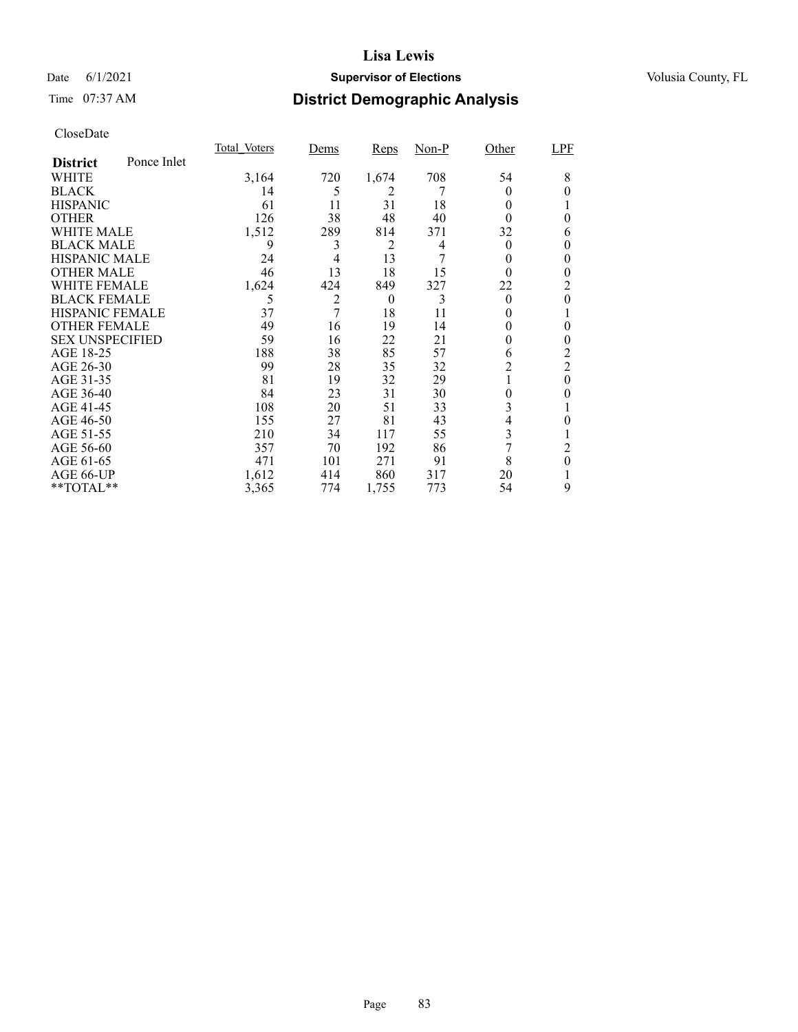# Lisa Lewis

Date 6/1/2021 **Supervisor of Elections** Volusia County, FL

Time 07:37 AM **District Demographic Analysis**

CloseDate

| **District** Ponce Inlet | Total_Voters | Dems | Reps | Non-P | Other | LPF |
|---|---|---|---|---|---|---|
| WHITE | 3,164 | 720 | 1,674 | 708 | 54 | 8 |
| BLACK | 14 | 5 | 2 | 7 | 0 | 0 |
| HISPANIC | 61 | 11 | 31 | 18 | 0 | 1 |
| OTHER | 126 | 38 | 48 | 40 | 0 | 0 |
| WHITE MALE | 1,512 | 289 | 814 | 371 | 32 | 6 |
| BLACK MALE | 9 | 3 | 2 | 4 | 0 | 0 |
| HISPANIC MALE | 24 | 4 | 13 | 7 | 0 | 0 |
| OTHER MALE | 46 | 13 | 18 | 15 | 0 | 0 |
| WHITE FEMALE | 1,624 | 424 | 849 | 327 | 22 | 2 |
| BLACK FEMALE | 5 | 2 | 0 | 3 | 0 | 0 |
| HISPANIC FEMALE | 37 | 7 | 18 | 11 | 0 | 1 |
| OTHER FEMALE | 49 | 16 | 19 | 14 | 0 | 0 |
| SEX UNSPECIFIED | 59 | 16 | 22 | 21 | 0 | 0 |
| AGE 18-25 | 188 | 38 | 85 | 57 | 6 | 2 |
| AGE 26-30 | 99 | 28 | 35 | 32 | 2 | 2 |
| AGE 31-35 | 81 | 19 | 32 | 29 | 1 | 0 |
| AGE 36-40 | 84 | 23 | 31 | 30 | 0 | 0 |
| AGE 41-45 | 108 | 20 | 51 | 33 | 3 | 1 |
| AGE 46-50 | 155 | 27 | 81 | 43 | 4 | 0 |
| AGE 51-55 | 210 | 34 | 117 | 55 | 3 | 1 |
| AGE 56-60 | 357 | 70 | 192 | 86 | 7 | 2 |
| AGE 61-65 | 471 | 101 | 271 | 91 | 8 | 0 |
| AGE 66-UP | 1,612 | 414 | 860 | 317 | 20 | 1 |
| **TOTAL** | 3,365 | 774 | 1,755 | 773 | 54 | 9 |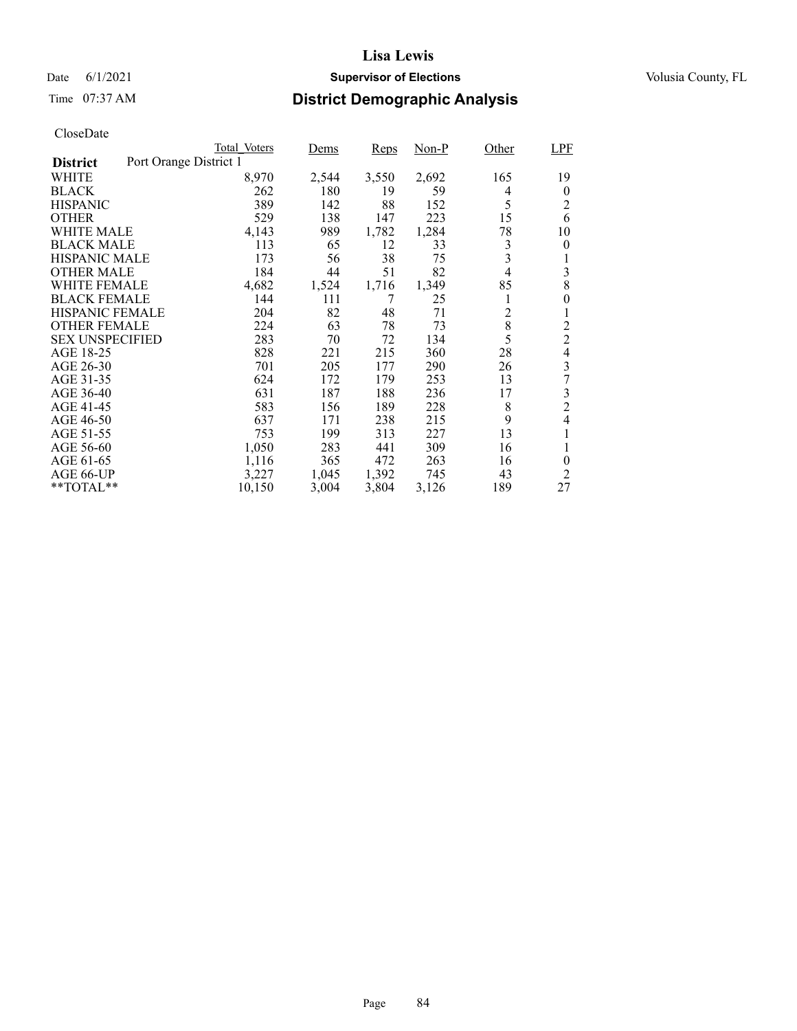# Lisa Lewis

Date 6/1/2021 **Supervisor of Elections** Volusia County, FL

Time 07:37 AM **District Demographic Analysis**

CloseDate

| District: Port Orange District 1 | Total_Voters | Dems | Reps | Non-P | Other | LPF |
|---|---|---|---|---|---|---|
| WHITE | 8,970 | 2,544 | 3,550 | 2,692 | 165 | 19 |
| BLACK | 262 | 180 | 19 | 59 | 4 | 0 |
| HISPANIC | 389 | 142 | 88 | 152 | 5 | 2 |
| OTHER | 529 | 138 | 147 | 223 | 15 | 6 |
| WHITE MALE | 4,143 | 989 | 1,782 | 1,284 | 78 | 10 |
| BLACK MALE | 113 | 65 | 12 | 33 | 3 | 0 |
| HISPANIC MALE | 173 | 56 | 38 | 75 | 3 | 1 |
| OTHER MALE | 184 | 44 | 51 | 82 | 4 | 3 |
| WHITE FEMALE | 4,682 | 1,524 | 1,716 | 1,349 | 85 | 8 |
| BLACK FEMALE | 144 | 111 | 7 | 25 | 1 | 0 |
| HISPANIC FEMALE | 204 | 82 | 48 | 71 | 2 | 1 |
| OTHER FEMALE | 224 | 63 | 78 | 73 | 8 | 2 |
| SEX UNSPECIFIED | 283 | 70 | 72 | 134 | 5 | 2 |
| AGE 18-25 | 828 | 221 | 215 | 360 | 28 | 4 |
| AGE 26-30 | 701 | 205 | 177 | 290 | 26 | 3 |
| AGE 31-35 | 624 | 172 | 179 | 253 | 13 | 7 |
| AGE 36-40 | 631 | 187 | 188 | 236 | 17 | 3 |
| AGE 41-45 | 583 | 156 | 189 | 228 | 8 | 2 |
| AGE 46-50 | 637 | 171 | 238 | 215 | 9 | 4 |
| AGE 51-55 | 753 | 199 | 313 | 227 | 13 | 1 |
| AGE 56-60 | 1,050 | 283 | 441 | 309 | 16 | 1 |
| AGE 61-65 | 1,116 | 365 | 472 | 263 | 16 | 0 |
| AGE 66-UP | 3,227 | 1,045 | 1,392 | 745 | 43 | 2 |
| **TOTAL** | 10,150 | 3,004 | 3,804 | 3,126 | 189 | 27 |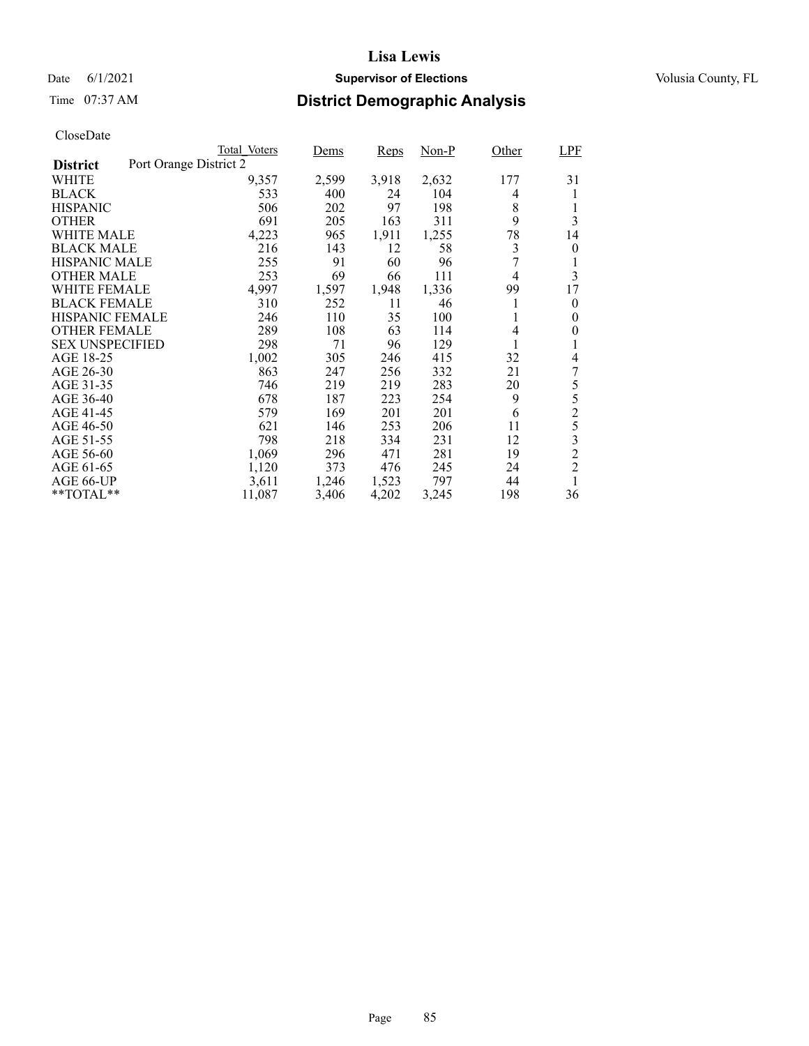# Lisa Lewis

Date 6/1/2021 **Supervisor of Elections** Volusia County, FL

Time 07:37 AM **District Demographic Analysis**

CloseDate

| | Total_Voters | Dems | Reps | Non-P | Other | LPF |
|---|---|---|---|---|---|---|
| **District** Port Orange District 2 | | | | | | |
| WHITE | 9,357 | 2,599 | 3,918 | 2,632 | 177 | 31 |
| BLACK | 533 | 400 | 24 | 104 | 4 | 1 |
| HISPANIC | 506 | 202 | 97 | 198 | 8 | 1 |
| OTHER | 691 | 205 | 163 | 311 | 9 | 3 |
| WHITE MALE | 4,223 | 965 | 1,911 | 1,255 | 78 | 14 |
| BLACK MALE | 216 | 143 | 12 | 58 | 3 | 0 |
| HISPANIC MALE | 255 | 91 | 60 | 96 | 7 | 1 |
| OTHER MALE | 253 | 69 | 66 | 111 | 4 | 3 |
| WHITE FEMALE | 4,997 | 1,597 | 1,948 | 1,336 | 99 | 17 |
| BLACK FEMALE | 310 | 252 | 11 | 46 | 1 | 0 |
| HISPANIC FEMALE | 246 | 110 | 35 | 100 | 1 | 0 |
| OTHER FEMALE | 289 | 108 | 63 | 114 | 4 | 0 |
| SEX UNSPECIFIED | 298 | 71 | 96 | 129 | 1 | 1 |
| AGE 18-25 | 1,002 | 305 | 246 | 415 | 32 | 4 |
| AGE 26-30 | 863 | 247 | 256 | 332 | 21 | 7 |
| AGE 31-35 | 746 | 219 | 219 | 283 | 20 | 5 |
| AGE 36-40 | 678 | 187 | 223 | 254 | 9 | 5 |
| AGE 41-45 | 579 | 169 | 201 | 201 | 6 | 2 |
| AGE 46-50 | 621 | 146 | 253 | 206 | 11 | 5 |
| AGE 51-55 | 798 | 218 | 334 | 231 | 12 | 3 |
| AGE 56-60 | 1,069 | 296 | 471 | 281 | 19 | 2 |
| AGE 61-65 | 1,120 | 373 | 476 | 245 | 24 | 2 |
| AGE 66-UP | 3,611 | 1,246 | 1,523 | 797 | 44 | 1 |
| **TOTAL** | 11,087 | 3,406 | 4,202 | 3,245 | 198 | 36 |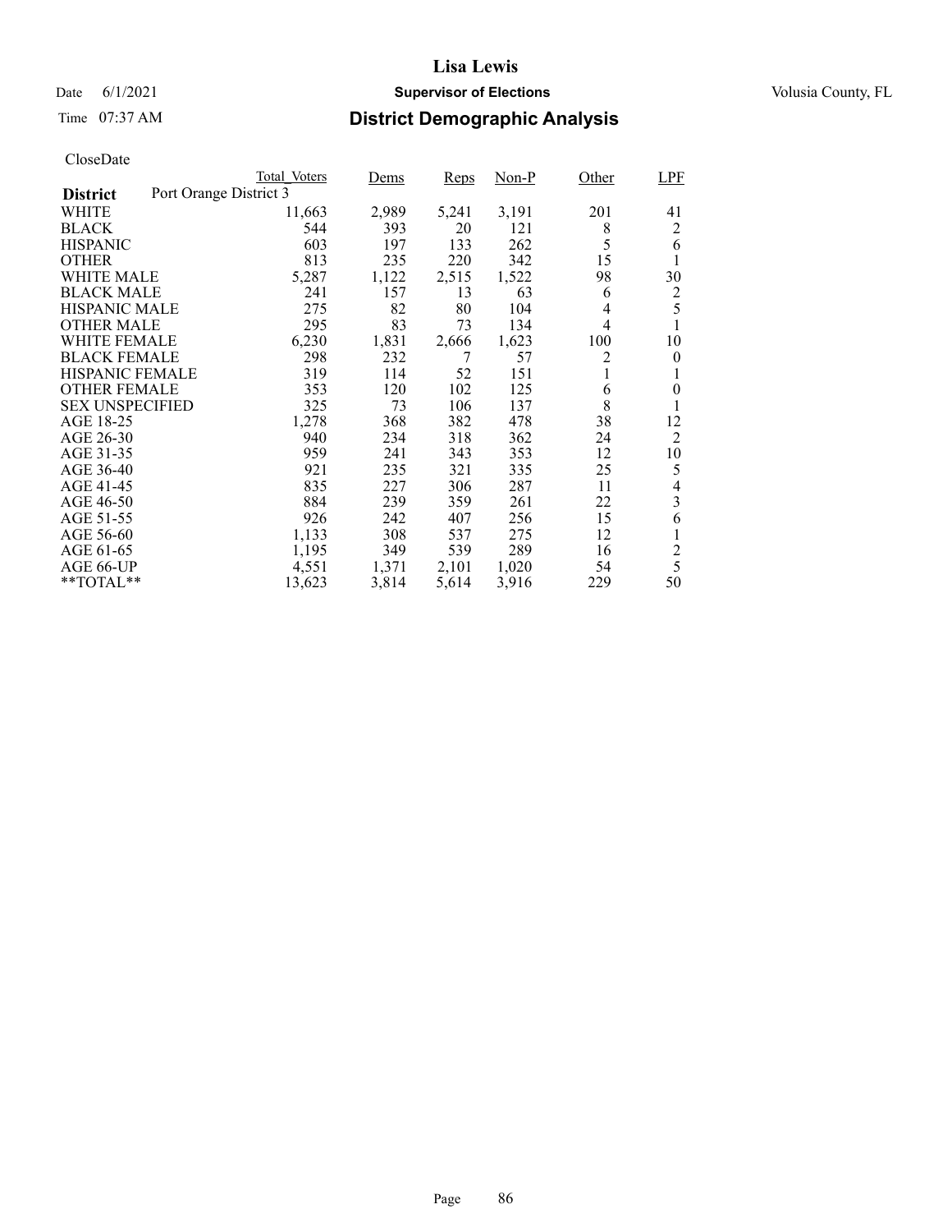# Lisa Lewis

Date 6/1/2021 **Supervisor of Elections** Volusia County, FL

Time 07:37 AM **District Demographic Analysis**

CloseDate

| District | Total_Voters | Dems | Reps | Non-P | Other | LPF |
|---|---|---|---|---|---|---|
| Port Orange District 3 | | | | | | |
| WHITE | 11,663 | 2,989 | 5,241 | 3,191 | 201 | 41 |
| BLACK | 544 | 393 | 20 | 121 | 8 | 2 |
| HISPANIC | 603 | 197 | 133 | 262 | 5 | 6 |
| OTHER | 813 | 235 | 220 | 342 | 15 | 1 |
| WHITE MALE | 5,287 | 1,122 | 2,515 | 1,522 | 98 | 30 |
| BLACK MALE | 241 | 157 | 13 | 63 | 6 | 2 |
| HISPANIC MALE | 275 | 82 | 80 | 104 | 4 | 5 |
| OTHER MALE | 295 | 83 | 73 | 134 | 4 | 1 |
| WHITE FEMALE | 6,230 | 1,831 | 2,666 | 1,623 | 100 | 10 |
| BLACK FEMALE | 298 | 232 | 7 | 57 | 2 | 0 |
| HISPANIC FEMALE | 319 | 114 | 52 | 151 | 1 | 1 |
| OTHER FEMALE | 353 | 120 | 102 | 125 | 6 | 0 |
| SEX UNSPECIFIED | 325 | 73 | 106 | 137 | 8 | 1 |
| AGE 18-25 | 1,278 | 368 | 382 | 478 | 38 | 12 |
| AGE 26-30 | 940 | 234 | 318 | 362 | 24 | 2 |
| AGE 31-35 | 959 | 241 | 343 | 353 | 12 | 10 |
| AGE 36-40 | 921 | 235 | 321 | 335 | 25 | 5 |
| AGE 41-45 | 835 | 227 | 306 | 287 | 11 | 4 |
| AGE 46-50 | 884 | 239 | 359 | 261 | 22 | 3 |
| AGE 51-55 | 926 | 242 | 407 | 256 | 15 | 6 |
| AGE 56-60 | 1,133 | 308 | 537 | 275 | 12 | 1 |
| AGE 61-65 | 1,195 | 349 | 539 | 289 | 16 | 2 |
| AGE 66-UP | 4,551 | 1,371 | 2,101 | 1,020 | 54 | 5 |
| **TOTAL** | 13,623 | 3,814 | 5,614 | 3,916 | 229 | 50 |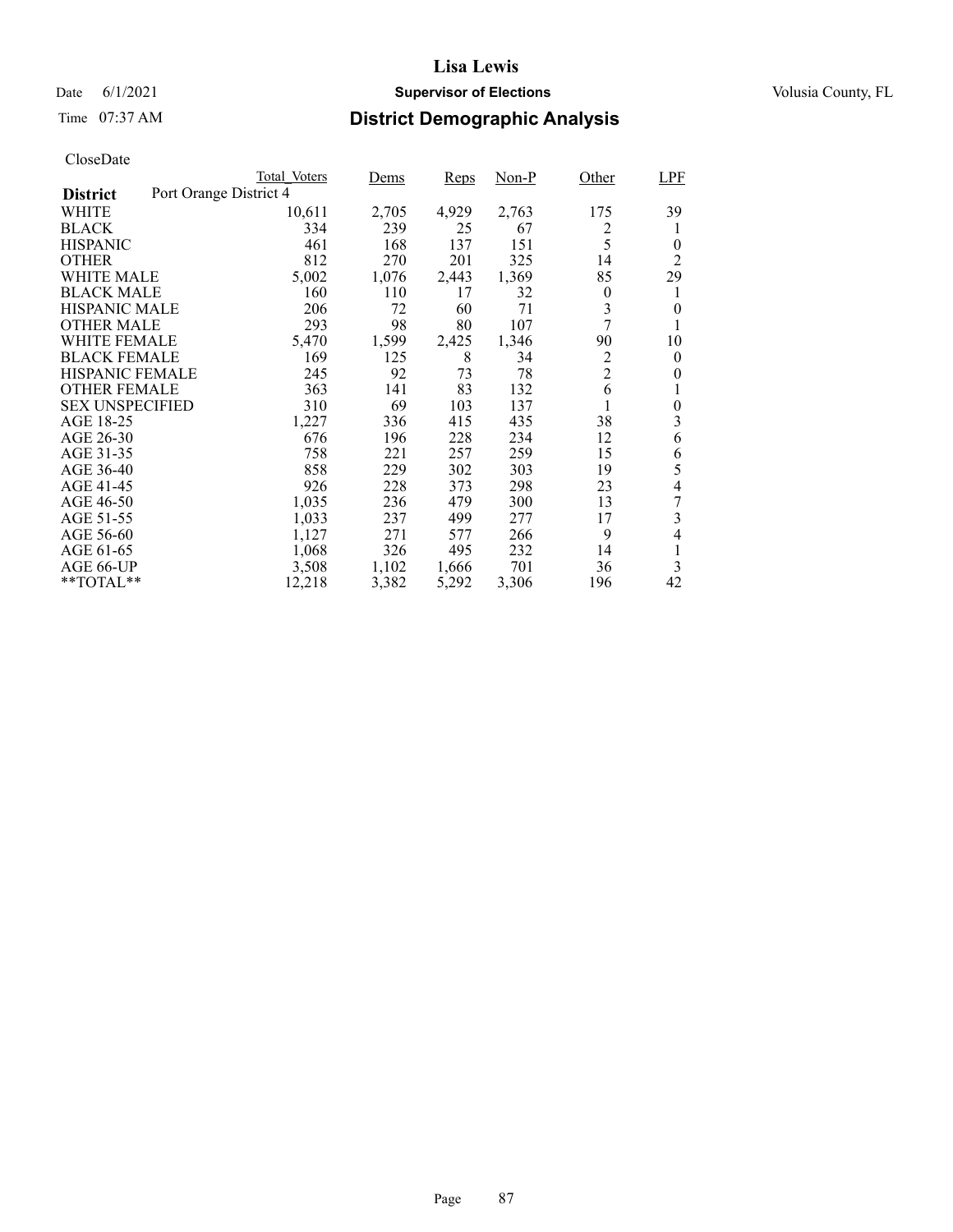# Lisa Lewis

## Supervisor of Elections

Date 6/1/2021 — Volusia County, FL

Time 07:37 AM

## District Demographic Analysis

CloseDate

| | Total_Voters | Dems | Reps | Non-P | Other | LPF |
|---|---|---|---|---|---|---|
| **District** Port Orange District 4 | | | | | | |
| WHITE | 10,611 | 2,705 | 4,929 | 2,763 | 175 | 39 |
| BLACK | 334 | 239 | 25 | 67 | 2 | 1 |
| HISPANIC | 461 | 168 | 137 | 151 | 5 | 0 |
| OTHER | 812 | 270 | 201 | 325 | 14 | 2 |
| WHITE MALE | 5,002 | 1,076 | 2,443 | 1,369 | 85 | 29 |
| BLACK MALE | 160 | 110 | 17 | 32 | 0 | 1 |
| HISPANIC MALE | 206 | 72 | 60 | 71 | 3 | 0 |
| OTHER MALE | 293 | 98 | 80 | 107 | 7 | 1 |
| WHITE FEMALE | 5,470 | 1,599 | 2,425 | 1,346 | 90 | 10 |
| BLACK FEMALE | 169 | 125 | 8 | 34 | 2 | 0 |
| HISPANIC FEMALE | 245 | 92 | 73 | 78 | 2 | 0 |
| OTHER FEMALE | 363 | 141 | 83 | 132 | 6 | 1 |
| SEX UNSPECIFIED | 310 | 69 | 103 | 137 | 1 | 0 |
| AGE 18-25 | 1,227 | 336 | 415 | 435 | 38 | 3 |
| AGE 26-30 | 676 | 196 | 228 | 234 | 12 | 6 |
| AGE 31-35 | 758 | 221 | 257 | 259 | 15 | 6 |
| AGE 36-40 | 858 | 229 | 302 | 303 | 19 | 5 |
| AGE 41-45 | 926 | 228 | 373 | 298 | 23 | 4 |
| AGE 46-50 | 1,035 | 236 | 479 | 300 | 13 | 7 |
| AGE 51-55 | 1,033 | 237 | 499 | 277 | 17 | 3 |
| AGE 56-60 | 1,127 | 271 | 577 | 266 | 9 | 4 |
| AGE 61-65 | 1,068 | 326 | 495 | 232 | 14 | 1 |
| AGE 66-UP | 3,508 | 1,102 | 1,666 | 701 | 36 | 3 |
| **TOTAL** | 12,218 | 3,382 | 5,292 | 3,306 | 196 | 42 |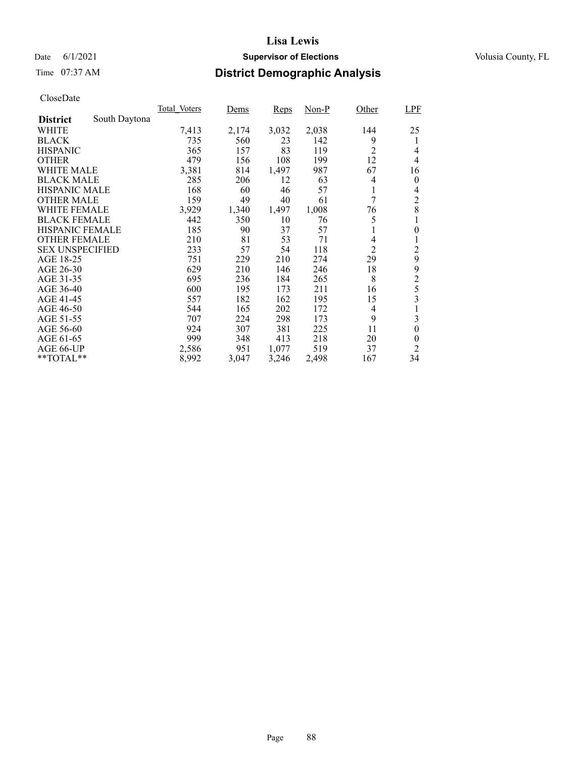# Lisa Lewis

Date 6/1/2021 **Supervisor of Elections** Volusia County, FL

Time 07:37 AM **District Demographic Analysis**

CloseDate

| | Total_Voters | Dems | Reps | Non-P | Other | LPF |
|---|---|---|---|---|---|---|
| **District** South Daytona | | | | | | |
| WHITE | 7,413 | 2,174 | 3,032 | 2,038 | 144 | 25 |
| BLACK | 735 | 560 | 23 | 142 | 9 | 1 |
| HISPANIC | 365 | 157 | 83 | 119 | 2 | 4 |
| OTHER | 479 | 156 | 108 | 199 | 12 | 4 |
| WHITE MALE | 3,381 | 814 | 1,497 | 987 | 67 | 16 |
| BLACK MALE | 285 | 206 | 12 | 63 | 4 | 0 |
| HISPANIC MALE | 168 | 60 | 46 | 57 | 1 | 4 |
| OTHER MALE | 159 | 49 | 40 | 61 | 7 | 2 |
| WHITE FEMALE | 3,929 | 1,340 | 1,497 | 1,008 | 76 | 8 |
| BLACK FEMALE | 442 | 350 | 10 | 76 | 5 | 1 |
| HISPANIC FEMALE | 185 | 90 | 37 | 57 | 1 | 0 |
| OTHER FEMALE | 210 | 81 | 53 | 71 | 4 | 1 |
| SEX UNSPECIFIED | 233 | 57 | 54 | 118 | 2 | 2 |
| AGE 18-25 | 751 | 229 | 210 | 274 | 29 | 9 |
| AGE 26-30 | 629 | 210 | 146 | 246 | 18 | 9 |
| AGE 31-35 | 695 | 236 | 184 | 265 | 8 | 2 |
| AGE 36-40 | 600 | 195 | 173 | 211 | 16 | 5 |
| AGE 41-45 | 557 | 182 | 162 | 195 | 15 | 3 |
| AGE 46-50 | 544 | 165 | 202 | 172 | 4 | 1 |
| AGE 51-55 | 707 | 224 | 298 | 173 | 9 | 3 |
| AGE 56-60 | 924 | 307 | 381 | 225 | 11 | 0 |
| AGE 61-65 | 999 | 348 | 413 | 218 | 20 | 0 |
| AGE 66-UP | 2,586 | 951 | 1,077 | 519 | 37 | 2 |
| **TOTAL** | 8,992 | 3,047 | 3,246 | 2,498 | 167 | 34 |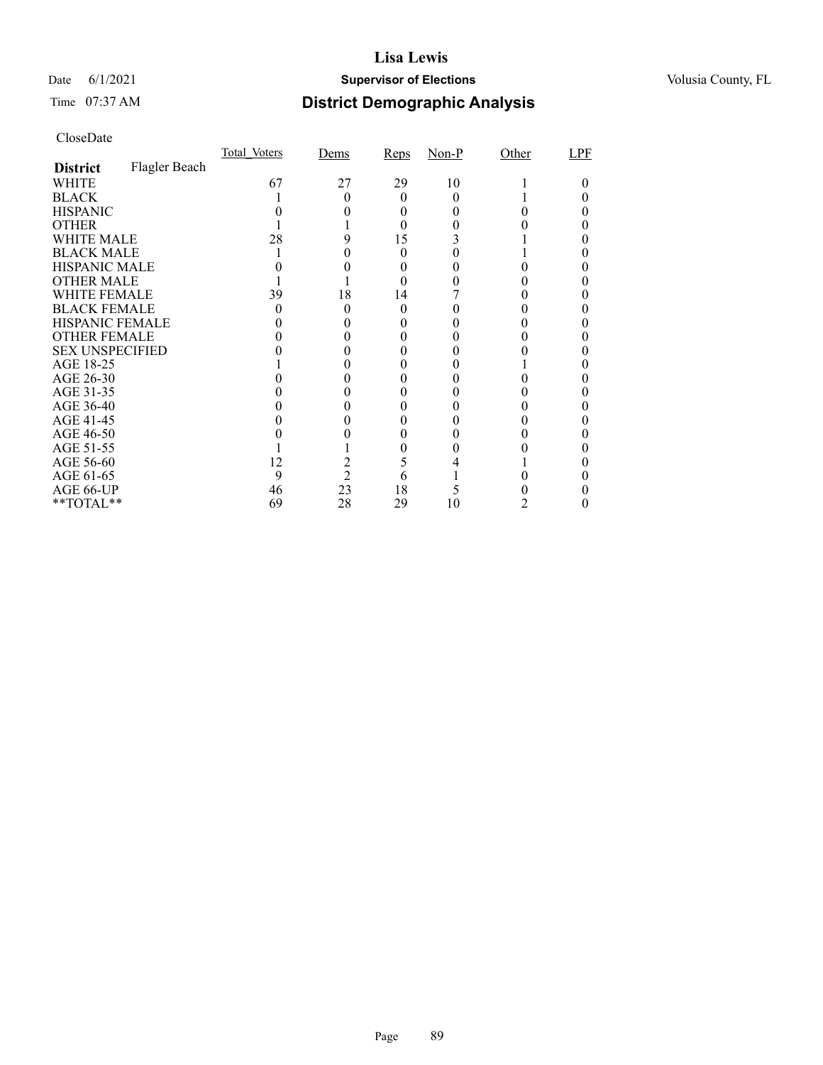**Lisa Lewis**

Date 6/1/2021 **Supervisor of Elections** Volusia County, FL

Time 07:37 AM **District Demographic Analysis**

CloseDate

| **District** Flagler Beach | Total_Voters | Dems | Reps | Non-P | Other | LPF |
|---|---|---|---|---|---|---|
| WHITE | 67 | 27 | 29 | 10 | 1 | 0 |
| BLACK | 1 | 0 | 0 | 0 | 1 | 0 |
| HISPANIC | 0 | 0 | 0 | 0 | 0 | 0 |
| OTHER | 1 | 1 | 0 | 0 | 0 | 0 |
| WHITE MALE | 28 | 9 | 15 | 3 | 1 | 0 |
| BLACK MALE | 1 | 0 | 0 | 0 | 1 | 0 |
| HISPANIC MALE | 0 | 0 | 0 | 0 | 0 | 0 |
| OTHER MALE | 1 | 1 | 0 | 0 | 0 | 0 |
| WHITE FEMALE | 39 | 18 | 14 | 7 | 0 | 0 |
| BLACK FEMALE | 0 | 0 | 0 | 0 | 0 | 0 |
| HISPANIC FEMALE | 0 | 0 | 0 | 0 | 0 | 0 |
| OTHER FEMALE | 0 | 0 | 0 | 0 | 0 | 0 |
| SEX UNSPECIFIED | 0 | 0 | 0 | 0 | 0 | 0 |
| AGE 18-25 | 1 | 0 | 0 | 0 | 1 | 0 |
| AGE 26-30 | 0 | 0 | 0 | 0 | 0 | 0 |
| AGE 31-35 | 0 | 0 | 0 | 0 | 0 | 0 |
| AGE 36-40 | 0 | 0 | 0 | 0 | 0 | 0 |
| AGE 41-45 | 0 | 0 | 0 | 0 | 0 | 0 |
| AGE 46-50 | 0 | 0 | 0 | 0 | 0 | 0 |
| AGE 51-55 | 1 | 1 | 0 | 0 | 0 | 0 |
| AGE 56-60 | 12 | 2 | 5 | 4 | 1 | 0 |
| AGE 61-65 | 9 | 2 | 6 | 1 | 0 | 0 |
| AGE 66-UP | 46 | 23 | 18 | 5 | 0 | 0 |
| **TOTAL** | 69 | 28 | 29 | 10 | 2 | 0 |